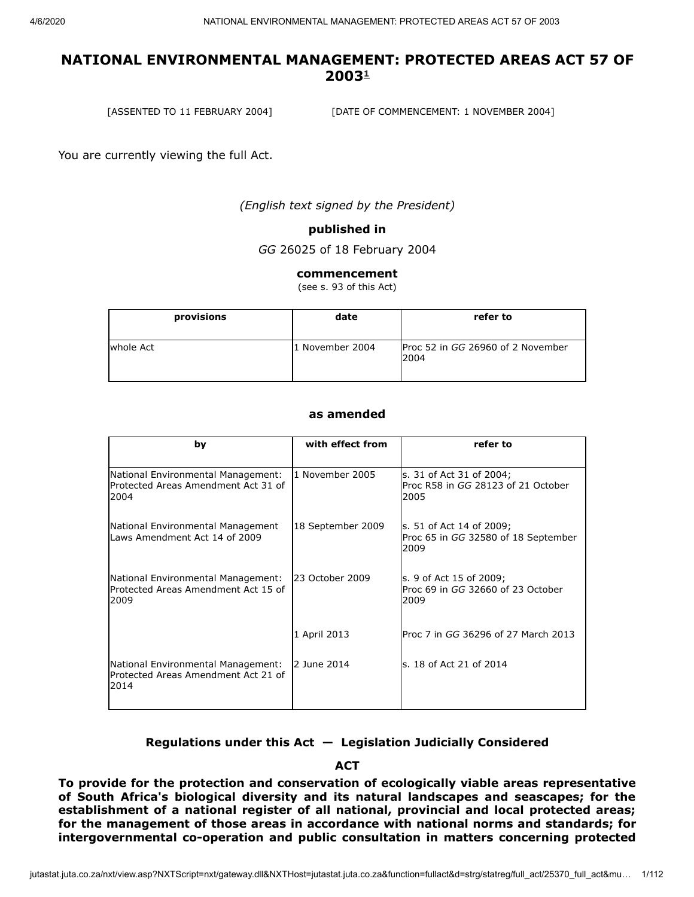# NATIONAL ENVIRONMENTAL MANAGEMENT: PROTECTED AREAS ACT 57 OF 2003[1]

[ASSENTED TO 11 FEBRUARY 2004] [DATE OF COMMENCEMENT: 1 NOVEMBER 2004]

You are currently viewing the full Act.

*(English text signed by the President)*

**published in**

*GG* 26025 of 18 February 2004

**commencement**

(see s. 93 of this Act)

| provisions | date | refer to |
|---|---|---|
| whole Act | 1 November 2004 | Proc 52 in *GG* 26960 of 2 November 2004 |

**as amended**

| by | with effect from | refer to |
|---|---|---|
| National Environmental Management: Protected Areas Amendment Act 31 of 2004 | 1 November 2005 | s. 31 of Act 31 of 2004; Proc R58 in *GG* 28123 of 21 October 2005 |
| National Environmental Management Laws Amendment Act 14 of 2009 | 18 September 2009 | s. 51 of Act 14 of 2009; Proc 65 in *GG* 32580 of 18 September 2009 |
| National Environmental Management: Protected Areas Amendment Act 15 of 2009 | 23 October 2009 | s. 9 of Act 15 of 2009; Proc 69 in *GG* 32660 of 23 October 2009 |
| | 1 April 2013 | Proc 7 in *GG* 36296 of 27 March 2013 |
| National Environmental Management: Protected Areas Amendment Act 21 of 2014 | 2 June 2014 | s. 18 of Act 21 of 2014 |

**Regulations under this Act — Legislation Judicially Considered**

**ACT**

**To provide for the protection and conservation of ecologically viable areas representative of South Africa's biological diversity and its natural landscapes and seascapes; for the establishment of a national register of all national, provincial and local protected areas; for the management of those areas in accordance with national norms and standards; for intergovernmental co-operation and public consultation in matters concerning protected**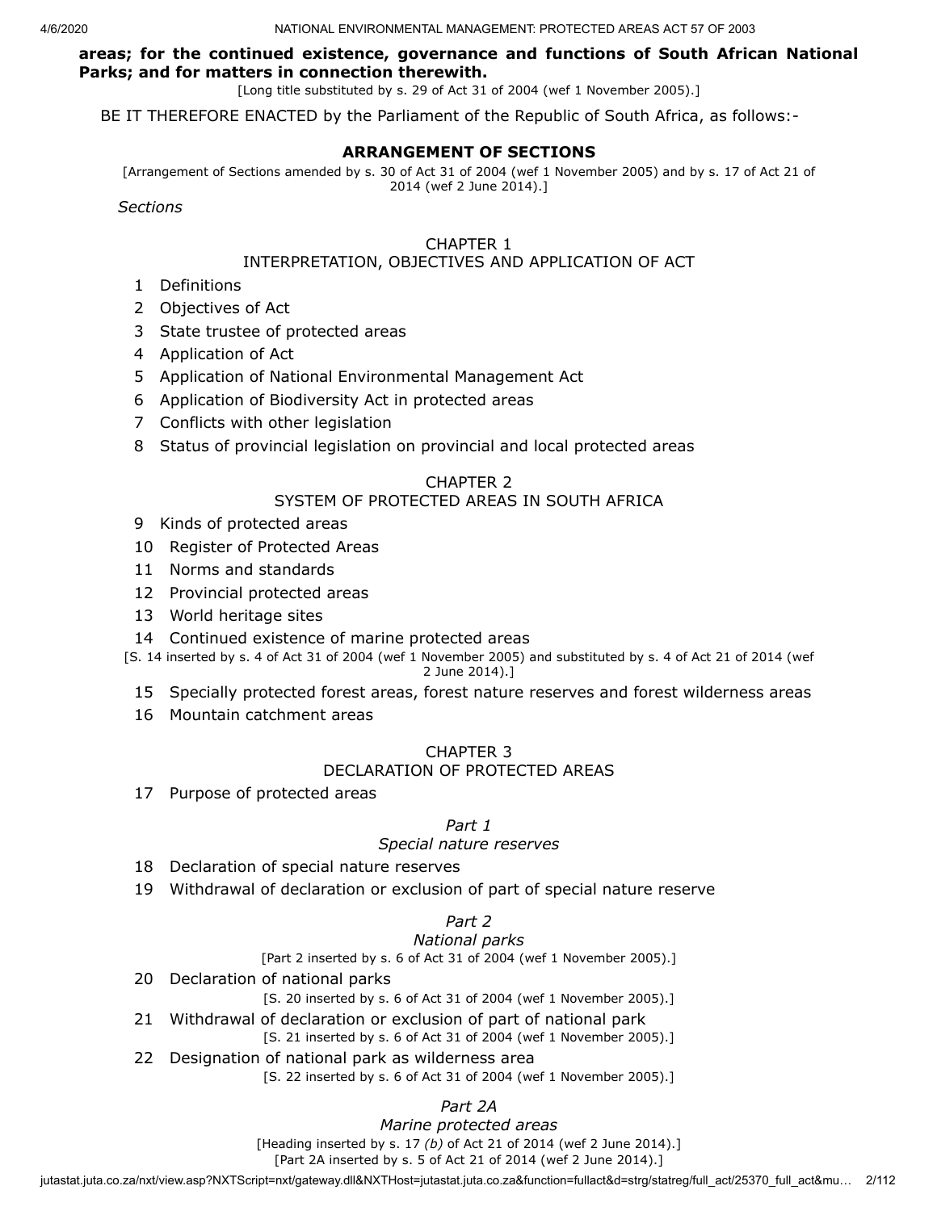**areas; for the continued existence, governance and functions of South African National Parks; and for matters in connection therewith.**

[Long title substituted by s. 29 of Act 31 of 2004 (wef 1 November 2005).]

BE IT THEREFORE ENACTED by the Parliament of the Republic of South Africa, as follows:-

## ARRANGEMENT OF SECTIONS

[Arrangement of Sections amended by s. 30 of Act 31 of 2004 (wef 1 November 2005) and by s. 17 of Act 21 of 2014 (wef 2 June 2014).]

*Sections*

### CHAPTER 1
### INTERPRETATION, OBJECTIVES AND APPLICATION OF ACT

1 Definitions

2 Objectives of Act

3 State trustee of protected areas

4 Application of Act

5 Application of National Environmental Management Act

6 Application of Biodiversity Act in protected areas

7 Conflicts with other legislation

8 Status of provincial legislation on provincial and local protected areas

### CHAPTER 2
### SYSTEM OF PROTECTED AREAS IN SOUTH AFRICA

9 Kinds of protected areas

10 Register of Protected Areas

11 Norms and standards

12 Provincial protected areas

13 World heritage sites

14 Continued existence of marine protected areas

[S. 14 inserted by s. 4 of Act 31 of 2004 (wef 1 November 2005) and substituted by s. 4 of Act 21 of 2014 (wef 2 June 2014).]

15 Specially protected forest areas, forest nature reserves and forest wilderness areas

16 Mountain catchment areas

### CHAPTER 3
### DECLARATION OF PROTECTED AREAS

17 Purpose of protected areas

*Part 1*

*Special nature reserves*

18 Declaration of special nature reserves

19 Withdrawal of declaration or exclusion of part of special nature reserve

*Part 2*

*National parks*

[Part 2 inserted by s. 6 of Act 31 of 2004 (wef 1 November 2005).]

20 Declaration of national parks

[S. 20 inserted by s. 6 of Act 31 of 2004 (wef 1 November 2005).]

21 Withdrawal of declaration or exclusion of part of national park

[S. 21 inserted by s. 6 of Act 31 of 2004 (wef 1 November 2005).]

22 Designation of national park as wilderness area

[S. 22 inserted by s. 6 of Act 31 of 2004 (wef 1 November 2005).]

*Part 2A*

*Marine protected areas*

[Heading inserted by s. 17 *(b)* of Act 21 of 2014 (wef 2 June 2014).]

[Part 2A inserted by s. 5 of Act 21 of 2014 (wef 2 June 2014).]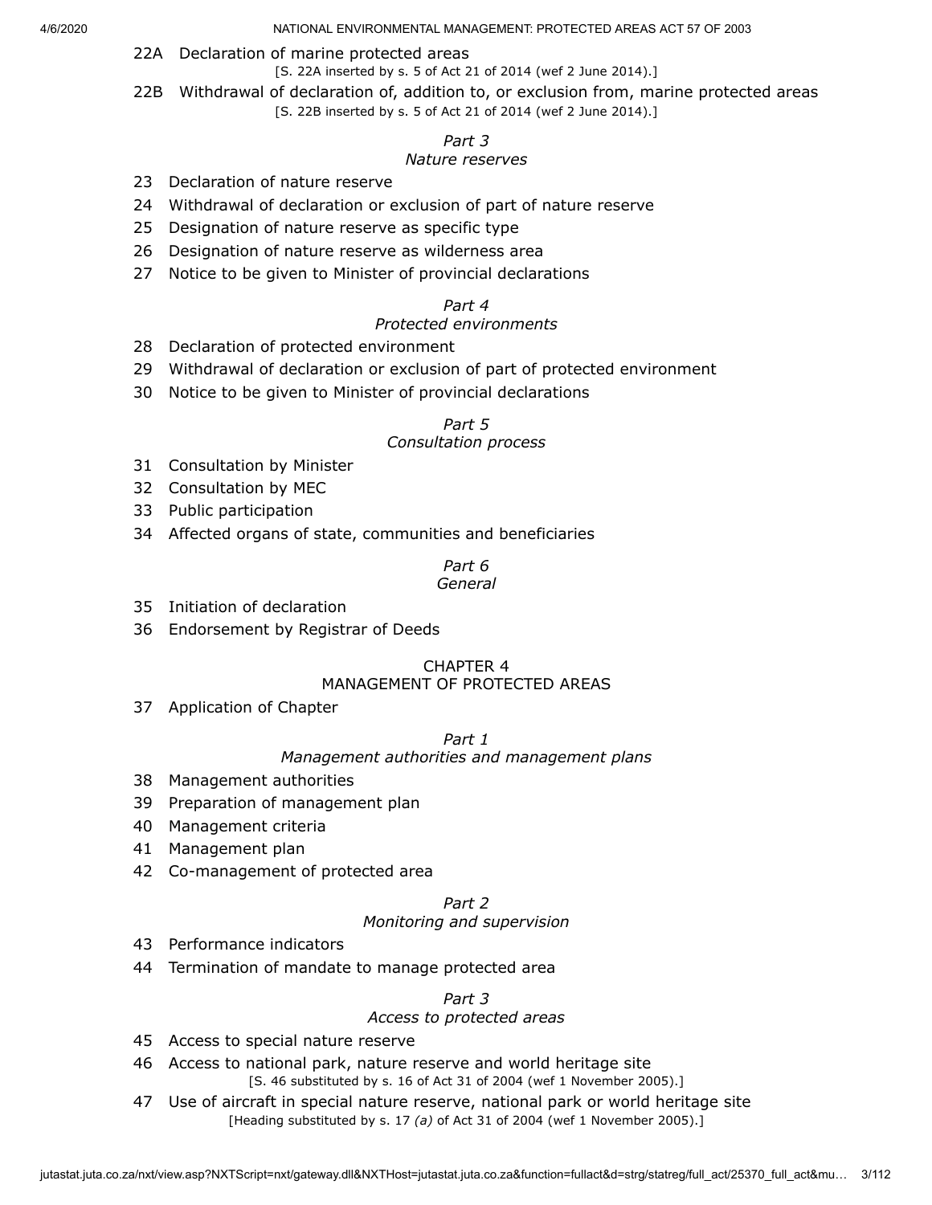22A Declaration of marine protected areas

[S. 22A inserted by s. 5 of Act 21 of 2014 (wef 2 June 2014).]

22B Withdrawal of declaration of, addition to, or exclusion from, marine protected areas

[S. 22B inserted by s. 5 of Act 21 of 2014 (wef 2 June 2014).]

*Part 3*
*Nature reserves*

23 Declaration of nature reserve

24 Withdrawal of declaration or exclusion of part of nature reserve

25 Designation of nature reserve as specific type

26 Designation of nature reserve as wilderness area

27 Notice to be given to Minister of provincial declarations

*Part 4*
*Protected environments*

28 Declaration of protected environment

29 Withdrawal of declaration or exclusion of part of protected environment

30 Notice to be given to Minister of provincial declarations

*Part 5*
*Consultation process*

31 Consultation by Minister

32 Consultation by MEC

33 Public participation

34 Affected organs of state, communities and beneficiaries

*Part 6*
*General*

35 Initiation of declaration

36 Endorsement by Registrar of Deeds

## CHAPTER 4
## MANAGEMENT OF PROTECTED AREAS

37 Application of Chapter

*Part 1*
*Management authorities and management plans*

38 Management authorities

39 Preparation of management plan

40 Management criteria

41 Management plan

42 Co-management of protected area

*Part 2*
*Monitoring and supervision*

43 Performance indicators

44 Termination of mandate to manage protected area

*Part 3*
*Access to protected areas*

45 Access to special nature reserve

46 Access to national park, nature reserve and world heritage site

[S. 46 substituted by s. 16 of Act 31 of 2004 (wef 1 November 2005).]

47 Use of aircraft in special nature reserve, national park or world heritage site

[Heading substituted by s. 17 *(a)* of Act 31 of 2004 (wef 1 November 2005).]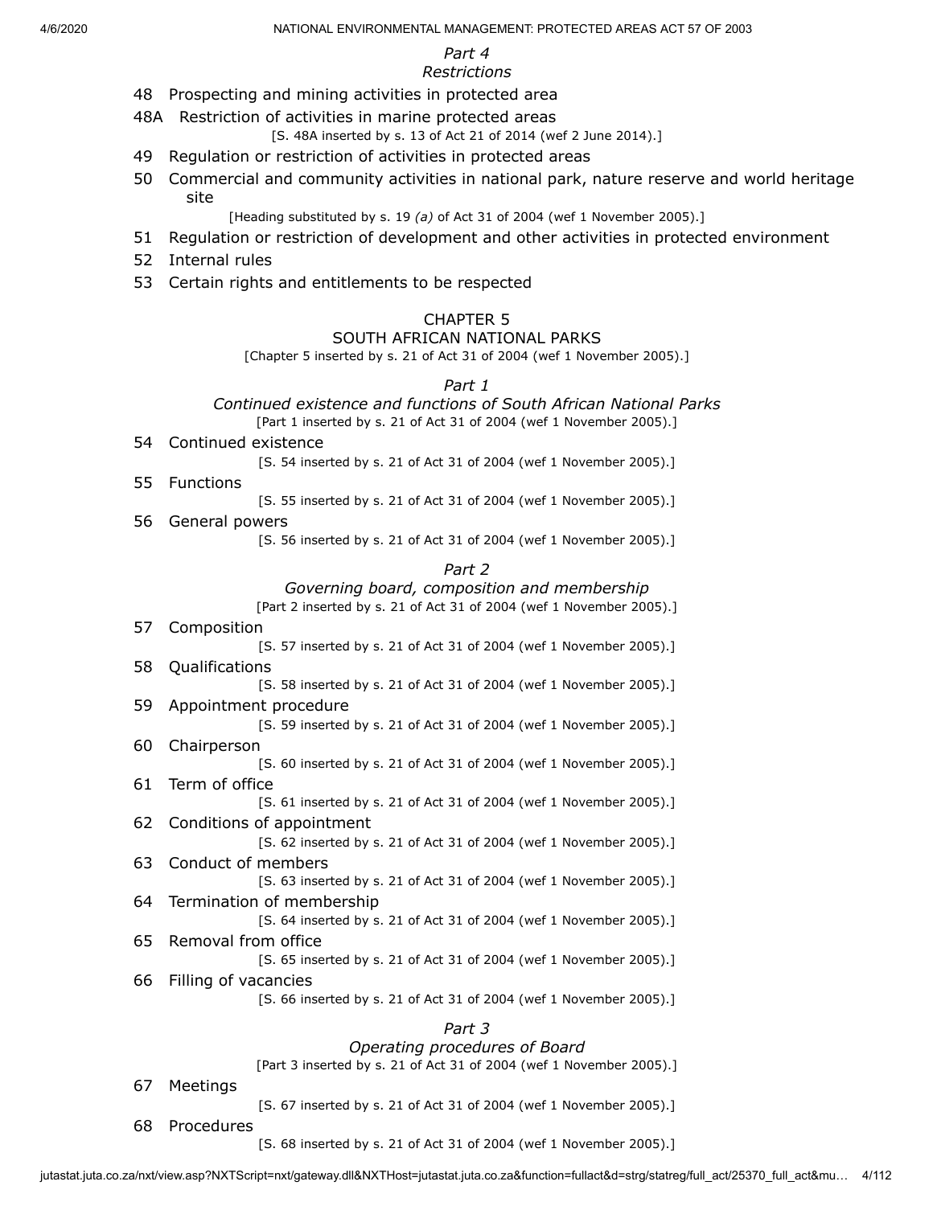*Part 4*
*Restrictions*

48 Prospecting and mining activities in protected area

48A Restriction of activities in marine protected areas

[S. 48A inserted by s. 13 of Act 21 of 2014 (wef 2 June 2014).]

49 Regulation or restriction of activities in protected areas

50 Commercial and community activities in national park, nature reserve and world heritage site

[Heading substituted by s. 19 *(a)* of Act 31 of 2004 (wef 1 November 2005).]

51 Regulation or restriction of development and other activities in protected environment

52 Internal rules

53 Certain rights and entitlements to be respected

CHAPTER 5
SOUTH AFRICAN NATIONAL PARKS

[Chapter 5 inserted by s. 21 of Act 31 of 2004 (wef 1 November 2005).]

*Part 1*
*Continued existence and functions of South African National Parks*

[Part 1 inserted by s. 21 of Act 31 of 2004 (wef 1 November 2005).]

54 Continued existence

[S. 54 inserted by s. 21 of Act 31 of 2004 (wef 1 November 2005).]

55 Functions

[S. 55 inserted by s. 21 of Act 31 of 2004 (wef 1 November 2005).]

56 General powers

[S. 56 inserted by s. 21 of Act 31 of 2004 (wef 1 November 2005).]

*Part 2*
*Governing board, composition and membership*

[Part 2 inserted by s. 21 of Act 31 of 2004 (wef 1 November 2005).]

57 Composition

[S. 57 inserted by s. 21 of Act 31 of 2004 (wef 1 November 2005).]

58 Qualifications

[S. 58 inserted by s. 21 of Act 31 of 2004 (wef 1 November 2005).]

59 Appointment procedure

[S. 59 inserted by s. 21 of Act 31 of 2004 (wef 1 November 2005).]

60 Chairperson

[S. 60 inserted by s. 21 of Act 31 of 2004 (wef 1 November 2005).]

61 Term of office

[S. 61 inserted by s. 21 of Act 31 of 2004 (wef 1 November 2005).]

62 Conditions of appointment

[S. 62 inserted by s. 21 of Act 31 of 2004 (wef 1 November 2005).]

63 Conduct of members

[S. 63 inserted by s. 21 of Act 31 of 2004 (wef 1 November 2005).]

64 Termination of membership

[S. 64 inserted by s. 21 of Act 31 of 2004 (wef 1 November 2005).]

65 Removal from office

[S. 65 inserted by s. 21 of Act 31 of 2004 (wef 1 November 2005).]

66 Filling of vacancies

[S. 66 inserted by s. 21 of Act 31 of 2004 (wef 1 November 2005).]

*Part 3*
*Operating procedures of Board*

[Part 3 inserted by s. 21 of Act 31 of 2004 (wef 1 November 2005).]

67 Meetings

[S. 67 inserted by s. 21 of Act 31 of 2004 (wef 1 November 2005).]

68 Procedures

[S. 68 inserted by s. 21 of Act 31 of 2004 (wef 1 November 2005).]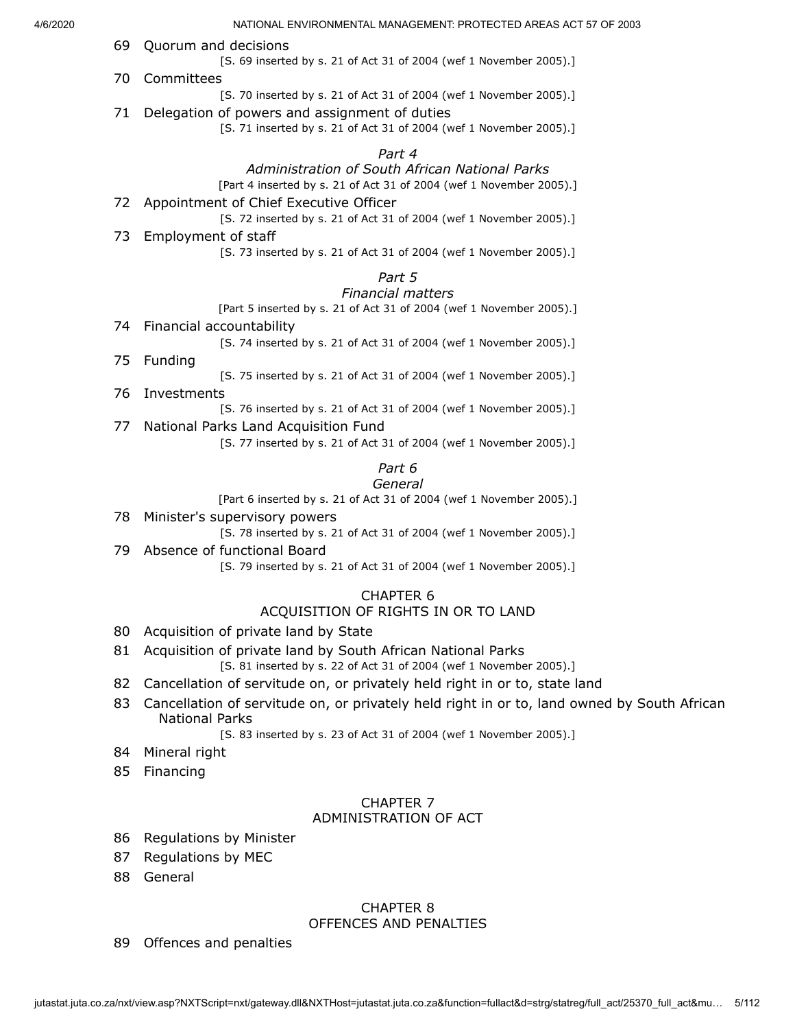69 Quorum and decisions

[S. 69 inserted by s. 21 of Act 31 of 2004 (wef 1 November 2005).]

70 Committees

[S. 70 inserted by s. 21 of Act 31 of 2004 (wef 1 November 2005).]

71 Delegation of powers and assignment of duties

[S. 71 inserted by s. 21 of Act 31 of 2004 (wef 1 November 2005).]

*Part 4*

*Administration of South African National Parks*

[Part 4 inserted by s. 21 of Act 31 of 2004 (wef 1 November 2005).]

72 Appointment of Chief Executive Officer

[S. 72 inserted by s. 21 of Act 31 of 2004 (wef 1 November 2005).]

73 Employment of staff

[S. 73 inserted by s. 21 of Act 31 of 2004 (wef 1 November 2005).]

*Part 5*

*Financial matters*

[Part 5 inserted by s. 21 of Act 31 of 2004 (wef 1 November 2005).]

74 Financial accountability

[S. 74 inserted by s. 21 of Act 31 of 2004 (wef 1 November 2005).]

75 Funding

[S. 75 inserted by s. 21 of Act 31 of 2004 (wef 1 November 2005).]

76 Investments

[S. 76 inserted by s. 21 of Act 31 of 2004 (wef 1 November 2005).]

77 National Parks Land Acquisition Fund

[S. 77 inserted by s. 21 of Act 31 of 2004 (wef 1 November 2005).]

*Part 6*

*General*

[Part 6 inserted by s. 21 of Act 31 of 2004 (wef 1 November 2005).]

78 Minister's supervisory powers

[S. 78 inserted by s. 21 of Act 31 of 2004 (wef 1 November 2005).]

79 Absence of functional Board

[S. 79 inserted by s. 21 of Act 31 of 2004 (wef 1 November 2005).]

## CHAPTER 6
## ACQUISITION OF RIGHTS IN OR TO LAND

80 Acquisition of private land by State

81 Acquisition of private land by South African National Parks

[S. 81 inserted by s. 22 of Act 31 of 2004 (wef 1 November 2005).]

82 Cancellation of servitude on, or privately held right in or to, state land

83 Cancellation of servitude on, or privately held right in or to, land owned by South African National Parks

[S. 83 inserted by s. 23 of Act 31 of 2004 (wef 1 November 2005).]

84 Mineral right

85 Financing

## CHAPTER 7
## ADMINISTRATION OF ACT

86 Regulations by Minister

87 Regulations by MEC

88 General

## CHAPTER 8
## OFFENCES AND PENALTIES

89 Offences and penalties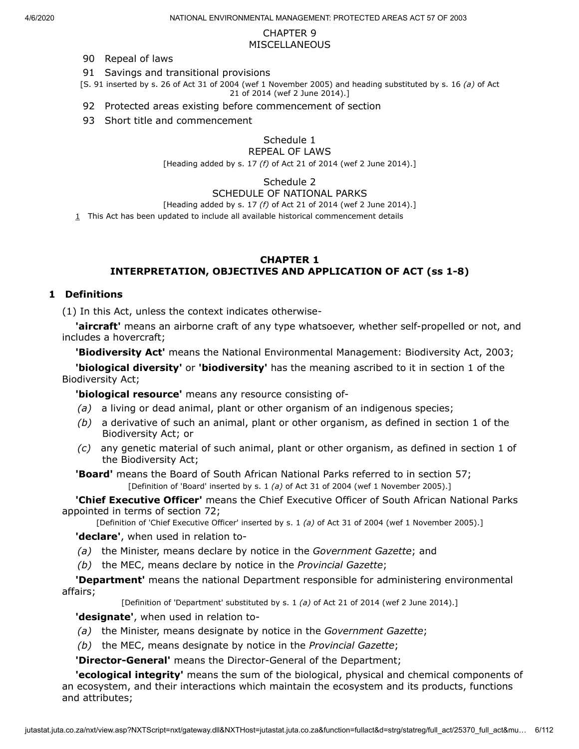CHAPTER 9
MISCELLANEOUS

90 Repeal of laws

91 Savings and transitional provisions

[S. 91 inserted by s. 26 of Act 31 of 2004 (wef 1 November 2005) and heading substituted by s. 16 *(a)* of Act 21 of 2014 (wef 2 June 2014).]

92 Protected areas existing before commencement of section

93 Short title and commencement

Schedule 1
REPEAL OF LAWS

[Heading added by s. 17 *(f)* of Act 21 of 2014 (wef 2 June 2014).]

Schedule 2
SCHEDULE OF NATIONAL PARKS

[Heading added by s. 17 *(f)* of Act 21 of 2014 (wef 2 June 2014).]

1 This Act has been updated to include all available historical commencement details

## CHAPTER 1
## INTERPRETATION, OBJECTIVES AND APPLICATION OF ACT (ss 1-8)

### 1 Definitions

(1) In this Act, unless the context indicates otherwise-

**'aircraft'** means an airborne craft of any type whatsoever, whether self-propelled or not, and includes a hovercraft;

**'Biodiversity Act'** means the National Environmental Management: Biodiversity Act, 2003;

**'biological diversity'** or **'biodiversity'** has the meaning ascribed to it in section 1 of the Biodiversity Act;

**'biological resource'** means any resource consisting of-

*(a)* a living or dead animal, plant or other organism of an indigenous species;

*(b)* a derivative of such an animal, plant or other organism, as defined in section 1 of the Biodiversity Act; or

*(c)* any genetic material of such animal, plant or other organism, as defined in section 1 of the Biodiversity Act;

**'Board'** means the Board of South African National Parks referred to in section 57;

[Definition of 'Board' inserted by s. 1 *(a)* of Act 31 of 2004 (wef 1 November 2005).]

**'Chief Executive Officer'** means the Chief Executive Officer of South African National Parks appointed in terms of section 72;

[Definition of 'Chief Executive Officer' inserted by s. 1 *(a)* of Act 31 of 2004 (wef 1 November 2005).]

**'declare'**, when used in relation to-

*(a)* the Minister, means declare by notice in the *Government Gazette*; and

*(b)* the MEC, means declare by notice in the *Provincial Gazette*;

**'Department'** means the national Department responsible for administering environmental affairs;

[Definition of 'Department' substituted by s. 1 *(a)* of Act 21 of 2014 (wef 2 June 2014).]

**'designate'**, when used in relation to-

*(a)* the Minister, means designate by notice in the *Government Gazette*;

*(b)* the MEC, means designate by notice in the *Provincial Gazette*;

**'Director-General'** means the Director-General of the Department;

**'ecological integrity'** means the sum of the biological, physical and chemical components of an ecosystem, and their interactions which maintain the ecosystem and its products, functions and attributes;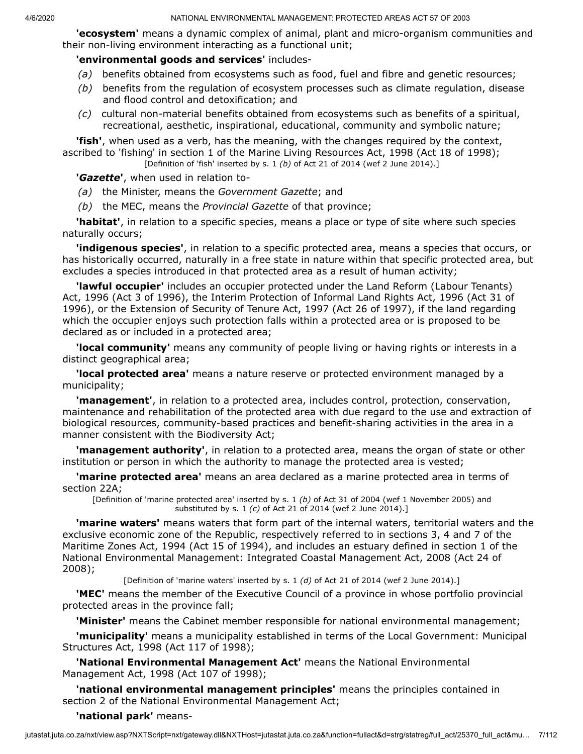**'ecosystem'** means a dynamic complex of animal, plant and micro-organism communities and their non-living environment interacting as a functional unit;

**'environmental goods and services'** includes-

*(a)* benefits obtained from ecosystems such as food, fuel and fibre and genetic resources;

*(b)* benefits from the regulation of ecosystem processes such as climate regulation, disease and flood control and detoxification; and

*(c)* cultural non-material benefits obtained from ecosystems such as benefits of a spiritual, recreational, aesthetic, inspirational, educational, community and symbolic nature;

**'fish'**, when used as a verb, has the meaning, with the changes required by the context, ascribed to 'fishing' in section 1 of the Marine Living Resources Act, 1998 (Act 18 of 1998);

[Definition of 'fish' inserted by s. 1 *(b)* of Act 21 of 2014 (wef 2 June 2014).]

**'*Gazette*'**, when used in relation to-

*(a)* the Minister, means the *Government Gazette*; and

*(b)* the MEC, means the *Provincial Gazette* of that province;

**'habitat'**, in relation to a specific species, means a place or type of site where such species naturally occurs;

**'indigenous species'**, in relation to a specific protected area, means a species that occurs, or has historically occurred, naturally in a free state in nature within that specific protected area, but excludes a species introduced in that protected area as a result of human activity;

**'lawful occupier'** includes an occupier protected under the Land Reform (Labour Tenants) Act, 1996 (Act 3 of 1996), the Interim Protection of Informal Land Rights Act, 1996 (Act 31 of 1996), or the Extension of Security of Tenure Act, 1997 (Act 26 of 1997), if the land regarding which the occupier enjoys such protection falls within a protected area or is proposed to be declared as or included in a protected area;

**'local community'** means any community of people living or having rights or interests in a distinct geographical area;

**'local protected area'** means a nature reserve or protected environment managed by a municipality;

**'management'**, in relation to a protected area, includes control, protection, conservation, maintenance and rehabilitation of the protected area with due regard to the use and extraction of biological resources, community-based practices and benefit-sharing activities in the area in a manner consistent with the Biodiversity Act;

**'management authority'**, in relation to a protected area, means the organ of state or other institution or person in which the authority to manage the protected area is vested;

**'marine protected area'** means an area declared as a marine protected area in terms of section 22A;

[Definition of 'marine protected area' inserted by s. 1 *(b)* of Act 31 of 2004 (wef 1 November 2005) and substituted by s. 1 *(c)* of Act 21 of 2014 (wef 2 June 2014).]

**'marine waters'** means waters that form part of the internal waters, territorial waters and the exclusive economic zone of the Republic, respectively referred to in sections 3, 4 and 7 of the Maritime Zones Act, 1994 (Act 15 of 1994), and includes an estuary defined in section 1 of the National Environmental Management: Integrated Coastal Management Act, 2008 (Act 24 of 2008);

[Definition of 'marine waters' inserted by s. 1 *(d)* of Act 21 of 2014 (wef 2 June 2014).]

**'MEC'** means the member of the Executive Council of a province in whose portfolio provincial protected areas in the province fall;

**'Minister'** means the Cabinet member responsible for national environmental management;

**'municipality'** means a municipality established in terms of the Local Government: Municipal Structures Act, 1998 (Act 117 of 1998);

**'National Environmental Management Act'** means the National Environmental Management Act, 1998 (Act 107 of 1998);

**'national environmental management principles'** means the principles contained in section 2 of the National Environmental Management Act;

**'national park'** means-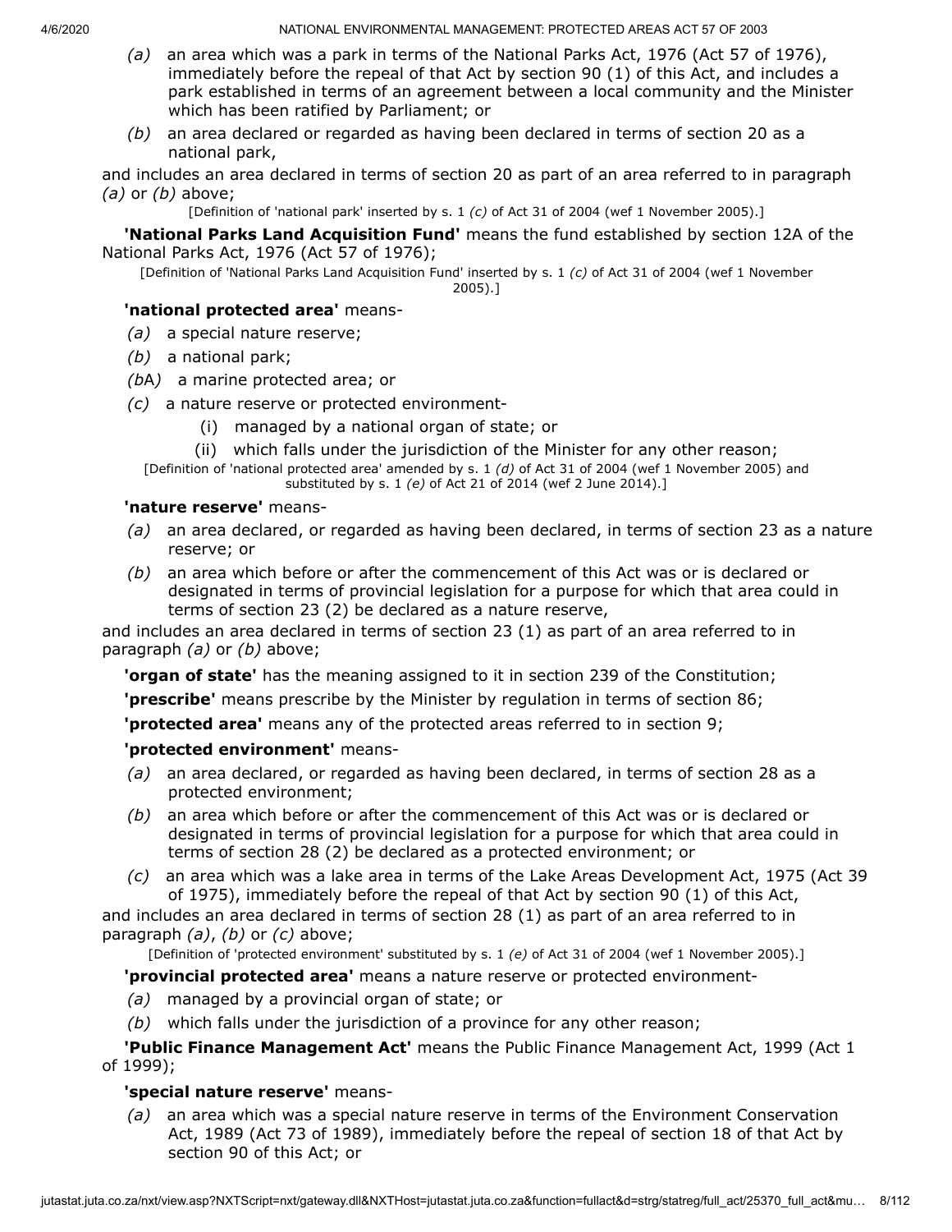*(a)* an area which was a park in terms of the National Parks Act, 1976 (Act 57 of 1976), immediately before the repeal of that Act by section 90 (1) of this Act, and includes a park established in terms of an agreement between a local community and the Minister which has been ratified by Parliament; or

*(b)* an area declared or regarded as having been declared in terms of section 20 as a national park,

and includes an area declared in terms of section 20 as part of an area referred to in paragraph *(a)* or *(b)* above;

[Definition of 'national park' inserted by s. 1 *(c)* of Act 31 of 2004 (wef 1 November 2005).]

**'National Parks Land Acquisition Fund'** means the fund established by section 12A of the National Parks Act, 1976 (Act 57 of 1976);

[Definition of 'National Parks Land Acquisition Fund' inserted by s. 1 *(c)* of Act 31 of 2004 (wef 1 November 2005).]

**'national protected area'** means-

*(a)* a special nature reserve;

*(b)* a national park;

*(b*A*)* a marine protected area; or

*(c)* a nature reserve or protected environment-

(i) managed by a national organ of state; or

(ii) which falls under the jurisdiction of the Minister for any other reason;

[Definition of 'national protected area' amended by s. 1 *(d)* of Act 31 of 2004 (wef 1 November 2005) and substituted by s. 1 *(e)* of Act 21 of 2014 (wef 2 June 2014).]

**'nature reserve'** means-

*(a)* an area declared, or regarded as having been declared, in terms of section 23 as a nature reserve; or

*(b)* an area which before or after the commencement of this Act was or is declared or designated in terms of provincial legislation for a purpose for which that area could in terms of section 23 (2) be declared as a nature reserve,

and includes an area declared in terms of section 23 (1) as part of an area referred to in paragraph *(a)* or *(b)* above;

**'organ of state'** has the meaning assigned to it in section 239 of the Constitution;

**'prescribe'** means prescribe by the Minister by regulation in terms of section 86;

**'protected area'** means any of the protected areas referred to in section 9;

**'protected environment'** means-

*(a)* an area declared, or regarded as having been declared, in terms of section 28 as a protected environment;

*(b)* an area which before or after the commencement of this Act was or is declared or designated in terms of provincial legislation for a purpose for which that area could in terms of section 28 (2) be declared as a protected environment; or

*(c)* an area which was a lake area in terms of the Lake Areas Development Act, 1975 (Act 39 of 1975), immediately before the repeal of that Act by section 90 (1) of this Act,

and includes an area declared in terms of section 28 (1) as part of an area referred to in paragraph *(a)*, *(b)* or *(c)* above;

[Definition of 'protected environment' substituted by s. 1 *(e)* of Act 31 of 2004 (wef 1 November 2005).]

**'provincial protected area'** means a nature reserve or protected environment-

*(a)* managed by a provincial organ of state; or

*(b)* which falls under the jurisdiction of a province for any other reason;

**'Public Finance Management Act'** means the Public Finance Management Act, 1999 (Act 1 of 1999);

**'special nature reserve'** means-

*(a)* an area which was a special nature reserve in terms of the Environment Conservation Act, 1989 (Act 73 of 1989), immediately before the repeal of section 18 of that Act by section 90 of this Act; or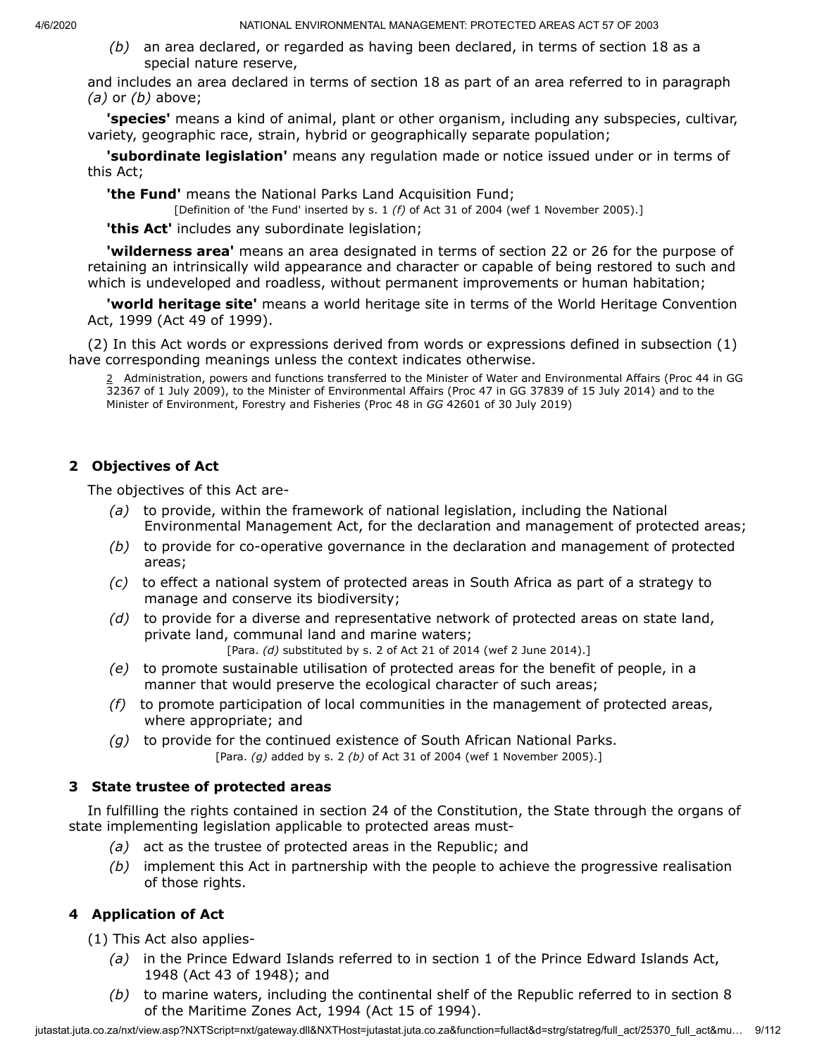*(b)* an area declared, or regarded as having been declared, in terms of section 18 as a special nature reserve,

and includes an area declared in terms of section 18 as part of an area referred to in paragraph *(a)* or *(b)* above;

**'species'** means a kind of animal, plant or other organism, including any subspecies, cultivar, variety, geographic race, strain, hybrid or geographically separate population;

**'subordinate legislation'** means any regulation made or notice issued under or in terms of this Act;

**'the Fund'** means the National Parks Land Acquisition Fund;

[Definition of 'the Fund' inserted by s. 1 *(f)* of Act 31 of 2004 (wef 1 November 2005).]

**'this Act'** includes any subordinate legislation;

**'wilderness area'** means an area designated in terms of section 22 or 26 for the purpose of retaining an intrinsically wild appearance and character or capable of being restored to such and which is undeveloped and roadless, without permanent improvements or human habitation;

**'world heritage site'** means a world heritage site in terms of the World Heritage Convention Act, 1999 (Act 49 of 1999).

(2) In this Act words or expressions derived from words or expressions defined in subsection (1) have corresponding meanings unless the context indicates otherwise.

2 Administration, powers and functions transferred to the Minister of Water and Environmental Affairs (Proc 44 in GG 32367 of 1 July 2009), to the Minister of Environmental Affairs (Proc 47 in GG 37839 of 15 July 2014) and to the Minister of Environment, Forestry and Fisheries (Proc 48 in *GG* 42601 of 30 July 2019)

## 2 Objectives of Act

The objectives of this Act are-

*(a)* to provide, within the framework of national legislation, including the National Environmental Management Act, for the declaration and management of protected areas;

*(b)* to provide for co-operative governance in the declaration and management of protected areas;

*(c)* to effect a national system of protected areas in South Africa as part of a strategy to manage and conserve its biodiversity;

*(d)* to provide for a diverse and representative network of protected areas on state land, private land, communal land and marine waters;

[Para. *(d)* substituted by s. 2 of Act 21 of 2014 (wef 2 June 2014).]

*(e)* to promote sustainable utilisation of protected areas for the benefit of people, in a manner that would preserve the ecological character of such areas;

*(f)* to promote participation of local communities in the management of protected areas, where appropriate; and

*(g)* to provide for the continued existence of South African National Parks.

[Para. *(g)* added by s. 2 *(b)* of Act 31 of 2004 (wef 1 November 2005).]

## 3 State trustee of protected areas

In fulfilling the rights contained in section 24 of the Constitution, the State through the organs of state implementing legislation applicable to protected areas must-

*(a)* act as the trustee of protected areas in the Republic; and

*(b)* implement this Act in partnership with the people to achieve the progressive realisation of those rights.

## 4 Application of Act

(1) This Act also applies-

*(a)* in the Prince Edward Islands referred to in section 1 of the Prince Edward Islands Act, 1948 (Act 43 of 1948); and

*(b)* to marine waters, including the continental shelf of the Republic referred to in section 8 of the Maritime Zones Act, 1994 (Act 15 of 1994).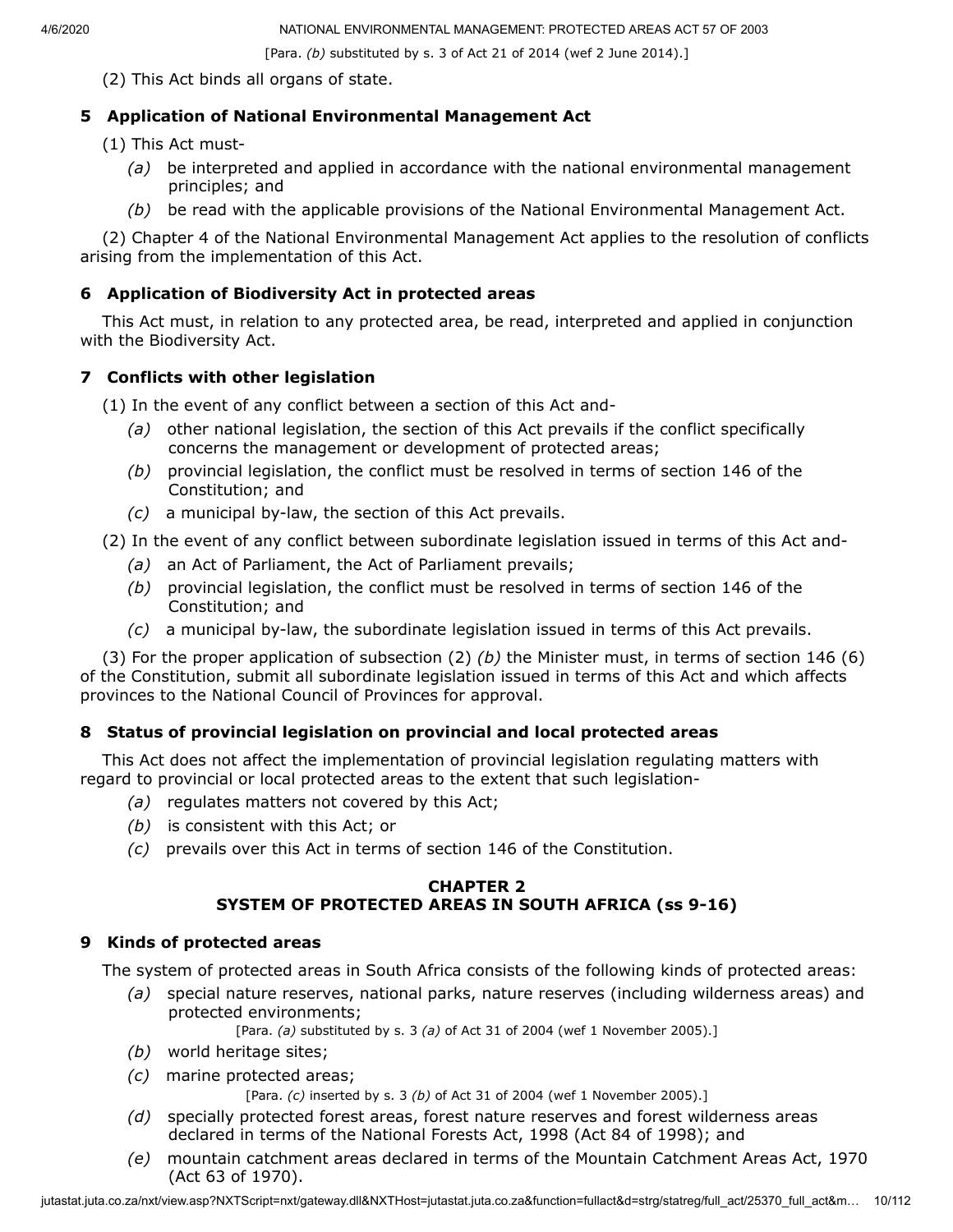[Para. *(b)* substituted by s. 3 of Act 21 of 2014 (wef 2 June 2014).]

(2) This Act binds all organs of state.

### 5 Application of National Environmental Management Act

(1) This Act must-

*(a)* be interpreted and applied in accordance with the national environmental management principles; and

*(b)* be read with the applicable provisions of the National Environmental Management Act.

(2) Chapter 4 of the National Environmental Management Act applies to the resolution of conflicts arising from the implementation of this Act.

### 6 Application of Biodiversity Act in protected areas

This Act must, in relation to any protected area, be read, interpreted and applied in conjunction with the Biodiversity Act.

### 7 Conflicts with other legislation

(1) In the event of any conflict between a section of this Act and-

*(a)* other national legislation, the section of this Act prevails if the conflict specifically concerns the management or development of protected areas;

*(b)* provincial legislation, the conflict must be resolved in terms of section 146 of the Constitution; and

*(c)* a municipal by-law, the section of this Act prevails.

(2) In the event of any conflict between subordinate legislation issued in terms of this Act and-

*(a)* an Act of Parliament, the Act of Parliament prevails;

*(b)* provincial legislation, the conflict must be resolved in terms of section 146 of the Constitution; and

*(c)* a municipal by-law, the subordinate legislation issued in terms of this Act prevails.

(3) For the proper application of subsection (2) *(b)* the Minister must, in terms of section 146 (6) of the Constitution, submit all subordinate legislation issued in terms of this Act and which affects provinces to the National Council of Provinces for approval.

### 8 Status of provincial legislation on provincial and local protected areas

This Act does not affect the implementation of provincial legislation regulating matters with regard to provincial or local protected areas to the extent that such legislation-

*(a)* regulates matters not covered by this Act;

*(b)* is consistent with this Act; or

*(c)* prevails over this Act in terms of section 146 of the Constitution.

## CHAPTER 2
## SYSTEM OF PROTECTED AREAS IN SOUTH AFRICA (ss 9-16)

### 9 Kinds of protected areas

The system of protected areas in South Africa consists of the following kinds of protected areas:

*(a)* special nature reserves, national parks, nature reserves (including wilderness areas) and protected environments;

[Para. *(a)* substituted by s. 3 *(a)* of Act 31 of 2004 (wef 1 November 2005).]

*(b)* world heritage sites;

*(c)* marine protected areas;

[Para. *(c)* inserted by s. 3 *(b)* of Act 31 of 2004 (wef 1 November 2005).]

*(d)* specially protected forest areas, forest nature reserves and forest wilderness areas declared in terms of the National Forests Act, 1998 (Act 84 of 1998); and

*(e)* mountain catchment areas declared in terms of the Mountain Catchment Areas Act, 1970 (Act 63 of 1970).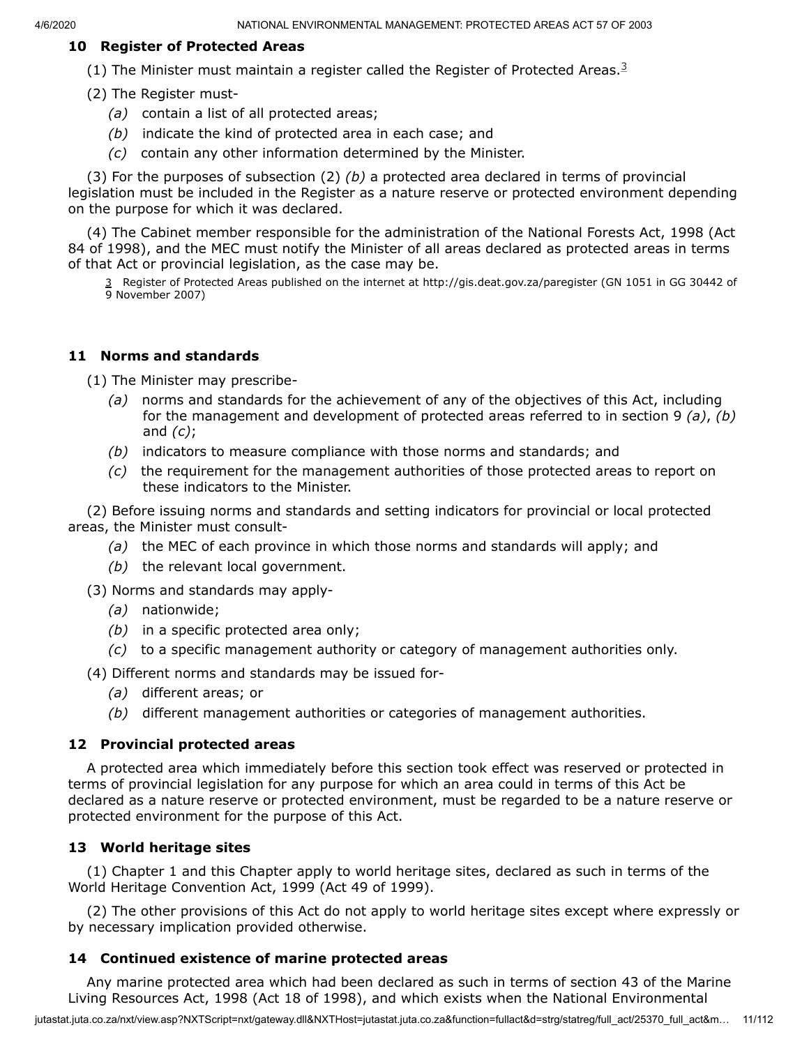### 10 Register of Protected Areas

(1) The Minister must maintain a register called the Register of Protected Areas.[3]

(2) The Register must-

*(a)* contain a list of all protected areas;

*(b)* indicate the kind of protected area in each case; and

*(c)* contain any other information determined by the Minister.

(3) For the purposes of subsection (2) *(b)* a protected area declared in terms of provincial legislation must be included in the Register as a nature reserve or protected environment depending on the purpose for which it was declared.

(4) The Cabinet member responsible for the administration of the National Forests Act, 1998 (Act 84 of 1998), and the MEC must notify the Minister of all areas declared as protected areas in terms of that Act or provincial legislation, as the case may be.

3 Register of Protected Areas published on the internet at http://gis.deat.gov.za/paregister (GN 1051 in GG 30442 of 9 November 2007)

### 11 Norms and standards

(1) The Minister may prescribe-

*(a)* norms and standards for the achievement of any of the objectives of this Act, including for the management and development of protected areas referred to in section 9 *(a)*, *(b)* and *(c)*;

*(b)* indicators to measure compliance with those norms and standards; and

*(c)* the requirement for the management authorities of those protected areas to report on these indicators to the Minister.

(2) Before issuing norms and standards and setting indicators for provincial or local protected areas, the Minister must consult-

*(a)* the MEC of each province in which those norms and standards will apply; and

*(b)* the relevant local government.

(3) Norms and standards may apply-

*(a)* nationwide;

*(b)* in a specific protected area only;

*(c)* to a specific management authority or category of management authorities only.

(4) Different norms and standards may be issued for-

*(a)* different areas; or

*(b)* different management authorities or categories of management authorities.

### 12 Provincial protected areas

A protected area which immediately before this section took effect was reserved or protected in terms of provincial legislation for any purpose for which an area could in terms of this Act be declared as a nature reserve or protected environment, must be regarded to be a nature reserve or protected environment for the purpose of this Act.

### 13 World heritage sites

(1) Chapter 1 and this Chapter apply to world heritage sites, declared as such in terms of the World Heritage Convention Act, 1999 (Act 49 of 1999).

(2) The other provisions of this Act do not apply to world heritage sites except where expressly or by necessary implication provided otherwise.

### 14 Continued existence of marine protected areas

Any marine protected area which had been declared as such in terms of section 43 of the Marine Living Resources Act, 1998 (Act 18 of 1998), and which exists when the National Environmental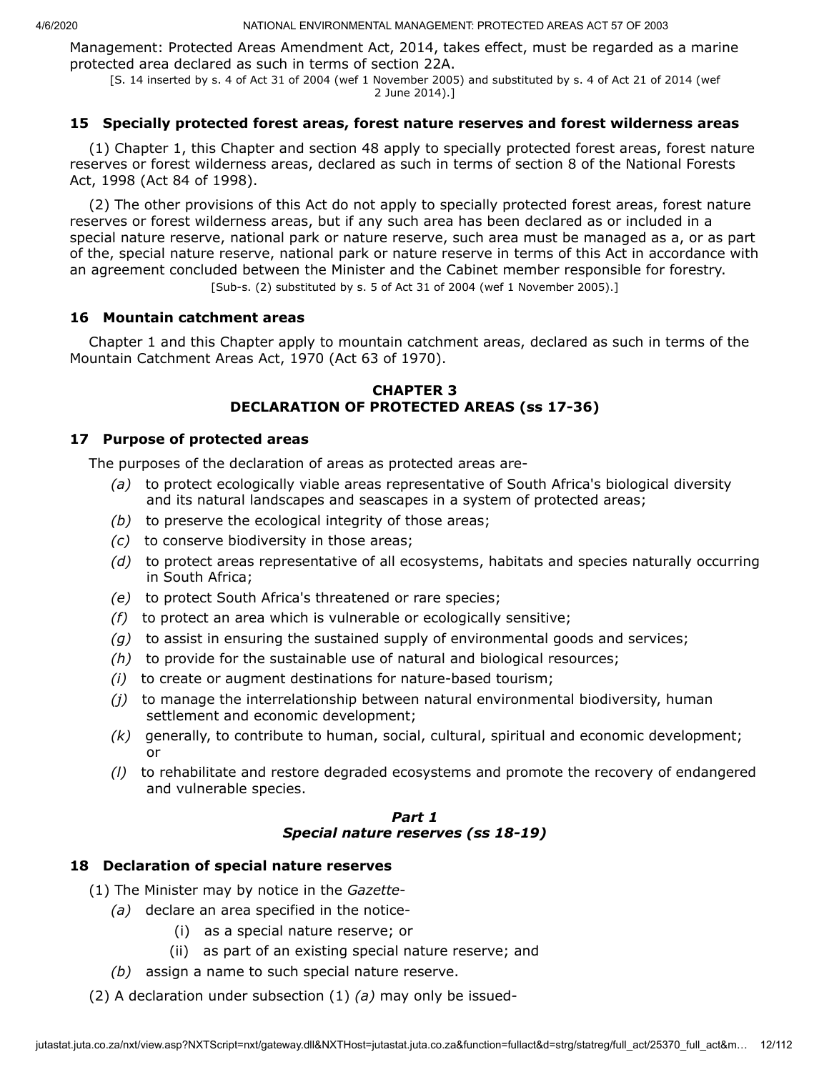Management: Protected Areas Amendment Act, 2014, takes effect, must be regarded as a marine protected area declared as such in terms of section 22A.

[S. 14 inserted by s. 4 of Act 31 of 2004 (wef 1 November 2005) and substituted by s. 4 of Act 21 of 2014 (wef 2 June 2014).]

### 15 Specially protected forest areas, forest nature reserves and forest wilderness areas

(1) Chapter 1, this Chapter and section 48 apply to specially protected forest areas, forest nature reserves or forest wilderness areas, declared as such in terms of section 8 of the National Forests Act, 1998 (Act 84 of 1998).

(2) The other provisions of this Act do not apply to specially protected forest areas, forest nature reserves or forest wilderness areas, but if any such area has been declared as or included in a special nature reserve, national park or nature reserve, such area must be managed as a, or as part of the, special nature reserve, national park or nature reserve in terms of this Act in accordance with an agreement concluded between the Minister and the Cabinet member responsible for forestry.

[Sub-s. (2) substituted by s. 5 of Act 31 of 2004 (wef 1 November 2005).]

### 16 Mountain catchment areas

Chapter 1 and this Chapter apply to mountain catchment areas, declared as such in terms of the Mountain Catchment Areas Act, 1970 (Act 63 of 1970).

## CHAPTER 3
## DECLARATION OF PROTECTED AREAS (ss 17-36)

### 17 Purpose of protected areas

The purposes of the declaration of areas as protected areas are-

*(a)* to protect ecologically viable areas representative of South Africa's biological diversity and its natural landscapes and seascapes in a system of protected areas;

*(b)* to preserve the ecological integrity of those areas;

*(c)* to conserve biodiversity in those areas;

*(d)* to protect areas representative of all ecosystems, habitats and species naturally occurring in South Africa;

*(e)* to protect South Africa's threatened or rare species;

*(f)* to protect an area which is vulnerable or ecologically sensitive;

*(g)* to assist in ensuring the sustained supply of environmental goods and services;

*(h)* to provide for the sustainable use of natural and biological resources;

*(i)* to create or augment destinations for nature-based tourism;

*(j)* to manage the interrelationship between natural environmental biodiversity, human settlement and economic development;

*(k)* generally, to contribute to human, social, cultural, spiritual and economic development; or

*(l)* to rehabilitate and restore degraded ecosystems and promote the recovery of endangered and vulnerable species.

### *Part 1*
### *Special nature reserves (ss 18-19)*

### 18 Declaration of special nature reserves

(1) The Minister may by notice in the *Gazette*-

*(a)* declare an area specified in the notice-

(i) as a special nature reserve; or

(ii) as part of an existing special nature reserve; and

*(b)* assign a name to such special nature reserve.

(2) A declaration under subsection (1) *(a)* may only be issued-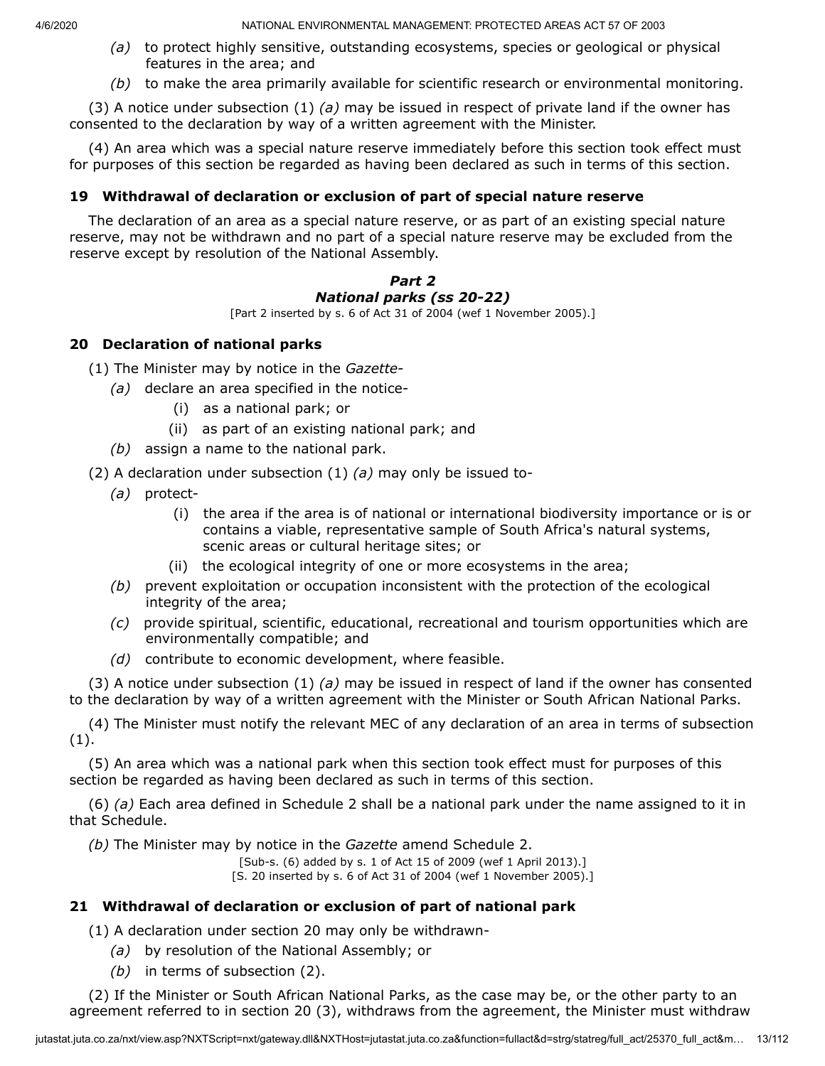*(a)* to protect highly sensitive, outstanding ecosystems, species or geological or physical features in the area; and

*(b)* to make the area primarily available for scientific research or environmental monitoring.

(3) A notice under subsection (1) *(a)* may be issued in respect of private land if the owner has consented to the declaration by way of a written agreement with the Minister.

(4) An area which was a special nature reserve immediately before this section took effect must for purposes of this section be regarded as having been declared as such in terms of this section.

### 19 Withdrawal of declaration or exclusion of part of special nature reserve

The declaration of an area as a special nature reserve, or as part of an existing special nature reserve, may not be withdrawn and no part of a special nature reserve may be excluded from the reserve except by resolution of the National Assembly.

## *Part 2*
## *National parks (ss 20-22)*

[Part 2 inserted by s. 6 of Act 31 of 2004 (wef 1 November 2005).]

### 20 Declaration of national parks

(1) The Minister may by notice in the *Gazette*-

*(a)* declare an area specified in the notice-

(i) as a national park; or

(ii) as part of an existing national park; and

*(b)* assign a name to the national park.

(2) A declaration under subsection (1) *(a)* may only be issued to-

*(a)* protect-

(i) the area if the area is of national or international biodiversity importance or is or contains a viable, representative sample of South Africa's natural systems, scenic areas or cultural heritage sites; or

(ii) the ecological integrity of one or more ecosystems in the area;

*(b)* prevent exploitation or occupation inconsistent with the protection of the ecological integrity of the area;

*(c)* provide spiritual, scientific, educational, recreational and tourism opportunities which are environmentally compatible; and

*(d)* contribute to economic development, where feasible.

(3) A notice under subsection (1) *(a)* may be issued in respect of land if the owner has consented to the declaration by way of a written agreement with the Minister or South African National Parks.

(4) The Minister must notify the relevant MEC of any declaration of an area in terms of subsection (1).

(5) An area which was a national park when this section took effect must for purposes of this section be regarded as having been declared as such in terms of this section.

(6) *(a)* Each area defined in Schedule 2 shall be a national park under the name assigned to it in that Schedule.

*(b)* The Minister may by notice in the *Gazette* amend Schedule 2.

[Sub-s. (6) added by s. 1 of Act 15 of 2009 (wef 1 April 2013).]

[S. 20 inserted by s. 6 of Act 31 of 2004 (wef 1 November 2005).]

### 21 Withdrawal of declaration or exclusion of part of national park

(1) A declaration under section 20 may only be withdrawn-

*(a)* by resolution of the National Assembly; or

*(b)* in terms of subsection (2).

(2) If the Minister or South African National Parks, as the case may be, or the other party to an agreement referred to in section 20 (3), withdraws from the agreement, the Minister must withdraw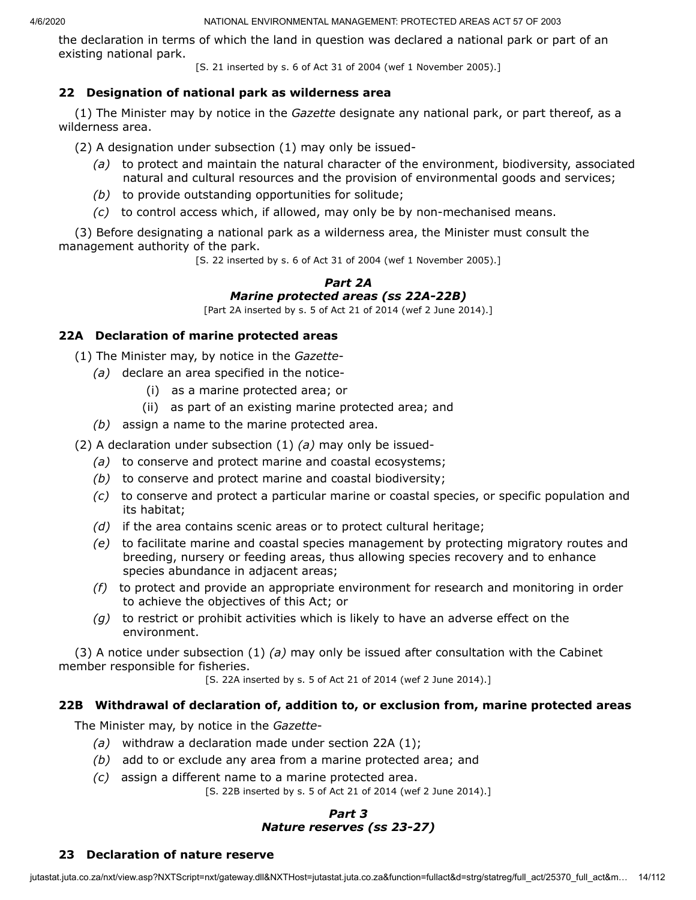the declaration in terms of which the land in question was declared a national park or part of an existing national park.

[S. 21 inserted by s. 6 of Act 31 of 2004 (wef 1 November 2005).]

### 22 Designation of national park as wilderness area

(1) The Minister may by notice in the *Gazette* designate any national park, or part thereof, as a wilderness area.

(2) A designation under subsection (1) may only be issued-

*(a)* to protect and maintain the natural character of the environment, biodiversity, associated natural and cultural resources and the provision of environmental goods and services;

*(b)* to provide outstanding opportunities for solitude;

*(c)* to control access which, if allowed, may only be by non-mechanised means.

(3) Before designating a national park as a wilderness area, the Minister must consult the management authority of the park.

[S. 22 inserted by s. 6 of Act 31 of 2004 (wef 1 November 2005).]

## *Part 2A*
## *Marine protected areas (ss 22A-22B)*

[Part 2A inserted by s. 5 of Act 21 of 2014 (wef 2 June 2014).]

### 22A Declaration of marine protected areas

(1) The Minister may, by notice in the *Gazette*-

*(a)* declare an area specified in the notice-

(i) as a marine protected area; or

(ii) as part of an existing marine protected area; and

*(b)* assign a name to the marine protected area.

(2) A declaration under subsection (1) *(a)* may only be issued-

*(a)* to conserve and protect marine and coastal ecosystems;

*(b)* to conserve and protect marine and coastal biodiversity;

*(c)* to conserve and protect a particular marine or coastal species, or specific population and its habitat;

*(d)* if the area contains scenic areas or to protect cultural heritage;

*(e)* to facilitate marine and coastal species management by protecting migratory routes and breeding, nursery or feeding areas, thus allowing species recovery and to enhance species abundance in adjacent areas;

*(f)* to protect and provide an appropriate environment for research and monitoring in order to achieve the objectives of this Act; or

*(g)* to restrict or prohibit activities which is likely to have an adverse effect on the environment.

(3) A notice under subsection (1) *(a)* may only be issued after consultation with the Cabinet member responsible for fisheries.

[S. 22A inserted by s. 5 of Act 21 of 2014 (wef 2 June 2014).]

### 22B Withdrawal of declaration of, addition to, or exclusion from, marine protected areas

The Minister may, by notice in the *Gazette*-

*(a)* withdraw a declaration made under section 22A (1);

*(b)* add to or exclude any area from a marine protected area; and

*(c)* assign a different name to a marine protected area.

[S. 22B inserted by s. 5 of Act 21 of 2014 (wef 2 June 2014).]

## *Part 3*
## *Nature reserves (ss 23-27)*

### 23 Declaration of nature reserve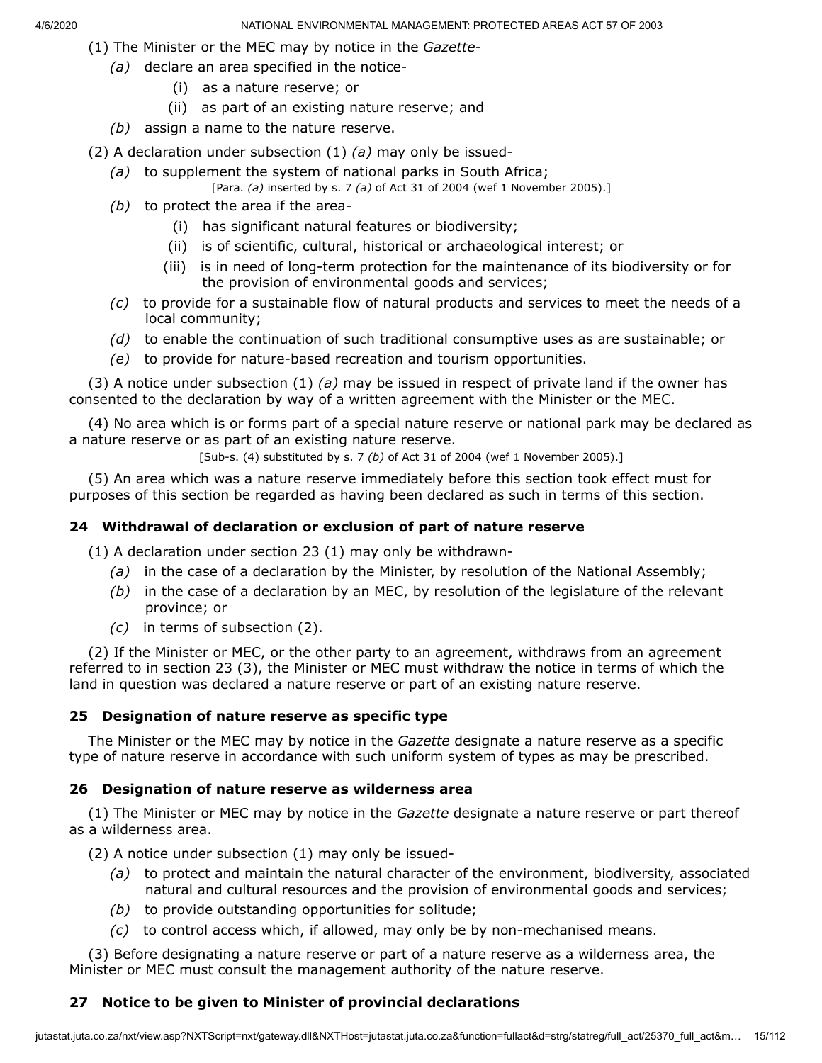(1) The Minister or the MEC may by notice in the *Gazette*-

*(a)* declare an area specified in the notice-

(i) as a nature reserve; or

(ii) as part of an existing nature reserve; and

*(b)* assign a name to the nature reserve.

(2) A declaration under subsection (1) *(a)* may only be issued-

*(a)* to supplement the system of national parks in South Africa;

[Para. *(a)* inserted by s. 7 *(a)* of Act 31 of 2004 (wef 1 November 2005).]

*(b)* to protect the area if the area-

(i) has significant natural features or biodiversity;

(ii) is of scientific, cultural, historical or archaeological interest; or

(iii) is in need of long-term protection for the maintenance of its biodiversity or for the provision of environmental goods and services;

*(c)* to provide for a sustainable flow of natural products and services to meet the needs of a local community;

*(d)* to enable the continuation of such traditional consumptive uses as are sustainable; or

*(e)* to provide for nature-based recreation and tourism opportunities.

(3) A notice under subsection (1) *(a)* may be issued in respect of private land if the owner has consented to the declaration by way of a written agreement with the Minister or the MEC.

(4) No area which is or forms part of a special nature reserve or national park may be declared as a nature reserve or as part of an existing nature reserve.

[Sub-s. (4) substituted by s. 7 *(b)* of Act 31 of 2004 (wef 1 November 2005).]

(5) An area which was a nature reserve immediately before this section took effect must for purposes of this section be regarded as having been declared as such in terms of this section.

## 24 Withdrawal of declaration or exclusion of part of nature reserve

(1) A declaration under section 23 (1) may only be withdrawn-

*(a)* in the case of a declaration by the Minister, by resolution of the National Assembly;

*(b)* in the case of a declaration by an MEC, by resolution of the legislature of the relevant province; or

*(c)* in terms of subsection (2).

(2) If the Minister or MEC, or the other party to an agreement, withdraws from an agreement referred to in section 23 (3), the Minister or MEC must withdraw the notice in terms of which the land in question was declared a nature reserve or part of an existing nature reserve.

## 25 Designation of nature reserve as specific type

The Minister or the MEC may by notice in the *Gazette* designate a nature reserve as a specific type of nature reserve in accordance with such uniform system of types as may be prescribed.

## 26 Designation of nature reserve as wilderness area

(1) The Minister or MEC may by notice in the *Gazette* designate a nature reserve or part thereof as a wilderness area.

(2) A notice under subsection (1) may only be issued-

*(a)* to protect and maintain the natural character of the environment, biodiversity, associated natural and cultural resources and the provision of environmental goods and services;

*(b)* to provide outstanding opportunities for solitude;

*(c)* to control access which, if allowed, may only be by non-mechanised means.

(3) Before designating a nature reserve or part of a nature reserve as a wilderness area, the Minister or MEC must consult the management authority of the nature reserve.

## 27 Notice to be given to Minister of provincial declarations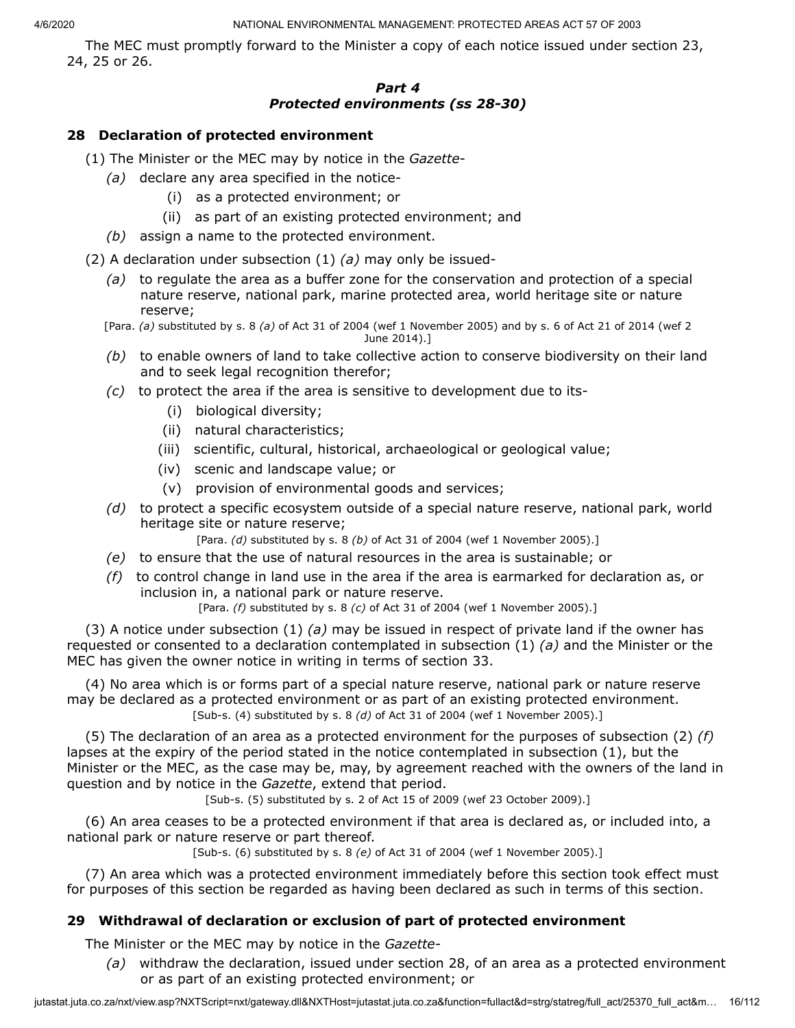The MEC must promptly forward to the Minister a copy of each notice issued under section 23, 24, 25 or 26.

### *Part 4*
### *Protected environments (ss 28-30)*

**28 Declaration of protected environment**

(1) The Minister or the MEC may by notice in the *Gazette*-

*(a)* declare any area specified in the notice-

(i) as a protected environment; or

(ii) as part of an existing protected environment; and

*(b)* assign a name to the protected environment.

(2) A declaration under subsection (1) *(a)* may only be issued-

*(a)* to regulate the area as a buffer zone for the conservation and protection of a special nature reserve, national park, marine protected area, world heritage site or nature reserve;

[Para. *(a)* substituted by s. 8 *(a)* of Act 31 of 2004 (wef 1 November 2005) and by s. 6 of Act 21 of 2014 (wef 2 June 2014).]

*(b)* to enable owners of land to take collective action to conserve biodiversity on their land and to seek legal recognition therefor;

*(c)* to protect the area if the area is sensitive to development due to its-

(i) biological diversity;

(ii) natural characteristics;

(iii) scientific, cultural, historical, archaeological or geological value;

(iv) scenic and landscape value; or

(v) provision of environmental goods and services;

*(d)* to protect a specific ecosystem outside of a special nature reserve, national park, world heritage site or nature reserve;

[Para. *(d)* substituted by s. 8 *(b)* of Act 31 of 2004 (wef 1 November 2005).]

*(e)* to ensure that the use of natural resources in the area is sustainable; or

*(f)* to control change in land use in the area if the area is earmarked for declaration as, or inclusion in, a national park or nature reserve.

[Para. *(f)* substituted by s. 8 *(c)* of Act 31 of 2004 (wef 1 November 2005).]

(3) A notice under subsection (1) *(a)* may be issued in respect of private land if the owner has requested or consented to a declaration contemplated in subsection (1) *(a)* and the Minister or the MEC has given the owner notice in writing in terms of section 33.

(4) No area which is or forms part of a special nature reserve, national park or nature reserve may be declared as a protected environment or as part of an existing protected environment.

[Sub-s. (4) substituted by s. 8 *(d)* of Act 31 of 2004 (wef 1 November 2005).]

(5) The declaration of an area as a protected environment for the purposes of subsection (2) *(f)* lapses at the expiry of the period stated in the notice contemplated in subsection (1), but the Minister or the MEC, as the case may be, may, by agreement reached with the owners of the land in question and by notice in the *Gazette*, extend that period.

[Sub-s. (5) substituted by s. 2 of Act 15 of 2009 (wef 23 October 2009).]

(6) An area ceases to be a protected environment if that area is declared as, or included into, a national park or nature reserve or part thereof.

[Sub-s. (6) substituted by s. 8 *(e)* of Act 31 of 2004 (wef 1 November 2005).]

(7) An area which was a protected environment immediately before this section took effect must for purposes of this section be regarded as having been declared as such in terms of this section.

**29 Withdrawal of declaration or exclusion of part of protected environment**

The Minister or the MEC may by notice in the *Gazette*-

*(a)* withdraw the declaration, issued under section 28, of an area as a protected environment or as part of an existing protected environment; or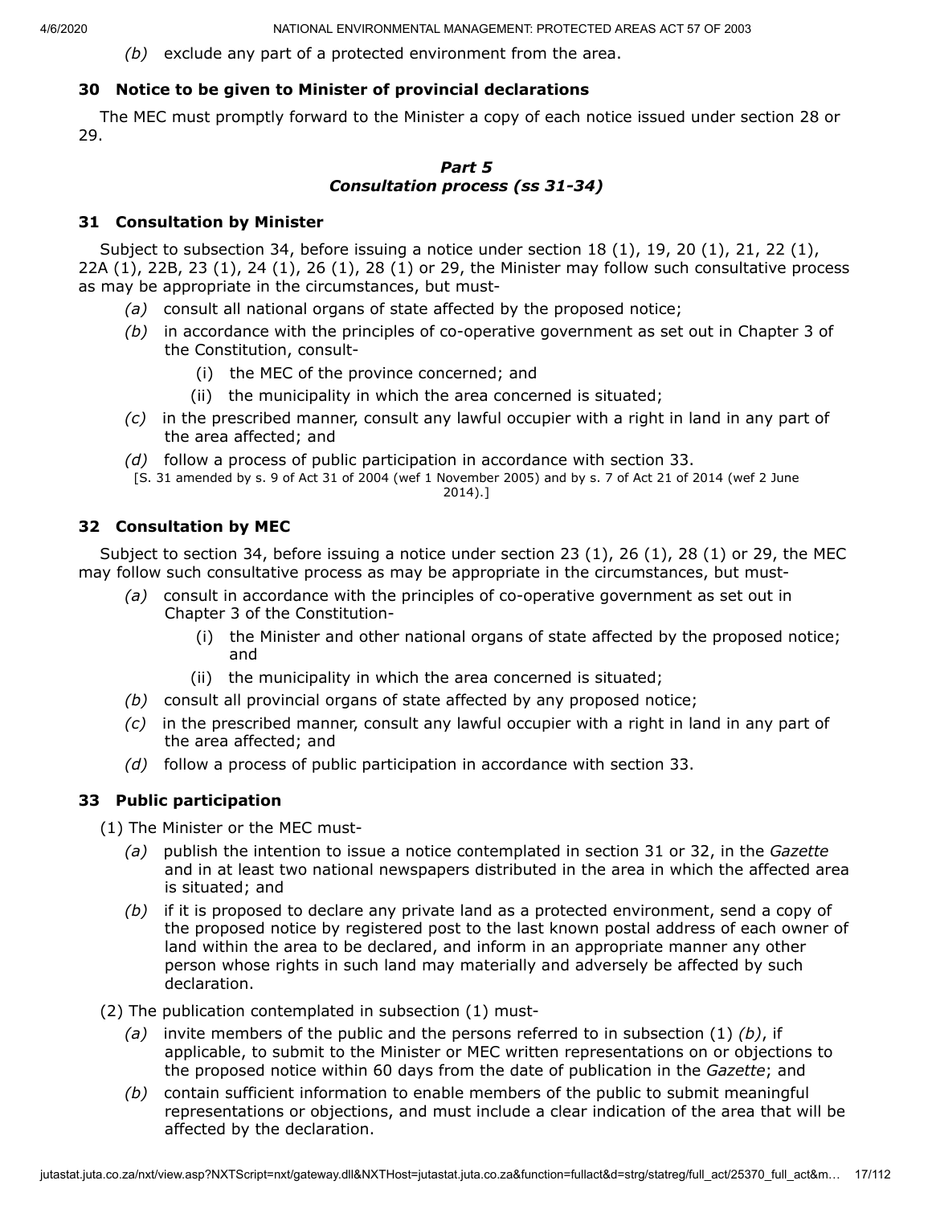*(b)* exclude any part of a protected environment from the area.

### 30 Notice to be given to Minister of provincial declarations

The MEC must promptly forward to the Minister a copy of each notice issued under section 28 or 29.

## *Part 5*
## *Consultation process (ss 31-34)*

### 31 Consultation by Minister

Subject to subsection 34, before issuing a notice under section 18 (1), 19, 20 (1), 21, 22 (1), 22A (1), 22B, 23 (1), 24 (1), 26 (1), 28 (1) or 29, the Minister may follow such consultative process as may be appropriate in the circumstances, but must-

*(a)* consult all national organs of state affected by the proposed notice;

*(b)* in accordance with the principles of co-operative government as set out in Chapter 3 of the Constitution, consult-

(i) the MEC of the province concerned; and

(ii) the municipality in which the area concerned is situated;

*(c)* in the prescribed manner, consult any lawful occupier with a right in land in any part of the area affected; and

*(d)* follow a process of public participation in accordance with section 33.

[S. 31 amended by s. 9 of Act 31 of 2004 (wef 1 November 2005) and by s. 7 of Act 21 of 2014 (wef 2 June 2014).]

### 32 Consultation by MEC

Subject to section 34, before issuing a notice under section 23 (1), 26 (1), 28 (1) or 29, the MEC may follow such consultative process as may be appropriate in the circumstances, but must-

*(a)* consult in accordance with the principles of co-operative government as set out in Chapter 3 of the Constitution-

(i) the Minister and other national organs of state affected by the proposed notice; and

(ii) the municipality in which the area concerned is situated;

*(b)* consult all provincial organs of state affected by any proposed notice;

*(c)* in the prescribed manner, consult any lawful occupier with a right in land in any part of the area affected; and

*(d)* follow a process of public participation in accordance with section 33.

### 33 Public participation

(1) The Minister or the MEC must-

*(a)* publish the intention to issue a notice contemplated in section 31 or 32, in the *Gazette* and in at least two national newspapers distributed in the area in which the affected area is situated; and

*(b)* if it is proposed to declare any private land as a protected environment, send a copy of the proposed notice by registered post to the last known postal address of each owner of land within the area to be declared, and inform in an appropriate manner any other person whose rights in such land may materially and adversely be affected by such declaration.

(2) The publication contemplated in subsection (1) must-

*(a)* invite members of the public and the persons referred to in subsection (1) *(b)*, if applicable, to submit to the Minister or MEC written representations on or objections to the proposed notice within 60 days from the date of publication in the *Gazette*; and

*(b)* contain sufficient information to enable members of the public to submit meaningful representations or objections, and must include a clear indication of the area that will be affected by the declaration.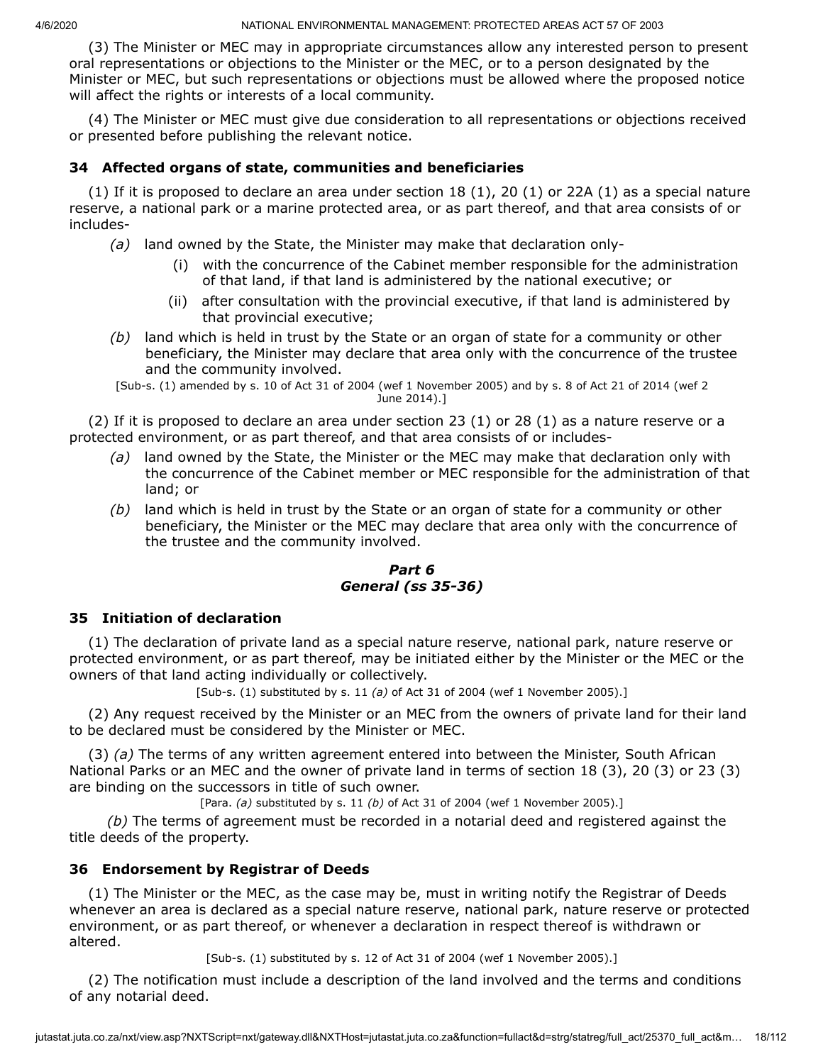(3) The Minister or MEC may in appropriate circumstances allow any interested person to present oral representations or objections to the Minister or the MEC, or to a person designated by the Minister or MEC, but such representations or objections must be allowed where the proposed notice will affect the rights or interests of a local community.

(4) The Minister or MEC must give due consideration to all representations or objections received or presented before publishing the relevant notice.

### 34 Affected organs of state, communities and beneficiaries

(1) If it is proposed to declare an area under section 18 (1), 20 (1) or 22A (1) as a special nature reserve, a national park or a marine protected area, or as part thereof, and that area consists of or includes-

*(a)* land owned by the State, the Minister may make that declaration only-

- (i) with the concurrence of the Cabinet member responsible for the administration of that land, if that land is administered by the national executive; or
- (ii) after consultation with the provincial executive, if that land is administered by that provincial executive;

*(b)* land which is held in trust by the State or an organ of state for a community or other beneficiary, the Minister may declare that area only with the concurrence of the trustee and the community involved.

[Sub-s. (1) amended by s. 10 of Act 31 of 2004 (wef 1 November 2005) and by s. 8 of Act 21 of 2014 (wef 2 June 2014).]

(2) If it is proposed to declare an area under section 23 (1) or 28 (1) as a nature reserve or a protected environment, or as part thereof, and that area consists of or includes-

*(a)* land owned by the State, the Minister or the MEC may make that declaration only with the concurrence of the Cabinet member or MEC responsible for the administration of that land; or

*(b)* land which is held in trust by the State or an organ of state for a community or other beneficiary, the Minister or the MEC may declare that area only with the concurrence of the trustee and the community involved.

## *Part 6*
## *General (ss 35-36)*

### 35 Initiation of declaration

(1) The declaration of private land as a special nature reserve, national park, nature reserve or protected environment, or as part thereof, may be initiated either by the Minister or the MEC or the owners of that land acting individually or collectively.

[Sub-s. (1) substituted by s. 11 *(a)* of Act 31 of 2004 (wef 1 November 2005).]

(2) Any request received by the Minister or an MEC from the owners of private land for their land to be declared must be considered by the Minister or MEC.

(3) *(a)* The terms of any written agreement entered into between the Minister, South African National Parks or an MEC and the owner of private land in terms of section 18 (3), 20 (3) or 23 (3) are binding on the successors in title of such owner.

[Para. *(a)* substituted by s. 11 *(b)* of Act 31 of 2004 (wef 1 November 2005).]

*(b)* The terms of agreement must be recorded in a notarial deed and registered against the title deeds of the property.

### 36 Endorsement by Registrar of Deeds

(1) The Minister or the MEC, as the case may be, must in writing notify the Registrar of Deeds whenever an area is declared as a special nature reserve, national park, nature reserve or protected environment, or as part thereof, or whenever a declaration in respect thereof is withdrawn or altered.

[Sub-s. (1) substituted by s. 12 of Act 31 of 2004 (wef 1 November 2005).]

(2) The notification must include a description of the land involved and the terms and conditions of any notarial deed.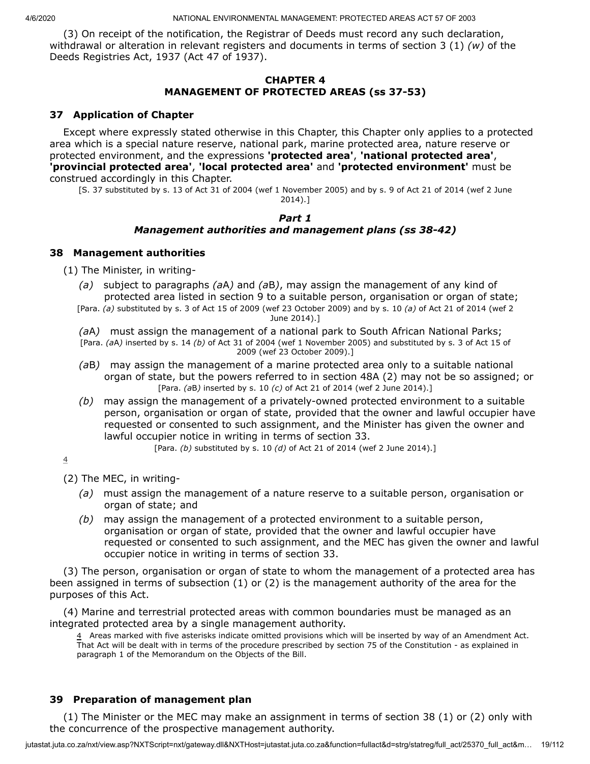(3) On receipt of the notification, the Registrar of Deeds must record any such declaration, withdrawal or alteration in relevant registers and documents in terms of section 3 (1) *(w)* of the Deeds Registries Act, 1937 (Act 47 of 1937).

## CHAPTER 4
## MANAGEMENT OF PROTECTED AREAS (ss 37-53)

### 37 Application of Chapter

Except where expressly stated otherwise in this Chapter, this Chapter only applies to a protected area which is a special nature reserve, national park, marine protected area, nature reserve or protected environment, and the expressions **'protected area'**, **'national protected area'**, **'provincial protected area'**, **'local protected area'** and **'protected environment'** must be construed accordingly in this Chapter.

[S. 37 substituted by s. 13 of Act 31 of 2004 (wef 1 November 2005) and by s. 9 of Act 21 of 2014 (wef 2 June 2014).]

### *Part 1*
### *Management authorities and management plans (ss 38-42)*

### 38 Management authorities

(1) The Minister, in writing-

*(a)* subject to paragraphs *(a*A*)* and *(a*B*)*, may assign the management of any kind of protected area listed in section 9 to a suitable person, organisation or organ of state;

[Para. *(a)* substituted by s. 3 of Act 15 of 2009 (wef 23 October 2009) and by s. 10 *(a)* of Act 21 of 2014 (wef 2 June 2014).]

*(a*A*)* must assign the management of a national park to South African National Parks;

[Para. *(a*A*)* inserted by s. 14 *(b)* of Act 31 of 2004 (wef 1 November 2005) and substituted by s. 3 of Act 15 of 2009 (wef 23 October 2009).]

*(a*B*)* may assign the management of a marine protected area only to a suitable national organ of state, but the powers referred to in section 48A (2) may not be so assigned; or

[Para. *(a*B*)* inserted by s. 10 *(c)* of Act 21 of 2014 (wef 2 June 2014).]

*(b)* may assign the management of a privately-owned protected environment to a suitable person, organisation or organ of state, provided that the owner and lawful occupier have requested or consented to such assignment, and the Minister has given the owner and lawful occupier notice in writing in terms of section 33.

[Para. *(b)* substituted by s. 10 *(d)* of Act 21 of 2014 (wef 2 June 2014).]

[4]

(2) The MEC, in writing-

*(a)* must assign the management of a nature reserve to a suitable person, organisation or organ of state; and

*(b)* may assign the management of a protected environment to a suitable person, organisation or organ of state, provided that the owner and lawful occupier have requested or consented to such assignment, and the MEC has given the owner and lawful occupier notice in writing in terms of section 33.

(3) The person, organisation or organ of state to whom the management of a protected area has been assigned in terms of subsection (1) or (2) is the management authority of the area for the purposes of this Act.

(4) Marine and terrestrial protected areas with common boundaries must be managed as an integrated protected area by a single management authority.

[4] Areas marked with five asterisks indicate omitted provisions which will be inserted by way of an Amendment Act. That Act will be dealt with in terms of the procedure prescribed by section 75 of the Constitution - as explained in paragraph 1 of the Memorandum on the Objects of the Bill.

### 39 Preparation of management plan

(1) The Minister or the MEC may make an assignment in terms of section 38 (1) or (2) only with the concurrence of the prospective management authority.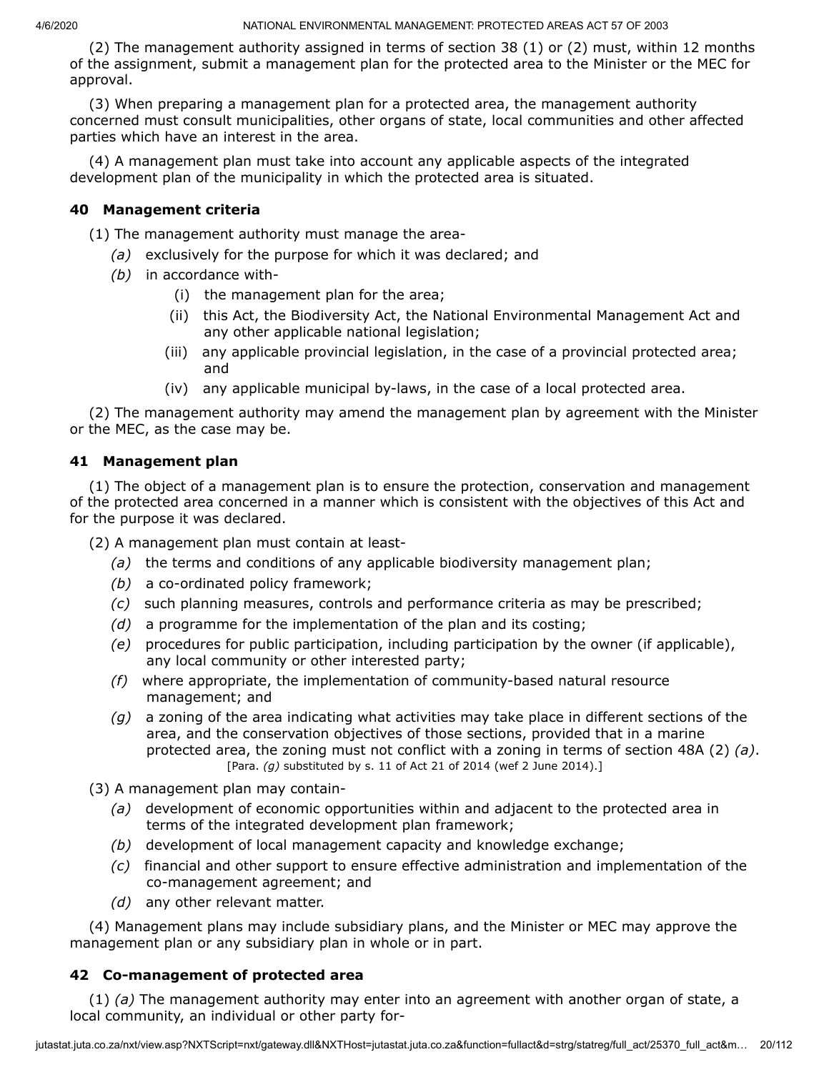(2) The management authority assigned in terms of section 38 (1) or (2) must, within 12 months of the assignment, submit a management plan for the protected area to the Minister or the MEC for approval.

(3) When preparing a management plan for a protected area, the management authority concerned must consult municipalities, other organs of state, local communities and other affected parties which have an interest in the area.

(4) A management plan must take into account any applicable aspects of the integrated development plan of the municipality in which the protected area is situated.

### 40 Management criteria

(1) The management authority must manage the area-

*(a)* exclusively for the purpose for which it was declared; and

*(b)* in accordance with-

(i) the management plan for the area;

(ii) this Act, the Biodiversity Act, the National Environmental Management Act and any other applicable national legislation;

(iii) any applicable provincial legislation, in the case of a provincial protected area; and

(iv) any applicable municipal by-laws, in the case of a local protected area.

(2) The management authority may amend the management plan by agreement with the Minister or the MEC, as the case may be.

### 41 Management plan

(1) The object of a management plan is to ensure the protection, conservation and management of the protected area concerned in a manner which is consistent with the objectives of this Act and for the purpose it was declared.

(2) A management plan must contain at least-

*(a)* the terms and conditions of any applicable biodiversity management plan;

*(b)* a co-ordinated policy framework;

*(c)* such planning measures, controls and performance criteria as may be prescribed;

*(d)* a programme for the implementation of the plan and its costing;

*(e)* procedures for public participation, including participation by the owner (if applicable), any local community or other interested party;

*(f)* where appropriate, the implementation of community-based natural resource management; and

*(g)* a zoning of the area indicating what activities may take place in different sections of the area, and the conservation objectives of those sections, provided that in a marine protected area, the zoning must not conflict with a zoning in terms of section 48A (2) *(a)*.

[Para. *(g)* substituted by s. 11 of Act 21 of 2014 (wef 2 June 2014).]

(3) A management plan may contain-

*(a)* development of economic opportunities within and adjacent to the protected area in terms of the integrated development plan framework;

*(b)* development of local management capacity and knowledge exchange;

*(c)* financial and other support to ensure effective administration and implementation of the co-management agreement; and

*(d)* any other relevant matter.

(4) Management plans may include subsidiary plans, and the Minister or MEC may approve the management plan or any subsidiary plan in whole or in part.

### 42 Co-management of protected area

(1) *(a)* The management authority may enter into an agreement with another organ of state, a local community, an individual or other party for-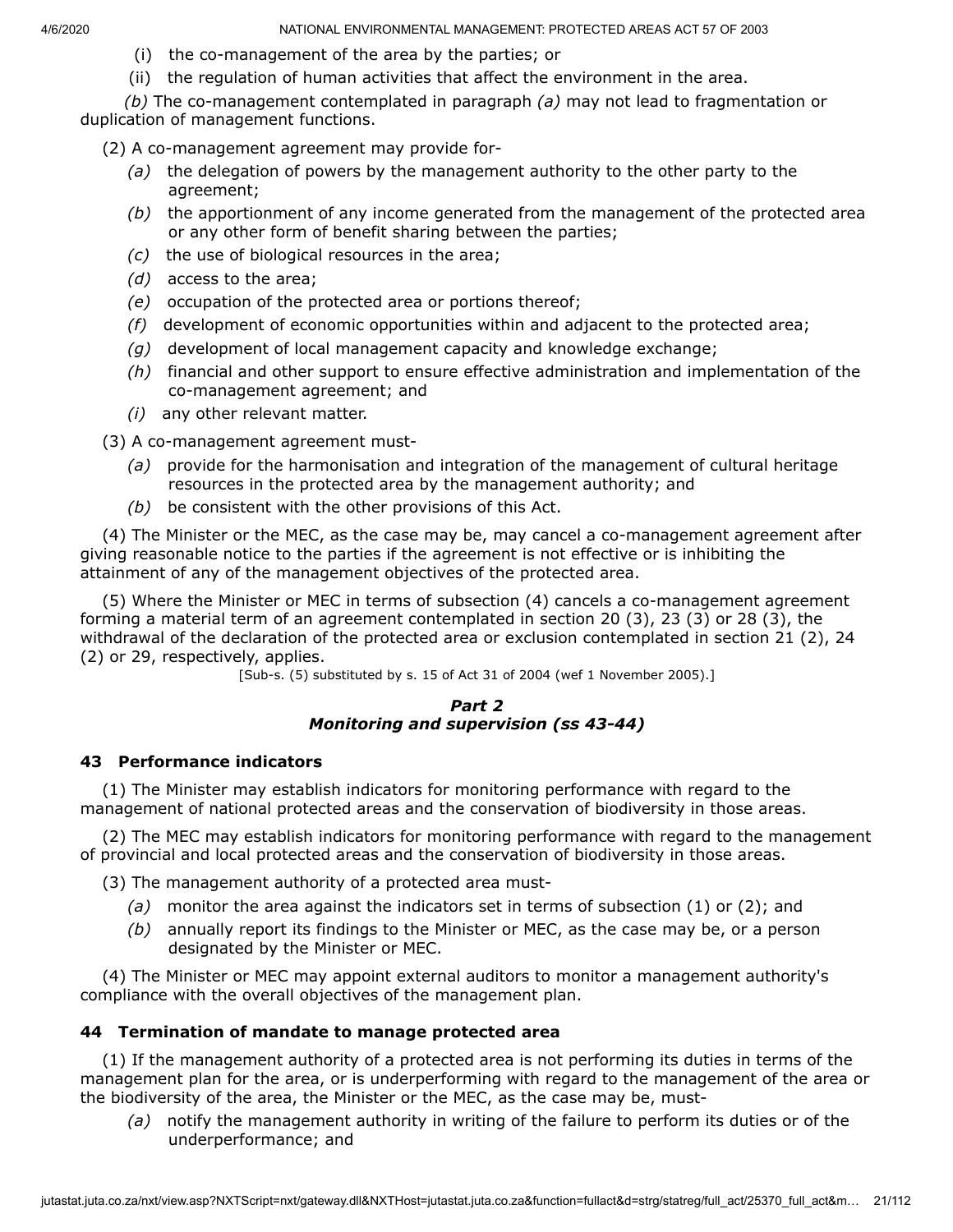(i) the co-management of the area by the parties; or

(ii) the regulation of human activities that affect the environment in the area.

*(b)* The co-management contemplated in paragraph *(a)* may not lead to fragmentation or duplication of management functions.

(2) A co-management agreement may provide for-

*(a)* the delegation of powers by the management authority to the other party to the agreement;

*(b)* the apportionment of any income generated from the management of the protected area or any other form of benefit sharing between the parties;

*(c)* the use of biological resources in the area;

*(d)* access to the area;

*(e)* occupation of the protected area or portions thereof;

*(f)* development of economic opportunities within and adjacent to the protected area;

*(g)* development of local management capacity and knowledge exchange;

*(h)* financial and other support to ensure effective administration and implementation of the co-management agreement; and

*(i)* any other relevant matter.

(3) A co-management agreement must-

*(a)* provide for the harmonisation and integration of the management of cultural heritage resources in the protected area by the management authority; and

*(b)* be consistent with the other provisions of this Act.

(4) The Minister or the MEC, as the case may be, may cancel a co-management agreement after giving reasonable notice to the parties if the agreement is not effective or is inhibiting the attainment of any of the management objectives of the protected area.

(5) Where the Minister or MEC in terms of subsection (4) cancels a co-management agreement forming a material term of an agreement contemplated in section 20 (3), 23 (3) or 28 (3), the withdrawal of the declaration of the protected area or exclusion contemplated in section 21 (2), 24 (2) or 29, respectively, applies.

[Sub-s. (5) substituted by s. 15 of Act 31 of 2004 (wef 1 November 2005).]

## *Part 2*
## *Monitoring and supervision (ss 43-44)*

### 43 Performance indicators

(1) The Minister may establish indicators for monitoring performance with regard to the management of national protected areas and the conservation of biodiversity in those areas.

(2) The MEC may establish indicators for monitoring performance with regard to the management of provincial and local protected areas and the conservation of biodiversity in those areas.

(3) The management authority of a protected area must-

*(a)* monitor the area against the indicators set in terms of subsection (1) or (2); and

*(b)* annually report its findings to the Minister or MEC, as the case may be, or a person designated by the Minister or MEC.

(4) The Minister or MEC may appoint external auditors to monitor a management authority's compliance with the overall objectives of the management plan.

### 44 Termination of mandate to manage protected area

(1) If the management authority of a protected area is not performing its duties in terms of the management plan for the area, or is underperforming with regard to the management of the area or the biodiversity of the area, the Minister or the MEC, as the case may be, must-

*(a)* notify the management authority in writing of the failure to perform its duties or of the underperformance; and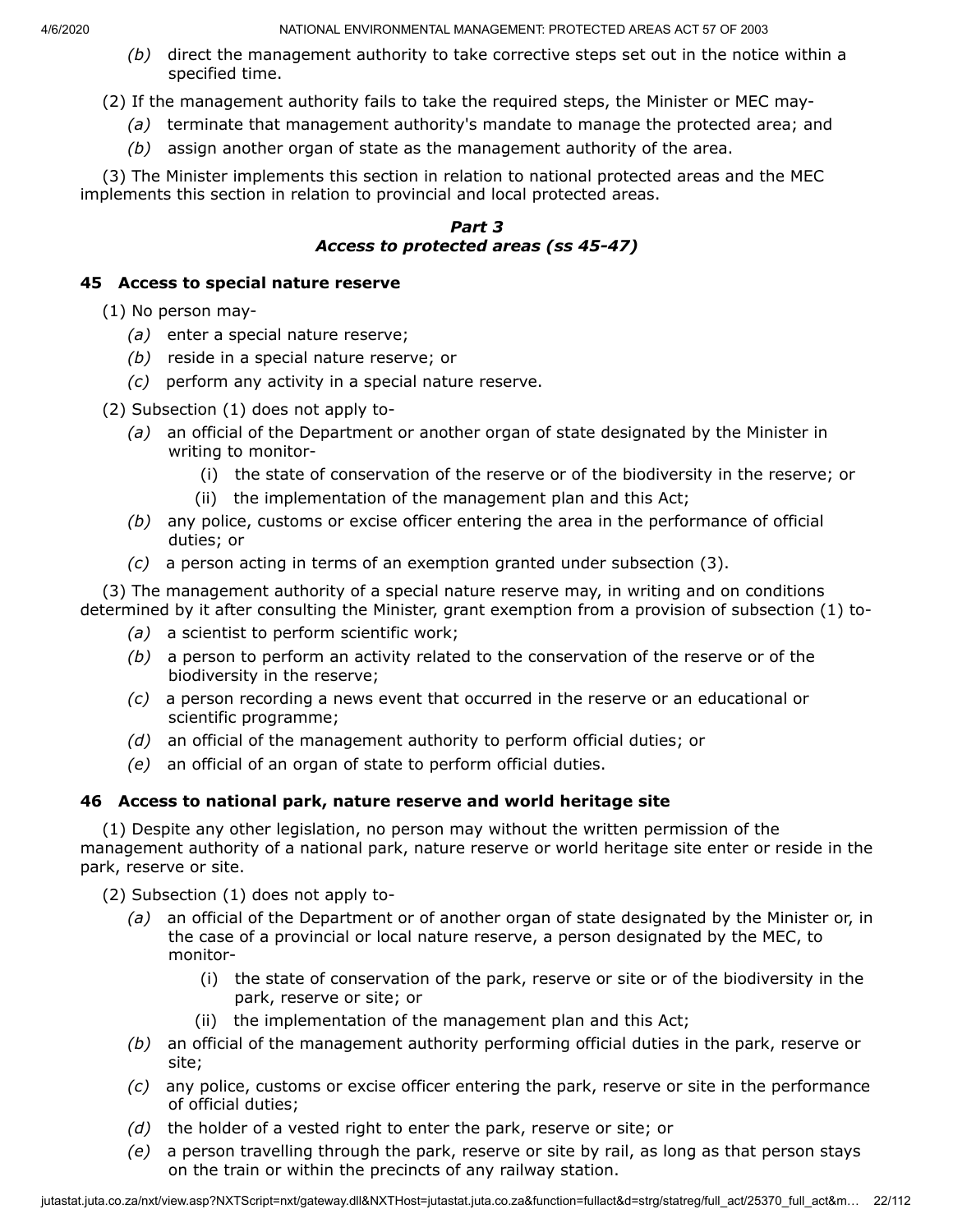*(b)* direct the management authority to take corrective steps set out in the notice within a specified time.

(2) If the management authority fails to take the required steps, the Minister or MEC may-

*(a)* terminate that management authority's mandate to manage the protected area; and

*(b)* assign another organ of state as the management authority of the area.

(3) The Minister implements this section in relation to national protected areas and the MEC implements this section in relation to provincial and local protected areas.

## *Part 3*
## *Access to protected areas (ss 45-47)*

### 45 Access to special nature reserve

(1) No person may-

*(a)* enter a special nature reserve;

*(b)* reside in a special nature reserve; or

*(c)* perform any activity in a special nature reserve.

(2) Subsection (1) does not apply to-

*(a)* an official of the Department or another organ of state designated by the Minister in writing to monitor-

(i) the state of conservation of the reserve or of the biodiversity in the reserve; or

(ii) the implementation of the management plan and this Act;

*(b)* any police, customs or excise officer entering the area in the performance of official duties; or

*(c)* a person acting in terms of an exemption granted under subsection (3).

(3) The management authority of a special nature reserve may, in writing and on conditions determined by it after consulting the Minister, grant exemption from a provision of subsection (1) to-

*(a)* a scientist to perform scientific work;

*(b)* a person to perform an activity related to the conservation of the reserve or of the biodiversity in the reserve;

*(c)* a person recording a news event that occurred in the reserve or an educational or scientific programme;

*(d)* an official of the management authority to perform official duties; or

*(e)* an official of an organ of state to perform official duties.

### 46 Access to national park, nature reserve and world heritage site

(1) Despite any other legislation, no person may without the written permission of the management authority of a national park, nature reserve or world heritage site enter or reside in the park, reserve or site.

(2) Subsection (1) does not apply to-

*(a)* an official of the Department or of another organ of state designated by the Minister or, in the case of a provincial or local nature reserve, a person designated by the MEC, to monitor-

(i) the state of conservation of the park, reserve or site or of the biodiversity in the park, reserve or site; or

(ii) the implementation of the management plan and this Act;

*(b)* an official of the management authority performing official duties in the park, reserve or site;

*(c)* any police, customs or excise officer entering the park, reserve or site in the performance of official duties;

*(d)* the holder of a vested right to enter the park, reserve or site; or

*(e)* a person travelling through the park, reserve or site by rail, as long as that person stays on the train or within the precincts of any railway station.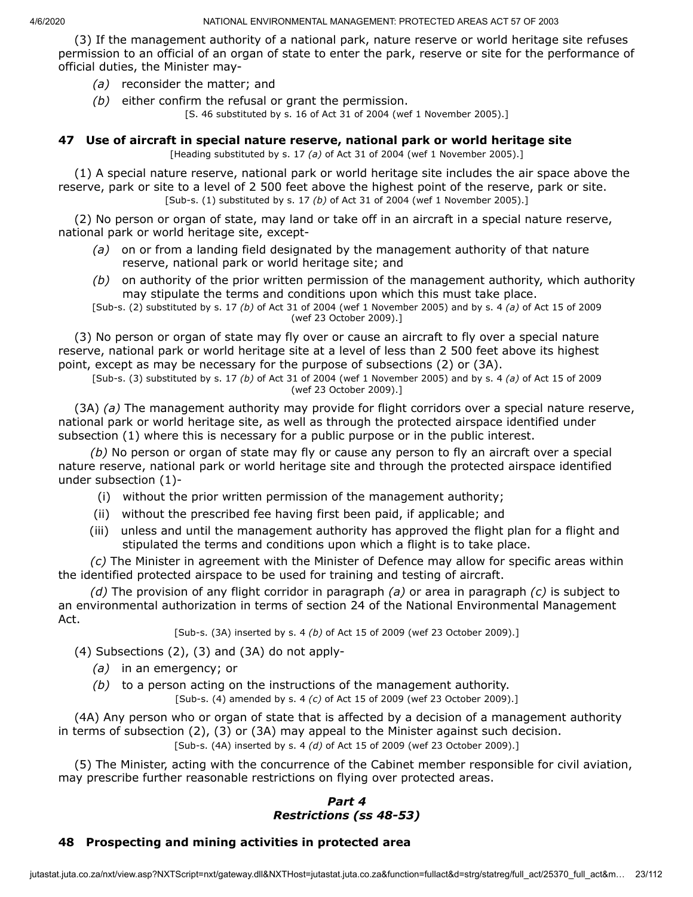(3) If the management authority of a national park, nature reserve or world heritage site refuses permission to an official of an organ of state to enter the park, reserve or site for the performance of official duties, the Minister may-

*(a)* reconsider the matter; and

*(b)* either confirm the refusal or grant the permission.

[S. 46 substituted by s. 16 of Act 31 of 2004 (wef 1 November 2005).]

**47 Use of aircraft in special nature reserve, national park or world heritage site**

[Heading substituted by s. 17 *(a)* of Act 31 of 2004 (wef 1 November 2005).]

(1) A special nature reserve, national park or world heritage site includes the air space above the reserve, park or site to a level of 2 500 feet above the highest point of the reserve, park or site.

[Sub-s. (1) substituted by s. 17 *(b)* of Act 31 of 2004 (wef 1 November 2005).]

(2) No person or organ of state, may land or take off in an aircraft in a special nature reserve, national park or world heritage site, except-

*(a)* on or from a landing field designated by the management authority of that nature reserve, national park or world heritage site; and

*(b)* on authority of the prior written permission of the management authority, which authority may stipulate the terms and conditions upon which this must take place.

[Sub-s. (2) substituted by s. 17 *(b)* of Act 31 of 2004 (wef 1 November 2005) and by s. 4 *(a)* of Act 15 of 2009 (wef 23 October 2009).]

(3) No person or organ of state may fly over or cause an aircraft to fly over a special nature reserve, national park or world heritage site at a level of less than 2 500 feet above its highest point, except as may be necessary for the purpose of subsections (2) or (3A).

[Sub-s. (3) substituted by s. 17 *(b)* of Act 31 of 2004 (wef 1 November 2005) and by s. 4 *(a)* of Act 15 of 2009 (wef 23 October 2009).]

(3A) *(a)* The management authority may provide for flight corridors over a special nature reserve, national park or world heritage site, as well as through the protected airspace identified under subsection (1) where this is necessary for a public purpose or in the public interest.

*(b)* No person or organ of state may fly or cause any person to fly an aircraft over a special nature reserve, national park or world heritage site and through the protected airspace identified under subsection (1)-

(i) without the prior written permission of the management authority;

(ii) without the prescribed fee having first been paid, if applicable; and

(iii) unless and until the management authority has approved the flight plan for a flight and stipulated the terms and conditions upon which a flight is to take place.

*(c)* The Minister in agreement with the Minister of Defence may allow for specific areas within the identified protected airspace to be used for training and testing of aircraft.

*(d)* The provision of any flight corridor in paragraph *(a)* or area in paragraph *(c)* is subject to an environmental authorization in terms of section 24 of the National Environmental Management Act.

[Sub-s. (3A) inserted by s. 4 *(b)* of Act 15 of 2009 (wef 23 October 2009).]

(4) Subsections (2), (3) and (3A) do not apply-

*(a)* in an emergency; or

*(b)* to a person acting on the instructions of the management authority.

[Sub-s. (4) amended by s. 4 *(c)* of Act 15 of 2009 (wef 23 October 2009).]

(4A) Any person who or organ of state that is affected by a decision of a management authority in terms of subsection (2), (3) or (3A) may appeal to the Minister against such decision.

[Sub-s. (4A) inserted by s. 4 *(d)* of Act 15 of 2009 (wef 23 October 2009).]

(5) The Minister, acting with the concurrence of the Cabinet member responsible for civil aviation, may prescribe further reasonable restrictions on flying over protected areas.

***Part 4***
***Restrictions (ss 48-53)***

**48 Prospecting and mining activities in protected area**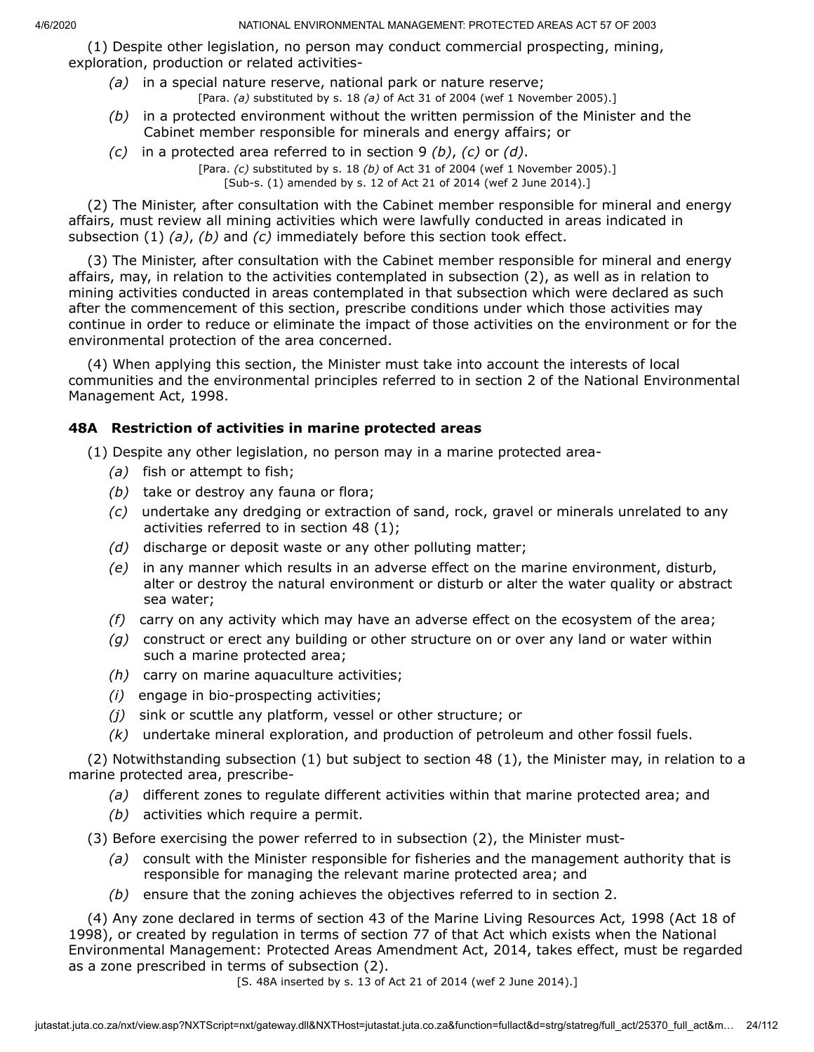(1) Despite other legislation, no person may conduct commercial prospecting, mining, exploration, production or related activities-

*(a)* in a special nature reserve, national park or nature reserve;

[Para. *(a)* substituted by s. 18 *(a)* of Act 31 of 2004 (wef 1 November 2005).]

*(b)* in a protected environment without the written permission of the Minister and the Cabinet member responsible for minerals and energy affairs; or

*(c)* in a protected area referred to in section 9 *(b)*, *(c)* or *(d)*.

[Para. *(c)* substituted by s. 18 *(b)* of Act 31 of 2004 (wef 1 November 2005).]

[Sub-s. (1) amended by s. 12 of Act 21 of 2014 (wef 2 June 2014).]

(2) The Minister, after consultation with the Cabinet member responsible for mineral and energy affairs, must review all mining activities which were lawfully conducted in areas indicated in subsection (1) *(a)*, *(b)* and *(c)* immediately before this section took effect.

(3) The Minister, after consultation with the Cabinet member responsible for mineral and energy affairs, may, in relation to the activities contemplated in subsection (2), as well as in relation to mining activities conducted in areas contemplated in that subsection which were declared as such after the commencement of this section, prescribe conditions under which those activities may continue in order to reduce or eliminate the impact of those activities on the environment or for the environmental protection of the area concerned.

(4) When applying this section, the Minister must take into account the interests of local communities and the environmental principles referred to in section 2 of the National Environmental Management Act, 1998.

### 48A Restriction of activities in marine protected areas

(1) Despite any other legislation, no person may in a marine protected area-

*(a)* fish or attempt to fish;

*(b)* take or destroy any fauna or flora;

*(c)* undertake any dredging or extraction of sand, rock, gravel or minerals unrelated to any activities referred to in section 48 (1);

*(d)* discharge or deposit waste or any other polluting matter;

*(e)* in any manner which results in an adverse effect on the marine environment, disturb, alter or destroy the natural environment or disturb or alter the water quality or abstract sea water;

*(f)* carry on any activity which may have an adverse effect on the ecosystem of the area;

*(g)* construct or erect any building or other structure on or over any land or water within such a marine protected area;

*(h)* carry on marine aquaculture activities;

*(i)* engage in bio-prospecting activities;

*(j)* sink or scuttle any platform, vessel or other structure; or

*(k)* undertake mineral exploration, and production of petroleum and other fossil fuels.

(2) Notwithstanding subsection (1) but subject to section 48 (1), the Minister may, in relation to a marine protected area, prescribe-

*(a)* different zones to regulate different activities within that marine protected area; and

*(b)* activities which require a permit.

(3) Before exercising the power referred to in subsection (2), the Minister must-

*(a)* consult with the Minister responsible for fisheries and the management authority that is responsible for managing the relevant marine protected area; and

*(b)* ensure that the zoning achieves the objectives referred to in section 2.

(4) Any zone declared in terms of section 43 of the Marine Living Resources Act, 1998 (Act 18 of 1998), or created by regulation in terms of section 77 of that Act which exists when the National Environmental Management: Protected Areas Amendment Act, 2014, takes effect, must be regarded as a zone prescribed in terms of subsection (2).

[S. 48A inserted by s. 13 of Act 21 of 2014 (wef 2 June 2014).]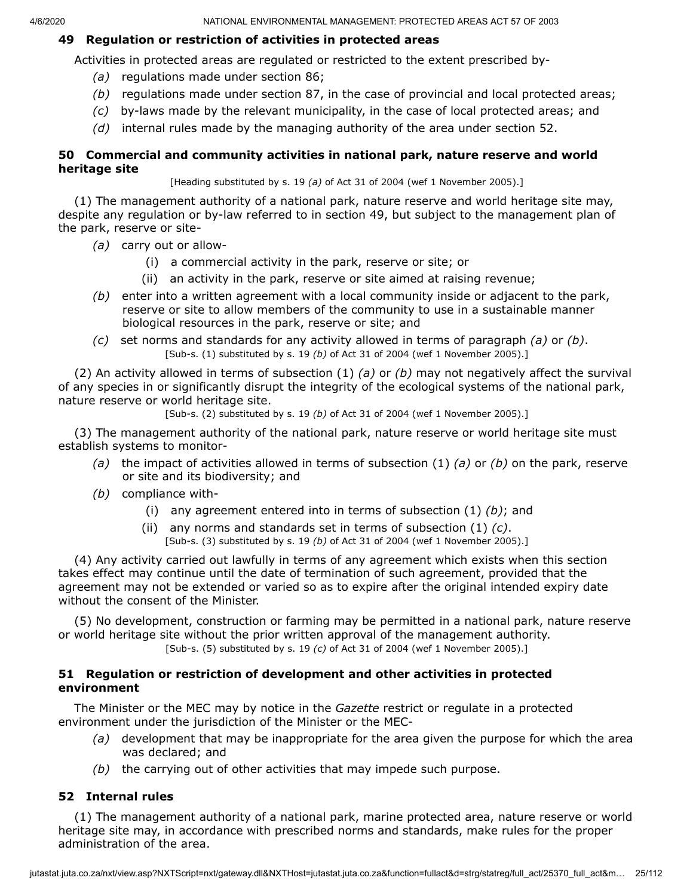### 49 Regulation or restriction of activities in protected areas

Activities in protected areas are regulated or restricted to the extent prescribed by-

*(a)* regulations made under section 86;

*(b)* regulations made under section 87, in the case of provincial and local protected areas;

*(c)* by-laws made by the relevant municipality, in the case of local protected areas; and

*(d)* internal rules made by the managing authority of the area under section 52.

### 50 Commercial and community activities in national park, nature reserve and world heritage site

[Heading substituted by s. 19 *(a)* of Act 31 of 2004 (wef 1 November 2005).]

(1) The management authority of a national park, nature reserve and world heritage site may, despite any regulation or by-law referred to in section 49, but subject to the management plan of the park, reserve or site-

*(a)* carry out or allow-

(i) a commercial activity in the park, reserve or site; or

(ii) an activity in the park, reserve or site aimed at raising revenue;

*(b)* enter into a written agreement with a local community inside or adjacent to the park, reserve or site to allow members of the community to use in a sustainable manner biological resources in the park, reserve or site; and

*(c)* set norms and standards for any activity allowed in terms of paragraph *(a)* or *(b)*.

[Sub-s. (1) substituted by s. 19 *(b)* of Act 31 of 2004 (wef 1 November 2005).]

(2) An activity allowed in terms of subsection (1) *(a)* or *(b)* may not negatively affect the survival of any species in or significantly disrupt the integrity of the ecological systems of the national park, nature reserve or world heritage site.

[Sub-s. (2) substituted by s. 19 *(b)* of Act 31 of 2004 (wef 1 November 2005).]

(3) The management authority of the national park, nature reserve or world heritage site must establish systems to monitor-

*(a)* the impact of activities allowed in terms of subsection (1) *(a)* or *(b)* on the park, reserve or site and its biodiversity; and

*(b)* compliance with-

(i) any agreement entered into in terms of subsection (1) *(b)*; and

(ii) any norms and standards set in terms of subsection (1) *(c)*.

[Sub-s. (3) substituted by s. 19 *(b)* of Act 31 of 2004 (wef 1 November 2005).]

(4) Any activity carried out lawfully in terms of any agreement which exists when this section takes effect may continue until the date of termination of such agreement, provided that the agreement may not be extended or varied so as to expire after the original intended expiry date without the consent of the Minister.

(5) No development, construction or farming may be permitted in a national park, nature reserve or world heritage site without the prior written approval of the management authority.

[Sub-s. (5) substituted by s. 19 *(c)* of Act 31 of 2004 (wef 1 November 2005).]

### 51 Regulation or restriction of development and other activities in protected environment

The Minister or the MEC may by notice in the *Gazette* restrict or regulate in a protected environment under the jurisdiction of the Minister or the MEC-

*(a)* development that may be inappropriate for the area given the purpose for which the area was declared; and

*(b)* the carrying out of other activities that may impede such purpose.

### 52 Internal rules

(1) The management authority of a national park, marine protected area, nature reserve or world heritage site may, in accordance with prescribed norms and standards, make rules for the proper administration of the area.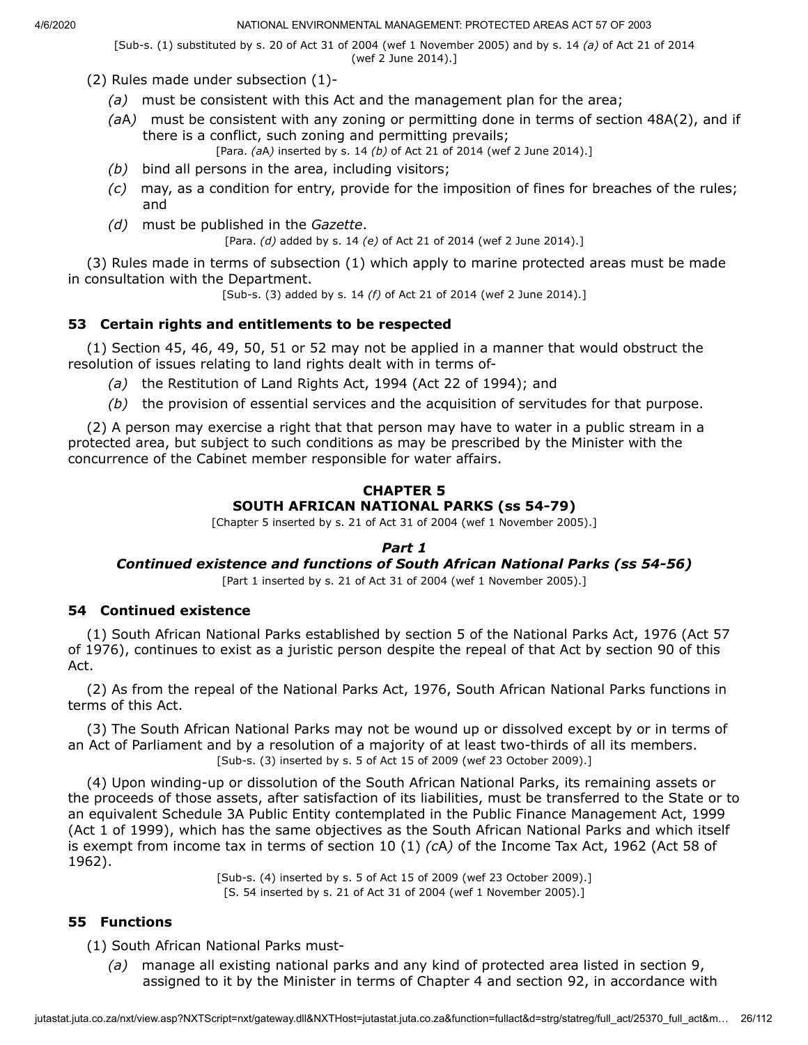[Sub-s. (1) substituted by s. 20 of Act 31 of 2004 (wef 1 November 2005) and by s. 14 *(a)* of Act 21 of 2014 (wef 2 June 2014).]

(2) Rules made under subsection (1)-

*(a)* must be consistent with this Act and the management plan for the area;

*(a*A*)* must be consistent with any zoning or permitting done in terms of section 48A(2), and if there is a conflict, such zoning and permitting prevails;

[Para. *(a*A*)* inserted by s. 14 *(b)* of Act 21 of 2014 (wef 2 June 2014).]

*(b)* bind all persons in the area, including visitors;

*(c)* may, as a condition for entry, provide for the imposition of fines for breaches of the rules; and

*(d)* must be published in the *Gazette*.

[Para. *(d)* added by s. 14 *(e)* of Act 21 of 2014 (wef 2 June 2014).]

(3) Rules made in terms of subsection (1) which apply to marine protected areas must be made in consultation with the Department.

[Sub-s. (3) added by s. 14 *(f)* of Act 21 of 2014 (wef 2 June 2014).]

### 53 Certain rights and entitlements to be respected

(1) Section 45, 46, 49, 50, 51 or 52 may not be applied in a manner that would obstruct the resolution of issues relating to land rights dealt with in terms of-

*(a)* the Restitution of Land Rights Act, 1994 (Act 22 of 1994); and

*(b)* the provision of essential services and the acquisition of servitudes for that purpose.

(2) A person may exercise a right that that person may have to water in a public stream in a protected area, but subject to such conditions as may be prescribed by the Minister with the concurrence of the Cabinet member responsible for water affairs.

## CHAPTER 5
## SOUTH AFRICAN NATIONAL PARKS (ss 54-79)

[Chapter 5 inserted by s. 21 of Act 31 of 2004 (wef 1 November 2005).]

### *Part 1*
### *Continued existence and functions of South African National Parks (ss 54-56)*

[Part 1 inserted by s. 21 of Act 31 of 2004 (wef 1 November 2005).]

### 54 Continued existence

(1) South African National Parks established by section 5 of the National Parks Act, 1976 (Act 57 of 1976), continues to exist as a juristic person despite the repeal of that Act by section 90 of this Act.

(2) As from the repeal of the National Parks Act, 1976, South African National Parks functions in terms of this Act.

(3) The South African National Parks may not be wound up or dissolved except by or in terms of an Act of Parliament and by a resolution of a majority of at least two-thirds of all its members.

[Sub-s. (3) inserted by s. 5 of Act 15 of 2009 (wef 23 October 2009).]

(4) Upon winding-up or dissolution of the South African National Parks, its remaining assets or the proceeds of those assets, after satisfaction of its liabilities, must be transferred to the State or to an equivalent Schedule 3A Public Entity contemplated in the Public Finance Management Act, 1999 (Act 1 of 1999), which has the same objectives as the South African National Parks and which itself is exempt from income tax in terms of section 10 (1) *(c*A*)* of the Income Tax Act, 1962 (Act 58 of 1962).

[Sub-s. (4) inserted by s. 5 of Act 15 of 2009 (wef 23 October 2009).]
[S. 54 inserted by s. 21 of Act 31 of 2004 (wef 1 November 2005).]

### 55 Functions

(1) South African National Parks must-

*(a)* manage all existing national parks and any kind of protected area listed in section 9, assigned to it by the Minister in terms of Chapter 4 and section 92, in accordance with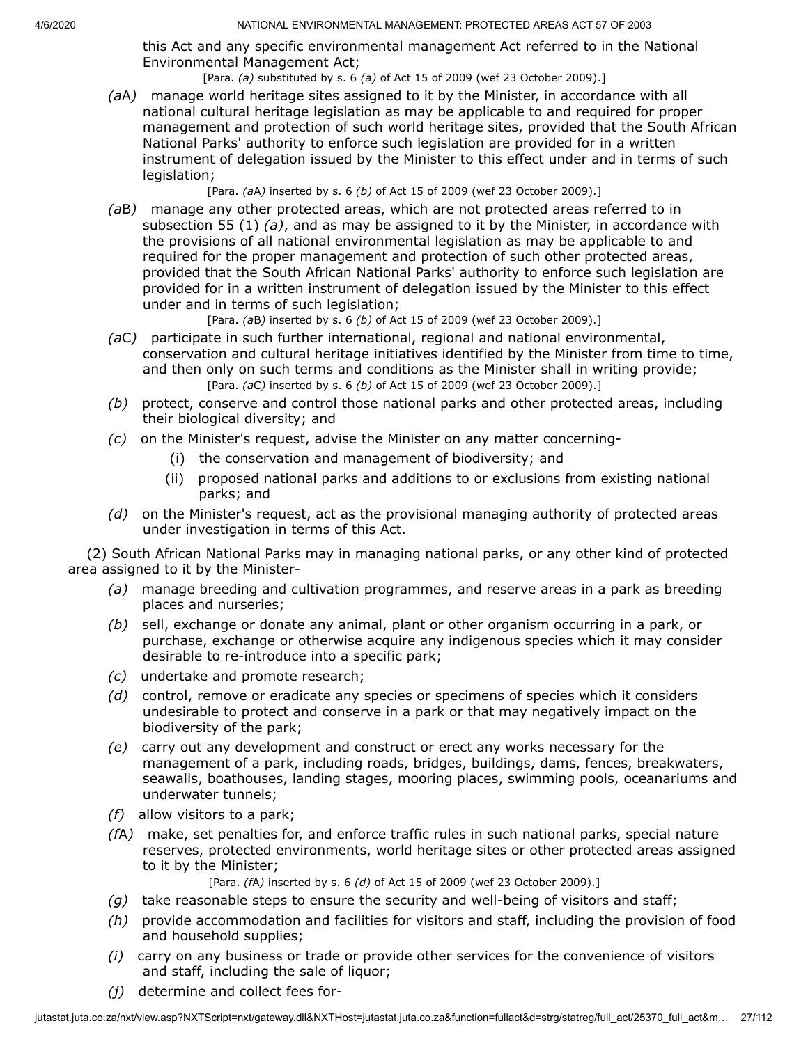this Act and any specific environmental management Act referred to in the National Environmental Management Act;

[Para. *(a)* substituted by s. 6 *(a)* of Act 15 of 2009 (wef 23 October 2009).]

*(a*A*)* manage world heritage sites assigned to it by the Minister, in accordance with all national cultural heritage legislation as may be applicable to and required for proper management and protection of such world heritage sites, provided that the South African National Parks' authority to enforce such legislation are provided for in a written instrument of delegation issued by the Minister to this effect under and in terms of such legislation;

[Para. *(a*A*)* inserted by s. 6 *(b)* of Act 15 of 2009 (wef 23 October 2009).]

*(a*B*)* manage any other protected areas, which are not protected areas referred to in subsection 55 (1) *(a)*, and as may be assigned to it by the Minister, in accordance with the provisions of all national environmental legislation as may be applicable to and required for the proper management and protection of such other protected areas, provided that the South African National Parks' authority to enforce such legislation are provided for in a written instrument of delegation issued by the Minister to this effect under and in terms of such legislation;

[Para. *(a*B*)* inserted by s. 6 *(b)* of Act 15 of 2009 (wef 23 October 2009).]

*(a*C*)* participate in such further international, regional and national environmental, conservation and cultural heritage initiatives identified by the Minister from time to time, and then only on such terms and conditions as the Minister shall in writing provide;

[Para. *(a*C*)* inserted by s. 6 *(b)* of Act 15 of 2009 (wef 23 October 2009).]

*(b)* protect, conserve and control those national parks and other protected areas, including their biological diversity; and

*(c)* on the Minister's request, advise the Minister on any matter concerning-

(i) the conservation and management of biodiversity; and

(ii) proposed national parks and additions to or exclusions from existing national parks; and

*(d)* on the Minister's request, act as the provisional managing authority of protected areas under investigation in terms of this Act.

(2) South African National Parks may in managing national parks, or any other kind of protected area assigned to it by the Minister-

*(a)* manage breeding and cultivation programmes, and reserve areas in a park as breeding places and nurseries;

*(b)* sell, exchange or donate any animal, plant or other organism occurring in a park, or purchase, exchange or otherwise acquire any indigenous species which it may consider desirable to re-introduce into a specific park;

*(c)* undertake and promote research;

*(d)* control, remove or eradicate any species or specimens of species which it considers undesirable to protect and conserve in a park or that may negatively impact on the biodiversity of the park;

*(e)* carry out any development and construct or erect any works necessary for the management of a park, including roads, bridges, buildings, dams, fences, breakwaters, seawalls, boathouses, landing stages, mooring places, swimming pools, oceanariums and underwater tunnels;

*(f)* allow visitors to a park;

*(f*A*)* make, set penalties for, and enforce traffic rules in such national parks, special nature reserves, protected environments, world heritage sites or other protected areas assigned to it by the Minister;

[Para. *(f*A*)* inserted by s. 6 *(d)* of Act 15 of 2009 (wef 23 October 2009).]

*(g)* take reasonable steps to ensure the security and well-being of visitors and staff;

*(h)* provide accommodation and facilities for visitors and staff, including the provision of food and household supplies;

*(i)* carry on any business or trade or provide other services for the convenience of visitors and staff, including the sale of liquor;

*(j)* determine and collect fees for-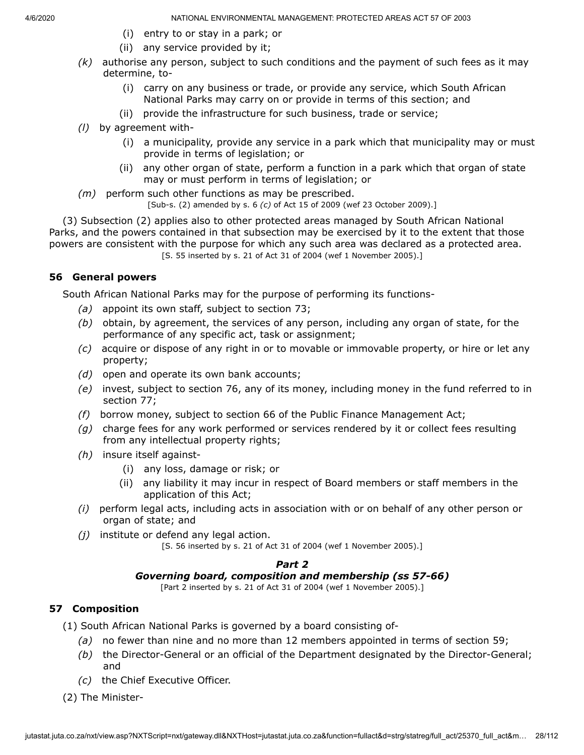(i) entry to or stay in a park; or

(ii) any service provided by it;

*(k)* authorise any person, subject to such conditions and the payment of such fees as it may determine, to-

(i) carry on any business or trade, or provide any service, which South African National Parks may carry on or provide in terms of this section; and

(ii) provide the infrastructure for such business, trade or service;

*(l)* by agreement with-

(i) a municipality, provide any service in a park which that municipality may or must provide in terms of legislation; or

(ii) any other organ of state, perform a function in a park which that organ of state may or must perform in terms of legislation; or

*(m)* perform such other functions as may be prescribed.

[Sub-s. (2) amended by s. 6 *(c)* of Act 15 of 2009 (wef 23 October 2009).]

(3) Subsection (2) applies also to other protected areas managed by South African National Parks, and the powers contained in that subsection may be exercised by it to the extent that those powers are consistent with the purpose for which any such area was declared as a protected area.

[S. 55 inserted by s. 21 of Act 31 of 2004 (wef 1 November 2005).]

### 56 General powers

South African National Parks may for the purpose of performing its functions-

*(a)* appoint its own staff, subject to section 73;

*(b)* obtain, by agreement, the services of any person, including any organ of state, for the performance of any specific act, task or assignment;

*(c)* acquire or dispose of any right in or to movable or immovable property, or hire or let any property;

*(d)* open and operate its own bank accounts;

*(e)* invest, subject to section 76, any of its money, including money in the fund referred to in section 77;

*(f)* borrow money, subject to section 66 of the Public Finance Management Act;

*(g)* charge fees for any work performed or services rendered by it or collect fees resulting from any intellectual property rights;

*(h)* insure itself against-

(i) any loss, damage or risk; or

(ii) any liability it may incur in respect of Board members or staff members in the application of this Act;

*(i)* perform legal acts, including acts in association with or on behalf of any other person or organ of state; and

*(j)* institute or defend any legal action.

[S. 56 inserted by s. 21 of Act 31 of 2004 (wef 1 November 2005).]

## *Part 2*
## *Governing board, composition and membership (ss 57-66)*

[Part 2 inserted by s. 21 of Act 31 of 2004 (wef 1 November 2005).]

### 57 Composition

(1) South African National Parks is governed by a board consisting of-

*(a)* no fewer than nine and no more than 12 members appointed in terms of section 59;

*(b)* the Director-General or an official of the Department designated by the Director-General; and

*(c)* the Chief Executive Officer.

(2) The Minister-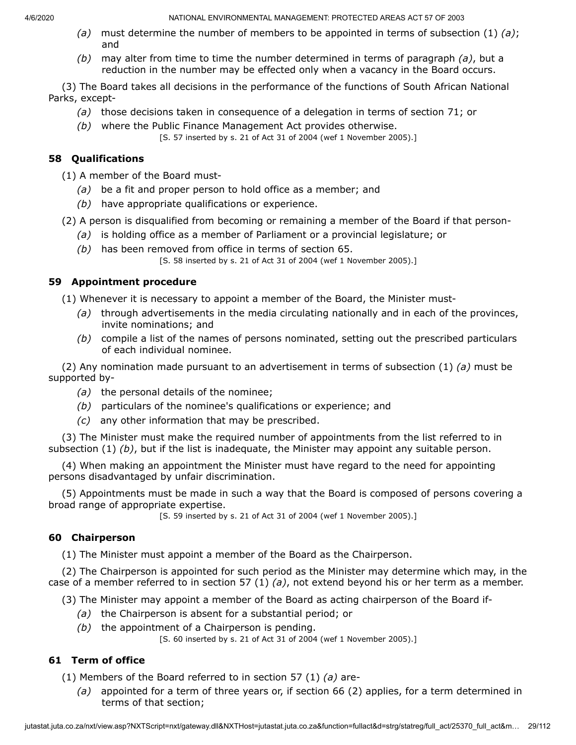*(a)* must determine the number of members to be appointed in terms of subsection (1) *(a)*; and

*(b)* may alter from time to time the number determined in terms of paragraph *(a)*, but a reduction in the number may be effected only when a vacancy in the Board occurs.

(3) The Board takes all decisions in the performance of the functions of South African National Parks, except-

*(a)* those decisions taken in consequence of a delegation in terms of section 71; or

*(b)* where the Public Finance Management Act provides otherwise.

[S. 57 inserted by s. 21 of Act 31 of 2004 (wef 1 November 2005).]

### 58 Qualifications

(1) A member of the Board must-

*(a)* be a fit and proper person to hold office as a member; and

*(b)* have appropriate qualifications or experience.

(2) A person is disqualified from becoming or remaining a member of the Board if that person-

*(a)* is holding office as a member of Parliament or a provincial legislature; or

*(b)* has been removed from office in terms of section 65.

[S. 58 inserted by s. 21 of Act 31 of 2004 (wef 1 November 2005).]

### 59 Appointment procedure

(1) Whenever it is necessary to appoint a member of the Board, the Minister must-

*(a)* through advertisements in the media circulating nationally and in each of the provinces, invite nominations; and

*(b)* compile a list of the names of persons nominated, setting out the prescribed particulars of each individual nominee.

(2) Any nomination made pursuant to an advertisement in terms of subsection (1) *(a)* must be supported by-

*(a)* the personal details of the nominee;

*(b)* particulars of the nominee's qualifications or experience; and

*(c)* any other information that may be prescribed.

(3) The Minister must make the required number of appointments from the list referred to in subsection (1) *(b)*, but if the list is inadequate, the Minister may appoint any suitable person.

(4) When making an appointment the Minister must have regard to the need for appointing persons disadvantaged by unfair discrimination.

(5) Appointments must be made in such a way that the Board is composed of persons covering a broad range of appropriate expertise.

[S. 59 inserted by s. 21 of Act 31 of 2004 (wef 1 November 2005).]

### 60 Chairperson

(1) The Minister must appoint a member of the Board as the Chairperson.

(2) The Chairperson is appointed for such period as the Minister may determine which may, in the case of a member referred to in section 57 (1) *(a)*, not extend beyond his or her term as a member.

(3) The Minister may appoint a member of the Board as acting chairperson of the Board if-

*(a)* the Chairperson is absent for a substantial period; or

*(b)* the appointment of a Chairperson is pending.

[S. 60 inserted by s. 21 of Act 31 of 2004 (wef 1 November 2005).]

### 61 Term of office

(1) Members of the Board referred to in section 57 (1) *(a)* are-

*(a)* appointed for a term of three years or, if section 66 (2) applies, for a term determined in terms of that section;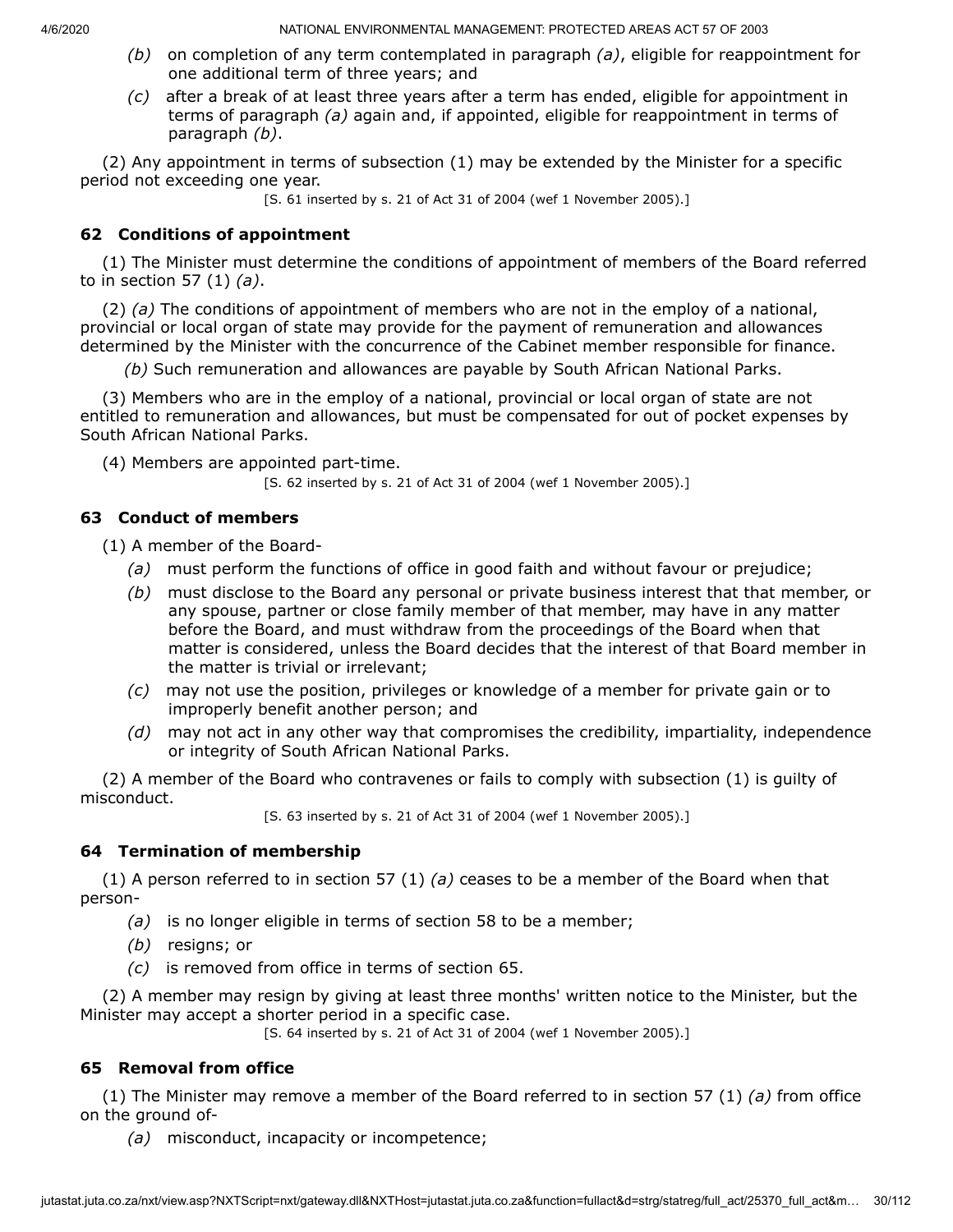*(b)* on completion of any term contemplated in paragraph *(a)*, eligible for reappointment for one additional term of three years; and

*(c)* after a break of at least three years after a term has ended, eligible for appointment in terms of paragraph *(a)* again and, if appointed, eligible for reappointment in terms of paragraph *(b)*.

(2) Any appointment in terms of subsection (1) may be extended by the Minister for a specific period not exceeding one year.

[S. 61 inserted by s. 21 of Act 31 of 2004 (wef 1 November 2005).]

### 62 Conditions of appointment

(1) The Minister must determine the conditions of appointment of members of the Board referred to in section 57 (1) *(a)*.

(2) *(a)* The conditions of appointment of members who are not in the employ of a national, provincial or local organ of state may provide for the payment of remuneration and allowances determined by the Minister with the concurrence of the Cabinet member responsible for finance.

*(b)* Such remuneration and allowances are payable by South African National Parks.

(3) Members who are in the employ of a national, provincial or local organ of state are not entitled to remuneration and allowances, but must be compensated for out of pocket expenses by South African National Parks.

(4) Members are appointed part-time.

[S. 62 inserted by s. 21 of Act 31 of 2004 (wef 1 November 2005).]

### 63 Conduct of members

(1) A member of the Board-

*(a)* must perform the functions of office in good faith and without favour or prejudice;

*(b)* must disclose to the Board any personal or private business interest that that member, or any spouse, partner or close family member of that member, may have in any matter before the Board, and must withdraw from the proceedings of the Board when that matter is considered, unless the Board decides that the interest of that Board member in the matter is trivial or irrelevant;

*(c)* may not use the position, privileges or knowledge of a member for private gain or to improperly benefit another person; and

*(d)* may not act in any other way that compromises the credibility, impartiality, independence or integrity of South African National Parks.

(2) A member of the Board who contravenes or fails to comply with subsection (1) is guilty of misconduct.

[S. 63 inserted by s. 21 of Act 31 of 2004 (wef 1 November 2005).]

### 64 Termination of membership

(1) A person referred to in section 57 (1) *(a)* ceases to be a member of the Board when that person-

*(a)* is no longer eligible in terms of section 58 to be a member;

*(b)* resigns; or

*(c)* is removed from office in terms of section 65.

(2) A member may resign by giving at least three months' written notice to the Minister, but the Minister may accept a shorter period in a specific case.

[S. 64 inserted by s. 21 of Act 31 of 2004 (wef 1 November 2005).]

### 65 Removal from office

(1) The Minister may remove a member of the Board referred to in section 57 (1) *(a)* from office on the ground of-

*(a)* misconduct, incapacity or incompetence;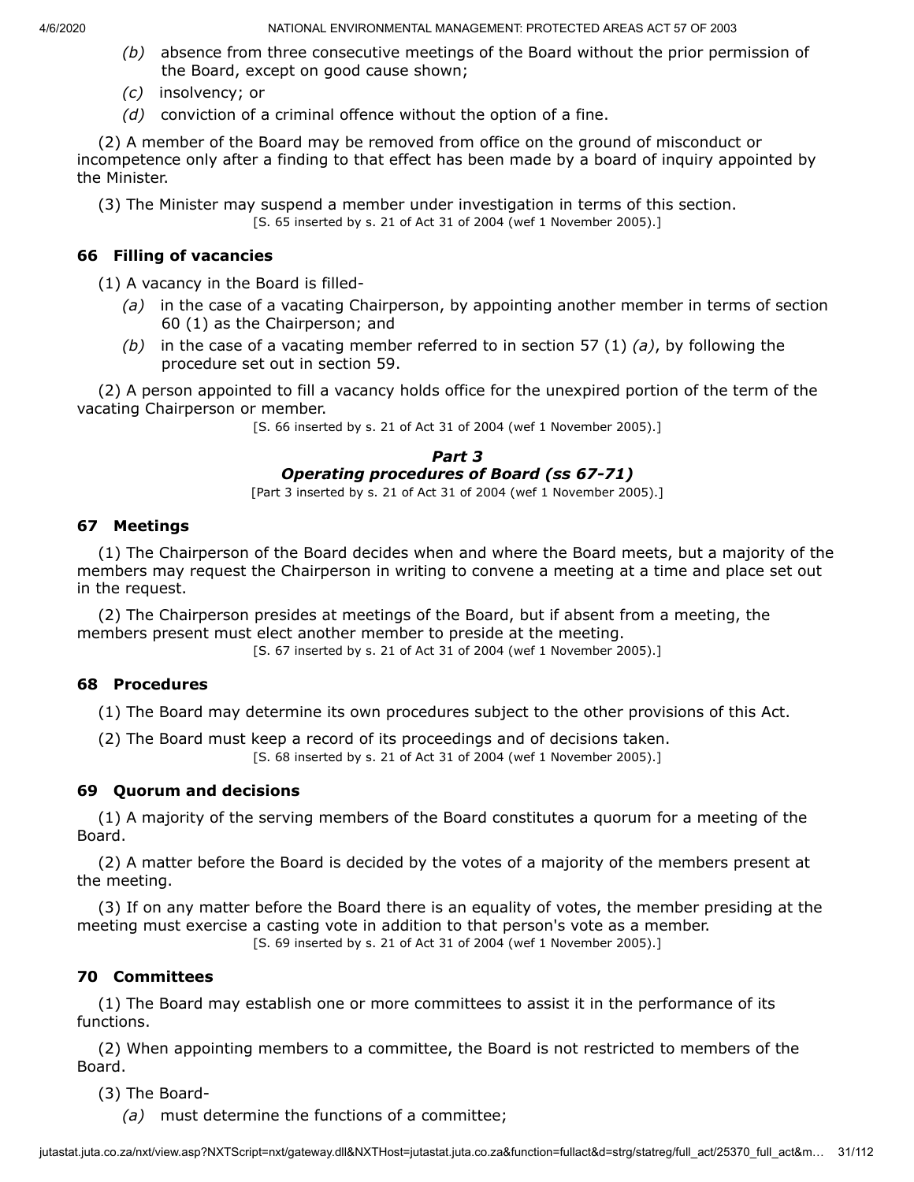(*b*) absence from three consecutive meetings of the Board without the prior permission of the Board, except on good cause shown;

(*c*) insolvency; or

(*d*) conviction of a criminal offence without the option of a fine.

(2) A member of the Board may be removed from office on the ground of misconduct or incompetence only after a finding to that effect has been made by a board of inquiry appointed by the Minister.

(3) The Minister may suspend a member under investigation in terms of this section.

[S. 65 inserted by s. 21 of Act 31 of 2004 (wef 1 November 2005).]

### 66 Filling of vacancies

(1) A vacancy in the Board is filled-

(*a*) in the case of a vacating Chairperson, by appointing another member in terms of section 60 (1) as the Chairperson; and

(*b*) in the case of a vacating member referred to in section 57 (1) (*a*), by following the procedure set out in section 59.

(2) A person appointed to fill a vacancy holds office for the unexpired portion of the term of the vacating Chairperson or member.

[S. 66 inserted by s. 21 of Act 31 of 2004 (wef 1 November 2005).]

## *Part 3*
## *Operating procedures of Board (ss 67-71)*

[Part 3 inserted by s. 21 of Act 31 of 2004 (wef 1 November 2005).]

### 67 Meetings

(1) The Chairperson of the Board decides when and where the Board meets, but a majority of the members may request the Chairperson in writing to convene a meeting at a time and place set out in the request.

(2) The Chairperson presides at meetings of the Board, but if absent from a meeting, the members present must elect another member to preside at the meeting.

[S. 67 inserted by s. 21 of Act 31 of 2004 (wef 1 November 2005).]

### 68 Procedures

(1) The Board may determine its own procedures subject to the other provisions of this Act.

(2) The Board must keep a record of its proceedings and of decisions taken.

[S. 68 inserted by s. 21 of Act 31 of 2004 (wef 1 November 2005).]

### 69 Quorum and decisions

(1) A majority of the serving members of the Board constitutes a quorum for a meeting of the Board.

(2) A matter before the Board is decided by the votes of a majority of the members present at the meeting.

(3) If on any matter before the Board there is an equality of votes, the member presiding at the meeting must exercise a casting vote in addition to that person's vote as a member.

[S. 69 inserted by s. 21 of Act 31 of 2004 (wef 1 November 2005).]

### 70 Committees

(1) The Board may establish one or more committees to assist it in the performance of its functions.

(2) When appointing members to a committee, the Board is not restricted to members of the Board.

(3) The Board-

(*a*) must determine the functions of a committee;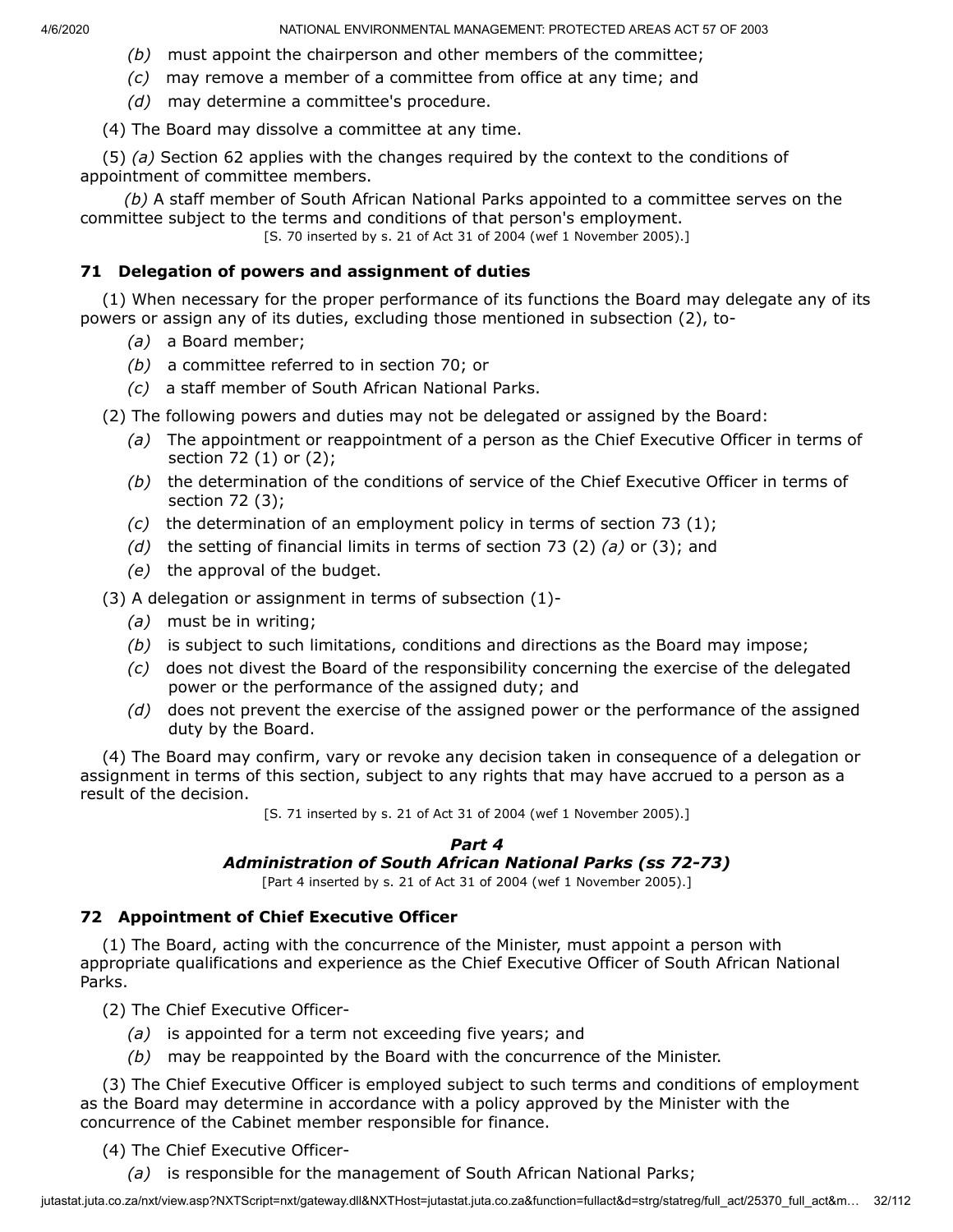*(b)* must appoint the chairperson and other members of the committee;

*(c)* may remove a member of a committee from office at any time; and

*(d)* may determine a committee's procedure.

(4) The Board may dissolve a committee at any time.

(5) *(a)* Section 62 applies with the changes required by the context to the conditions of appointment of committee members.

*(b)* A staff member of South African National Parks appointed to a committee serves on the committee subject to the terms and conditions of that person's employment.

[S. 70 inserted by s. 21 of Act 31 of 2004 (wef 1 November 2005).]

### 71 Delegation of powers and assignment of duties

(1) When necessary for the proper performance of its functions the Board may delegate any of its powers or assign any of its duties, excluding those mentioned in subsection (2), to-

*(a)* a Board member;

*(b)* a committee referred to in section 70; or

*(c)* a staff member of South African National Parks.

(2) The following powers and duties may not be delegated or assigned by the Board:

*(a)* The appointment or reappointment of a person as the Chief Executive Officer in terms of section 72 (1) or (2);

*(b)* the determination of the conditions of service of the Chief Executive Officer in terms of section 72 (3);

*(c)* the determination of an employment policy in terms of section 73 (1);

*(d)* the setting of financial limits in terms of section 73 (2) *(a)* or (3); and

*(e)* the approval of the budget.

(3) A delegation or assignment in terms of subsection (1)-

*(a)* must be in writing;

*(b)* is subject to such limitations, conditions and directions as the Board may impose;

*(c)* does not divest the Board of the responsibility concerning the exercise of the delegated power or the performance of the assigned duty; and

*(d)* does not prevent the exercise of the assigned power or the performance of the assigned duty by the Board.

(4) The Board may confirm, vary or revoke any decision taken in consequence of a delegation or assignment in terms of this section, subject to any rights that may have accrued to a person as a result of the decision.

[S. 71 inserted by s. 21 of Act 31 of 2004 (wef 1 November 2005).]

## *Part 4*
## *Administration of South African National Parks (ss 72-73)*

[Part 4 inserted by s. 21 of Act 31 of 2004 (wef 1 November 2005).]

### 72 Appointment of Chief Executive Officer

(1) The Board, acting with the concurrence of the Minister, must appoint a person with appropriate qualifications and experience as the Chief Executive Officer of South African National Parks.

(2) The Chief Executive Officer-

*(a)* is appointed for a term not exceeding five years; and

*(b)* may be reappointed by the Board with the concurrence of the Minister.

(3) The Chief Executive Officer is employed subject to such terms and conditions of employment as the Board may determine in accordance with a policy approved by the Minister with the concurrence of the Cabinet member responsible for finance.

(4) The Chief Executive Officer-

*(a)* is responsible for the management of South African National Parks;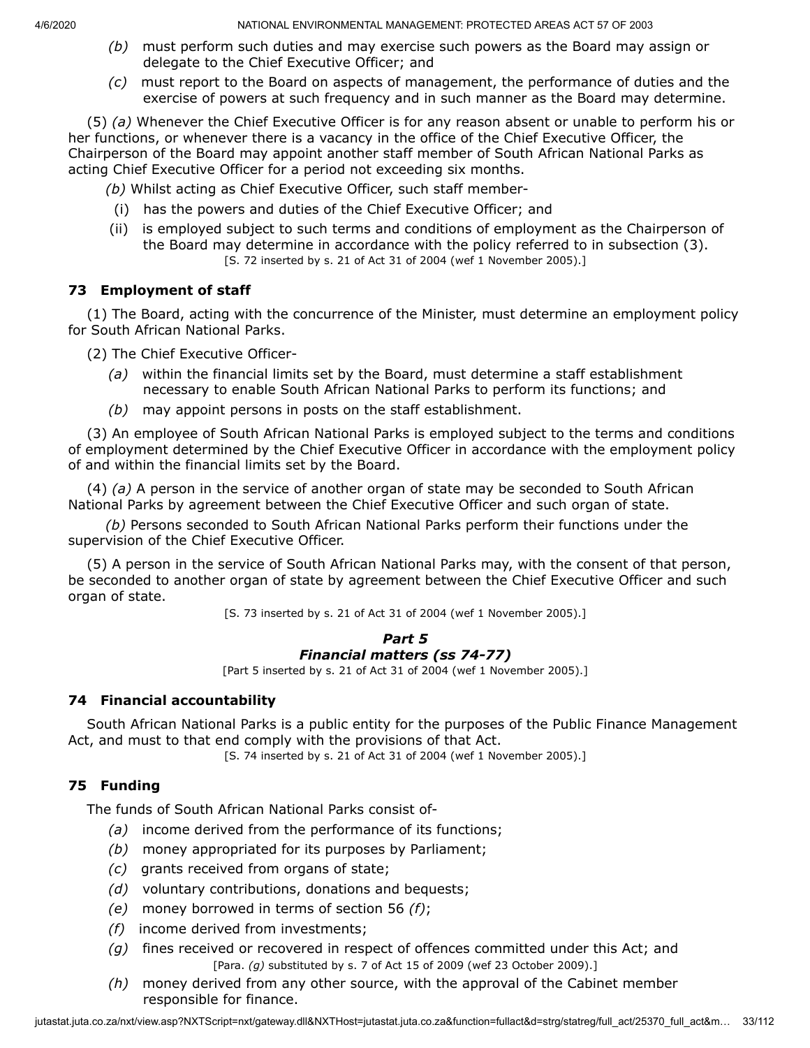*(b)* must perform such duties and may exercise such powers as the Board may assign or delegate to the Chief Executive Officer; and

*(c)* must report to the Board on aspects of management, the performance of duties and the exercise of powers at such frequency and in such manner as the Board may determine.

(5) *(a)* Whenever the Chief Executive Officer is for any reason absent or unable to perform his or her functions, or whenever there is a vacancy in the office of the Chief Executive Officer, the Chairperson of the Board may appoint another staff member of South African National Parks as acting Chief Executive Officer for a period not exceeding six months.

*(b)* Whilst acting as Chief Executive Officer, such staff member-

(i) has the powers and duties of the Chief Executive Officer; and

(ii) is employed subject to such terms and conditions of employment as the Chairperson of the Board may determine in accordance with the policy referred to in subsection (3).

[S. 72 inserted by s. 21 of Act 31 of 2004 (wef 1 November 2005).]

### 73 Employment of staff

(1) The Board, acting with the concurrence of the Minister, must determine an employment policy for South African National Parks.

(2) The Chief Executive Officer-

*(a)* within the financial limits set by the Board, must determine a staff establishment necessary to enable South African National Parks to perform its functions; and

*(b)* may appoint persons in posts on the staff establishment.

(3) An employee of South African National Parks is employed subject to the terms and conditions of employment determined by the Chief Executive Officer in accordance with the employment policy of and within the financial limits set by the Board.

(4) *(a)* A person in the service of another organ of state may be seconded to South African National Parks by agreement between the Chief Executive Officer and such organ of state.

*(b)* Persons seconded to South African National Parks perform their functions under the supervision of the Chief Executive Officer.

(5) A person in the service of South African National Parks may, with the consent of that person, be seconded to another organ of state by agreement between the Chief Executive Officer and such organ of state.

[S. 73 inserted by s. 21 of Act 31 of 2004 (wef 1 November 2005).]

## *Part 5*
## *Financial matters (ss 74-77)*

[Part 5 inserted by s. 21 of Act 31 of 2004 (wef 1 November 2005).]

### 74 Financial accountability

South African National Parks is a public entity for the purposes of the Public Finance Management Act, and must to that end comply with the provisions of that Act.

[S. 74 inserted by s. 21 of Act 31 of 2004 (wef 1 November 2005).]

### 75 Funding

The funds of South African National Parks consist of-

*(a)* income derived from the performance of its functions;

*(b)* money appropriated for its purposes by Parliament;

*(c)* grants received from organs of state;

*(d)* voluntary contributions, donations and bequests;

*(e)* money borrowed in terms of section 56 *(f)*;

*(f)* income derived from investments;

*(g)* fines received or recovered in respect of offences committed under this Act; and

[Para. *(g)* substituted by s. 7 of Act 15 of 2009 (wef 23 October 2009).]

*(h)* money derived from any other source, with the approval of the Cabinet member responsible for finance.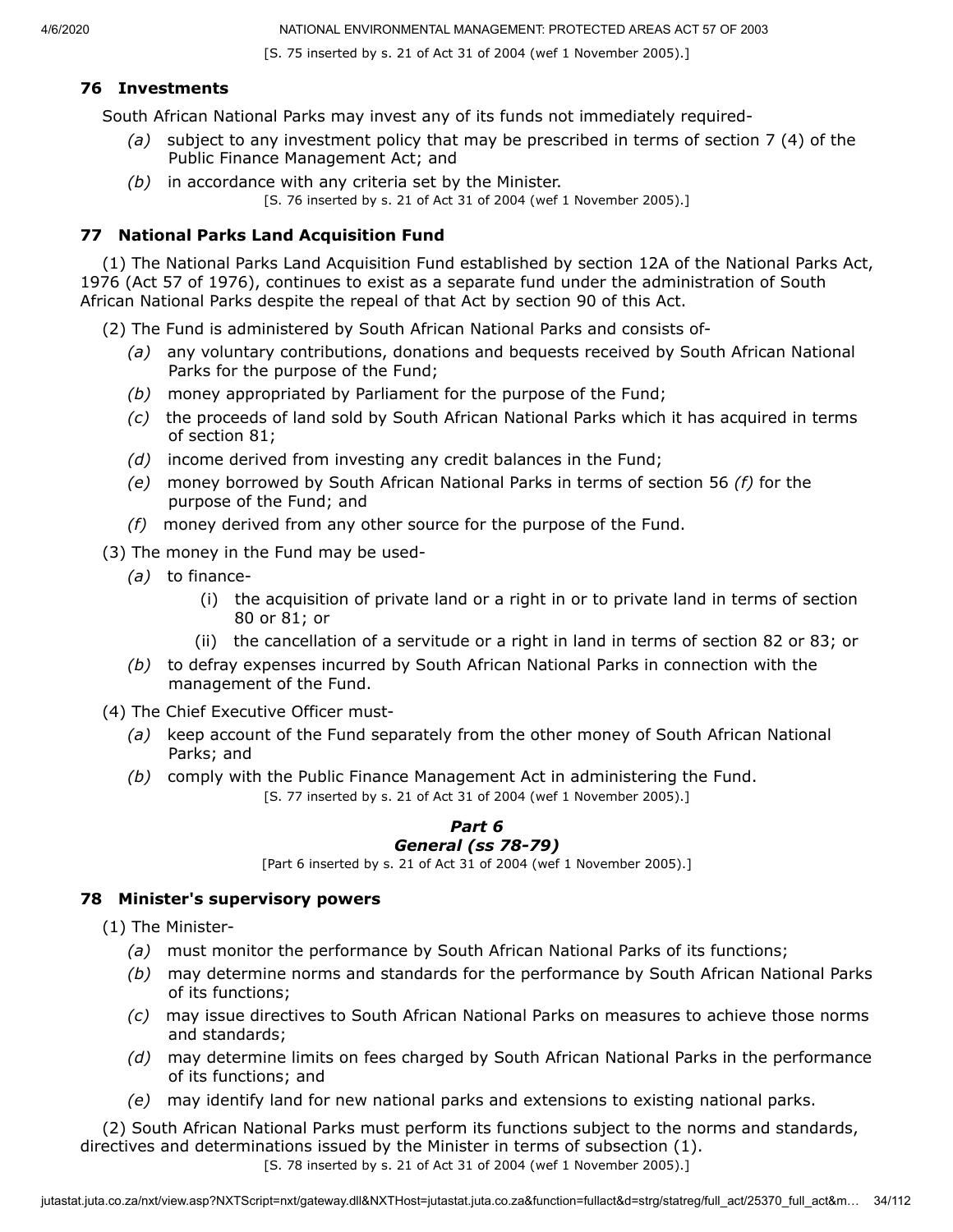[S. 75 inserted by s. 21 of Act 31 of 2004 (wef 1 November 2005).]

### 76 Investments

South African National Parks may invest any of its funds not immediately required-

*(a)* subject to any investment policy that may be prescribed in terms of section 7 (4) of the Public Finance Management Act; and

*(b)* in accordance with any criteria set by the Minister.

[S. 76 inserted by s. 21 of Act 31 of 2004 (wef 1 November 2005).]

### 77 National Parks Land Acquisition Fund

(1) The National Parks Land Acquisition Fund established by section 12A of the National Parks Act, 1976 (Act 57 of 1976), continues to exist as a separate fund under the administration of South African National Parks despite the repeal of that Act by section 90 of this Act.

(2) The Fund is administered by South African National Parks and consists of-

*(a)* any voluntary contributions, donations and bequests received by South African National Parks for the purpose of the Fund;

*(b)* money appropriated by Parliament for the purpose of the Fund;

*(c)* the proceeds of land sold by South African National Parks which it has acquired in terms of section 81;

*(d)* income derived from investing any credit balances in the Fund;

*(e)* money borrowed by South African National Parks in terms of section 56 *(f)* for the purpose of the Fund; and

*(f)* money derived from any other source for the purpose of the Fund.

(3) The money in the Fund may be used-

*(a)* to finance-

(i) the acquisition of private land or a right in or to private land in terms of section 80 or 81; or

(ii) the cancellation of a servitude or a right in land in terms of section 82 or 83; or

*(b)* to defray expenses incurred by South African National Parks in connection with the management of the Fund.

(4) The Chief Executive Officer must-

*(a)* keep account of the Fund separately from the other money of South African National Parks; and

*(b)* comply with the Public Finance Management Act in administering the Fund.

[S. 77 inserted by s. 21 of Act 31 of 2004 (wef 1 November 2005).]

## *Part 6*
## *General (ss 78-79)*

[Part 6 inserted by s. 21 of Act 31 of 2004 (wef 1 November 2005).]

### 78 Minister's supervisory powers

(1) The Minister-

*(a)* must monitor the performance by South African National Parks of its functions;

*(b)* may determine norms and standards for the performance by South African National Parks of its functions;

*(c)* may issue directives to South African National Parks on measures to achieve those norms and standards;

*(d)* may determine limits on fees charged by South African National Parks in the performance of its functions; and

*(e)* may identify land for new national parks and extensions to existing national parks.

(2) South African National Parks must perform its functions subject to the norms and standards, directives and determinations issued by the Minister in terms of subsection (1).

[S. 78 inserted by s. 21 of Act 31 of 2004 (wef 1 November 2005).]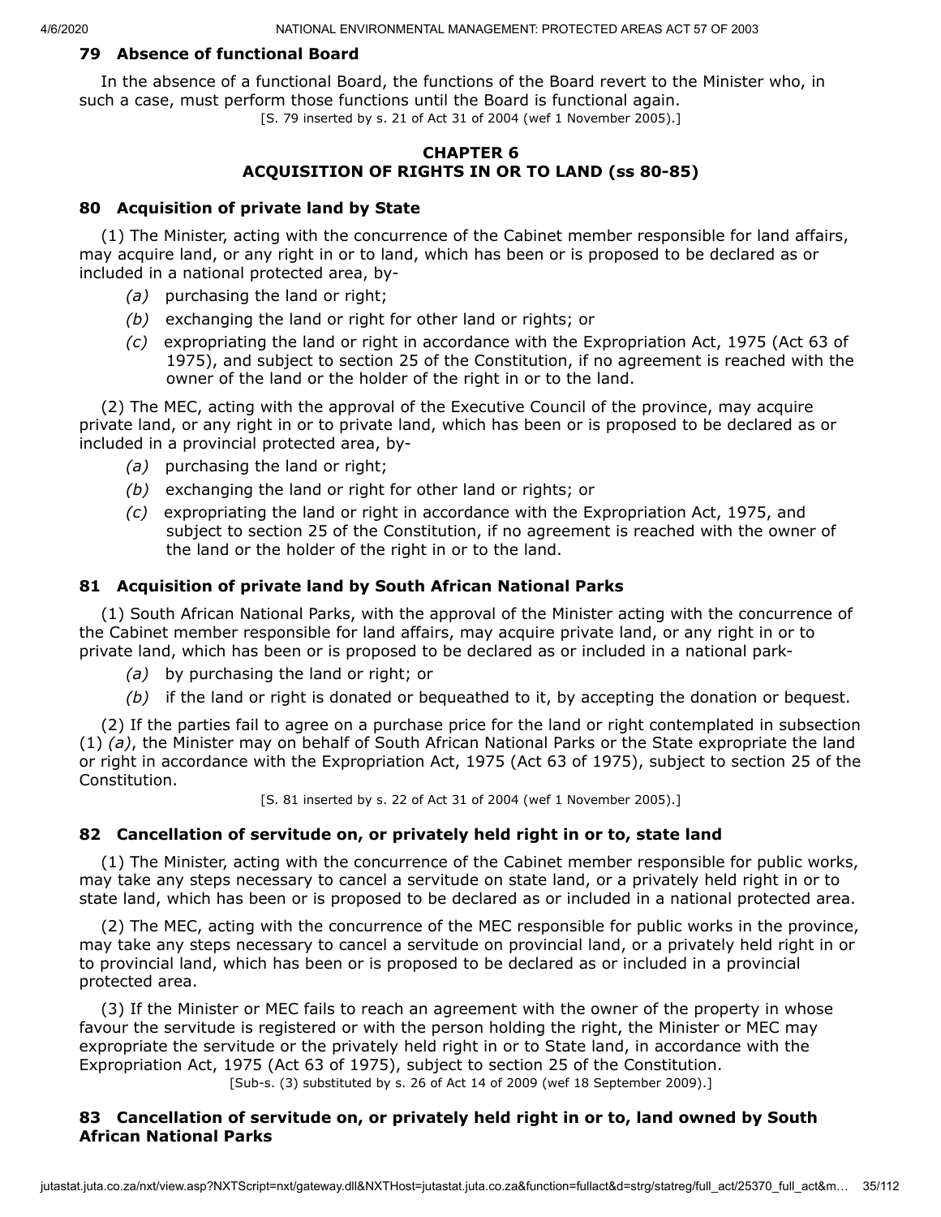### 79 Absence of functional Board

In the absence of a functional Board, the functions of the Board revert to the Minister who, in such a case, must perform those functions until the Board is functional again.

[S. 79 inserted by s. 21 of Act 31 of 2004 (wef 1 November 2005).]

## CHAPTER 6
## ACQUISITION OF RIGHTS IN OR TO LAND (ss 80-85)

### 80 Acquisition of private land by State

(1) The Minister, acting with the concurrence of the Cabinet member responsible for land affairs, may acquire land, or any right in or to land, which has been or is proposed to be declared as or included in a national protected area, by-

*(a)* purchasing the land or right;

*(b)* exchanging the land or right for other land or rights; or

*(c)* expropriating the land or right in accordance with the Expropriation Act, 1975 (Act 63 of 1975), and subject to section 25 of the Constitution, if no agreement is reached with the owner of the land or the holder of the right in or to the land.

(2) The MEC, acting with the approval of the Executive Council of the province, may acquire private land, or any right in or to private land, which has been or is proposed to be declared as or included in a provincial protected area, by-

*(a)* purchasing the land or right;

*(b)* exchanging the land or right for other land or rights; or

*(c)* expropriating the land or right in accordance with the Expropriation Act, 1975, and subject to section 25 of the Constitution, if no agreement is reached with the owner of the land or the holder of the right in or to the land.

### 81 Acquisition of private land by South African National Parks

(1) South African National Parks, with the approval of the Minister acting with the concurrence of the Cabinet member responsible for land affairs, may acquire private land, or any right in or to private land, which has been or is proposed to be declared as or included in a national park-

*(a)* by purchasing the land or right; or

*(b)* if the land or right is donated or bequeathed to it, by accepting the donation or bequest.

(2) If the parties fail to agree on a purchase price for the land or right contemplated in subsection (1) *(a)*, the Minister may on behalf of South African National Parks or the State expropriate the land or right in accordance with the Expropriation Act, 1975 (Act 63 of 1975), subject to section 25 of the Constitution.

[S. 81 inserted by s. 22 of Act 31 of 2004 (wef 1 November 2005).]

### 82 Cancellation of servitude on, or privately held right in or to, state land

(1) The Minister, acting with the concurrence of the Cabinet member responsible for public works, may take any steps necessary to cancel a servitude on state land, or a privately held right in or to state land, which has been or is proposed to be declared as or included in a national protected area.

(2) The MEC, acting with the concurrence of the MEC responsible for public works in the province, may take any steps necessary to cancel a servitude on provincial land, or a privately held right in or to provincial land, which has been or is proposed to be declared as or included in a provincial protected area.

(3) If the Minister or MEC fails to reach an agreement with the owner of the property in whose favour the servitude is registered or with the person holding the right, the Minister or MEC may expropriate the servitude or the privately held right in or to State land, in accordance with the Expropriation Act, 1975 (Act 63 of 1975), subject to section 25 of the Constitution.

[Sub-s. (3) substituted by s. 26 of Act 14 of 2009 (wef 18 September 2009).]

### 83 Cancellation of servitude on, or privately held right in or to, land owned by South African National Parks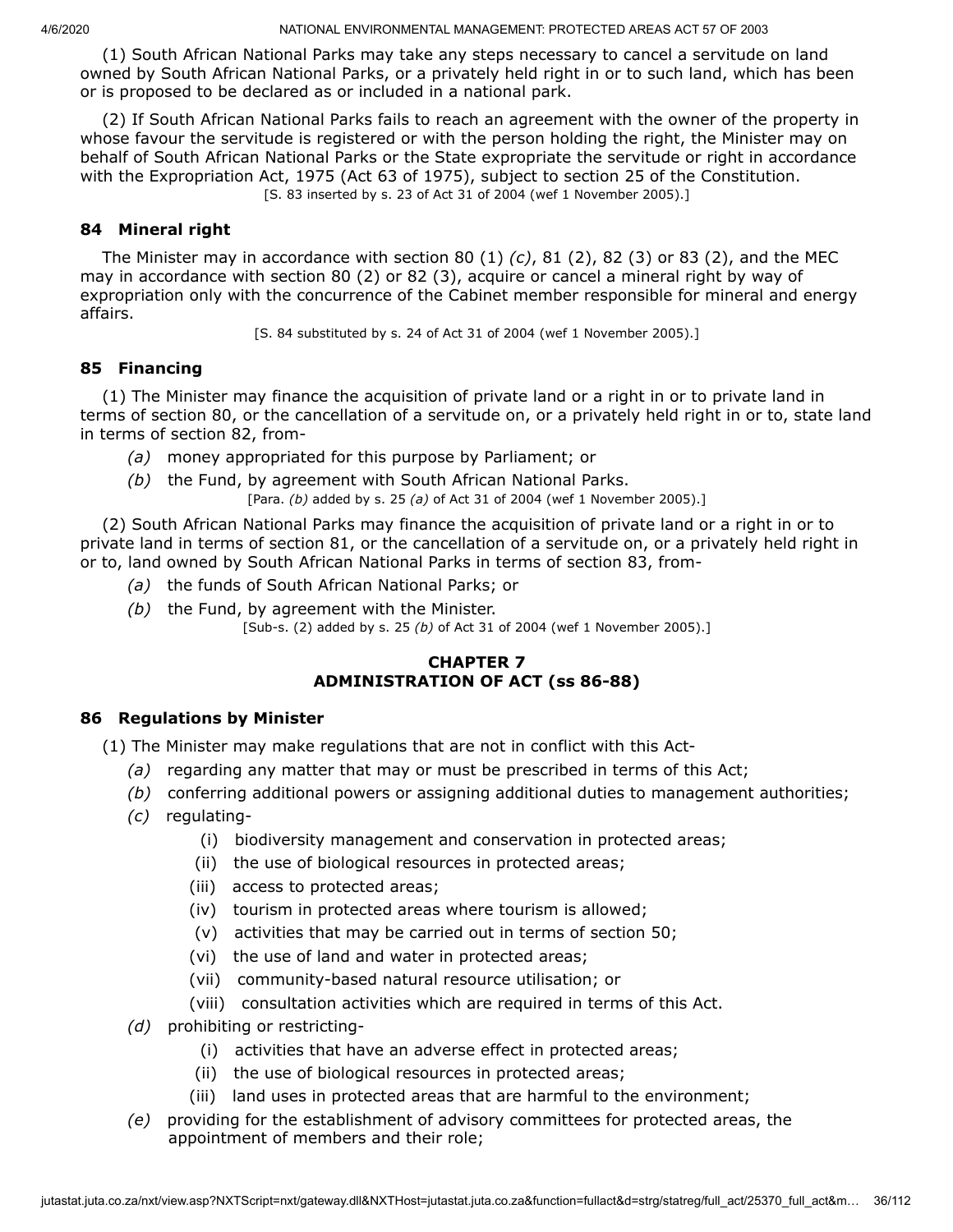(1) South African National Parks may take any steps necessary to cancel a servitude on land owned by South African National Parks, or a privately held right in or to such land, which has been or is proposed to be declared as or included in a national park.

(2) If South African National Parks fails to reach an agreement with the owner of the property in whose favour the servitude is registered or with the person holding the right, the Minister may on behalf of South African National Parks or the State expropriate the servitude or right in accordance with the Expropriation Act, 1975 (Act 63 of 1975), subject to section 25 of the Constitution.

[S. 83 inserted by s. 23 of Act 31 of 2004 (wef 1 November 2005).]

### 84 Mineral right

The Minister may in accordance with section 80 (1) *(c)*, 81 (2), 82 (3) or 83 (2), and the MEC may in accordance with section 80 (2) or 82 (3), acquire or cancel a mineral right by way of expropriation only with the concurrence of the Cabinet member responsible for mineral and energy affairs.

[S. 84 substituted by s. 24 of Act 31 of 2004 (wef 1 November 2005).]

### 85 Financing

(1) The Minister may finance the acquisition of private land or a right in or to private land in terms of section 80, or the cancellation of a servitude on, or a privately held right in or to, state land in terms of section 82, from-

*(a)* money appropriated for this purpose by Parliament; or

*(b)* the Fund, by agreement with South African National Parks.

[Para. *(b)* added by s. 25 *(a)* of Act 31 of 2004 (wef 1 November 2005).]

(2) South African National Parks may finance the acquisition of private land or a right in or to private land in terms of section 81, or the cancellation of a servitude on, or a privately held right in or to, land owned by South African National Parks in terms of section 83, from-

*(a)* the funds of South African National Parks; or

*(b)* the Fund, by agreement with the Minister.

[Sub-s. (2) added by s. 25 *(b)* of Act 31 of 2004 (wef 1 November 2005).]

## CHAPTER 7
## ADMINISTRATION OF ACT (ss 86-88)

### 86 Regulations by Minister

(1) The Minister may make regulations that are not in conflict with this Act-

*(a)* regarding any matter that may or must be prescribed in terms of this Act;

*(b)* conferring additional powers or assigning additional duties to management authorities;

*(c)* regulating-

(i) biodiversity management and conservation in protected areas;

(ii) the use of biological resources in protected areas;

(iii) access to protected areas;

(iv) tourism in protected areas where tourism is allowed;

(v) activities that may be carried out in terms of section 50;

(vi) the use of land and water in protected areas;

(vii) community-based natural resource utilisation; or

(viii) consultation activities which are required in terms of this Act.

*(d)* prohibiting or restricting-

(i) activities that have an adverse effect in protected areas;

(ii) the use of biological resources in protected areas;

(iii) land uses in protected areas that are harmful to the environment;

*(e)* providing for the establishment of advisory committees for protected areas, the appointment of members and their role;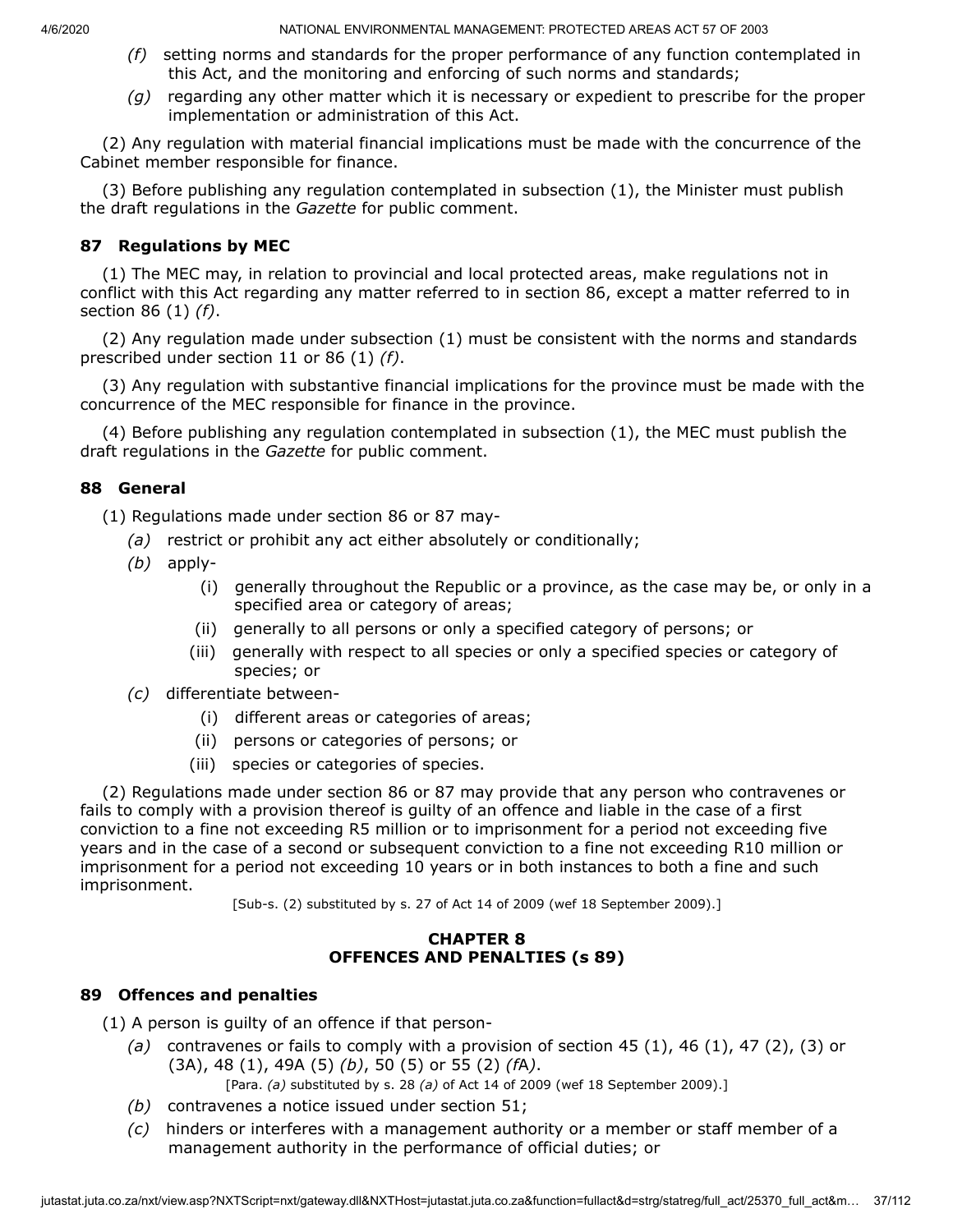*(f)* setting norms and standards for the proper performance of any function contemplated in this Act, and the monitoring and enforcing of such norms and standards;

*(g)* regarding any other matter which it is necessary or expedient to prescribe for the proper implementation or administration of this Act.

(2) Any regulation with material financial implications must be made with the concurrence of the Cabinet member responsible for finance.

(3) Before publishing any regulation contemplated in subsection (1), the Minister must publish the draft regulations in the *Gazette* for public comment.

### 87 Regulations by MEC

(1) The MEC may, in relation to provincial and local protected areas, make regulations not in conflict with this Act regarding any matter referred to in section 86, except a matter referred to in section 86 (1) *(f)*.

(2) Any regulation made under subsection (1) must be consistent with the norms and standards prescribed under section 11 or 86 (1) *(f)*.

(3) Any regulation with substantive financial implications for the province must be made with the concurrence of the MEC responsible for finance in the province.

(4) Before publishing any regulation contemplated in subsection (1), the MEC must publish the draft regulations in the *Gazette* for public comment.

### 88 General

(1) Regulations made under section 86 or 87 may-

*(a)* restrict or prohibit any act either absolutely or conditionally;

*(b)* apply-

(i) generally throughout the Republic or a province, as the case may be, or only in a specified area or category of areas;

(ii) generally to all persons or only a specified category of persons; or

(iii) generally with respect to all species or only a specified species or category of species; or

*(c)* differentiate between-

(i) different areas or categories of areas;

(ii) persons or categories of persons; or

(iii) species or categories of species.

(2) Regulations made under section 86 or 87 may provide that any person who contravenes or fails to comply with a provision thereof is guilty of an offence and liable in the case of a first conviction to a fine not exceeding R5 million or to imprisonment for a period not exceeding five years and in the case of a second or subsequent conviction to a fine not exceeding R10 million or imprisonment for a period not exceeding 10 years or in both instances to both a fine and such imprisonment.

[Sub-s. (2) substituted by s. 27 of Act 14 of 2009 (wef 18 September 2009).]

## CHAPTER 8
## OFFENCES AND PENALTIES (s 89)

### 89 Offences and penalties

(1) A person is guilty of an offence if that person-

*(a)* contravenes or fails to comply with a provision of section 45 (1), 46 (1), 47 (2), (3) or (3A), 48 (1), 49A (5) *(b)*, 50 (5) or 55 (2) *(f*A*)*.

[Para. *(a)* substituted by s. 28 *(a)* of Act 14 of 2009 (wef 18 September 2009).]

*(b)* contravenes a notice issued under section 51;

*(c)* hinders or interferes with a management authority or a member or staff member of a management authority in the performance of official duties; or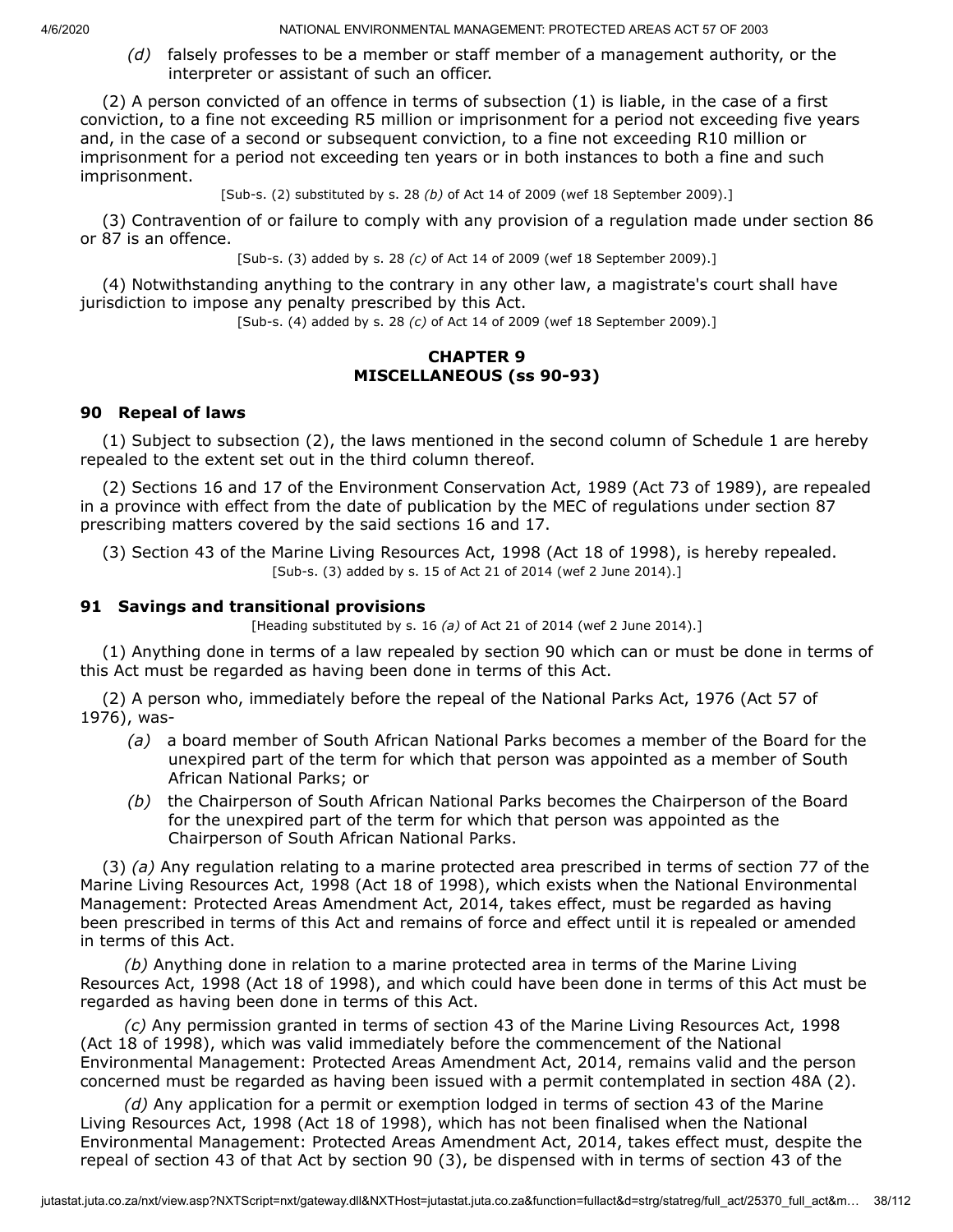*(d)* falsely professes to be a member or staff member of a management authority, or the interpreter or assistant of such an officer.

(2) A person convicted of an offence in terms of subsection (1) is liable, in the case of a first conviction, to a fine not exceeding R5 million or imprisonment for a period not exceeding five years and, in the case of a second or subsequent conviction, to a fine not exceeding R10 million or imprisonment for a period not exceeding ten years or in both instances to both a fine and such imprisonment.

[Sub-s. (2) substituted by s. 28 *(b)* of Act 14 of 2009 (wef 18 September 2009).]

(3) Contravention of or failure to comply with any provision of a regulation made under section 86 or 87 is an offence.

[Sub-s. (3) added by s. 28 *(c)* of Act 14 of 2009 (wef 18 September 2009).]

(4) Notwithstanding anything to the contrary in any other law, a magistrate's court shall have jurisdiction to impose any penalty prescribed by this Act.

[Sub-s. (4) added by s. 28 *(c)* of Act 14 of 2009 (wef 18 September 2009).]

## CHAPTER 9
## MISCELLANEOUS (ss 90-93)

### 90 Repeal of laws

(1) Subject to subsection (2), the laws mentioned in the second column of Schedule 1 are hereby repealed to the extent set out in the third column thereof.

(2) Sections 16 and 17 of the Environment Conservation Act, 1989 (Act 73 of 1989), are repealed in a province with effect from the date of publication by the MEC of regulations under section 87 prescribing matters covered by the said sections 16 and 17.

(3) Section 43 of the Marine Living Resources Act, 1998 (Act 18 of 1998), is hereby repealed.

[Sub-s. (3) added by s. 15 of Act 21 of 2014 (wef 2 June 2014).]

### 91 Savings and transitional provisions

[Heading substituted by s. 16 *(a)* of Act 21 of 2014 (wef 2 June 2014).]

(1) Anything done in terms of a law repealed by section 90 which can or must be done in terms of this Act must be regarded as having been done in terms of this Act.

(2) A person who, immediately before the repeal of the National Parks Act, 1976 (Act 57 of 1976), was-

*(a)* a board member of South African National Parks becomes a member of the Board for the unexpired part of the term for which that person was appointed as a member of South African National Parks; or

*(b)* the Chairperson of South African National Parks becomes the Chairperson of the Board for the unexpired part of the term for which that person was appointed as the Chairperson of South African National Parks.

(3) *(a)* Any regulation relating to a marine protected area prescribed in terms of section 77 of the Marine Living Resources Act, 1998 (Act 18 of 1998), which exists when the National Environmental Management: Protected Areas Amendment Act, 2014, takes effect, must be regarded as having been prescribed in terms of this Act and remains of force and effect until it is repealed or amended in terms of this Act.

*(b)* Anything done in relation to a marine protected area in terms of the Marine Living Resources Act, 1998 (Act 18 of 1998), and which could have been done in terms of this Act must be regarded as having been done in terms of this Act.

*(c)* Any permission granted in terms of section 43 of the Marine Living Resources Act, 1998 (Act 18 of 1998), which was valid immediately before the commencement of the National Environmental Management: Protected Areas Amendment Act, 2014, remains valid and the person concerned must be regarded as having been issued with a permit contemplated in section 48A (2).

*(d)* Any application for a permit or exemption lodged in terms of section 43 of the Marine Living Resources Act, 1998 (Act 18 of 1998), which has not been finalised when the National Environmental Management: Protected Areas Amendment Act, 2014, takes effect must, despite the repeal of section 43 of that Act by section 90 (3), be dispensed with in terms of section 43 of the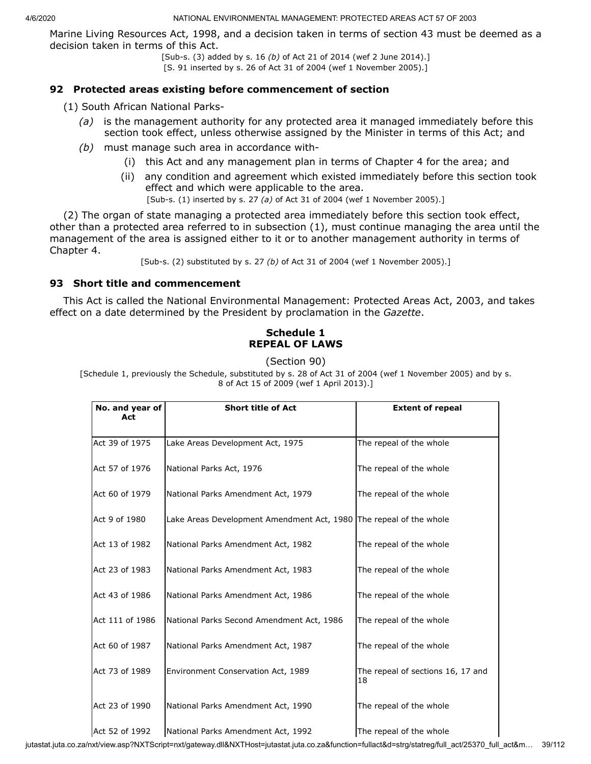Marine Living Resources Act, 1998, and a decision taken in terms of section 43 must be deemed as a decision taken in terms of this Act.

[Sub-s. (3) added by s. 16 *(b)* of Act 21 of 2014 (wef 2 June 2014).]
[S. 91 inserted by s. 26 of Act 31 of 2004 (wef 1 November 2005).]

### 92 Protected areas existing before commencement of section

(1) South African National Parks-

*(a)* is the management authority for any protected area it managed immediately before this section took effect, unless otherwise assigned by the Minister in terms of this Act; and

*(b)* must manage such area in accordance with-

(i) this Act and any management plan in terms of Chapter 4 for the area; and

(ii) any condition and agreement which existed immediately before this section took effect and which were applicable to the area.

[Sub-s. (1) inserted by s. 27 *(a)* of Act 31 of 2004 (wef 1 November 2005).]

(2) The organ of state managing a protected area immediately before this section took effect, other than a protected area referred to in subsection (1), must continue managing the area until the management of the area is assigned either to it or to another management authority in terms of Chapter 4.

[Sub-s. (2) substituted by s. 27 *(b)* of Act 31 of 2004 (wef 1 November 2005).]

### 93 Short title and commencement

This Act is called the National Environmental Management: Protected Areas Act, 2003, and takes effect on a date determined by the President by proclamation in the *Gazette*.

## Schedule 1
## REPEAL OF LAWS

(Section 90)

[Schedule 1, previously the Schedule, substituted by s. 28 of Act 31 of 2004 (wef 1 November 2005) and by s. 8 of Act 15 of 2009 (wef 1 April 2013).]

| No. and year of Act | Short title of Act | Extent of repeal |
|---|---|---|
| Act 39 of 1975 | Lake Areas Development Act, 1975 | The repeal of the whole |
| Act 57 of 1976 | National Parks Act, 1976 | The repeal of the whole |
| Act 60 of 1979 | National Parks Amendment Act, 1979 | The repeal of the whole |
| Act 9 of 1980 | Lake Areas Development Amendment Act, 1980 | The repeal of the whole |
| Act 13 of 1982 | National Parks Amendment Act, 1982 | The repeal of the whole |
| Act 23 of 1983 | National Parks Amendment Act, 1983 | The repeal of the whole |
| Act 43 of 1986 | National Parks Amendment Act, 1986 | The repeal of the whole |
| Act 111 of 1986 | National Parks Second Amendment Act, 1986 | The repeal of the whole |
| Act 60 of 1987 | National Parks Amendment Act, 1987 | The repeal of the whole |
| Act 73 of 1989 | Environment Conservation Act, 1989 | The repeal of sections 16, 17 and 18 |
| Act 23 of 1990 | National Parks Amendment Act, 1990 | The repeal of the whole |
| Act 52 of 1992 | National Parks Amendment Act, 1992 | The repeal of the whole |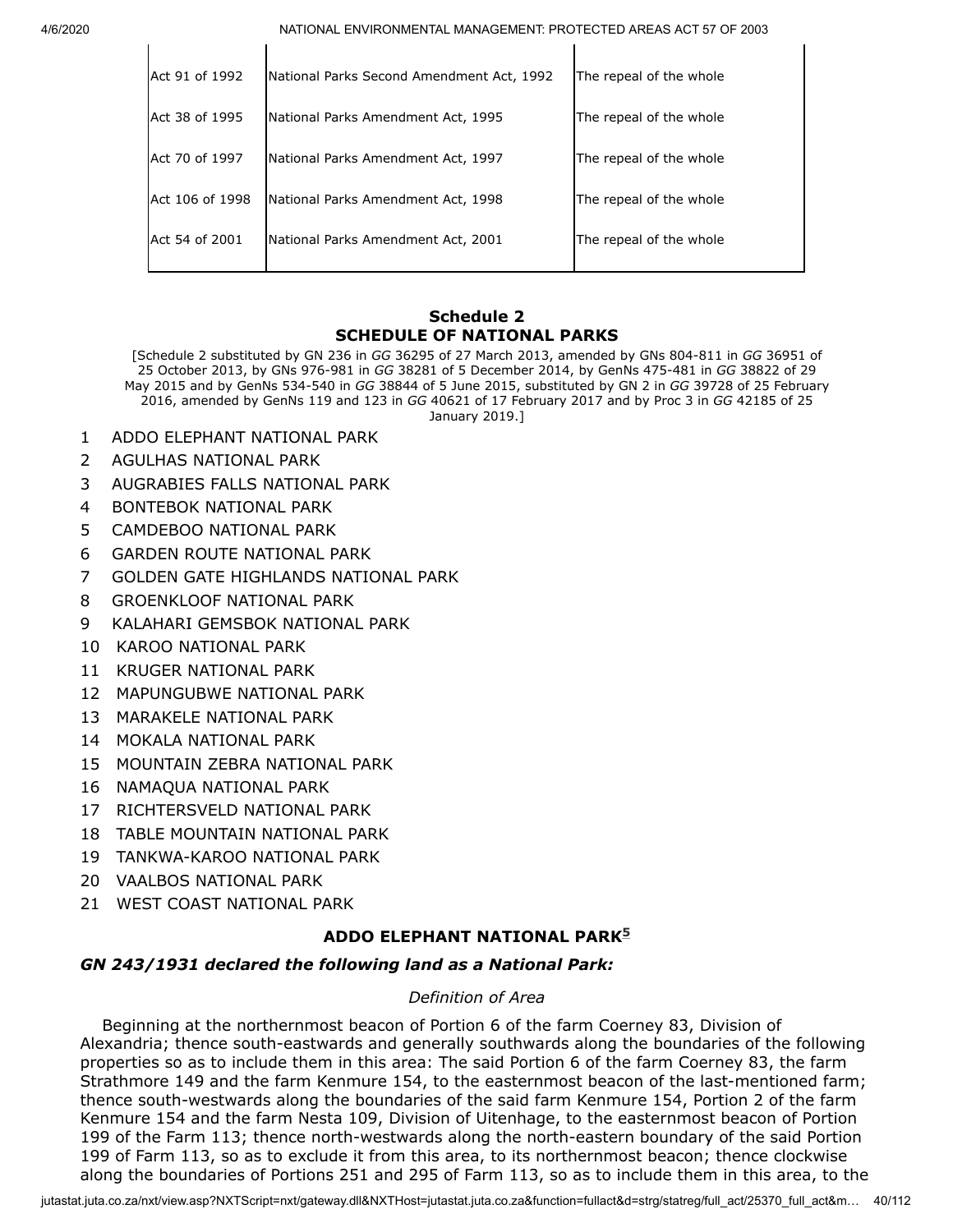| | | |
|---|---|---|
| Act 91 of 1992 | National Parks Second Amendment Act, 1992 | The repeal of the whole |
| Act 38 of 1995 | National Parks Amendment Act, 1995 | The repeal of the whole |
| Act 70 of 1997 | National Parks Amendment Act, 1997 | The repeal of the whole |
| Act 106 of 1998 | National Parks Amendment Act, 1998 | The repeal of the whole |
| Act 54 of 2001 | National Parks Amendment Act, 2001 | The repeal of the whole |

## Schedule 2
## SCHEDULE OF NATIONAL PARKS

[Schedule 2 substituted by GN 236 in *GG* 36295 of 27 March 2013, amended by GNs 804-811 in *GG* 36951 of 25 October 2013, by GNs 976-981 in *GG* 38281 of 5 December 2014, by GenNs 475-481 in *GG* 38822 of 29 May 2015 and by GenNs 534-540 in *GG* 38844 of 5 June 2015, substituted by GN 2 in *GG* 39728 of 25 February 2016, amended by GenNs 119 and 123 in *GG* 40621 of 17 February 2017 and by Proc 3 in *GG* 42185 of 25 January 2019.]

1 ADDO ELEPHANT NATIONAL PARK
2 AGULHAS NATIONAL PARK
3 AUGRABIES FALLS NATIONAL PARK
4 BONTEBOK NATIONAL PARK
5 CAMDEBOO NATIONAL PARK
6 GARDEN ROUTE NATIONAL PARK
7 GOLDEN GATE HIGHLANDS NATIONAL PARK
8 GROENKLOOF NATIONAL PARK
9 KALAHARI GEMSBOK NATIONAL PARK
10 KAROO NATIONAL PARK
11 KRUGER NATIONAL PARK
12 MAPUNGUBWE NATIONAL PARK
13 MARAKELE NATIONAL PARK
14 MOKALA NATIONAL PARK
15 MOUNTAIN ZEBRA NATIONAL PARK
16 NAMAQUA NATIONAL PARK
17 RICHTERSVELD NATIONAL PARK
18 TABLE MOUNTAIN NATIONAL PARK
19 TANKWA-KAROO NATIONAL PARK
20 VAALBOS NATIONAL PARK
21 WEST COAST NATIONAL PARK

### ADDO ELEPHANT NATIONAL PARK[5]

***GN 243/1931 declared the following land as a National Park:***

*Definition of Area*

Beginning at the northernmost beacon of Portion 6 of the farm Coerney 83, Division of Alexandria; thence south-eastwards and generally southwards along the boundaries of the following properties so as to include them in this area: The said Portion 6 of the farm Coerney 83, the farm Strathmore 149 and the farm Kenmure 154, to the easternmost beacon of the last-mentioned farm; thence south-westwards along the boundaries of the said farm Kenmure 154, Portion 2 of the farm Kenmure 154 and the farm Nesta 109, Division of Uitenhage, to the easternmost beacon of Portion 199 of the Farm 113; thence north-westwards along the north-eastern boundary of the said Portion 199 of Farm 113, so as to exclude it from this area, to its northernmost beacon; thence clockwise along the boundaries of Portions 251 and 295 of Farm 113, so as to include them in this area, to the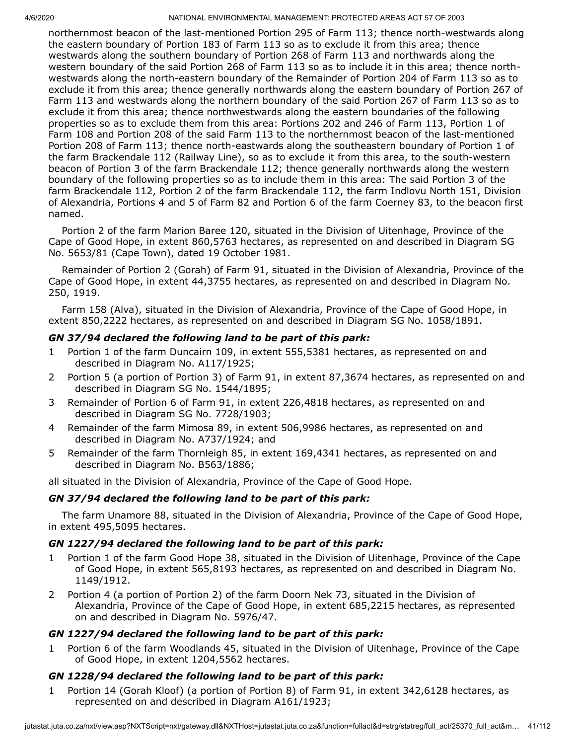northernmost beacon of the last-mentioned Portion 295 of Farm 113; thence north-westwards along the eastern boundary of Portion 183 of Farm 113 so as to exclude it from this area; thence westwards along the southern boundary of Portion 268 of Farm 113 and northwards along the western boundary of the said Portion 268 of Farm 113 so as to include it in this area; thence north-westwards along the north-eastern boundary of the Remainder of Portion 204 of Farm 113 so as to exclude it from this area; thence generally northwards along the eastern boundary of Portion 267 of Farm 113 and westwards along the northern boundary of the said Portion 267 of Farm 113 so as to exclude it from this area; thence northwestwards along the eastern boundaries of the following properties so as to exclude them from this area: Portions 202 and 246 of Farm 113, Portion 1 of Farm 108 and Portion 208 of the said Farm 113 to the northernmost beacon of the last-mentioned Portion 208 of Farm 113; thence north-eastwards along the southeastern boundary of Portion 1 of the farm Brackendale 112 (Railway Line), so as to exclude it from this area, to the south-western beacon of Portion 3 of the farm Brackendale 112; thence generally northwards along the western boundary of the following properties so as to include them in this area: The said Portion 3 of the farm Brackendale 112, Portion 2 of the farm Brackendale 112, the farm Indlovu North 151, Division of Alexandria, Portions 4 and 5 of Farm 82 and Portion 6 of the farm Coerney 83, to the beacon first named.

Portion 2 of the farm Marion Baree 120, situated in the Division of Uitenhage, Province of the Cape of Good Hope, in extent 860,5763 hectares, as represented on and described in Diagram SG No. 5653/81 (Cape Town), dated 19 October 1981.

Remainder of Portion 2 (Gorah) of Farm 91, situated in the Division of Alexandria, Province of the Cape of Good Hope, in extent 44,3755 hectares, as represented on and described in Diagram No. 250, 1919.

Farm 158 (Alva), situated in the Division of Alexandria, Province of the Cape of Good Hope, in extent 850,2222 hectares, as represented on and described in Diagram SG No. 1058/1891.

### *GN 37/94 declared the following land to be part of this park:*

1 Portion 1 of the farm Duncairn 109, in extent 555,5381 hectares, as represented on and described in Diagram No. A117/1925;

2 Portion 5 (a portion of Portion 3) of Farm 91, in extent 87,3674 hectares, as represented on and described in Diagram SG No. 1544/1895;

3 Remainder of Portion 6 of Farm 91, in extent 226,4818 hectares, as represented on and described in Diagram SG No. 7728/1903;

4 Remainder of the farm Mimosa 89, in extent 506,9986 hectares, as represented on and described in Diagram No. A737/1924; and

5 Remainder of the farm Thornleigh 85, in extent 169,4341 hectares, as represented on and described in Diagram No. B563/1886;

all situated in the Division of Alexandria, Province of the Cape of Good Hope.

### *GN 37/94 declared the following land to be part of this park:*

The farm Unamore 88, situated in the Division of Alexandria, Province of the Cape of Good Hope, in extent 495,5095 hectares.

### *GN 1227/94 declared the following land to be part of this park:*

1 Portion 1 of the farm Good Hope 38, situated in the Division of Uitenhage, Province of the Cape of Good Hope, in extent 565,8193 hectares, as represented on and described in Diagram No. 1149/1912.

2 Portion 4 (a portion of Portion 2) of the farm Doorn Nek 73, situated in the Division of Alexandria, Province of the Cape of Good Hope, in extent 685,2215 hectares, as represented on and described in Diagram No. 5976/47.

### *GN 1227/94 declared the following land to be part of this park:*

1 Portion 6 of the farm Woodlands 45, situated in the Division of Uitenhage, Province of the Cape of Good Hope, in extent 1204,5562 hectares.

### *GN 1228/94 declared the following land to be part of this park:*

1 Portion 14 (Gorah Kloof) (a portion of Portion 8) of Farm 91, in extent 342,6128 hectares, as represented on and described in Diagram A161/1923;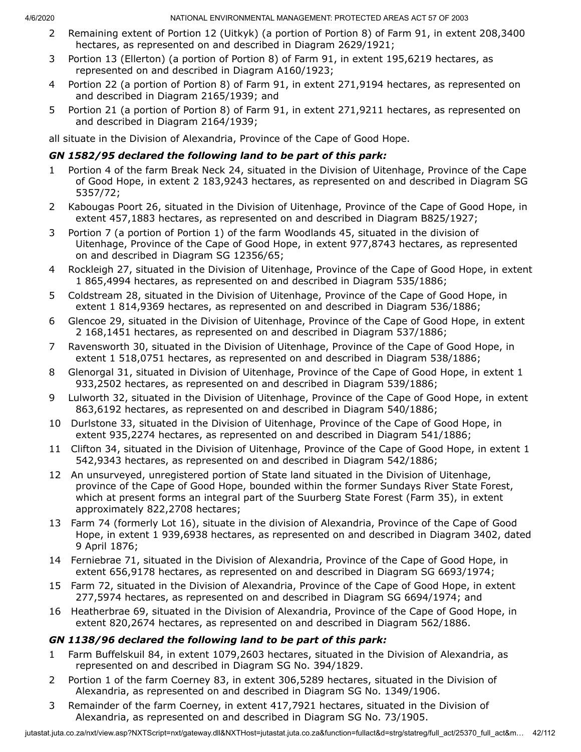2 Remaining extent of Portion 12 (Uitkyk) (a portion of Portion 8) of Farm 91, in extent 208,3400 hectares, as represented on and described in Diagram 2629/1921;

3 Portion 13 (Ellerton) (a portion of Portion 8) of Farm 91, in extent 195,6219 hectares, as represented on and described in Diagram A160/1923;

4 Portion 22 (a portion of Portion 8) of Farm 91, in extent 271,9194 hectares, as represented on and described in Diagram 2165/1939; and

5 Portion 21 (a portion of Portion 8) of Farm 91, in extent 271,9211 hectares, as represented on and described in Diagram 2164/1939;

all situate in the Division of Alexandria, Province of the Cape of Good Hope.

***GN 1582/95 declared the following land to be part of this park:***

1 Portion 4 of the farm Break Neck 24, situated in the Division of Uitenhage, Province of the Cape of Good Hope, in extent 2 183,9243 hectares, as represented on and described in Diagram SG 5357/72;

2 Kabougas Poort 26, situated in the Division of Uitenhage, Province of the Cape of Good Hope, in extent 457,1883 hectares, as represented on and described in Diagram B825/1927;

3 Portion 7 (a portion of Portion 1) of the farm Woodlands 45, situated in the division of Uitenhage, Province of the Cape of Good Hope, in extent 977,8743 hectares, as represented on and described in Diagram SG 12356/65;

4 Rockleigh 27, situated in the Division of Uitenhage, Province of the Cape of Good Hope, in extent 1 865,4994 hectares, as represented on and described in Diagram 535/1886;

5 Coldstream 28, situated in the Division of Uitenhage, Province of the Cape of Good Hope, in extent 1 814,9369 hectares, as represented on and described in Diagram 536/1886;

6 Glencoe 29, situated in the Division of Uitenhage, Province of the Cape of Good Hope, in extent 2 168,1451 hectares, as represented on and described in Diagram 537/1886;

7 Ravensworth 30, situated in the Division of Uitenhage, Province of the Cape of Good Hope, in extent 1 518,0751 hectares, as represented on and described in Diagram 538/1886;

8 Glenorgal 31, situated in Division of Uitenhage, Province of the Cape of Good Hope, in extent 1 933,2502 hectares, as represented on and described in Diagram 539/1886;

9 Lulworth 32, situated in the Division of Uitenhage, Province of the Cape of Good Hope, in extent 863,6192 hectares, as represented on and described in Diagram 540/1886;

10 Durlstone 33, situated in the Division of Uitenhage, Province of the Cape of Good Hope, in extent 935,2274 hectares, as represented on and described in Diagram 541/1886;

11 Clifton 34, situated in the Division of Uitenhage, Province of the Cape of Good Hope, in extent 1 542,9343 hectares, as represented on and described in Diagram 542/1886;

12 An unsurveyed, unregistered portion of State land situated in the Division of Uitenhage, province of the Cape of Good Hope, bounded within the former Sundays River State Forest, which at present forms an integral part of the Suurberg State Forest (Farm 35), in extent approximately 822,2708 hectares;

13 Farm 74 (formerly Lot 16), situate in the division of Alexandria, Province of the Cape of Good Hope, in extent 1 939,6938 hectares, as represented on and described in Diagram 3402, dated 9 April 1876;

14 Ferniebrae 71, situated in the Division of Alexandria, Province of the Cape of Good Hope, in extent 656,9178 hectares, as represented on and described in Diagram SG 6693/1974;

15 Farm 72, situated in the Division of Alexandria, Province of the Cape of Good Hope, in extent 277,5974 hectares, as represented on and described in Diagram SG 6694/1974; and

16 Heatherbrae 69, situated in the Division of Alexandria, Province of the Cape of Good Hope, in extent 820,2674 hectares, as represented on and described in Diagram 562/1886.

***GN 1138/96 declared the following land to be part of this park:***

1 Farm Buffelskuil 84, in extent 1079,2603 hectares, situated in the Division of Alexandria, as represented on and described in Diagram SG No. 394/1829.

2 Portion 1 of the farm Coerney 83, in extent 306,5289 hectares, situated in the Division of Alexandria, as represented on and described in Diagram SG No. 1349/1906.

3 Remainder of the farm Coerney, in extent 417,7921 hectares, situated in the Division of Alexandria, as represented on and described in Diagram SG No. 73/1905.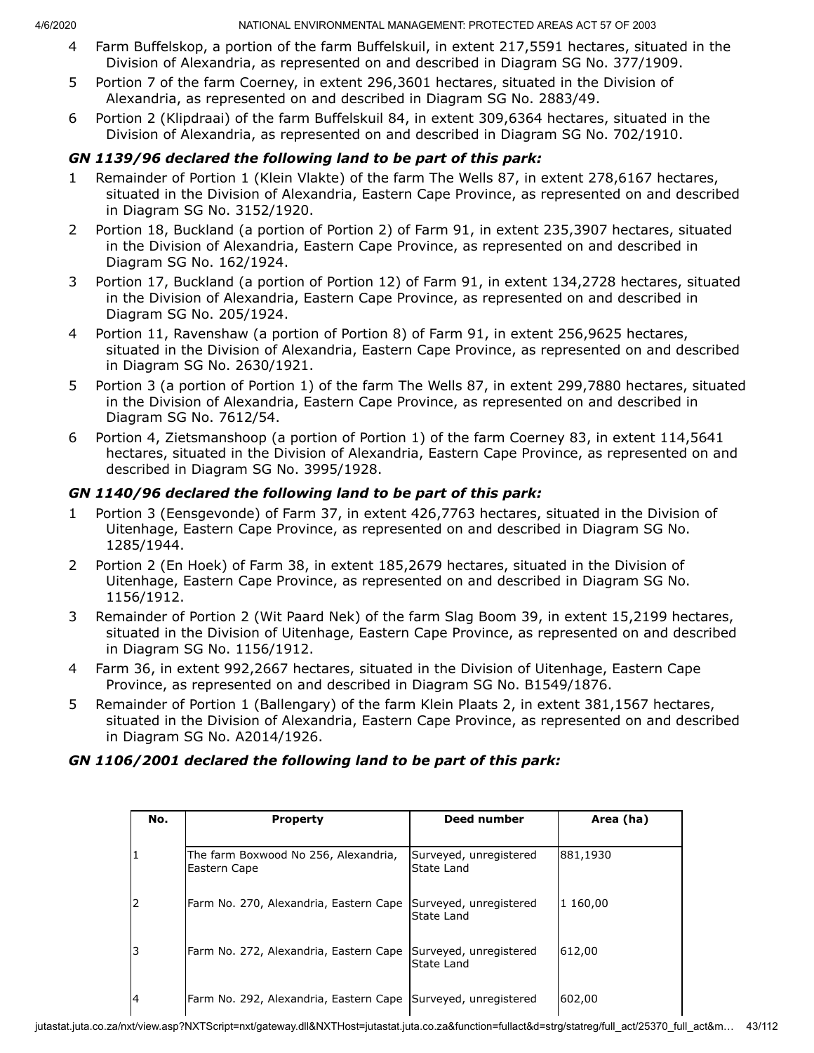4 Farm Buffelskop, a portion of the farm Buffelskuil, in extent 217,5591 hectares, situated in the Division of Alexandria, as represented on and described in Diagram SG No. 377/1909.

5 Portion 7 of the farm Coerney, in extent 296,3601 hectares, situated in the Division of Alexandria, as represented on and described in Diagram SG No. 2883/49.

6 Portion 2 (Klipdraai) of the farm Buffelskuil 84, in extent 309,6364 hectares, situated in the Division of Alexandria, as represented on and described in Diagram SG No. 702/1910.

***GN 1139/96 declared the following land to be part of this park:***

1 Remainder of Portion 1 (Klein Vlakte) of the farm The Wells 87, in extent 278,6167 hectares, situated in the Division of Alexandria, Eastern Cape Province, as represented on and described in Diagram SG No. 3152/1920.

2 Portion 18, Buckland (a portion of Portion 2) of Farm 91, in extent 235,3907 hectares, situated in the Division of Alexandria, Eastern Cape Province, as represented on and described in Diagram SG No. 162/1924.

3 Portion 17, Buckland (a portion of Portion 12) of Farm 91, in extent 134,2728 hectares, situated in the Division of Alexandria, Eastern Cape Province, as represented on and described in Diagram SG No. 205/1924.

4 Portion 11, Ravenshaw (a portion of Portion 8) of Farm 91, in extent 256,9625 hectares, situated in the Division of Alexandria, Eastern Cape Province, as represented on and described in Diagram SG No. 2630/1921.

5 Portion 3 (a portion of Portion 1) of the farm The Wells 87, in extent 299,7880 hectares, situated in the Division of Alexandria, Eastern Cape Province, as represented on and described in Diagram SG No. 7612/54.

6 Portion 4, Zietsmanshoop (a portion of Portion 1) of the farm Coerney 83, in extent 114,5641 hectares, situated in the Division of Alexandria, Eastern Cape Province, as represented on and described in Diagram SG No. 3995/1928.

***GN 1140/96 declared the following land to be part of this park:***

1 Portion 3 (Eensgevonde) of Farm 37, in extent 426,7763 hectares, situated in the Division of Uitenhage, Eastern Cape Province, as represented on and described in Diagram SG No. 1285/1944.

2 Portion 2 (En Hoek) of Farm 38, in extent 185,2679 hectares, situated in the Division of Uitenhage, Eastern Cape Province, as represented on and described in Diagram SG No. 1156/1912.

3 Remainder of Portion 2 (Wit Paard Nek) of the farm Slag Boom 39, in extent 15,2199 hectares, situated in the Division of Uitenhage, Eastern Cape Province, as represented on and described in Diagram SG No. 1156/1912.

4 Farm 36, in extent 992,2667 hectares, situated in the Division of Uitenhage, Eastern Cape Province, as represented on and described in Diagram SG No. B1549/1876.

5 Remainder of Portion 1 (Ballengary) of the farm Klein Plaats 2, in extent 381,1567 hectares, situated in the Division of Alexandria, Eastern Cape Province, as represented on and described in Diagram SG No. A2014/1926.

***GN 1106/2001 declared the following land to be part of this park:***

| No. | Property | Deed number | Area (ha) |
|---|---|---|---|
| 1 | The farm Boxwood No 256, Alexandria, Eastern Cape | Surveyed, unregistered State Land | 881,1930 |
| 2 | Farm No. 270, Alexandria, Eastern Cape | Surveyed, unregistered State Land | 1 160,00 |
| 3 | Farm No. 272, Alexandria, Eastern Cape | Surveyed, unregistered State Land | 612,00 |
| 4 | Farm No. 292, Alexandria, Eastern Cape | Surveyed, unregistered | 602,00 |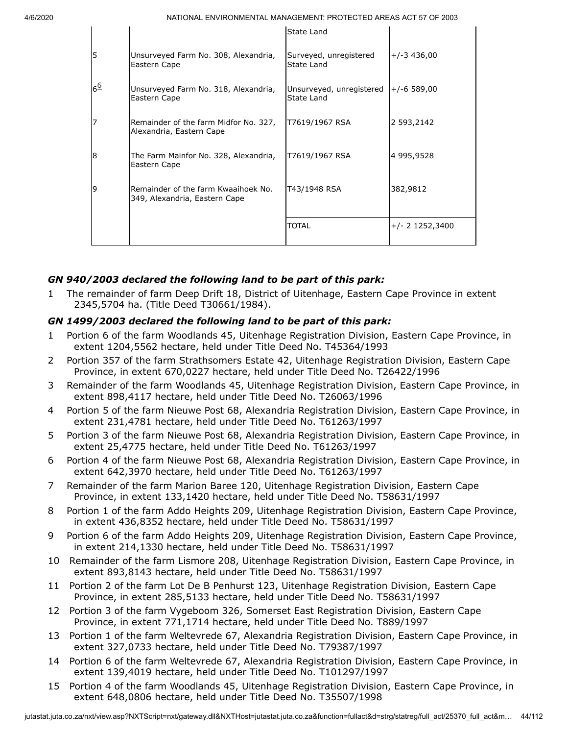| | | | |
|---|---|---|---|
| | | State Land | |
| 5 | Unsurveyed Farm No. 308, Alexandria, Eastern Cape | Surveyed, unregistered State Land | +/-3 436,00 |
| 6[6] | Unsurveyed Farm No. 318, Alexandria, Eastern Cape | Unsurveyed, unregistered State Land | +/-6 589,00 |
| 7 | Remainder of the farm Midfor No. 327, Alexandria, Eastern Cape | T7619/1967 RSA | 2 593,2142 |
| 8 | The Farm Mainfor No. 328, Alexandria, Eastern Cape | T7619/1967 RSA | 4 995,9528 |
| 9 | Remainder of the farm Kwaaihoek No. 349, Alexandria, Eastern Cape | T43/1948 RSA | 382,9812 |
| | | TOTAL | +/- 2 1252,3400 |

### *GN 940/2003 declared the following land to be part of this park:*

1 The remainder of farm Deep Drift 18, District of Uitenhage, Eastern Cape Province in extent 2345,5704 ha. (Title Deed T30661/1984).

### *GN 1499/2003 declared the following land to be part of this park:*

1 Portion 6 of the farm Woodlands 45, Uitenhage Registration Division, Eastern Cape Province, in extent 1204,5562 hectare, held under Title Deed No. T45364/1993

2 Portion 357 of the farm Strathsomers Estate 42, Uitenhage Registration Division, Eastern Cape Province, in extent 670,0227 hectare, held under Title Deed No. T26422/1996

3 Remainder of the farm Woodlands 45, Uitenhage Registration Division, Eastern Cape Province, in extent 898,4117 hectare, held under Title Deed No. T26063/1996

4 Portion 5 of the farm Nieuwe Post 68, Alexandria Registration Division, Eastern Cape Province, in extent 231,4781 hectare, held under Title Deed No. T61263/1997

5 Portion 3 of the farm Nieuwe Post 68, Alexandria Registration Division, Eastern Cape Province, in extent 25,4775 hectare, held under Title Deed No. T61263/1997

6 Portion 4 of the farm Nieuwe Post 68, Alexandria Registration Division, Eastern Cape Province, in extent 642,3970 hectare, held under Title Deed No. T61263/1997

7 Remainder of the farm Marion Baree 120, Uitenhage Registration Division, Eastern Cape Province, in extent 133,1420 hectare, held under Title Deed No. T58631/1997

8 Portion 1 of the farm Addo Heights 209, Uitenhage Registration Division, Eastern Cape Province, in extent 436,8352 hectare, held under Title Deed No. T58631/1997

9 Portion 6 of the farm Addo Heights 209, Uitenhage Registration Division, Eastern Cape Province, in extent 214,1330 hectare, held under Title Deed No. T58631/1997

10 Remainder of the farm Lismore 208, Uitenhage Registration Division, Eastern Cape Province, in extent 893,8143 hectare, held under Title Deed No. T58631/1997

11 Portion 2 of the farm Lot De B Penhurst 123, Uitenhage Registration Division, Eastern Cape Province, in extent 285,5133 hectare, held under Title Deed No. T58631/1997

12 Portion 3 of the farm Vygeboom 326, Somerset East Registration Division, Eastern Cape Province, in extent 771,1714 hectare, held under Title Deed No. T889/1997

13 Portion 1 of the farm Weltevrede 67, Alexandria Registration Division, Eastern Cape Province, in extent 327,0733 hectare, held under Title Deed No. T79387/1997

14 Portion 6 of the farm Weltevrede 67, Alexandria Registration Division, Eastern Cape Province, in extent 139,4019 hectare, held under Title Deed No. T101297/1997

15 Portion 4 of the farm Woodlands 45, Uitenhage Registration Division, Eastern Cape Province, in extent 648,0806 hectare, held under Title Deed No. T35507/1998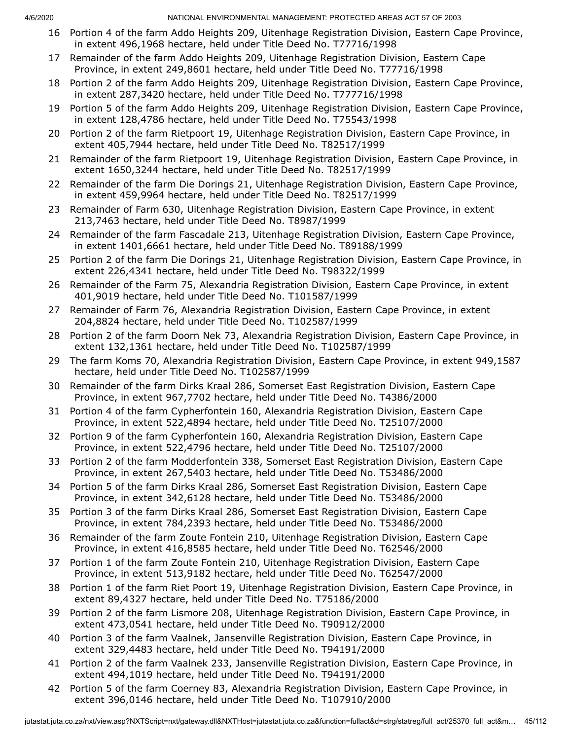16 Portion 4 of the farm Addo Heights 209, Uitenhage Registration Division, Eastern Cape Province, in extent 496,1968 hectare, held under Title Deed No. T77716/1998

17 Remainder of the farm Addo Heights 209, Uitenhage Registration Division, Eastern Cape Province, in extent 249,8601 hectare, held under Title Deed No. T77716/1998

18 Portion 2 of the farm Addo Heights 209, Uitenhage Registration Division, Eastern Cape Province, in extent 287,3420 hectare, held under Title Deed No. T777716/1998

19 Portion 5 of the farm Addo Heights 209, Uitenhage Registration Division, Eastern Cape Province, in extent 128,4786 hectare, held under Title Deed No. T75543/1998

20 Portion 2 of the farm Rietpoort 19, Uitenhage Registration Division, Eastern Cape Province, in extent 405,7944 hectare, held under Title Deed No. T82517/1999

21 Remainder of the farm Rietpoort 19, Uitenhage Registration Division, Eastern Cape Province, in extent 1650,3244 hectare, held under Title Deed No. T82517/1999

22 Remainder of the farm Die Dorings 21, Uitenhage Registration Division, Eastern Cape Province, in extent 459,9964 hectare, held under Title Deed No. T82517/1999

23 Remainder of Farm 630, Uitenhage Registration Division, Eastern Cape Province, in extent 213,7463 hectare, held under Title Deed No. T8987/1999

24 Remainder of the farm Fascadale 213, Uitenhage Registration Division, Eastern Cape Province, in extent 1401,6661 hectare, held under Title Deed No. T89188/1999

25 Portion 2 of the farm Die Dorings 21, Uitenhage Registration Division, Eastern Cape Province, in extent 226,4341 hectare, held under Title Deed No. T98322/1999

26 Remainder of the Farm 75, Alexandria Registration Division, Eastern Cape Province, in extent 401,9019 hectare, held under Title Deed No. T101587/1999

27 Remainder of Farm 76, Alexandria Registration Division, Eastern Cape Province, in extent 204,8824 hectare, held under Title Deed No. T102587/1999

28 Portion 2 of the farm Doorn Nek 73, Alexandria Registration Division, Eastern Cape Province, in extent 132,1361 hectare, held under Title Deed No. T102587/1999

29 The farm Koms 70, Alexandria Registration Division, Eastern Cape Province, in extent 949,1587 hectare, held under Title Deed No. T102587/1999

30 Remainder of the farm Dirks Kraal 286, Somerset East Registration Division, Eastern Cape Province, in extent 967,7702 hectare, held under Title Deed No. T4386/2000

31 Portion 4 of the farm Cypherfontein 160, Alexandria Registration Division, Eastern Cape Province, in extent 522,4894 hectare, held under Title Deed No. T25107/2000

32 Portion 9 of the farm Cypherfontein 160, Alexandria Registration Division, Eastern Cape Province, in extent 522,4796 hectare, held under Title Deed No. T25107/2000

33 Portion 2 of the farm Modderfontein 338, Somerset East Registration Division, Eastern Cape Province, in extent 267,5403 hectare, held under Title Deed No. T53486/2000

34 Portion 5 of the farm Dirks Kraal 286, Somerset East Registration Division, Eastern Cape Province, in extent 342,6128 hectare, held under Title Deed No. T53486/2000

35 Portion 3 of the farm Dirks Kraal 286, Somerset East Registration Division, Eastern Cape Province, in extent 784,2393 hectare, held under Title Deed No. T53486/2000

36 Remainder of the farm Zoute Fontein 210, Uitenhage Registration Division, Eastern Cape Province, in extent 416,8585 hectare, held under Title Deed No. T62546/2000

37 Portion 1 of the farm Zoute Fontein 210, Uitenhage Registration Division, Eastern Cape Province, in extent 513,9182 hectare, held under Title Deed No. T62547/2000

38 Portion 1 of the farm Riet Poort 19, Uitenhage Registration Division, Eastern Cape Province, in extent 89,4327 hectare, held under Title Deed No. T75186/2000

39 Portion 2 of the farm Lismore 208, Uitenhage Registration Division, Eastern Cape Province, in extent 473,0541 hectare, held under Title Deed No. T90912/2000

40 Portion 3 of the farm Vaalnek, Jansenville Registration Division, Eastern Cape Province, in extent 329,4483 hectare, held under Title Deed No. T94191/2000

41 Portion 2 of the farm Vaalnek 233, Jansenville Registration Division, Eastern Cape Province, in extent 494,1019 hectare, held under Title Deed No. T94191/2000

42 Portion 5 of the farm Coerney 83, Alexandria Registration Division, Eastern Cape Province, in extent 396,0146 hectare, held under Title Deed No. T107910/2000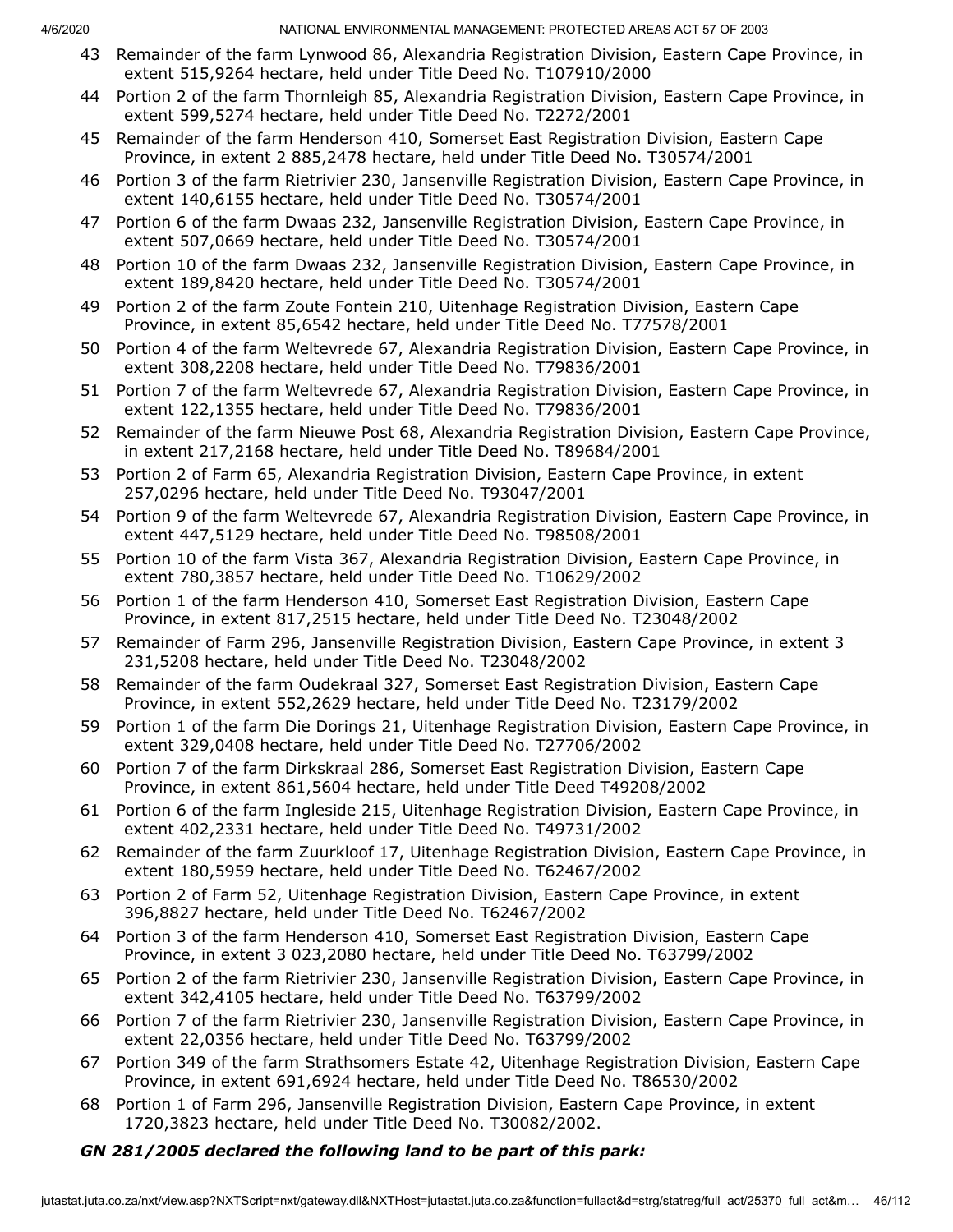43 Remainder of the farm Lynwood 86, Alexandria Registration Division, Eastern Cape Province, in extent 515,9264 hectare, held under Title Deed No. T107910/2000

44 Portion 2 of the farm Thornleigh 85, Alexandria Registration Division, Eastern Cape Province, in extent 599,5274 hectare, held under Title Deed No. T2272/2001

45 Remainder of the farm Henderson 410, Somerset East Registration Division, Eastern Cape Province, in extent 2 885,2478 hectare, held under Title Deed No. T30574/2001

46 Portion 3 of the farm Rietrivier 230, Jansenville Registration Division, Eastern Cape Province, in extent 140,6155 hectare, held under Title Deed No. T30574/2001

47 Portion 6 of the farm Dwaas 232, Jansenville Registration Division, Eastern Cape Province, in extent 507,0669 hectare, held under Title Deed No. T30574/2001

48 Portion 10 of the farm Dwaas 232, Jansenville Registration Division, Eastern Cape Province, in extent 189,8420 hectare, held under Title Deed No. T30574/2001

49 Portion 2 of the farm Zoute Fontein 210, Uitenhage Registration Division, Eastern Cape Province, in extent 85,6542 hectare, held under Title Deed No. T77578/2001

50 Portion 4 of the farm Weltevrede 67, Alexandria Registration Division, Eastern Cape Province, in extent 308,2208 hectare, held under Title Deed No. T79836/2001

51 Portion 7 of the farm Weltevrede 67, Alexandria Registration Division, Eastern Cape Province, in extent 122,1355 hectare, held under Title Deed No. T79836/2001

52 Remainder of the farm Nieuwe Post 68, Alexandria Registration Division, Eastern Cape Province, in extent 217,2168 hectare, held under Title Deed No. T89684/2001

53 Portion 2 of Farm 65, Alexandria Registration Division, Eastern Cape Province, in extent 257,0296 hectare, held under Title Deed No. T93047/2001

54 Portion 9 of the farm Weltevrede 67, Alexandria Registration Division, Eastern Cape Province, in extent 447,5129 hectare, held under Title Deed No. T98508/2001

55 Portion 10 of the farm Vista 367, Alexandria Registration Division, Eastern Cape Province, in extent 780,3857 hectare, held under Title Deed No. T10629/2002

56 Portion 1 of the farm Henderson 410, Somerset East Registration Division, Eastern Cape Province, in extent 817,2515 hectare, held under Title Deed No. T23048/2002

57 Remainder of Farm 296, Jansenville Registration Division, Eastern Cape Province, in extent 3 231,5208 hectare, held under Title Deed No. T23048/2002

58 Remainder of the farm Oudekraal 327, Somerset East Registration Division, Eastern Cape Province, in extent 552,2629 hectare, held under Title Deed No. T23179/2002

59 Portion 1 of the farm Die Dorings 21, Uitenhage Registration Division, Eastern Cape Province, in extent 329,0408 hectare, held under Title Deed No. T27706/2002

60 Portion 7 of the farm Dirkskraal 286, Somerset East Registration Division, Eastern Cape Province, in extent 861,5604 hectare, held under Title Deed T49208/2002

61 Portion 6 of the farm Ingleside 215, Uitenhage Registration Division, Eastern Cape Province, in extent 402,2331 hectare, held under Title Deed No. T49731/2002

62 Remainder of the farm Zuurkloof 17, Uitenhage Registration Division, Eastern Cape Province, in extent 180,5959 hectare, held under Title Deed No. T62467/2002

63 Portion 2 of Farm 52, Uitenhage Registration Division, Eastern Cape Province, in extent 396,8827 hectare, held under Title Deed No. T62467/2002

64 Portion 3 of the farm Henderson 410, Somerset East Registration Division, Eastern Cape Province, in extent 3 023,2080 hectare, held under Title Deed No. T63799/2002

65 Portion 2 of the farm Rietrivier 230, Jansenville Registration Division, Eastern Cape Province, in extent 342,4105 hectare, held under Title Deed No. T63799/2002

66 Portion 7 of the farm Rietrivier 230, Jansenville Registration Division, Eastern Cape Province, in extent 22,0356 hectare, held under Title Deed No. T63799/2002

67 Portion 349 of the farm Strathsomers Estate 42, Uitenhage Registration Division, Eastern Cape Province, in extent 691,6924 hectare, held under Title Deed No. T86530/2002

68 Portion 1 of Farm 296, Jansenville Registration Division, Eastern Cape Province, in extent 1720,3823 hectare, held under Title Deed No. T30082/2002.

***GN 281/2005 declared the following land to be part of this park:***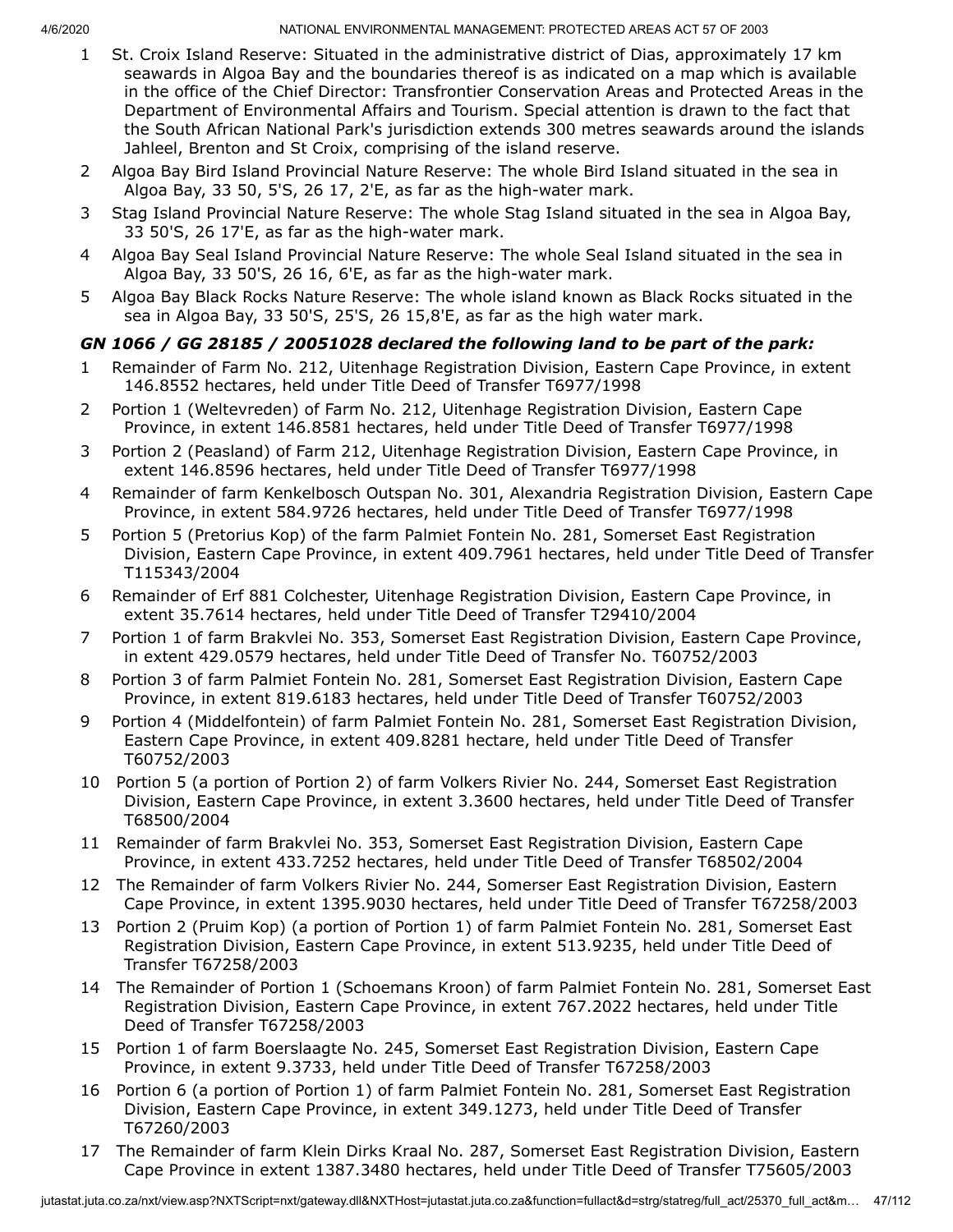1. St. Croix Island Reserve: Situated in the administrative district of Dias, approximately 17 km seawards in Algoa Bay and the boundaries thereof is as indicated on a map which is available in the office of the Chief Director: Transfrontier Conservation Areas and Protected Areas in the Department of Environmental Affairs and Tourism. Special attention is drawn to the fact that the South African National Park's jurisdiction extends 300 metres seawards around the islands Jahleel, Brenton and St Croix, comprising of the island reserve.
2. Algoa Bay Bird Island Provincial Nature Reserve: The whole Bird Island situated in the sea in Algoa Bay, 33 50, 5'S, 26 17, 2'E, as far as the high-water mark.
3. Stag Island Provincial Nature Reserve: The whole Stag Island situated in the sea in Algoa Bay, 33 50'S, 26 17'E, as far as the high-water mark.
4. Algoa Bay Seal Island Provincial Nature Reserve: The whole Seal Island situated in the sea in Algoa Bay, 33 50'S, 26 16, 6'E, as far as the high-water mark.
5. Algoa Bay Black Rocks Nature Reserve: The whole island known as Black Rocks situated in the sea in Algoa Bay, 33 50'S, 25'S, 26 15,8'E, as far as the high water mark.

***GN 1066 / GG 28185 / 20051028 declared the following land to be part of the park:***

1. Remainder of Farm No. 212, Uitenhage Registration Division, Eastern Cape Province, in extent 146.8552 hectares, held under Title Deed of Transfer T6977/1998
2. Portion 1 (Weltevreden) of Farm No. 212, Uitenhage Registration Division, Eastern Cape Province, in extent 146.8581 hectares, held under Title Deed of Transfer T6977/1998
3. Portion 2 (Peasland) of Farm 212, Uitenhage Registration Division, Eastern Cape Province, in extent 146.8596 hectares, held under Title Deed of Transfer T6977/1998
4. Remainder of farm Kenkelbosch Outspan No. 301, Alexandria Registration Division, Eastern Cape Province, in extent 584.9726 hectares, held under Title Deed of Transfer T6977/1998
5. Portion 5 (Pretorius Kop) of the farm Palmiet Fontein No. 281, Somerset East Registration Division, Eastern Cape Province, in extent 409.7961 hectares, held under Title Deed of Transfer T115343/2004
6. Remainder of Erf 881 Colchester, Uitenhage Registration Division, Eastern Cape Province, in extent 35.7614 hectares, held under Title Deed of Transfer T29410/2004
7. Portion 1 of farm Brakvlei No. 353, Somerset East Registration Division, Eastern Cape Province, in extent 429.0579 hectares, held under Title Deed of Transfer No. T60752/2003
8. Portion 3 of farm Palmiet Fontein No. 281, Somerset East Registration Division, Eastern Cape Province, in extent 819.6183 hectares, held under Title Deed of Transfer T60752/2003
9. Portion 4 (Middelfontein) of farm Palmiet Fontein No. 281, Somerset East Registration Division, Eastern Cape Province, in extent 409.8281 hectare, held under Title Deed of Transfer T60752/2003
10. Portion 5 (a portion of Portion 2) of farm Volkers Rivier No. 244, Somerset East Registration Division, Eastern Cape Province, in extent 3.3600 hectares, held under Title Deed of Transfer T68500/2004
11. Remainder of farm Brakvlei No. 353, Somerset East Registration Division, Eastern Cape Province, in extent 433.7252 hectares, held under Title Deed of Transfer T68502/2004
12. The Remainder of farm Volkers Rivier No. 244, Somerser East Registration Division, Eastern Cape Province, in extent 1395.9030 hectares, held under Title Deed of Transfer T67258/2003
13. Portion 2 (Pruim Kop) (a portion of Portion 1) of farm Palmiet Fontein No. 281, Somerset East Registration Division, Eastern Cape Province, in extent 513.9235, held under Title Deed of Transfer T67258/2003
14. The Remainder of Portion 1 (Schoemans Kroon) of farm Palmiet Fontein No. 281, Somerset East Registration Division, Eastern Cape Province, in extent 767.2022 hectares, held under Title Deed of Transfer T67258/2003
15. Portion 1 of farm Boerslaagte No. 245, Somerset East Registration Division, Eastern Cape Province, in extent 9.3733, held under Title Deed of Transfer T67258/2003
16. Portion 6 (a portion of Portion 1) of farm Palmiet Fontein No. 281, Somerset East Registration Division, Eastern Cape Province, in extent 349.1273, held under Title Deed of Transfer T67260/2003
17. The Remainder of farm Klein Dirks Kraal No. 287, Somerset East Registration Division, Eastern Cape Province in extent 1387.3480 hectares, held under Title Deed of Transfer T75605/2003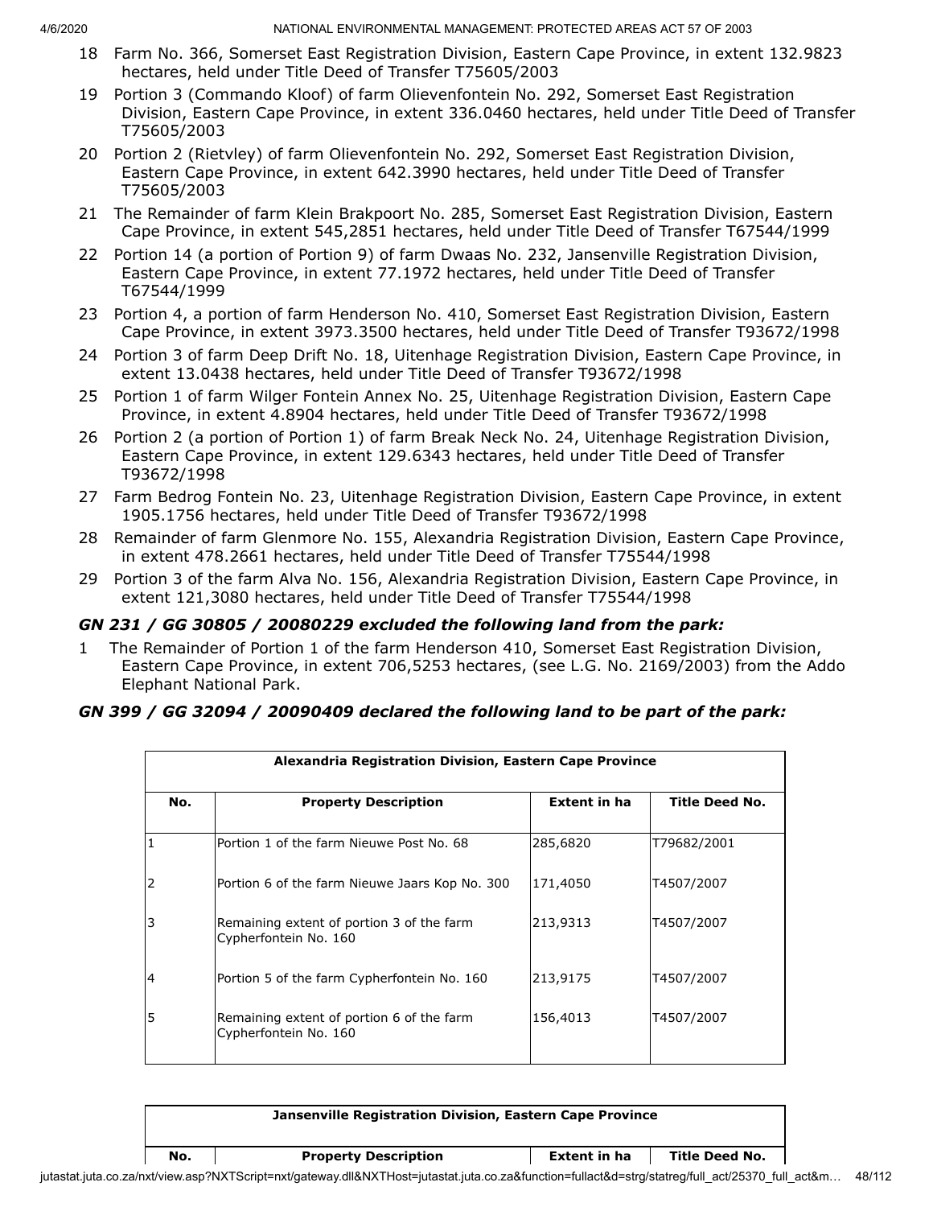18 Farm No. 366, Somerset East Registration Division, Eastern Cape Province, in extent 132.9823 hectares, held under Title Deed of Transfer T75605/2003

19 Portion 3 (Commando Kloof) of farm Olievenfontein No. 292, Somerset East Registration Division, Eastern Cape Province, in extent 336.0460 hectares, held under Title Deed of Transfer T75605/2003

20 Portion 2 (Rietvley) of farm Olievenfontein No. 292, Somerset East Registration Division, Eastern Cape Province, in extent 642.3990 hectares, held under Title Deed of Transfer T75605/2003

21 The Remainder of farm Klein Brakpoort No. 285, Somerset East Registration Division, Eastern Cape Province, in extent 545,2851 hectares, held under Title Deed of Transfer T67544/1999

22 Portion 14 (a portion of Portion 9) of farm Dwaas No. 232, Jansenville Registration Division, Eastern Cape Province, in extent 77.1972 hectares, held under Title Deed of Transfer T67544/1999

23 Portion 4, a portion of farm Henderson No. 410, Somerset East Registration Division, Eastern Cape Province, in extent 3973.3500 hectares, held under Title Deed of Transfer T93672/1998

24 Portion 3 of farm Deep Drift No. 18, Uitenhage Registration Division, Eastern Cape Province, in extent 13.0438 hectares, held under Title Deed of Transfer T93672/1998

25 Portion 1 of farm Wilger Fontein Annex No. 25, Uitenhage Registration Division, Eastern Cape Province, in extent 4.8904 hectares, held under Title Deed of Transfer T93672/1998

26 Portion 2 (a portion of Portion 1) of farm Break Neck No. 24, Uitenhage Registration Division, Eastern Cape Province, in extent 129.6343 hectares, held under Title Deed of Transfer T93672/1998

27 Farm Bedrog Fontein No. 23, Uitenhage Registration Division, Eastern Cape Province, in extent 1905.1756 hectares, held under Title Deed of Transfer T93672/1998

28 Remainder of farm Glenmore No. 155, Alexandria Registration Division, Eastern Cape Province, in extent 478.2661 hectares, held under Title Deed of Transfer T75544/1998

29 Portion 3 of the farm Alva No. 156, Alexandria Registration Division, Eastern Cape Province, in extent 121,3080 hectares, held under Title Deed of Transfer T75544/1998

***GN 231 / GG 30805 / 20080229 excluded the following land from the park:***

1 The Remainder of Portion 1 of the farm Henderson 410, Somerset East Registration Division, Eastern Cape Province, in extent 706,5253 hectares, (see L.G. No. 2169/2003) from the Addo Elephant National Park.

***GN 399 / GG 32094 / 20090409 declared the following land to be part of the park:***

| **Alexandria Registration Division, Eastern Cape Province** | | | |
|---|---|---|---|
| **No.** | **Property Description** | **Extent in ha** | **Title Deed No.** |
| 1 | Portion 1 of the farm Nieuwe Post No. 68 | 285,6820 | T79682/2001 |
| 2 | Portion 6 of the farm Nieuwe Jaars Kop No. 300 | 171,4050 | T4507/2007 |
| 3 | Remaining extent of portion 3 of the farm Cypherfontein No. 160 | 213,9313 | T4507/2007 |
| 4 | Portion 5 of the farm Cypherfontein No. 160 | 213,9175 | T4507/2007 |
| 5 | Remaining extent of portion 6 of the farm Cypherfontein No. 160 | 156,4013 | T4507/2007 |

| **Jansenville Registration Division, Eastern Cape Province** | | | |
|---|---|---|---|
| **No.** | **Property Description** | **Extent in ha** | **Title Deed No.** |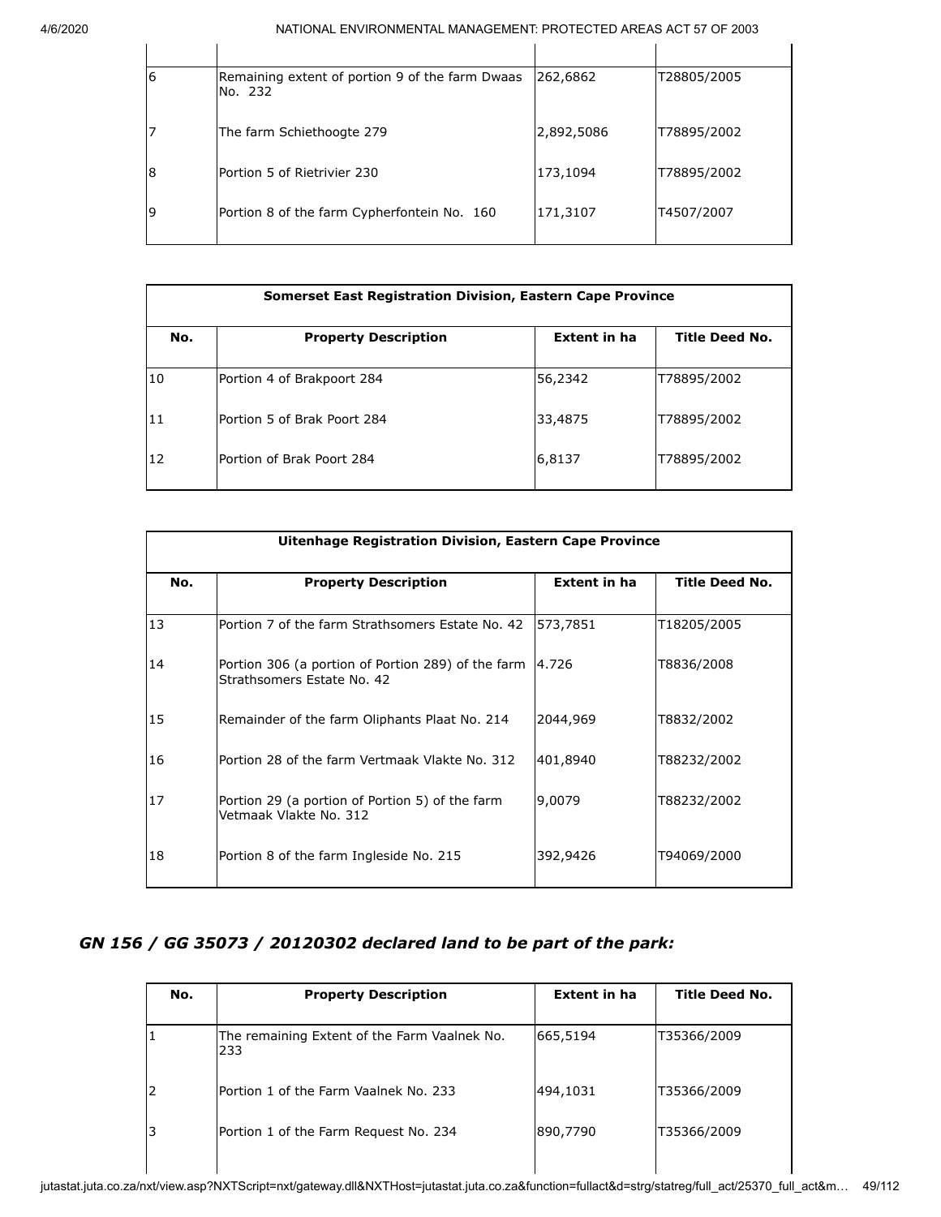| | | | |
|---|---|---|---|
| 6 | Remaining extent of portion 9 of the farm Dwaas No. 232 | 262,6862 | T28805/2005 |
| 7 | The farm Schiethoogte 279 | 2,892,5086 | T78895/2002 |
| 8 | Portion 5 of Rietrivier 230 | 173,1094 | T78895/2002 |
| 9 | Portion 8 of the farm Cypherfontein No. 160 | 171,3107 | T4507/2007 |

| **Somerset East Registration Division, Eastern Cape Province** | | | |
|---|---|---|---|
| **No.** | **Property Description** | **Extent in ha** | **Title Deed No.** |
| 10 | Portion 4 of Brakpoort 284 | 56,2342 | T78895/2002 |
| 11 | Portion 5 of Brak Poort 284 | 33,4875 | T78895/2002 |
| 12 | Portion of Brak Poort 284 | 6,8137 | T78895/2002 |

| **Uitenhage Registration Division, Eastern Cape Province** | | | |
|---|---|---|---|
| **No.** | **Property Description** | **Extent in ha** | **Title Deed No.** |
| 13 | Portion 7 of the farm Strathsomers Estate No. 42 | 573,7851 | T18205/2005 |
| 14 | Portion 306 (a portion of Portion 289) of the farm Strathsomers Estate No. 42 | 4.726 | T8836/2008 |
| 15 | Remainder of the farm Oliphants Plaat No. 214 | 2044,969 | T8832/2002 |
| 16 | Portion 28 of the farm Vertmaak Vlakte No. 312 | 401,8940 | T88232/2002 |
| 17 | Portion 29 (a portion of Portion 5) of the farm Vetmaak Vlakte No. 312 | 9,0079 | T88232/2002 |
| 18 | Portion 8 of the farm Ingleside No. 215 | 392,9426 | T94069/2000 |

### *GN 156 / GG 35073 / 20120302 declared land to be part of the park:*

| **No.** | **Property Description** | **Extent in ha** | **Title Deed No.** |
|---|---|---|---|
| 1 | The remaining Extent of the Farm Vaalnek No. 233 | 665,5194 | T35366/2009 |
| 2 | Portion 1 of the Farm Vaalnek No. 233 | 494,1031 | T35366/2009 |
| 3 | Portion 1 of the Farm Request No. 234 | 890,7790 | T35366/2009 |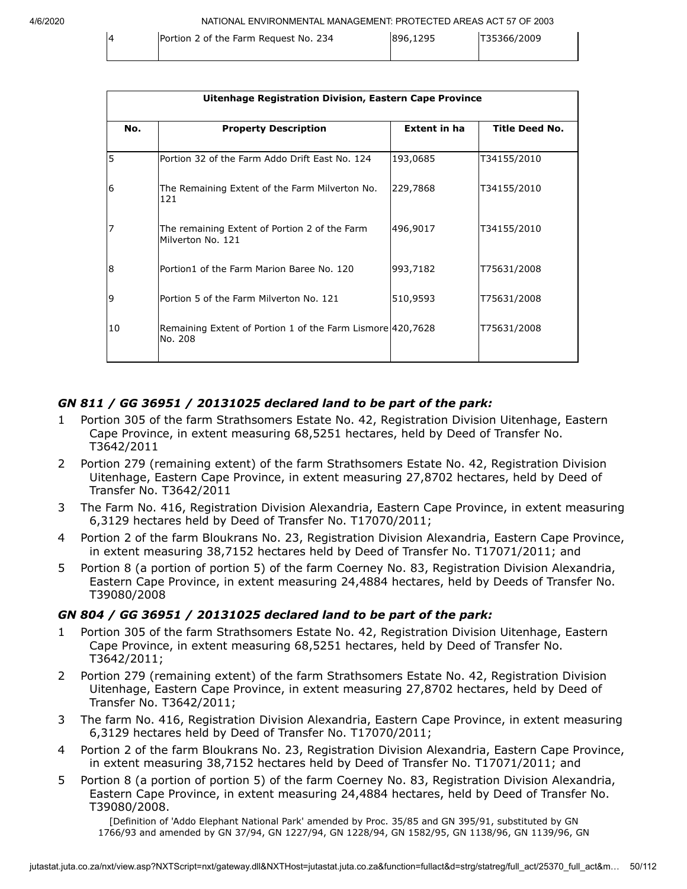| | | | |
|---|---|---|---|
| 4 | Portion 2 of the Farm Request No. 234 | 896,1295 | T35366/2009 |

| Uitenhage Registration Division, Eastern Cape Province | | | |
|---|---|---|---|
| **No.** | **Property Description** | **Extent in ha** | **Title Deed No.** |
| 5 | Portion 32 of the Farm Addo Drift East No. 124 | 193,0685 | T34155/2010 |
| 6 | The Remaining Extent of the Farm Milverton No. 121 | 229,7868 | T34155/2010 |
| 7 | The remaining Extent of Portion 2 of the Farm Milverton No. 121 | 496,9017 | T34155/2010 |
| 8 | Portion1 of the Farm Marion Baree No. 120 | 993,7182 | T75631/2008 |
| 9 | Portion 5 of the Farm Milverton No. 121 | 510,9593 | T75631/2008 |
| 10 | Remaining Extent of Portion 1 of the Farm Lismore No. 208 | 420,7628 | T75631/2008 |

### *GN 811 / GG 36951 / 20131025 declared land to be part of the park:*

1 Portion 305 of the farm Strathsomers Estate No. 42, Registration Division Uitenhage, Eastern Cape Province, in extent measuring 68,5251 hectares, held by Deed of Transfer No. T3642/2011

2 Portion 279 (remaining extent) of the farm Strathsomers Estate No. 42, Registration Division Uitenhage, Eastern Cape Province, in extent measuring 27,8702 hectares, held by Deed of Transfer No. T3642/2011

3 The Farm No. 416, Registration Division Alexandria, Eastern Cape Province, in extent measuring 6,3129 hectares held by Deed of Transfer No. T17070/2011;

4 Portion 2 of the farm Bloukrans No. 23, Registration Division Alexandria, Eastern Cape Province, in extent measuring 38,7152 hectares held by Deed of Transfer No. T17071/2011; and

5 Portion 8 (a portion of portion 5) of the farm Coerney No. 83, Registration Division Alexandria, Eastern Cape Province, in extent measuring 24,4884 hectares, held by Deeds of Transfer No. T39080/2008

### *GN 804 / GG 36951 / 20131025 declared land to be part of the park:*

1 Portion 305 of the farm Strathsomers Estate No. 42, Registration Division Uitenhage, Eastern Cape Province, in extent measuring 68,5251 hectares, held by Deed of Transfer No. T3642/2011;

2 Portion 279 (remaining extent) of the farm Strathsomers Estate No. 42, Registration Division Uitenhage, Eastern Cape Province, in extent measuring 27,8702 hectares, held by Deed of Transfer No. T3642/2011;

3 The farm No. 416, Registration Division Alexandria, Eastern Cape Province, in extent measuring 6,3129 hectares held by Deed of Transfer No. T17070/2011;

4 Portion 2 of the farm Bloukrans No. 23, Registration Division Alexandria, Eastern Cape Province, in extent measuring 38,7152 hectares held by Deed of Transfer No. T17071/2011; and

5 Portion 8 (a portion of portion 5) of the farm Coerney No. 83, Registration Division Alexandria, Eastern Cape Province, in extent measuring 24,4884 hectares, held by Deed of Transfer No. T39080/2008.

[Definition of 'Addo Elephant National Park' amended by Proc. 35/85 and GN 395/91, substituted by GN 1766/93 and amended by GN 37/94, GN 1227/94, GN 1228/94, GN 1582/95, GN 1138/96, GN 1139/96, GN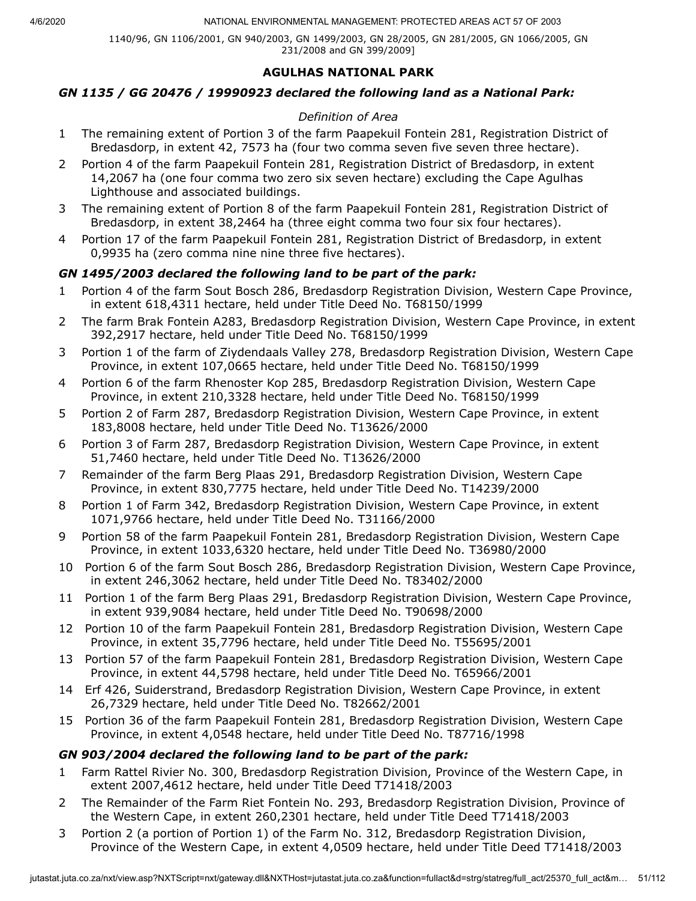1140/96, GN 1106/2001, GN 940/2003, GN 1499/2003, GN 28/2005, GN 281/2005, GN 1066/2005, GN 231/2008 and GN 399/2009]

## AGULHAS NATIONAL PARK

### *GN 1135 / GG 20476 / 19990923 declared the following land as a National Park:*

*Definition of Area*

1 The remaining extent of Portion 3 of the farm Paapekuil Fontein 281, Registration District of Bredasdorp, in extent 42, 7573 ha (four two comma seven five seven three hectare).

2 Portion 4 of the farm Paapekuil Fontein 281, Registration District of Bredasdorp, in extent 14,2067 ha (one four comma two zero six seven hectare) excluding the Cape Agulhas Lighthouse and associated buildings.

3 The remaining extent of Portion 8 of the farm Paapekuil Fontein 281, Registration District of Bredasdorp, in extent 38,2464 ha (three eight comma two four six four hectares).

4 Portion 17 of the farm Paapekuil Fontein 281, Registration District of Bredasdorp, in extent 0,9935 ha (zero comma nine nine three five hectares).

### *GN 1495/2003 declared the following land to be part of the park:*

1 Portion 4 of the farm Sout Bosch 286, Bredasdorp Registration Division, Western Cape Province, in extent 618,4311 hectare, held under Title Deed No. T68150/1999

2 The farm Brak Fontein A283, Bredasdorp Registration Division, Western Cape Province, in extent 392,2917 hectare, held under Title Deed No. T68150/1999

3 Portion 1 of the farm of Ziydendaals Valley 278, Bredasdorp Registration Division, Western Cape Province, in extent 107,0665 hectare, held under Title Deed No. T68150/1999

4 Portion 6 of the farm Rhenoster Kop 285, Bredasdorp Registration Division, Western Cape Province, in extent 210,3328 hectare, held under Title Deed No. T68150/1999

5 Portion 2 of Farm 287, Bredasdorp Registration Division, Western Cape Province, in extent 183,8008 hectare, held under Title Deed No. T13626/2000

6 Portion 3 of Farm 287, Bredasdorp Registration Division, Western Cape Province, in extent 51,7460 hectare, held under Title Deed No. T13626/2000

7 Remainder of the farm Berg Plaas 291, Bredasdorp Registration Division, Western Cape Province, in extent 830,7775 hectare, held under Title Deed No. T14239/2000

8 Portion 1 of Farm 342, Bredasdorp Registration Division, Western Cape Province, in extent 1071,9766 hectare, held under Title Deed No. T31166/2000

9 Portion 58 of the farm Paapekuil Fontein 281, Bredasdorp Registration Division, Western Cape Province, in extent 1033,6320 hectare, held under Title Deed No. T36980/2000

10 Portion 6 of the farm Sout Bosch 286, Bredasdorp Registration Division, Western Cape Province, in extent 246,3062 hectare, held under Title Deed No. T83402/2000

11 Portion 1 of the farm Berg Plaas 291, Bredasdorp Registration Division, Western Cape Province, in extent 939,9084 hectare, held under Title Deed No. T90698/2000

12 Portion 10 of the farm Paapekuil Fontein 281, Bredasdorp Registration Division, Western Cape Province, in extent 35,7796 hectare, held under Title Deed No. T55695/2001

13 Portion 57 of the farm Paapekuil Fontein 281, Bredasdorp Registration Division, Western Cape Province, in extent 44,5798 hectare, held under Title Deed No. T65966/2001

14 Erf 426, Suiderstrand, Bredasdorp Registration Division, Western Cape Province, in extent 26,7329 hectare, held under Title Deed No. T82662/2001

15 Portion 36 of the farm Paapekuil Fontein 281, Bredasdorp Registration Division, Western Cape Province, in extent 4,0548 hectare, held under Title Deed No. T87716/1998

### *GN 903/2004 declared the following land to be part of the park:*

1 Farm Rattel Rivier No. 300, Bredasdorp Registration Division, Province of the Western Cape, in extent 2007,4612 hectare, held under Title Deed T71418/2003

2 The Remainder of the Farm Riet Fontein No. 293, Bredasdorp Registration Division, Province of the Western Cape, in extent 260,2301 hectare, held under Title Deed T71418/2003

3 Portion 2 (a portion of Portion 1) of the Farm No. 312, Bredasdorp Registration Division, Province of the Western Cape, in extent 4,0509 hectare, held under Title Deed T71418/2003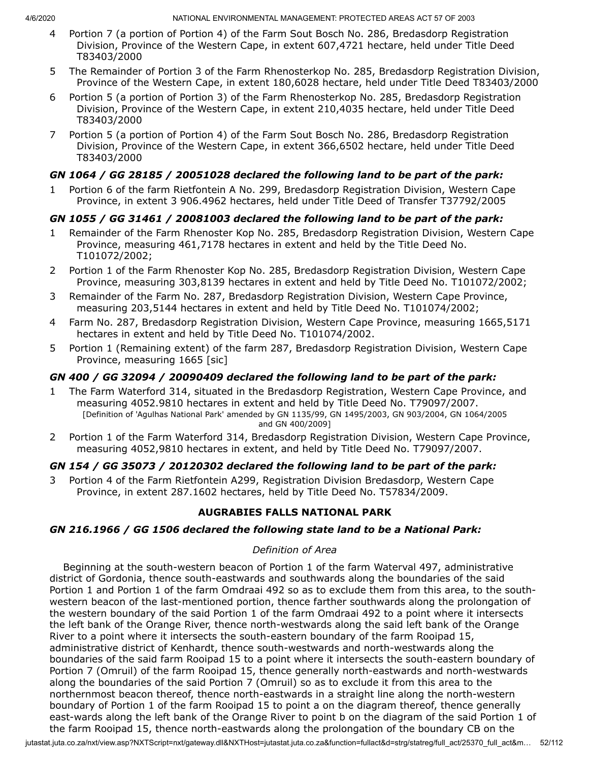4 Portion 7 (a portion of Portion 4) of the Farm Sout Bosch No. 286, Bredasdorp Registration Division, Province of the Western Cape, in extent 607,4721 hectare, held under Title Deed T83403/2000

5 The Remainder of Portion 3 of the Farm Rhenosterkop No. 285, Bredasdorp Registration Division, Province of the Western Cape, in extent 180,6028 hectare, held under Title Deed T83403/2000

6 Portion 5 (a portion of Portion 3) of the Farm Rhenosterkop No. 285, Bredasdorp Registration Division, Province of the Western Cape, in extent 210,4035 hectare, held under Title Deed T83403/2000

7 Portion 5 (a portion of Portion 4) of the Farm Sout Bosch No. 286, Bredasdorp Registration Division, Province of the Western Cape, in extent 366,6502 hectare, held under Title Deed T83403/2000

### *GN 1064 / GG 28185 / 20051028 declared the following land to be part of the park:*

1 Portion 6 of the farm Rietfontein A No. 299, Bredasdorp Registration Division, Western Cape Province, in extent 3 906.4962 hectares, held under Title Deed of Transfer T37792/2005

### *GN 1055 / GG 31461 / 20081003 declared the following land to be part of the park:*

1 Remainder of the Farm Rhenoster Kop No. 285, Bredasdorp Registration Division, Western Cape Province, measuring 461,7178 hectares in extent and held by the Title Deed No. T101072/2002;

2 Portion 1 of the Farm Rhenoster Kop No. 285, Bredasdorp Registration Division, Western Cape Province, measuring 303,8139 hectares in extent and held by Title Deed No. T101072/2002;

3 Remainder of the Farm No. 287, Bredasdorp Registration Division, Western Cape Province, measuring 203,5144 hectares in extent and held by Title Deed No. T101074/2002;

4 Farm No. 287, Bredasdorp Registration Division, Western Cape Province, measuring 1665,5171 hectares in extent and held by Title Deed No. T101074/2002.

5 Portion 1 (Remaining extent) of the farm 287, Bredasdorp Registration Division, Western Cape Province, measuring 1665 [sic]

### *GN 400 / GG 32094 / 20090409 declared the following land to be part of the park:*

1 The Farm Waterford 314, situated in the Bredasdorp Registration, Western Cape Province, and measuring 4052.9810 hectares in extent and held by Title Deed No. T79097/2007.
[Definition of 'Agulhas National Park' amended by GN 1135/99, GN 1495/2003, GN 903/2004, GN 1064/2005 and GN 400/2009]

2 Portion 1 of the Farm Waterford 314, Bredasdorp Registration Division, Western Cape Province, measuring 4052,9810 hectares in extent, and held by Title Deed No. T79097/2007.

### *GN 154 / GG 35073 / 20120302 declared the following land to be part of the park:*

3 Portion 4 of the Farm Rietfontein A299, Registration Division Bredasdorp, Western Cape Province, in extent 287.1602 hectares, held by Title Deed No. T57834/2009.

## AUGRABIES FALLS NATIONAL PARK

### *GN 216.1966 / GG 1506 declared the following state land to be a National Park:*

*Definition of Area*

Beginning at the south-western beacon of Portion 1 of the farm Waterval 497, administrative district of Gordonia, thence south-eastwards and southwards along the boundaries of the said Portion 1 and Portion 1 of the farm Omdraai 492 so as to exclude them from this area, to the south-western beacon of the last-mentioned portion, thence farther southwards along the prolongation of the western boundary of the said Portion 1 of the farm Omdraai 492 to a point where it intersects the left bank of the Orange River, thence north-westwards along the said left bank of the Orange River to a point where it intersects the south-eastern boundary of the farm Rooipad 15, administrative district of Kenhardt, thence south-westwards and north-westwards along the boundaries of the said farm Rooipad 15 to a point where it intersects the south-eastern boundary of Portion 7 (Omruil) of the farm Rooipad 15, thence generally north-eastwards and north-westwards along the boundaries of the said Portion 7 (Omruil) so as to exclude it from this area to the northernmost beacon thereof, thence north-eastwards in a straight line along the north-western boundary of Portion 1 of the farm Rooipad 15 to point a on the diagram thereof, thence generally east-wards along the left bank of the Orange River to point b on the diagram of the said Portion 1 of the farm Rooipad 15, thence north-eastwards along the prolongation of the boundary CB on the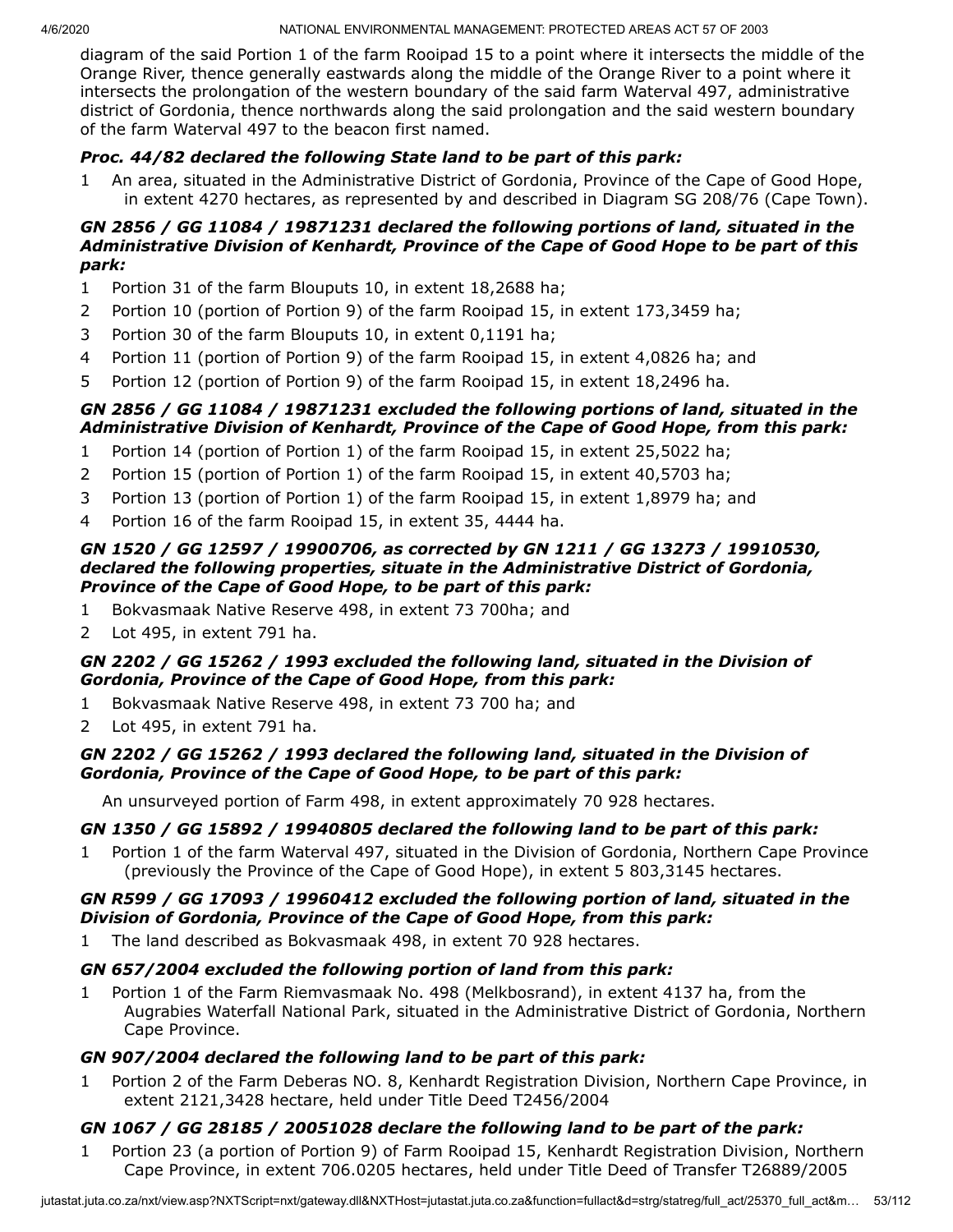diagram of the said Portion 1 of the farm Rooipad 15 to a point where it intersects the middle of the Orange River, thence generally eastwards along the middle of the Orange River to a point where it intersects the prolongation of the western boundary of the said farm Waterval 497, administrative district of Gordonia, thence northwards along the said prolongation and the said western boundary of the farm Waterval 497 to the beacon first named.

***Proc. 44/82 declared the following State land to be part of this park:***

1 An area, situated in the Administrative District of Gordonia, Province of the Cape of Good Hope, in extent 4270 hectares, as represented by and described in Diagram SG 208/76 (Cape Town).

***GN 2856 / GG 11084 / 19871231 declared the following portions of land, situated in the Administrative Division of Kenhardt, Province of the Cape of Good Hope to be part of this park:***

1 Portion 31 of the farm Blouputs 10, in extent 18,2688 ha;
2 Portion 10 (portion of Portion 9) of the farm Rooipad 15, in extent 173,3459 ha;
3 Portion 30 of the farm Blouputs 10, in extent 0,1191 ha;
4 Portion 11 (portion of Portion 9) of the farm Rooipad 15, in extent 4,0826 ha; and
5 Portion 12 (portion of Portion 9) of the farm Rooipad 15, in extent 18,2496 ha.

***GN 2856 / GG 11084 / 19871231 excluded the following portions of land, situated in the Administrative Division of Kenhardt, Province of the Cape of Good Hope, from this park:***

1 Portion 14 (portion of Portion 1) of the farm Rooipad 15, in extent 25,5022 ha;
2 Portion 15 (portion of Portion 1) of the farm Rooipad 15, in extent 40,5703 ha;
3 Portion 13 (portion of Portion 1) of the farm Rooipad 15, in extent 1,8979 ha; and
4 Portion 16 of the farm Rooipad 15, in extent 35, 4444 ha.

***GN 1520 / GG 12597 / 19900706, as corrected by GN 1211 / GG 13273 / 19910530, declared the following properties, situate in the Administrative District of Gordonia, Province of the Cape of Good Hope, to be part of this park:***

1 Bokvasmaak Native Reserve 498, in extent 73 700ha; and
2 Lot 495, in extent 791 ha.

***GN 2202 / GG 15262 / 1993 excluded the following land, situated in the Division of Gordonia, Province of the Cape of Good Hope, from this park:***

1 Bokvasmaak Native Reserve 498, in extent 73 700 ha; and
2 Lot 495, in extent 791 ha.

***GN 2202 / GG 15262 / 1993 declared the following land, situated in the Division of Gordonia, Province of the Cape of Good Hope, to be part of this park:***

An unsurveyed portion of Farm 498, in extent approximately 70 928 hectares.

***GN 1350 / GG 15892 / 19940805 declared the following land to be part of this park:***

1 Portion 1 of the farm Waterval 497, situated in the Division of Gordonia, Northern Cape Province (previously the Province of the Cape of Good Hope), in extent 5 803,3145 hectares.

***GN R599 / GG 17093 / 19960412 excluded the following portion of land, situated in the Division of Gordonia, Province of the Cape of Good Hope, from this park:***

1 The land described as Bokvasmaak 498, in extent 70 928 hectares.

***GN 657/2004 excluded the following portion of land from this park:***

1 Portion 1 of the Farm Riemvasmaak No. 498 (Melkbosrand), in extent 4137 ha, from the Augrabies Waterfall National Park, situated in the Administrative District of Gordonia, Northern Cape Province.

***GN 907/2004 declared the following land to be part of this park:***

1 Portion 2 of the Farm Deberas NO. 8, Kenhardt Registration Division, Northern Cape Province, in extent 2121,3428 hectare, held under Title Deed T2456/2004

***GN 1067 / GG 28185 / 20051028 declare the following land to be part of the park:***

1 Portion 23 (a portion of Portion 9) of Farm Rooipad 15, Kenhardt Registration Division, Northern Cape Province, in extent 706.0205 hectares, held under Title Deed of Transfer T26889/2005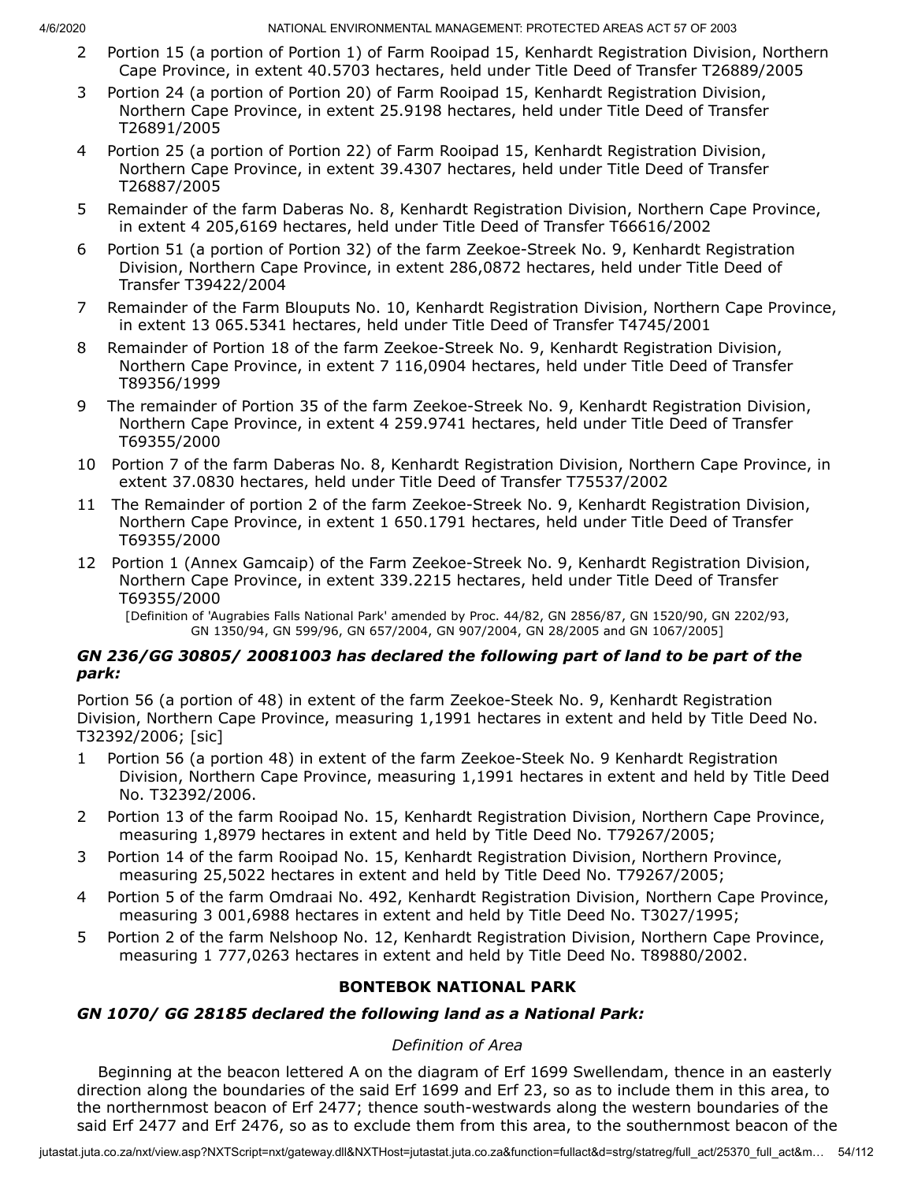2 Portion 15 (a portion of Portion 1) of Farm Rooipad 15, Kenhardt Registration Division, Northern Cape Province, in extent 40.5703 hectares, held under Title Deed of Transfer T26889/2005

3 Portion 24 (a portion of Portion 20) of Farm Rooipad 15, Kenhardt Registration Division, Northern Cape Province, in extent 25.9198 hectares, held under Title Deed of Transfer T26891/2005

4 Portion 25 (a portion of Portion 22) of Farm Rooipad 15, Kenhardt Registration Division, Northern Cape Province, in extent 39.4307 hectares, held under Title Deed of Transfer T26887/2005

5 Remainder of the farm Daberas No. 8, Kenhardt Registration Division, Northern Cape Province, in extent 4 205,6169 hectares, held under Title Deed of Transfer T66616/2002

6 Portion 51 (a portion of Portion 32) of the farm Zeekoe-Streek No. 9, Kenhardt Registration Division, Northern Cape Province, in extent 286,0872 hectares, held under Title Deed of Transfer T39422/2004

7 Remainder of the Farm Blouputs No. 10, Kenhardt Registration Division, Northern Cape Province, in extent 13 065.5341 hectares, held under Title Deed of Transfer T4745/2001

8 Remainder of Portion 18 of the farm Zeekoe-Streek No. 9, Kenhardt Registration Division, Northern Cape Province, in extent 7 116,0904 hectares, held under Title Deed of Transfer T89356/1999

9 The remainder of Portion 35 of the farm Zeekoe-Streek No. 9, Kenhardt Registration Division, Northern Cape Province, in extent 4 259.9741 hectares, held under Title Deed of Transfer T69355/2000

10 Portion 7 of the farm Daberas No. 8, Kenhardt Registration Division, Northern Cape Province, in extent 37.0830 hectares, held under Title Deed of Transfer T75537/2002

11 The Remainder of portion 2 of the farm Zeekoe-Streek No. 9, Kenhardt Registration Division, Northern Cape Province, in extent 1 650.1791 hectares, held under Title Deed of Transfer T69355/2000

12 Portion 1 (Annex Gamcaip) of the Farm Zeekoe-Streek No. 9, Kenhardt Registration Division, Northern Cape Province, in extent 339.2215 hectares, held under Title Deed of Transfer T69355/2000

[Definition of 'Augrabies Falls National Park' amended by Proc. 44/82, GN 2856/87, GN 1520/90, GN 2202/93, GN 1350/94, GN 599/96, GN 657/2004, GN 907/2004, GN 28/2005 and GN 1067/2005]

***GN 236/GG 30805/ 20081003 has declared the following part of land to be part of the park:***

Portion 56 (a portion of 48) in extent of the farm Zeekoe-Steek No. 9, Kenhardt Registration Division, Northern Cape Province, measuring 1,1991 hectares in extent and held by Title Deed No. T32392/2006; [sic]

1 Portion 56 (a portion 48) in extent of the farm Zeekoe-Steek No. 9 Kenhardt Registration Division, Northern Cape Province, measuring 1,1991 hectares in extent and held by Title Deed No. T32392/2006.

2 Portion 13 of the farm Rooipad No. 15, Kenhardt Registration Division, Northern Cape Province, measuring 1,8979 hectares in extent and held by Title Deed No. T79267/2005;

3 Portion 14 of the farm Rooipad No. 15, Kenhardt Registration Division, Northern Province, measuring 25,5022 hectares in extent and held by Title Deed No. T79267/2005;

4 Portion 5 of the farm Omdraai No. 492, Kenhardt Registration Division, Northern Cape Province, measuring 3 001,6988 hectares in extent and held by Title Deed No. T3027/1995;

5 Portion 2 of the farm Nelshoop No. 12, Kenhardt Registration Division, Northern Cape Province, measuring 1 777,0263 hectares in extent and held by Title Deed No. T89880/2002.

## BONTEBOK NATIONAL PARK

***GN 1070/ GG 28185 declared the following land as a National Park:***

*Definition of Area*

Beginning at the beacon lettered A on the diagram of Erf 1699 Swellendam, thence in an easterly direction along the boundaries of the said Erf 1699 and Erf 23, so as to include them in this area, to the northernmost beacon of Erf 2477; thence south-westwards along the western boundaries of the said Erf 2477 and Erf 2476, so as to exclude them from this area, to the southernmost beacon of the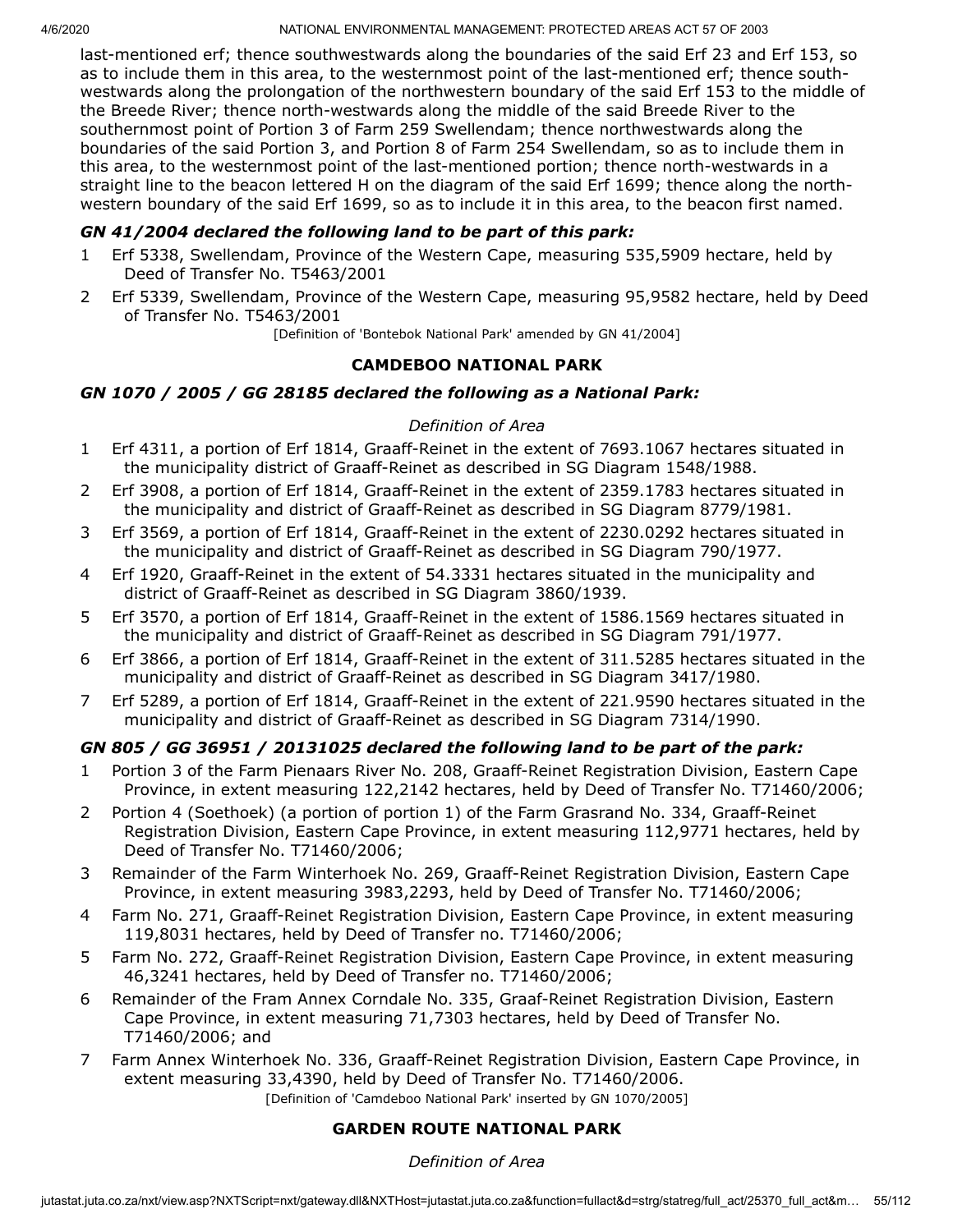last-mentioned erf; thence southwestwards along the boundaries of the said Erf 23 and Erf 153, so as to include them in this area, to the westernmost point of the last-mentioned erf; thence south-westwards along the prolongation of the northwestern boundary of the said Erf 153 to the middle of the Breede River; thence north-westwards along the middle of the said Breede River to the southernmost point of Portion 3 of Farm 259 Swellendam; thence northwestwards along the boundaries of the said Portion 3, and Portion 8 of Farm 254 Swellendam, so as to include them in this area, to the westernmost point of the last-mentioned portion; thence north-westwards in a straight line to the beacon lettered H on the diagram of the said Erf 1699; thence along the north-western boundary of the said Erf 1699, so as to include it in this area, to the beacon first named.

***GN 41/2004 declared the following land to be part of this park:***

1 Erf 5338, Swellendam, Province of the Western Cape, measuring 535,5909 hectare, held by Deed of Transfer No. T5463/2001

2 Erf 5339, Swellendam, Province of the Western Cape, measuring 95,9582 hectare, held by Deed of Transfer No. T5463/2001

[Definition of 'Bontebok National Park' amended by GN 41/2004]

**CAMDEBOO NATIONAL PARK**

***GN 1070 / 2005 / GG 28185 declared the following as a National Park:***

*Definition of Area*

1 Erf 4311, a portion of Erf 1814, Graaff-Reinet in the extent of 7693.1067 hectares situated in the municipality district of Graaff-Reinet as described in SG Diagram 1548/1988.

2 Erf 3908, a portion of Erf 1814, Graaff-Reinet in the extent of 2359.1783 hectares situated in the municipality and district of Graaff-Reinet as described in SG Diagram 8779/1981.

3 Erf 3569, a portion of Erf 1814, Graaff-Reinet in the extent of 2230.0292 hectares situated in the municipality and district of Graaff-Reinet as described in SG Diagram 790/1977.

4 Erf 1920, Graaff-Reinet in the extent of 54.3331 hectares situated in the municipality and district of Graaff-Reinet as described in SG Diagram 3860/1939.

5 Erf 3570, a portion of Erf 1814, Graaff-Reinet in the extent of 1586.1569 hectares situated in the municipality and district of Graaff-Reinet as described in SG Diagram 791/1977.

6 Erf 3866, a portion of Erf 1814, Graaff-Reinet in the extent of 311.5285 hectares situated in the municipality and district of Graaff-Reinet as described in SG Diagram 3417/1980.

7 Erf 5289, a portion of Erf 1814, Graaff-Reinet in the extent of 221.9590 hectares situated in the municipality and district of Graaff-Reinet as described in SG Diagram 7314/1990.

***GN 805 / GG 36951 / 20131025 declared the following land to be part of the park:***

1 Portion 3 of the Farm Pienaars River No. 208, Graaff-Reinet Registration Division, Eastern Cape Province, in extent measuring 122,2142 hectares, held by Deed of Transfer No. T71460/2006;

2 Portion 4 (Soethoek) (a portion of portion 1) of the Farm Grasrand No. 334, Graaff-Reinet Registration Division, Eastern Cape Province, in extent measuring 112,9771 hectares, held by Deed of Transfer No. T71460/2006;

3 Remainder of the Farm Winterhoek No. 269, Graaff-Reinet Registration Division, Eastern Cape Province, in extent measuring 3983,2293, held by Deed of Transfer No. T71460/2006;

4 Farm No. 271, Graaff-Reinet Registration Division, Eastern Cape Province, in extent measuring 119,8031 hectares, held by Deed of Transfer no. T71460/2006;

5 Farm No. 272, Graaff-Reinet Registration Division, Eastern Cape Province, in extent measuring 46,3241 hectares, held by Deed of Transfer no. T71460/2006;

6 Remainder of the Fram Annex Corndale No. 335, Graaf-Reinet Registration Division, Eastern Cape Province, in extent measuring 71,7303 hectares, held by Deed of Transfer No. T71460/2006; and

7 Farm Annex Winterhoek No. 336, Graaff-Reinet Registration Division, Eastern Cape Province, in extent measuring 33,4390, held by Deed of Transfer No. T71460/2006.

[Definition of 'Camdeboo National Park' inserted by GN 1070/2005]

**GARDEN ROUTE NATIONAL PARK**

*Definition of Area*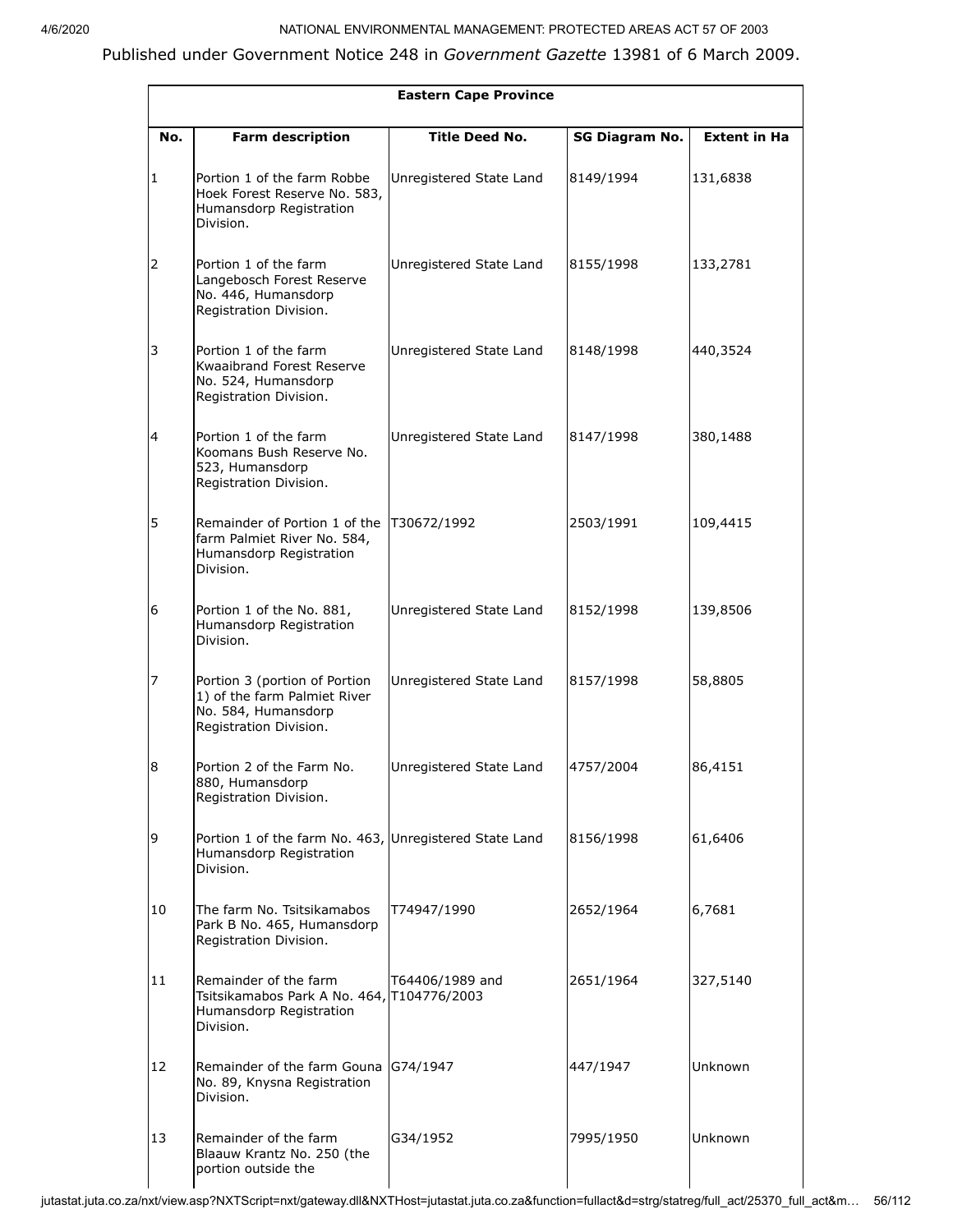Published under Government Notice 248 in *Government Gazette* 13981 of 6 March 2009.

| Eastern Cape Province | | | | |
|---|---|---|---|---|
| **No.** | **Farm description** | **Title Deed No.** | **SG Diagram No.** | **Extent in Ha** |
| 1 | Portion 1 of the farm Robbe Hoek Forest Reserve No. 583, Humansdorp Registration Division. | Unregistered State Land | 8149/1994 | 131,6838 |
| 2 | Portion 1 of the farm Langebosch Forest Reserve No. 446, Humansdorp Registration Division. | Unregistered State Land | 8155/1998 | 133,2781 |
| 3 | Portion 1 of the farm Kwaaibrand Forest Reserve No. 524, Humansdorp Registration Division. | Unregistered State Land | 8148/1998 | 440,3524 |
| 4 | Portion 1 of the farm Koomans Bush Reserve No. 523, Humansdorp Registration Division. | Unregistered State Land | 8147/1998 | 380,1488 |
| 5 | Remainder of Portion 1 of the farm Palmiet River No. 584, Humansdorp Registration Division. | T30672/1992 | 2503/1991 | 109,4415 |
| 6 | Portion 1 of the No. 881, Humansdorp Registration Division. | Unregistered State Land | 8152/1998 | 139,8506 |
| 7 | Portion 3 (portion of Portion 1) of the farm Palmiet River No. 584, Humansdorp Registration Division. | Unregistered State Land | 8157/1998 | 58,8805 |
| 8 | Portion 2 of the Farm No. 880, Humansdorp Registration Division. | Unregistered State Land | 4757/2004 | 86,4151 |
| 9 | Portion 1 of the farm No. 463, Humansdorp Registration Division. | Unregistered State Land | 8156/1998 | 61,6406 |
| 10 | The farm No. Tsitsikamabos Park B No. 465, Humansdorp Registration Division. | T74947/1990 | 2652/1964 | 6,7681 |
| 11 | Remainder of the farm Tsitsikamabos Park A No. 464, Humansdorp Registration Division. | T64406/1989 and T104776/2003 | 2651/1964 | 327,5140 |
| 12 | Remainder of the farm Gouna No. 89, Knysna Registration Division. | G74/1947 | 447/1947 | Unknown |
| 13 | Remainder of the farm Blaauw Krantz No. 250 (the portion outside the | G34/1952 | 7995/1950 | Unknown |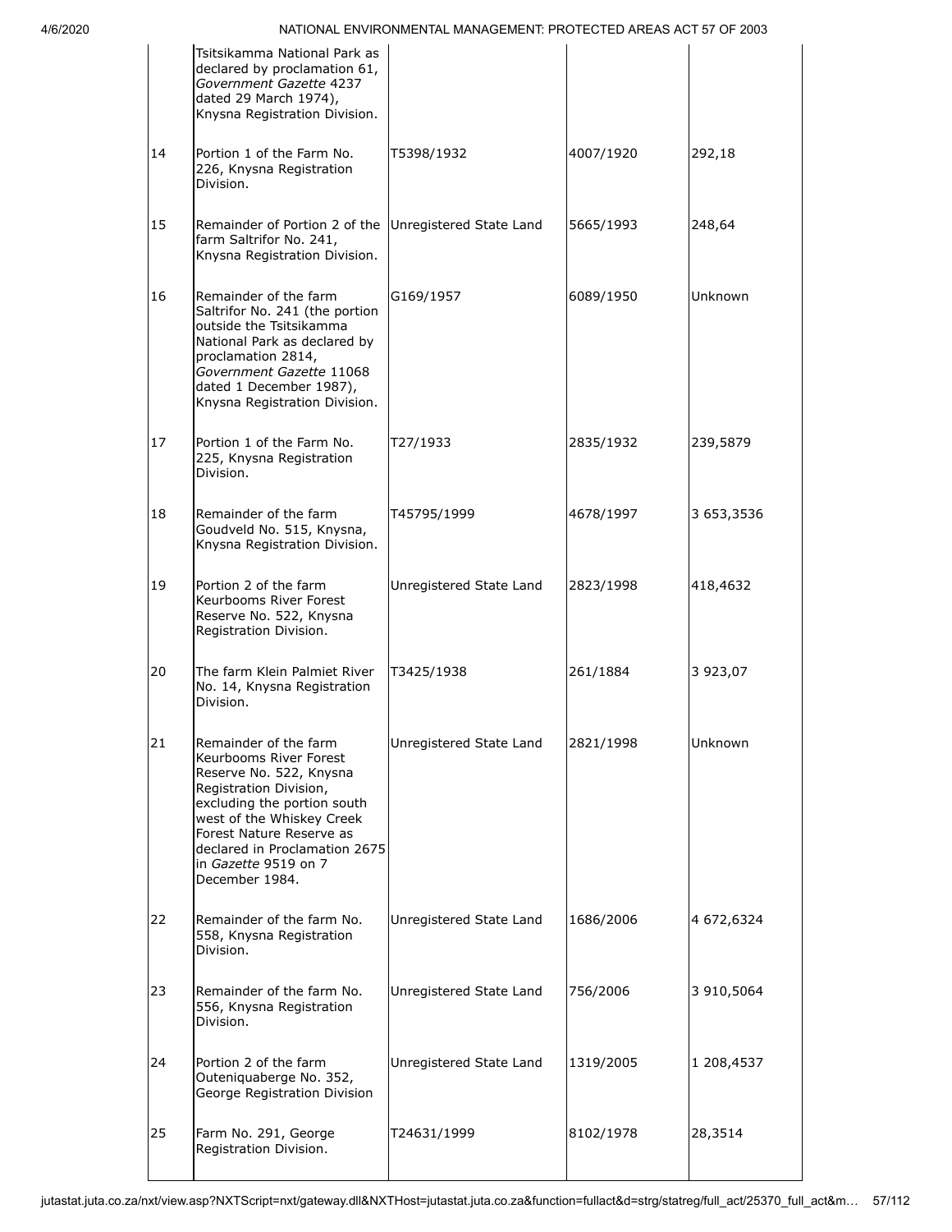| | | | | |
|---|---|---|---|---|
| | Tsitsikamma National Park as declared by proclamation 61, *Government Gazette* 4237 dated 29 March 1974), Knysna Registration Division. | | | |
| 14 | Portion 1 of the Farm No. 226, Knysna Registration Division. | T5398/1932 | 4007/1920 | 292,18 |
| 15 | Remainder of Portion 2 of the farm Saltrifor No. 241, Knysna Registration Division. | Unregistered State Land | 5665/1993 | 248,64 |
| 16 | Remainder of the farm Saltrifor No. 241 (the portion outside the Tsitsikamma National Park as declared by proclamation 2814, *Government Gazette* 11068 dated 1 December 1987), Knysna Registration Division. | G169/1957 | 6089/1950 | Unknown |
| 17 | Portion 1 of the Farm No. 225, Knysna Registration Division. | T27/1933 | 2835/1932 | 239,5879 |
| 18 | Remainder of the farm Goudveld No. 515, Knysna, Knysna Registration Division. | T45795/1999 | 4678/1997 | 3 653,3536 |
| 19 | Portion 2 of the farm Keurbooms River Forest Reserve No. 522, Knysna Registration Division. | Unregistered State Land | 2823/1998 | 418,4632 |
| 20 | The farm Klein Palmiet River No. 14, Knysna Registration Division. | T3425/1938 | 261/1884 | 3 923,07 |
| 21 | Remainder of the farm Keurbooms River Forest Reserve No. 522, Knysna Registration Division, excluding the portion south west of the Whiskey Creek Forest Nature Reserve as declared in Proclamation 2675 in *Gazette* 9519 on 7 December 1984. | Unregistered State Land | 2821/1998 | Unknown |
| 22 | Remainder of the farm No. 558, Knysna Registration Division. | Unregistered State Land | 1686/2006 | 4 672,6324 |
| 23 | Remainder of the farm No. 556, Knysna Registration Division. | Unregistered State Land | 756/2006 | 3 910,5064 |
| 24 | Portion 2 of the farm Outeniquaberge No. 352, George Registration Division | Unregistered State Land | 1319/2005 | 1 208,4537 |
| 25 | Farm No. 291, George Registration Division. | T24631/1999 | 8102/1978 | 28,3514 |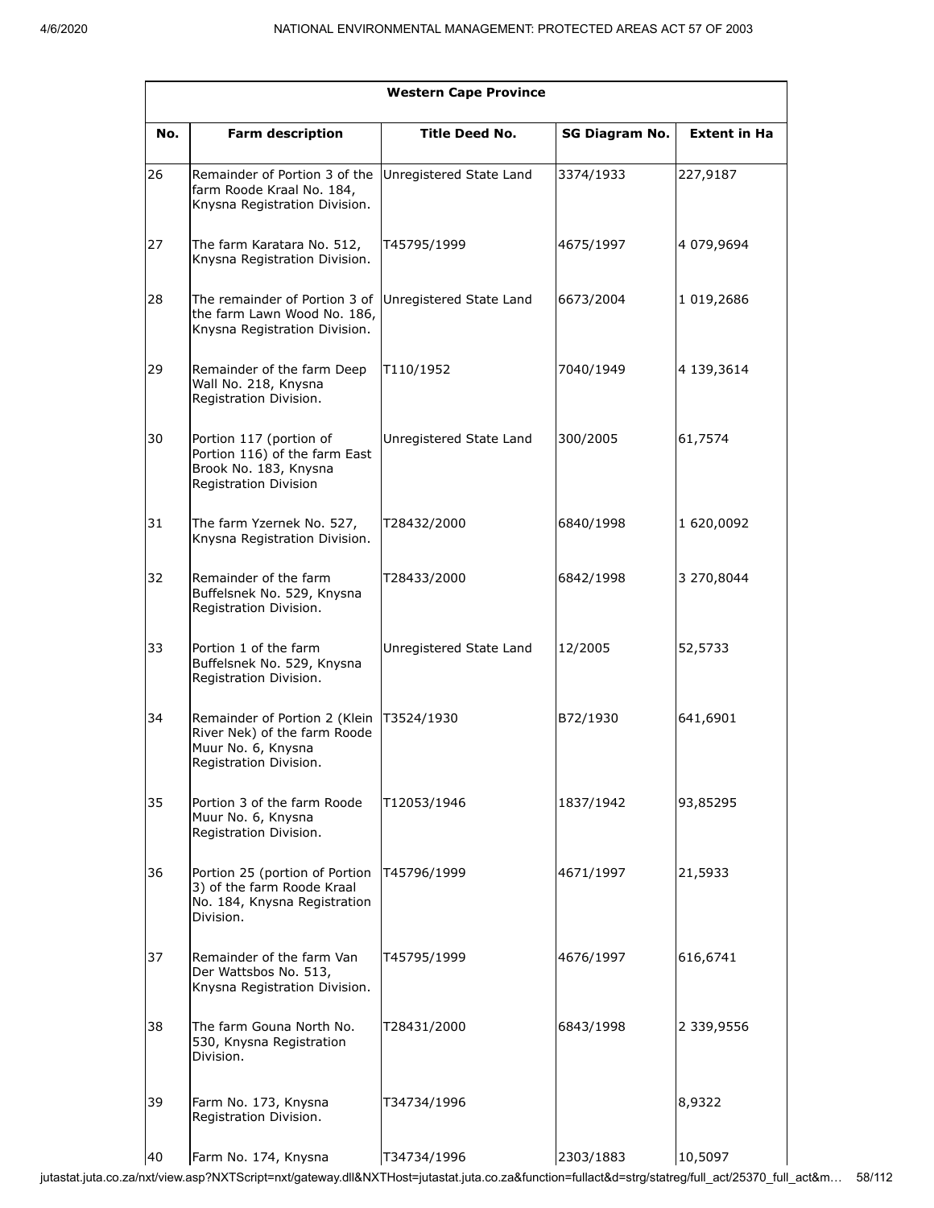| Western Cape Province | | | | |
|---|---|---|---|---|
| **No.** | **Farm description** | **Title Deed No.** | **SG Diagram No.** | **Extent in Ha** |
| 26 | Remainder of Portion 3 of the farm Roode Kraal No. 184, Knysna Registration Division. | Unregistered State Land | 3374/1933 | 227,9187 |
| 27 | The farm Karatara No. 512, Knysna Registration Division. | T45795/1999 | 4675/1997 | 4 079,9694 |
| 28 | The remainder of Portion 3 of the farm Lawn Wood No. 186, Knysna Registration Division. | Unregistered State Land | 6673/2004 | 1 019,2686 |
| 29 | Remainder of the farm Deep Wall No. 218, Knysna Registration Division. | T110/1952 | 7040/1949 | 4 139,3614 |
| 30 | Portion 117 (portion of Portion 116) of the farm East Brook No. 183, Knysna Registration Division | Unregistered State Land | 300/2005 | 61,7574 |
| 31 | The farm Yzernek No. 527, Knysna Registration Division. | T28432/2000 | 6840/1998 | 1 620,0092 |
| 32 | Remainder of the farm Buffelsnek No. 529, Knysna Registration Division. | T28433/2000 | 6842/1998 | 3 270,8044 |
| 33 | Portion 1 of the farm Buffelsnek No. 529, Knysna Registration Division. | Unregistered State Land | 12/2005 | 52,5733 |
| 34 | Remainder of Portion 2 (Klein River Nek) of the farm Roode Muur No. 6, Knysna Registration Division. | T3524/1930 | B72/1930 | 641,6901 |
| 35 | Portion 3 of the farm Roode Muur No. 6, Knysna Registration Division. | T12053/1946 | 1837/1942 | 93,85295 |
| 36 | Portion 25 (portion of Portion 3) of the farm Roode Kraal No. 184, Knysna Registration Division. | T45796/1999 | 4671/1997 | 21,5933 |
| 37 | Remainder of the farm Van Der Wattsbos No. 513, Knysna Registration Division. | T45795/1999 | 4676/1997 | 616,6741 |
| 38 | The farm Gouna North No. 530, Knysna Registration Division. | T28431/2000 | 6843/1998 | 2 339,9556 |
| 39 | Farm No. 173, Knysna Registration Division. | T34734/1996 | | 8,9322 |
| 40 | Farm No. 174, Knysna | T34734/1996 | 2303/1883 | 10,5097 |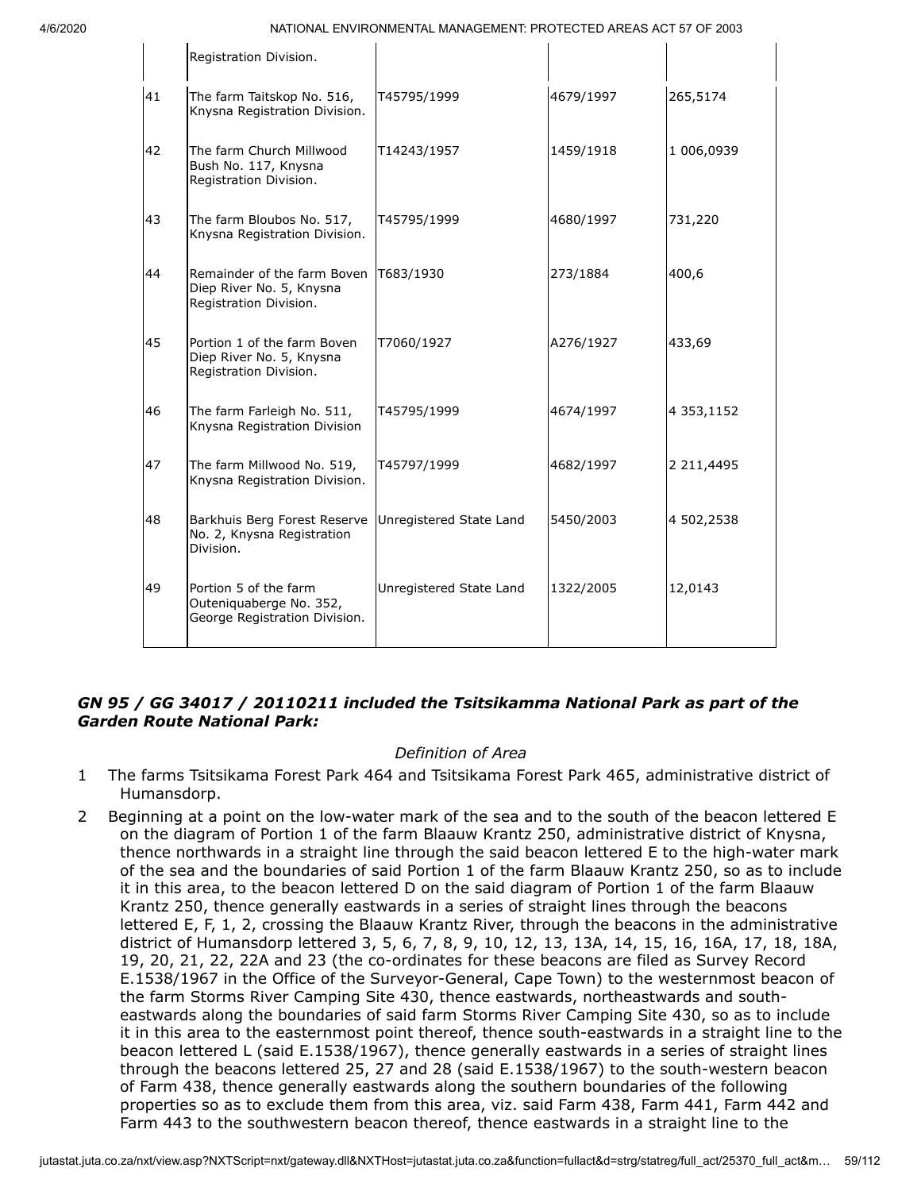| | | | | |
|---|---|---|---|---|
| | Registration Division. | | | |
| 41 | The farm Taitskop No. 516, Knysna Registration Division. | T45795/1999 | 4679/1997 | 265,5174 |
| 42 | The farm Church Millwood Bush No. 117, Knysna Registration Division. | T14243/1957 | 1459/1918 | 1 006,0939 |
| 43 | The farm Bloubos No. 517, Knysna Registration Division. | T45795/1999 | 4680/1997 | 731,220 |
| 44 | Remainder of the farm Boven Diep River No. 5, Knysna Registration Division. | T683/1930 | 273/1884 | 400,6 |
| 45 | Portion 1 of the farm Boven Diep River No. 5, Knysna Registration Division. | T7060/1927 | A276/1927 | 433,69 |
| 46 | The farm Farleigh No. 511, Knysna Registration Division | T45795/1999 | 4674/1997 | 4 353,1152 |
| 47 | The farm Millwood No. 519, Knysna Registration Division. | T45797/1999 | 4682/1997 | 2 211,4495 |
| 48 | Barkhuis Berg Forest Reserve No. 2, Knysna Registration Division. | Unregistered State Land | 5450/2003 | 4 502,2538 |
| 49 | Portion 5 of the farm Outeniquaberge No. 352, George Registration Division. | Unregistered State Land | 1322/2005 | 12,0143 |

***GN 95 / GG 34017 / 20110211 included the Tsitsikamma National Park as part of the Garden Route National Park:***

*Definition of Area*

1 The farms Tsitsikama Forest Park 464 and Tsitsikama Forest Park 465, administrative district of Humansdorp.

2 Beginning at a point on the low-water mark of the sea and to the south of the beacon lettered E on the diagram of Portion 1 of the farm Blaauw Krantz 250, administrative district of Knysna, thence northwards in a straight line through the said beacon lettered E to the high-water mark of the sea and the boundaries of said Portion 1 of the farm Blaauw Krantz 250, so as to include it in this area, to the beacon lettered D on the said diagram of Portion 1 of the farm Blaauw Krantz 250, thence generally eastwards in a series of straight lines through the beacons lettered E, F, 1, 2, crossing the Blaauw Krantz River, through the beacons in the administrative district of Humansdorp lettered 3, 5, 6, 7, 8, 9, 10, 12, 13, 13A, 14, 15, 16, 16A, 17, 18, 18A, 19, 20, 21, 22, 22A and 23 (the co-ordinates for these beacons are filed as Survey Record E.1538/1967 in the Office of the Surveyor-General, Cape Town) to the westernmost beacon of the farm Storms River Camping Site 430, thence eastwards, northeastwards and south-eastwards along the boundaries of said farm Storms River Camping Site 430, so as to include it in this area to the easternmost point thereof, thence south-eastwards in a straight line to the beacon lettered L (said E.1538/1967), thence generally eastwards in a series of straight lines through the beacons lettered 25, 27 and 28 (said E.1538/1967) to the south-western beacon of Farm 438, thence generally eastwards along the southern boundaries of the following properties so as to exclude them from this area, viz. said Farm 438, Farm 441, Farm 442 and Farm 443 to the southwestern beacon thereof, thence eastwards in a straight line to the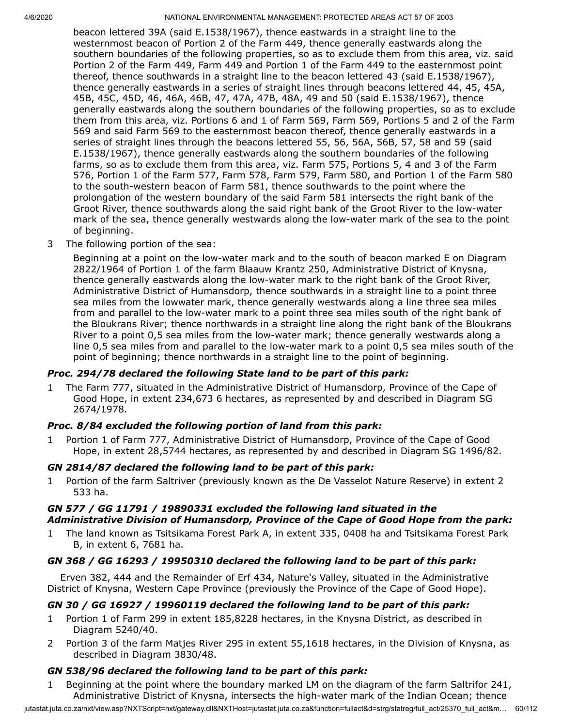beacon lettered 39A (said E.1538/1967), thence eastwards in a straight line to the westernmost beacon of Portion 2 of the Farm 449, thence generally eastwards along the southern boundaries of the following properties, so as to exclude them from this area, viz. said Portion 2 of the Farm 449, Farm 449 and Portion 1 of the Farm 449 to the easternmost point thereof, thence southwards in a straight line to the beacon lettered 43 (said E.1538/1967), thence generally eastwards in a series of straight lines through beacons lettered 44, 45, 45A, 45B, 45C, 45D, 46, 46A, 46B, 47, 47A, 47B, 48A, 49 and 50 (said E.1538/1967), thence generally eastwards along the southern boundaries of the following properties, so as to exclude them from this area, viz. Portions 6 and 1 of Farm 569, Farm 569, Portions 5 and 2 of the Farm 569 and said Farm 569 to the easternmost beacon thereof, thence generally eastwards in a series of straight lines through the beacons lettered 55, 56, 56A, 56B, 57, 58 and 59 (said E.1538/1967), thence generally eastwards along the southern boundaries of the following farms, so as to exclude them from this area, viz. Farm 575, Portions 5, 4 and 3 of the Farm 576, Portion 1 of the Farm 577, Farm 578, Farm 579, Farm 580, and Portion 1 of the Farm 580 to the south-western beacon of Farm 581, thence southwards to the point where the prolongation of the western boundary of the said Farm 581 intersects the right bank of the Groot River, thence southwards along the said right bank of the Groot River to the low-water mark of the sea, thence generally westwards along the low-water mark of the sea to the point of beginning.

3 The following portion of the sea:

Beginning at a point on the low-water mark and to the south of beacon marked E on Diagram 2822/1964 of Portion 1 of the farm Blaauw Krantz 250, Administrative District of Knysna, thence generally eastwards along the low-water mark to the right bank of the Groot River, Administrative District of Humansdorp, thence southwards in a straight line to a point three sea miles from the lowwater mark, thence generally westwards along a line three sea miles from and parallel to the low-water mark to a point three sea miles south of the right bank of the Bloukrans River; thence northwards in a straight line along the right bank of the Bloukrans River to a point 0,5 sea miles from the low-water mark; thence generally westwards along a line 0,5 sea miles from and parallel to the low-water mark to a point 0,5 sea miles south of the point of beginning; thence northwards in a straight line to the point of beginning.

### *Proc. 294/78 declared the following State land to be part of this park:*

1 The Farm 777, situated in the Administrative District of Humansdorp, Province of the Cape of Good Hope, in extent 234,673 6 hectares, as represented by and described in Diagram SG 2674/1978.

### *Proc. 8/84 excluded the following portion of land from this park:*

1 Portion 1 of Farm 777, Administrative District of Humansdorp, Province of the Cape of Good Hope, in extent 28,5744 hectares, as represented by and described in Diagram SG 1496/82.

### *GN 2814/87 declared the following land to be part of this park:*

1 Portion of the farm Saltriver (previously known as the De Vasselot Nature Reserve) in extent 2 533 ha.

### *GN 577 / GG 11791 / 19890331 excluded the following land situated in the Administrative Division of Humansdorp, Province of the Cape of Good Hope from the park:*

1 The land known as Tsitsikama Forest Park A, in extent 335, 0408 ha and Tsitsikama Forest Park B, in extent 6, 7681 ha.

### *GN 368 / GG 16293 / 19950310 declared the following land to be part of this park:*

Erven 382, 444 and the Remainder of Erf 434, Nature's Valley, situated in the Administrative District of Knysna, Western Cape Province (previously the Province of the Cape of Good Hope).

### *GN 30 / GG 16927 / 19960119 declared the following land to be part of this park:*

1 Portion 1 of Farm 299 in extent 185,8228 hectares, in the Knysna District, as described in Diagram 5240/40.

2 Portion 3 of the farm Matjes River 295 in extent 55,1618 hectares, in the Division of Knysna, as described in Diagram 3830/48.

### *GN 538/96 declared the following land to be part of this park:*

1 Beginning at the point where the boundary marked LM on the diagram of the farm Saltrifor 241, Administrative District of Knysna, intersects the high-water mark of the Indian Ocean; thence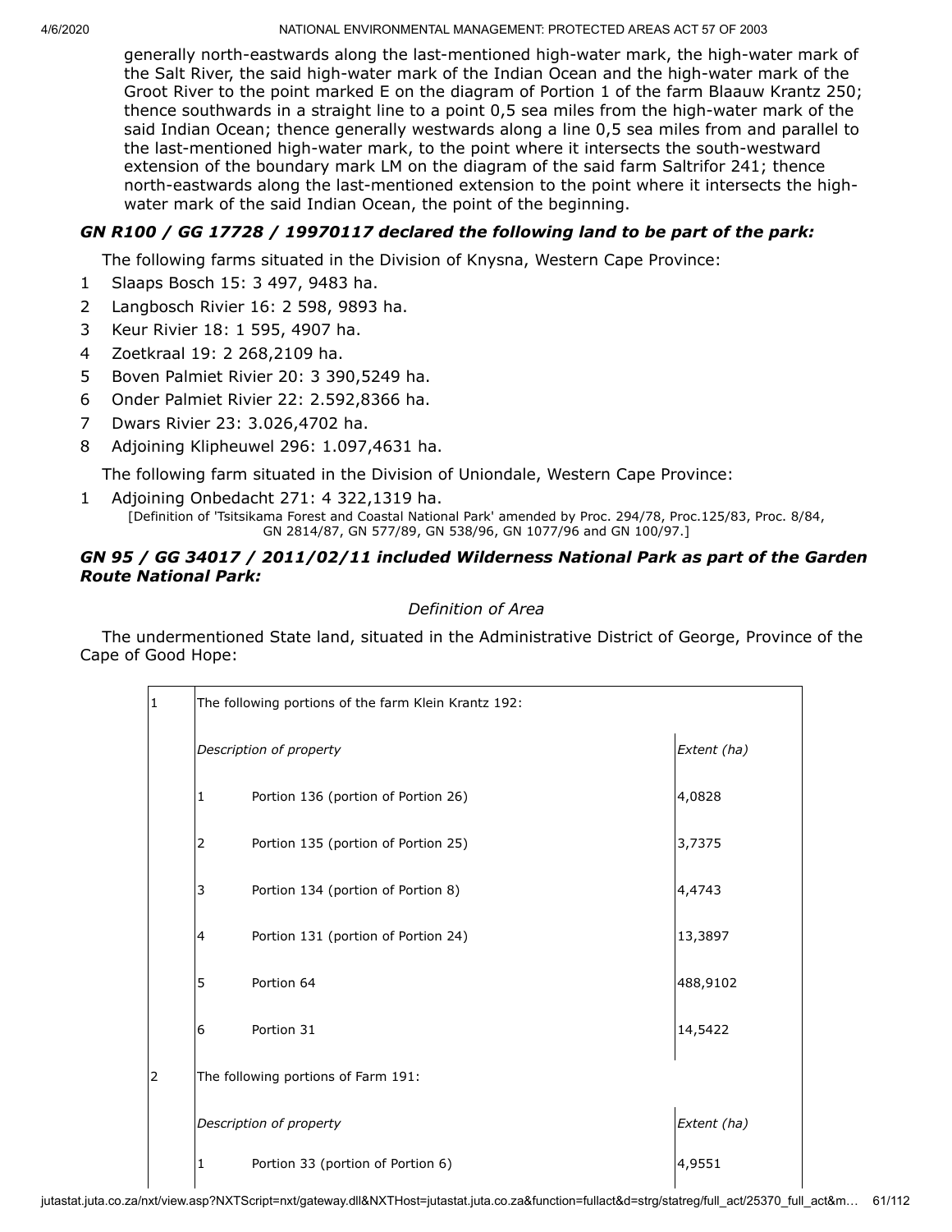generally north-eastwards along the last-mentioned high-water mark, the high-water mark of the Salt River, the said high-water mark of the Indian Ocean and the high-water mark of the Groot River to the point marked E on the diagram of Portion 1 of the farm Blaauw Krantz 250; thence southwards in a straight line to a point 0,5 sea miles from the high-water mark of the said Indian Ocean; thence generally westwards along a line 0,5 sea miles from and parallel to the last-mentioned high-water mark, to the point where it intersects the south-westward extension of the boundary mark LM on the diagram of the said farm Saltrifor 241; thence north-eastwards along the last-mentioned extension to the point where it intersects the high-water mark of the said Indian Ocean, the point of the beginning.

***GN R100 / GG 17728 / 19970117 declared the following land to be part of the park:***

The following farms situated in the Division of Knysna, Western Cape Province:

1 Slaaps Bosch 15: 3 497, 9483 ha.
2 Langbosch Rivier 16: 2 598, 9893 ha.
3 Keur Rivier 18: 1 595, 4907 ha.
4 Zoetkraal 19: 2 268,2109 ha.
5 Boven Palmiet Rivier 20: 3 390,5249 ha.
6 Onder Palmiet Rivier 22: 2.592,8366 ha.
7 Dwars Rivier 23: 3.026,4702 ha.
8 Adjoining Klipheuwel 296: 1.097,4631 ha.

The following farm situated in the Division of Uniondale, Western Cape Province:

1 Adjoining Onbedacht 271: 4 322,1319 ha.

[Definition of 'Tsitsikama Forest and Coastal National Park' amended by Proc. 294/78, Proc.125/83, Proc. 8/84, GN 2814/87, GN 577/89, GN 538/96, GN 1077/96 and GN 100/97.]

***GN 95 / GG 34017 / 2011/02/11 included Wilderness National Park as part of the Garden Route National Park:***

*Definition of Area*

The undermentioned State land, situated in the Administrative District of George, Province of the Cape of Good Hope:

| | | | |
|---|---|---|---|
| 1 | The following portions of the farm Klein Krantz 192: | | |
| | *Description of property* | | *Extent (ha)* |
| | 1 | Portion 136 (portion of Portion 26) | 4,0828 |
| | 2 | Portion 135 (portion of Portion 25) | 3,7375 |
| | 3 | Portion 134 (portion of Portion 8) | 4,4743 |
| | 4 | Portion 131 (portion of Portion 24) | 13,3897 |
| | 5 | Portion 64 | 488,9102 |
| | 6 | Portion 31 | 14,5422 |
| 2 | The following portions of Farm 191: | | |
| | *Description of property* | | *Extent (ha)* |
| | 1 | Portion 33 (portion of Portion 6) | 4,9551 |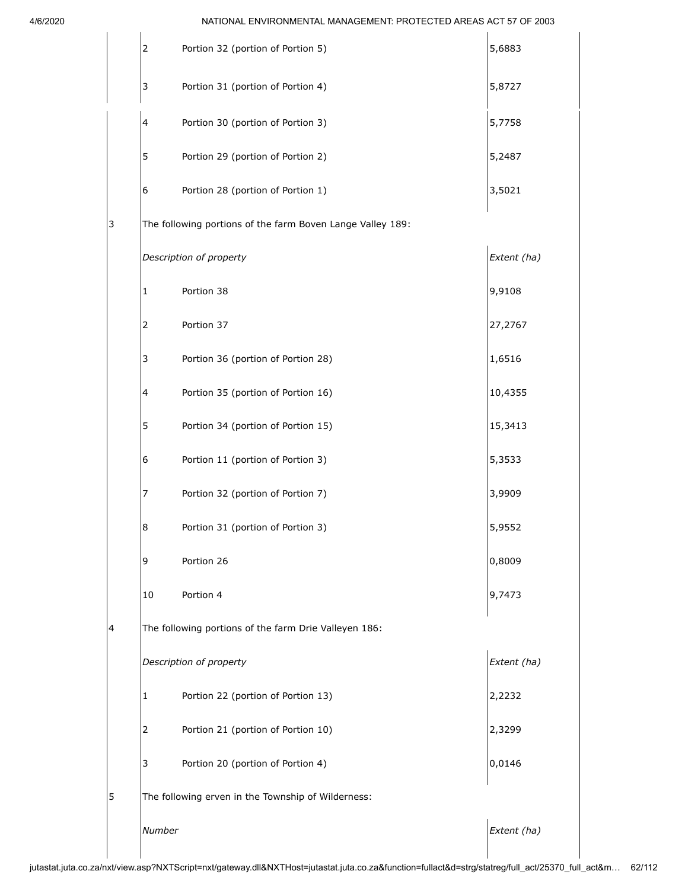| | | | |
|---|---|---|---|
| | 2 | Portion 32 (portion of Portion 5) | 5,6883 |
| | 3 | Portion 31 (portion of Portion 4) | 5,8727 |
| | 4 | Portion 30 (portion of Portion 3) | 5,7758 |
| | 5 | Portion 29 (portion of Portion 2) | 5,2487 |
| | 6 | Portion 28 (portion of Portion 1) | 3,5021 |

3 The following portions of the farm Boven Lange Valley 189:

| | *Description of property* | *Extent (ha)* |
|---|---|---|
| 1 | Portion 38 | 9,9108 |
| 2 | Portion 37 | 27,2767 |
| 3 | Portion 36 (portion of Portion 28) | 1,6516 |
| 4 | Portion 35 (portion of Portion 16) | 10,4355 |
| 5 | Portion 34 (portion of Portion 15) | 15,3413 |
| 6 | Portion 11 (portion of Portion 3) | 5,3533 |
| 7 | Portion 32 (portion of Portion 7) | 3,9909 |
| 8 | Portion 31 (portion of Portion 3) | 5,9552 |
| 9 | Portion 26 | 0,8009 |
| 10 | Portion 4 | 9,7473 |

4 The following portions of the farm Drie Valleyen 186:

| | *Description of property* | *Extent (ha)* |
|---|---|---|
| 1 | Portion 22 (portion of Portion 13) | 2,2232 |
| 2 | Portion 21 (portion of Portion 10) | 2,3299 |
| 3 | Portion 20 (portion of Portion 4) | 0,0146 |

5 The following erven in the Township of Wilderness:

| *Number* | *Extent (ha)* |
|---|---|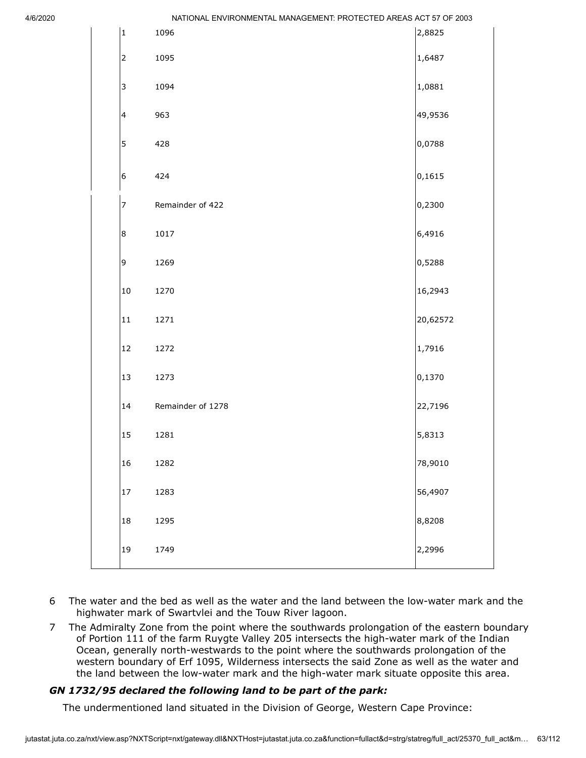| | | |
|---|---|---|
| 1 | 1096 | 2,8825 |
| 2 | 1095 | 1,6487 |
| 3 | 1094 | 1,0881 |
| 4 | 963 | 49,9536 |
| 5 | 428 | 0,0788 |
| 6 | 424 | 0,1615 |
| 7 | Remainder of 422 | 0,2300 |
| 8 | 1017 | 6,4916 |
| 9 | 1269 | 0,5288 |
| 10 | 1270 | 16,2943 |
| 11 | 1271 | 20,62572 |
| 12 | 1272 | 1,7916 |
| 13 | 1273 | 0,1370 |
| 14 | Remainder of 1278 | 22,7196 |
| 15 | 1281 | 5,8313 |
| 16 | 1282 | 78,9010 |
| 17 | 1283 | 56,4907 |
| 18 | 1295 | 8,8208 |
| 19 | 1749 | 2,2996 |

6 The water and the bed as well as the water and the land between the low-water mark and the highwater mark of Swartvlei and the Touw River lagoon.

7 The Admiralty Zone from the point where the southwards prolongation of the eastern boundary of Portion 111 of the farm Ruygte Valley 205 intersects the high-water mark of the Indian Ocean, generally north-westwards to the point where the southwards prolongation of the western boundary of Erf 1095, Wilderness intersects the said Zone as well as the water and the land between the low-water mark and the high-water mark situate opposite this area.

***GN 1732/95 declared the following land to be part of the park:***

The undermentioned land situated in the Division of George, Western Cape Province: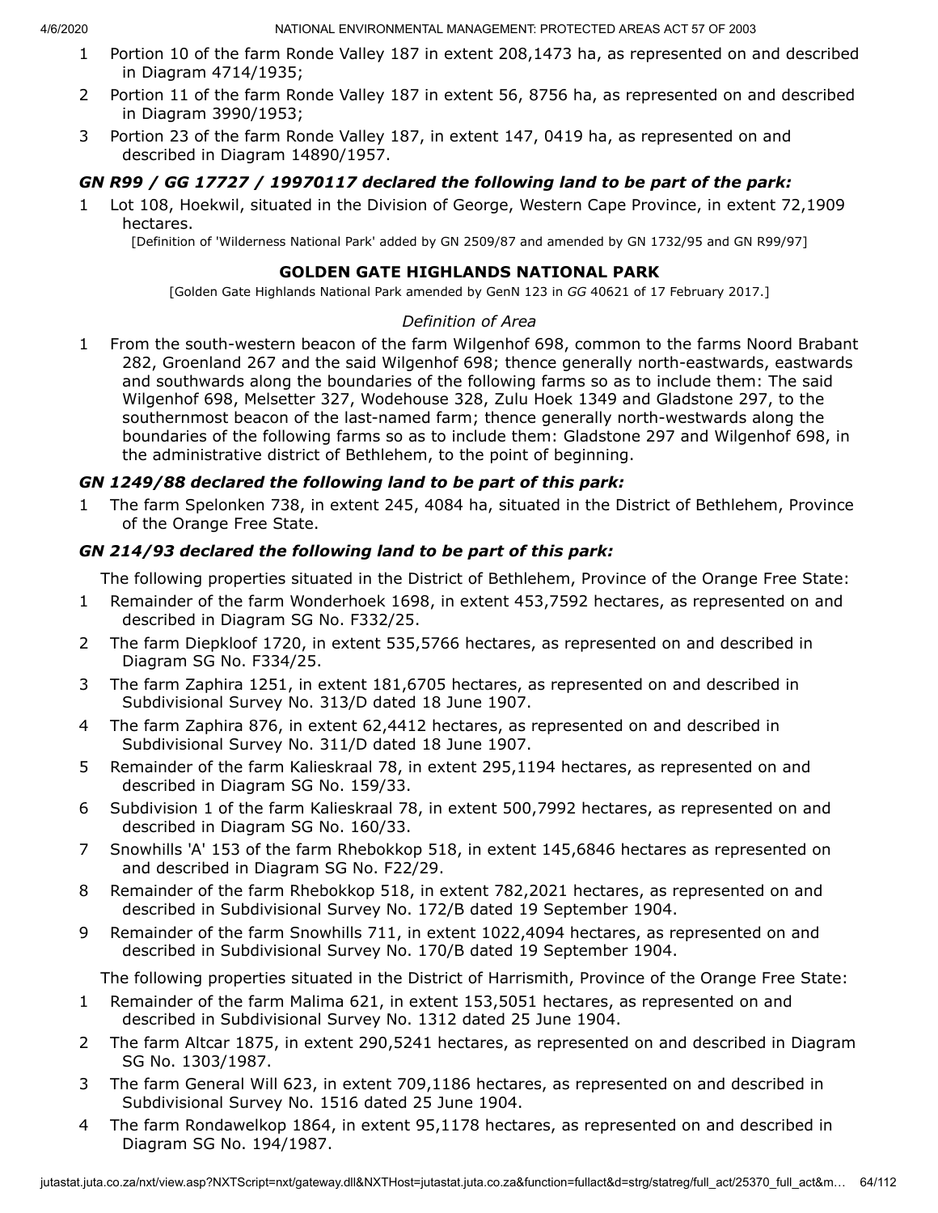1 Portion 10 of the farm Ronde Valley 187 in extent 208,1473 ha, as represented on and described in Diagram 4714/1935;

2 Portion 11 of the farm Ronde Valley 187 in extent 56, 8756 ha, as represented on and described in Diagram 3990/1953;

3 Portion 23 of the farm Ronde Valley 187, in extent 147, 0419 ha, as represented on and described in Diagram 14890/1957.

***GN R99 / GG 17727 / 19970117 declared the following land to be part of the park:***

1 Lot 108, Hoekwil, situated in the Division of George, Western Cape Province, in extent 72,1909 hectares.

[Definition of 'Wilderness National Park' added by GN 2509/87 and amended by GN 1732/95 and GN R99/97]

## GOLDEN GATE HIGHLANDS NATIONAL PARK

[Golden Gate Highlands National Park amended by GenN 123 in *GG* 40621 of 17 February 2017.]

*Definition of Area*

1 From the south-western beacon of the farm Wilgenhof 698, common to the farms Noord Brabant 282, Groenland 267 and the said Wilgenhof 698; thence generally north-eastwards, eastwards and southwards along the boundaries of the following farms so as to include them: The said Wilgenhof 698, Melsetter 327, Wodehouse 328, Zulu Hoek 1349 and Gladstone 297, to the southernmost beacon of the last-named farm; thence generally north-westwards along the boundaries of the following farms so as to include them: Gladstone 297 and Wilgenhof 698, in the administrative district of Bethlehem, to the point of beginning.

***GN 1249/88 declared the following land to be part of this park:***

1 The farm Spelonken 738, in extent 245, 4084 ha, situated in the District of Bethlehem, Province of the Orange Free State.

***GN 214/93 declared the following land to be part of this park:***

The following properties situated in the District of Bethlehem, Province of the Orange Free State:

1 Remainder of the farm Wonderhoek 1698, in extent 453,7592 hectares, as represented on and described in Diagram SG No. F332/25.

2 The farm Diepkloof 1720, in extent 535,5766 hectares, as represented on and described in Diagram SG No. F334/25.

3 The farm Zaphira 1251, in extent 181,6705 hectares, as represented on and described in Subdivisional Survey No. 313/D dated 18 June 1907.

4 The farm Zaphira 876, in extent 62,4412 hectares, as represented on and described in Subdivisional Survey No. 311/D dated 18 June 1907.

5 Remainder of the farm Kalieskraal 78, in extent 295,1194 hectares, as represented on and described in Diagram SG No. 159/33.

6 Subdivision 1 of the farm Kalieskraal 78, in extent 500,7992 hectares, as represented on and described in Diagram SG No. 160/33.

7 Snowhills 'A' 153 of the farm Rhebokkop 518, in extent 145,6846 hectares as represented on and described in Diagram SG No. F22/29.

8 Remainder of the farm Rhebokkop 518, in extent 782,2021 hectares, as represented on and described in Subdivisional Survey No. 172/B dated 19 September 1904.

9 Remainder of the farm Snowhills 711, in extent 1022,4094 hectares, as represented on and described in Subdivisional Survey No. 170/B dated 19 September 1904.

The following properties situated in the District of Harrismith, Province of the Orange Free State:

1 Remainder of the farm Malima 621, in extent 153,5051 hectares, as represented on and described in Subdivisional Survey No. 1312 dated 25 June 1904.

2 The farm Altcar 1875, in extent 290,5241 hectares, as represented on and described in Diagram SG No. 1303/1987.

3 The farm General Will 623, in extent 709,1186 hectares, as represented on and described in Subdivisional Survey No. 1516 dated 25 June 1904.

4 The farm Rondawelkop 1864, in extent 95,1178 hectares, as represented on and described in Diagram SG No. 194/1987.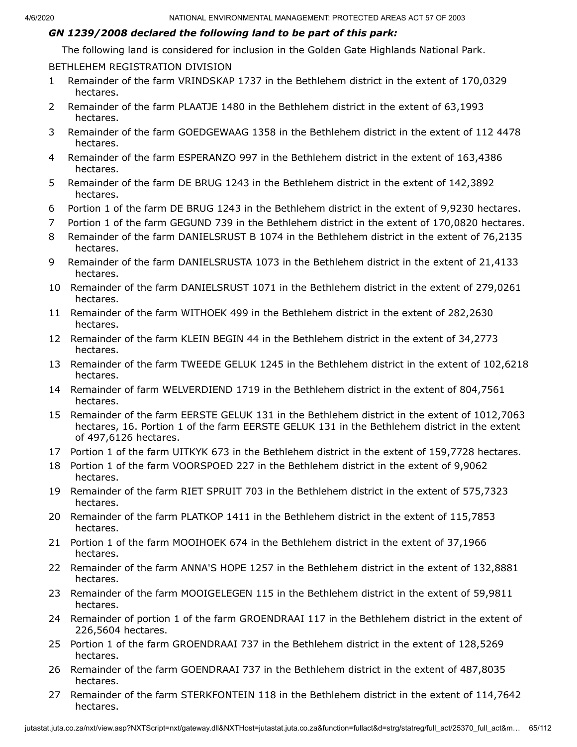***GN 1239/2008 declared the following land to be part of this park:***

The following land is considered for inclusion in the Golden Gate Highlands National Park.

BETHLEHEM REGISTRATION DIVISION

1 Remainder of the farm VRINDSKAP 1737 in the Bethlehem district in the extent of 170,0329 hectares.

2 Remainder of the farm PLAATJE 1480 in the Bethlehem district in the extent of 63,1993 hectares.

3 Remainder of the farm GOEDGEWAAG 1358 in the Bethlehem district in the extent of 112 4478 hectares.

4 Remainder of the farm ESPERANZO 997 in the Bethlehem district in the extent of 163,4386 hectares.

5 Remainder of the farm DE BRUG 1243 in the Bethlehem district in the extent of 142,3892 hectares.

6 Portion 1 of the farm DE BRUG 1243 in the Bethlehem district in the extent of 9,9230 hectares.

7 Portion 1 of the farm GEGUND 739 in the Bethlehem district in the extent of 170,0820 hectares.

8 Remainder of the farm DANIELSRUST B 1074 in the Bethlehem district in the extent of 76,2135 hectares.

9 Remainder of the farm DANIELSRUSTA 1073 in the Bethlehem district in the extent of 21,4133 hectares.

10 Remainder of the farm DANIELSRUST 1071 in the Bethlehem district in the extent of 279,0261 hectares.

11 Remainder of the farm WITHOEK 499 in the Bethlehem district in the extent of 282,2630 hectares.

12 Remainder of the farm KLEIN BEGIN 44 in the Bethlehem district in the extent of 34,2773 hectares.

13 Remainder of the farm TWEEDE GELUK 1245 in the Bethlehem district in the extent of 102,6218 hectares.

14 Remainder of farm WELVERDIEND 1719 in the Bethlehem district in the extent of 804,7561 hectares.

15 Remainder of the farm EERSTE GELUK 131 in the Bethlehem district in the extent of 1012,7063 hectares, 16. Portion 1 of the farm EERSTE GELUK 131 in the Bethlehem district in the extent of 497,6126 hectares.

17 Portion 1 of the farm UITKYK 673 in the Bethlehem district in the extent of 159,7728 hectares.

18 Portion 1 of the farm VOORSPOED 227 in the Bethlehem district in the extent of 9,9062 hectares.

19 Remainder of the farm RIET SPRUIT 703 in the Bethlehem district in the extent of 575,7323 hectares.

20 Remainder of the farm PLATKOP 1411 in the Bethlehem district in the extent of 115,7853 hectares.

21 Portion 1 of the farm MOOIHOEK 674 in the Bethlehem district in the extent of 37,1966 hectares.

22 Remainder of the farm ANNA'S HOPE 1257 in the Bethlehem district in the extent of 132,8881 hectares.

23 Remainder of the farm MOOIGELEGEN 115 in the Bethlehem district in the extent of 59,9811 hectares.

24 Remainder of portion 1 of the farm GROENDRAAI 117 in the Bethlehem district in the extent of 226,5604 hectares.

25 Portion 1 of the farm GROENDRAAI 737 in the Bethlehem district in the extent of 128,5269 hectares.

26 Remainder of the farm GOENDRAAI 737 in the Bethlehem district in the extent of 487,8035 hectares.

27 Remainder of the farm STERKFONTEIN 118 in the Bethlehem district in the extent of 114,7642 hectares.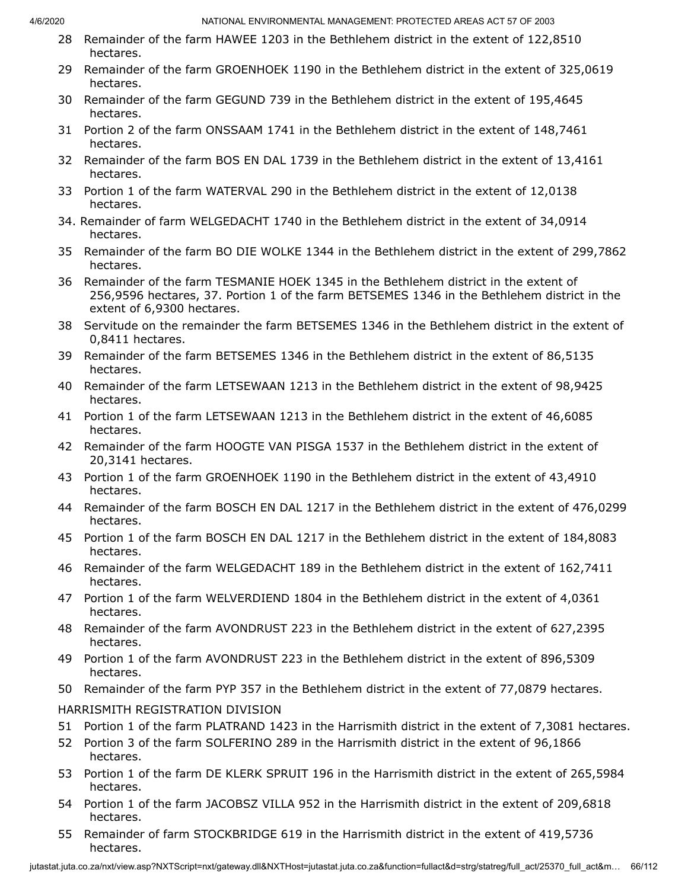28 Remainder of the farm HAWEE 1203 in the Bethlehem district in the extent of 122,8510 hectares.

29 Remainder of the farm GROENHOEK 1190 in the Bethlehem district in the extent of 325,0619 hectares.

30 Remainder of the farm GEGUND 739 in the Bethlehem district in the extent of 195,4645 hectares.

31 Portion 2 of the farm ONSSAAM 1741 in the Bethlehem district in the extent of 148,7461 hectares.

32 Remainder of the farm BOS EN DAL 1739 in the Bethlehem district in the extent of 13,4161 hectares.

33 Portion 1 of the farm WATERVAL 290 in the Bethlehem district in the extent of 12,0138 hectares.

34. Remainder of farm WELGEDACHT 1740 in the Bethlehem district in the extent of 34,0914 hectares.

35 Remainder of the farm BO DIE WOLKE 1344 in the Bethlehem district in the extent of 299,7862 hectares.

36 Remainder of the farm TESMANIE HOEK 1345 in the Bethlehem district in the extent of 256,9596 hectares, 37. Portion 1 of the farm BETSEMES 1346 in the Bethlehem district in the extent of 6,9300 hectares.

38 Servitude on the remainder the farm BETSEMES 1346 in the Bethlehem district in the extent of 0,8411 hectares.

39 Remainder of the farm BETSEMES 1346 in the Bethlehem district in the extent of 86,5135 hectares.

40 Remainder of the farm LETSEWAAN 1213 in the Bethlehem district in the extent of 98,9425 hectares.

41 Portion 1 of the farm LETSEWAAN 1213 in the Bethlehem district in the extent of 46,6085 hectares.

42 Remainder of the farm HOOGTE VAN PISGA 1537 in the Bethlehem district in the extent of 20,3141 hectares.

43 Portion 1 of the farm GROENHOEK 1190 in the Bethlehem district in the extent of 43,4910 hectares.

44 Remainder of the farm BOSCH EN DAL 1217 in the Bethlehem district in the extent of 476,0299 hectares.

45 Portion 1 of the farm BOSCH EN DAL 1217 in the Bethlehem district in the extent of 184,8083 hectares.

46 Remainder of the farm WELGEDACHT 189 in the Bethlehem district in the extent of 162,7411 hectares.

47 Portion 1 of the farm WELVERDIEND 1804 in the Bethlehem district in the extent of 4,0361 hectares.

48 Remainder of the farm AVONDRUST 223 in the Bethlehem district in the extent of 627,2395 hectares.

49 Portion 1 of the farm AVONDRUST 223 in the Bethlehem district in the extent of 896,5309 hectares.

50 Remainder of the farm PYP 357 in the Bethlehem district in the extent of 77,0879 hectares.

HARRISMITH REGISTRATION DIVISION

51 Portion 1 of the farm PLATRAND 1423 in the Harrismith district in the extent of 7,3081 hectares.

52 Portion 3 of the farm SOLFERINO 289 in the Harrismith district in the extent of 96,1866 hectares.

53 Portion 1 of the farm DE KLERK SPRUIT 196 in the Harrismith district in the extent of 265,5984 hectares.

54 Portion 1 of the farm JACOBSZ VILLA 952 in the Harrismith district in the extent of 209,6818 hectares.

55 Remainder of farm STOCKBRIDGE 619 in the Harrismith district in the extent of 419,5736 hectares.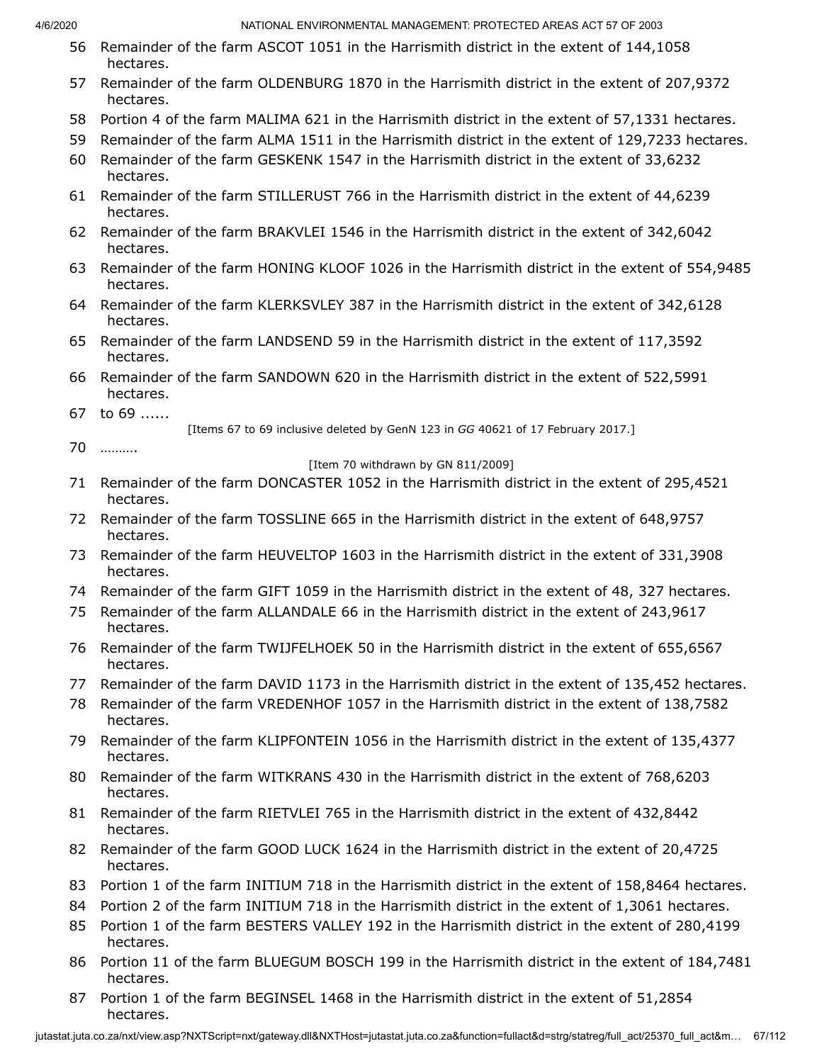56 Remainder of the farm ASCOT 1051 in the Harrismith district in the extent of 144,1058 hectares.

57 Remainder of the farm OLDENBURG 1870 in the Harrismith district in the extent of 207,9372 hectares.

58 Portion 4 of the farm MALIMA 621 in the Harrismith district in the extent of 57,1331 hectares.

59 Remainder of the farm ALMA 1511 in the Harrismith district in the extent of 129,7233 hectares.

60 Remainder of the farm GESKENK 1547 in the Harrismith district in the extent of 33,6232 hectares.

61 Remainder of the farm STILLERUST 766 in the Harrismith district in the extent of 44,6239 hectares.

62 Remainder of the farm BRAKVLEI 1546 in the Harrismith district in the extent of 342,6042 hectares.

63 Remainder of the farm HONING KLOOF 1026 in the Harrismith district in the extent of 554,9485 hectares.

64 Remainder of the farm KLERKSVLEY 387 in the Harrismith district in the extent of 342,6128 hectares.

65 Remainder of the farm LANDSEND 59 in the Harrismith district in the extent of 117,3592 hectares.

66 Remainder of the farm SANDOWN 620 in the Harrismith district in the extent of 522,5991 hectares.

67 to 69 ......

[Items 67 to 69 inclusive deleted by GenN 123 in *GG* 40621 of 17 February 2017.]

70 ……….

[Item 70 withdrawn by GN 811/2009]

71 Remainder of the farm DONCASTER 1052 in the Harrismith district in the extent of 295,4521 hectares.

72 Remainder of the farm TOSSLINE 665 in the Harrismith district in the extent of 648,9757 hectares.

73 Remainder of the farm HEUVELTOP 1603 in the Harrismith district in the extent of 331,3908 hectares.

74 Remainder of the farm GIFT 1059 in the Harrismith district in the extent of 48, 327 hectares.

75 Remainder of the farm ALLANDALE 66 in the Harrismith district in the extent of 243,9617 hectares.

76 Remainder of the farm TWIJFELHOEK 50 in the Harrismith district in the extent of 655,6567 hectares.

77 Remainder of the farm DAVID 1173 in the Harrismith district in the extent of 135,452 hectares.

78 Remainder of the farm VREDENHOF 1057 in the Harrismith district in the extent of 138,7582 hectares.

79 Remainder of the farm KLIPFONTEIN 1056 in the Harrismith district in the extent of 135,4377 hectares.

80 Remainder of the farm WITKRANS 430 in the Harrismith district in the extent of 768,6203 hectares.

81 Remainder of the farm RIETVLEI 765 in the Harrismith district in the extent of 432,8442 hectares.

82 Remainder of the farm GOOD LUCK 1624 in the Harrismith district in the extent of 20,4725 hectares.

83 Portion 1 of the farm INITIUM 718 in the Harrismith district in the extent of 158,8464 hectares.

84 Portion 2 of the farm INITIUM 718 in the Harrismith district in the extent of 1,3061 hectares.

85 Portion 1 of the farm BESTERS VALLEY 192 in the Harrismith district in the extent of 280,4199 hectares.

86 Portion 11 of the farm BLUEGUM BOSCH 199 in the Harrismith district in the extent of 184,7481 hectares.

87 Portion 1 of the farm BEGINSEL 1468 in the Harrismith district in the extent of 51,2854 hectares.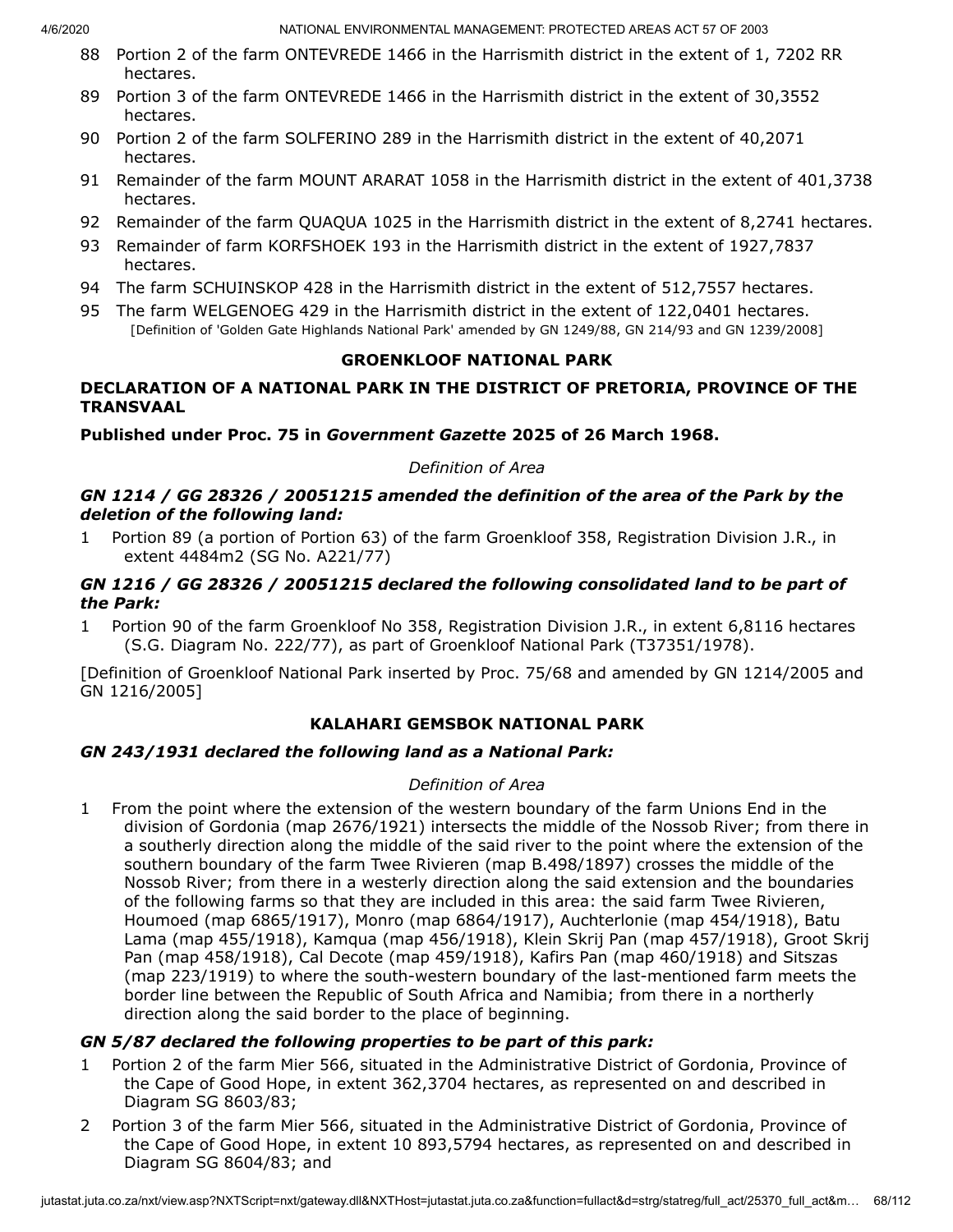88 Portion 2 of the farm ONTEVREDE 1466 in the Harrismith district in the extent of 1, 7202 RR hectares.

89 Portion 3 of the farm ONTEVREDE 1466 in the Harrismith district in the extent of 30,3552 hectares.

90 Portion 2 of the farm SOLFERINO 289 in the Harrismith district in the extent of 40,2071 hectares.

91 Remainder of the farm MOUNT ARARAT 1058 in the Harrismith district in the extent of 401,3738 hectares.

92 Remainder of the farm QUAQUA 1025 in the Harrismith district in the extent of 8,2741 hectares.

93 Remainder of farm KORFSHOEK 193 in the Harrismith district in the extent of 1927,7837 hectares.

94 The farm SCHUINSKOP 428 in the Harrismith district in the extent of 512,7557 hectares.

95 The farm WELGENOEG 429 in the Harrismith district in the extent of 122,0401 hectares.

[Definition of 'Golden Gate Highlands National Park' amended by GN 1249/88, GN 214/93 and GN 1239/2008]

## GROENKLOOF NATIONAL PARK

**DECLARATION OF A NATIONAL PARK IN THE DISTRICT OF PRETORIA, PROVINCE OF THE TRANSVAAL**

**Published under Proc. 75 in *Government Gazette* 2025 of 26 March 1968.**

*Definition of Area*

***GN 1214 / GG 28326 / 20051215 amended the definition of the area of the Park by the deletion of the following land:***

1 Portion 89 (a portion of Portion 63) of the farm Groenkloof 358, Registration Division J.R., in extent 4484m2 (SG No. A221/77)

***GN 1216 / GG 28326 / 20051215 declared the following consolidated land to be part of the Park:***

1 Portion 90 of the farm Groenkloof No 358, Registration Division J.R., in extent 6,8116 hectares (S.G. Diagram No. 222/77), as part of Groenkloof National Park (T37351/1978).

[Definition of Groenkloof National Park inserted by Proc. 75/68 and amended by GN 1214/2005 and GN 1216/2005]

## KALAHARI GEMSBOK NATIONAL PARK

***GN 243/1931 declared the following land as a National Park:***

*Definition of Area*

1 From the point where the extension of the western boundary of the farm Unions End in the division of Gordonia (map 2676/1921) intersects the middle of the Nossob River; from there in a southerly direction along the middle of the said river to the point where the extension of the southern boundary of the farm Twee Rivieren (map B.498/1897) crosses the middle of the Nossob River; from there in a westerly direction along the said extension and the boundaries of the following farms so that they are included in this area: the said farm Twee Rivieren, Houmoed (map 6865/1917), Monro (map 6864/1917), Auchterlonie (map 454/1918), Batu Lama (map 455/1918), Kamqua (map 456/1918), Klein Skrij Pan (map 457/1918), Groot Skrij Pan (map 458/1918), Cal Decote (map 459/1918), Kafirs Pan (map 460/1918) and Sitszas (map 223/1919) to where the south-western boundary of the last-mentioned farm meets the border line between the Republic of South Africa and Namibia; from there in a northerly direction along the said border to the place of beginning.

***GN 5/87 declared the following properties to be part of this park:***

1 Portion 2 of the farm Mier 566, situated in the Administrative District of Gordonia, Province of the Cape of Good Hope, in extent 362,3704 hectares, as represented on and described in Diagram SG 8603/83;

2 Portion 3 of the farm Mier 566, situated in the Administrative District of Gordonia, Province of the Cape of Good Hope, in extent 10 893,5794 hectares, as represented on and described in Diagram SG 8604/83; and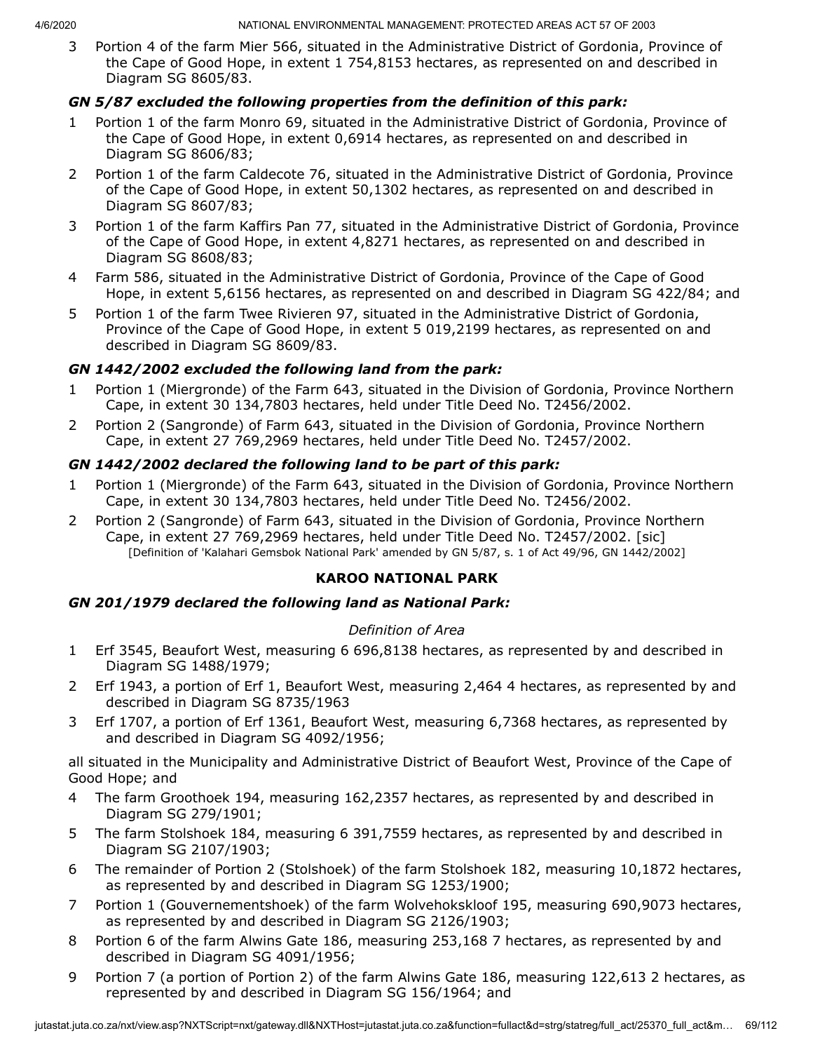3 Portion 4 of the farm Mier 566, situated in the Administrative District of Gordonia, Province of the Cape of Good Hope, in extent 1 754,8153 hectares, as represented on and described in Diagram SG 8605/83.

***GN 5/87 excluded the following properties from the definition of this park:***

1 Portion 1 of the farm Monro 69, situated in the Administrative District of Gordonia, Province of the Cape of Good Hope, in extent 0,6914 hectares, as represented on and described in Diagram SG 8606/83;

2 Portion 1 of the farm Caldecote 76, situated in the Administrative District of Gordonia, Province of the Cape of Good Hope, in extent 50,1302 hectares, as represented on and described in Diagram SG 8607/83;

3 Portion 1 of the farm Kaffirs Pan 77, situated in the Administrative District of Gordonia, Province of the Cape of Good Hope, in extent 4,8271 hectares, as represented on and described in Diagram SG 8608/83;

4 Farm 586, situated in the Administrative District of Gordonia, Province of the Cape of Good Hope, in extent 5,6156 hectares, as represented on and described in Diagram SG 422/84; and

5 Portion 1 of the farm Twee Rivieren 97, situated in the Administrative District of Gordonia, Province of the Cape of Good Hope, in extent 5 019,2199 hectares, as represented on and described in Diagram SG 8609/83.

***GN 1442/2002 excluded the following land from the park:***

1 Portion 1 (Miergronde) of the Farm 643, situated in the Division of Gordonia, Province Northern Cape, in extent 30 134,7803 hectares, held under Title Deed No. T2456/2002.

2 Portion 2 (Sangronde) of Farm 643, situated in the Division of Gordonia, Province Northern Cape, in extent 27 769,2969 hectares, held under Title Deed No. T2457/2002.

***GN 1442/2002 declared the following land to be part of this park:***

1 Portion 1 (Miergronde) of the Farm 643, situated in the Division of Gordonia, Province Northern Cape, in extent 30 134,7803 hectares, held under Title Deed No. T2456/2002.

2 Portion 2 (Sangronde) of Farm 643, situated in the Division of Gordonia, Province Northern Cape, in extent 27 769,2969 hectares, held under Title Deed No. T2457/2002. [sic]

[Definition of 'Kalahari Gemsbok National Park' amended by GN 5/87, s. 1 of Act 49/96, GN 1442/2002]

**KAROO NATIONAL PARK**

***GN 201/1979 declared the following land as National Park:***

*Definition of Area*

1 Erf 3545, Beaufort West, measuring 6 696,8138 hectares, as represented by and described in Diagram SG 1488/1979;

2 Erf 1943, a portion of Erf 1, Beaufort West, measuring 2,464 4 hectares, as represented by and described in Diagram SG 8735/1963

3 Erf 1707, a portion of Erf 1361, Beaufort West, measuring 6,7368 hectares, as represented by and described in Diagram SG 4092/1956;

all situated in the Municipality and Administrative District of Beaufort West, Province of the Cape of Good Hope; and

4 The farm Groothoek 194, measuring 162,2357 hectares, as represented by and described in Diagram SG 279/1901;

5 The farm Stolshoek 184, measuring 6 391,7559 hectares, as represented by and described in Diagram SG 2107/1903;

6 The remainder of Portion 2 (Stolshoek) of the farm Stolshoek 182, measuring 10,1872 hectares, as represented by and described in Diagram SG 1253/1900;

7 Portion 1 (Gouvernementshoek) of the farm Wolvehokskloof 195, measuring 690,9073 hectares, as represented by and described in Diagram SG 2126/1903;

8 Portion 6 of the farm Alwins Gate 186, measuring 253,168 7 hectares, as represented by and described in Diagram SG 4091/1956;

9 Portion 7 (a portion of Portion 2) of the farm Alwins Gate 186, measuring 122,613 2 hectares, as represented by and described in Diagram SG 156/1964; and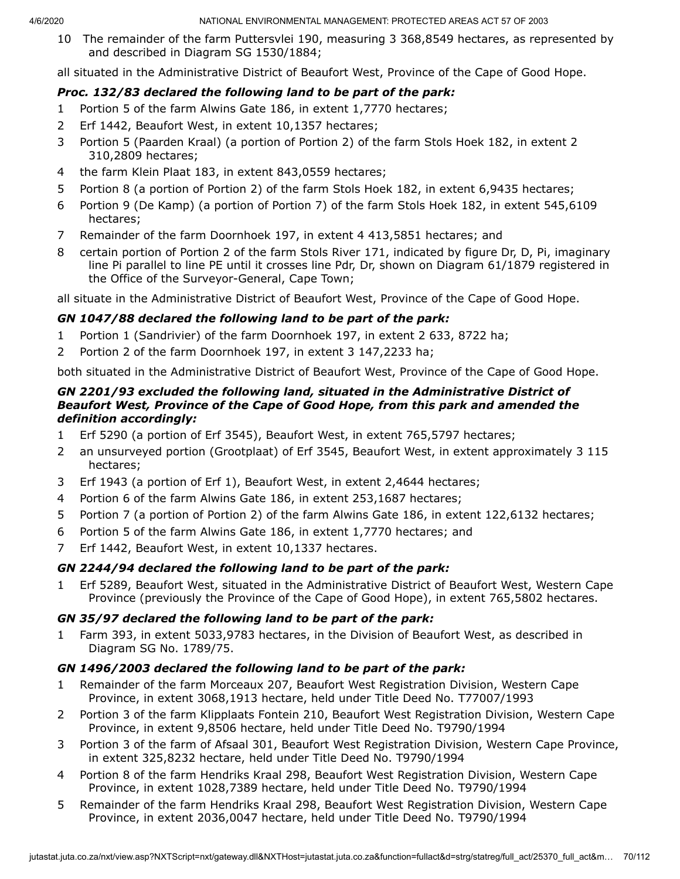10 The remainder of the farm Puttersvlei 190, measuring 3 368,8549 hectares, as represented by and described in Diagram SG 1530/1884;

all situated in the Administrative District of Beaufort West, Province of the Cape of Good Hope.

***Proc. 132/83 declared the following land to be part of the park:***

1 Portion 5 of the farm Alwins Gate 186, in extent 1,7770 hectares;

2 Erf 1442, Beaufort West, in extent 10,1357 hectares;

3 Portion 5 (Paarden Kraal) (a portion of Portion 2) of the farm Stols Hoek 182, in extent 2 310,2809 hectares;

4 the farm Klein Plaat 183, in extent 843,0559 hectares;

5 Portion 8 (a portion of Portion 2) of the farm Stols Hoek 182, in extent 6,9435 hectares;

6 Portion 9 (De Kamp) (a portion of Portion 7) of the farm Stols Hoek 182, in extent 545,6109 hectares;

7 Remainder of the farm Doornhoek 197, in extent 4 413,5851 hectares; and

8 certain portion of Portion 2 of the farm Stols River 171, indicated by figure Dr, D, Pi, imaginary line Pi parallel to line PE until it crosses line Pdr, Dr, shown on Diagram 61/1879 registered in the Office of the Surveyor-General, Cape Town;

all situate in the Administrative District of Beaufort West, Province of the Cape of Good Hope.

***GN 1047/88 declared the following land to be part of the park:***

1 Portion 1 (Sandrivier) of the farm Doornhoek 197, in extent 2 633, 8722 ha;

2 Portion 2 of the farm Doornhoek 197, in extent 3 147,2233 ha;

both situated in the Administrative District of Beaufort West, Province of the Cape of Good Hope.

***GN 2201/93 excluded the following land, situated in the Administrative District of Beaufort West, Province of the Cape of Good Hope, from this park and amended the definition accordingly:***

1 Erf 5290 (a portion of Erf 3545), Beaufort West, in extent 765,5797 hectares;

2 an unsurveyed portion (Grootplaat) of Erf 3545, Beaufort West, in extent approximately 3 115 hectares;

3 Erf 1943 (a portion of Erf 1), Beaufort West, in extent 2,4644 hectares;

4 Portion 6 of the farm Alwins Gate 186, in extent 253,1687 hectares;

5 Portion 7 (a portion of Portion 2) of the farm Alwins Gate 186, in extent 122,6132 hectares;

6 Portion 5 of the farm Alwins Gate 186, in extent 1,7770 hectares; and

7 Erf 1442, Beaufort West, in extent 10,1337 hectares.

***GN 2244/94 declared the following land to be part of the park:***

1 Erf 5289, Beaufort West, situated in the Administrative District of Beaufort West, Western Cape Province (previously the Province of the Cape of Good Hope), in extent 765,5802 hectares.

***GN 35/97 declared the following land to be part of the park:***

1 Farm 393, in extent 5033,9783 hectares, in the Division of Beaufort West, as described in Diagram SG No. 1789/75.

***GN 1496/2003 declared the following land to be part of the park:***

1 Remainder of the farm Morceaux 207, Beaufort West Registration Division, Western Cape Province, in extent 3068,1913 hectare, held under Title Deed No. T77007/1993

2 Portion 3 of the farm Klipplaats Fontein 210, Beaufort West Registration Division, Western Cape Province, in extent 9,8506 hectare, held under Title Deed No. T9790/1994

3 Portion 3 of the farm of Afsaal 301, Beaufort West Registration Division, Western Cape Province, in extent 325,8232 hectare, held under Title Deed No. T9790/1994

4 Portion 8 of the farm Hendriks Kraal 298, Beaufort West Registration Division, Western Cape Province, in extent 1028,7389 hectare, held under Title Deed No. T9790/1994

5 Remainder of the farm Hendriks Kraal 298, Beaufort West Registration Division, Western Cape Province, in extent 2036,0047 hectare, held under Title Deed No. T9790/1994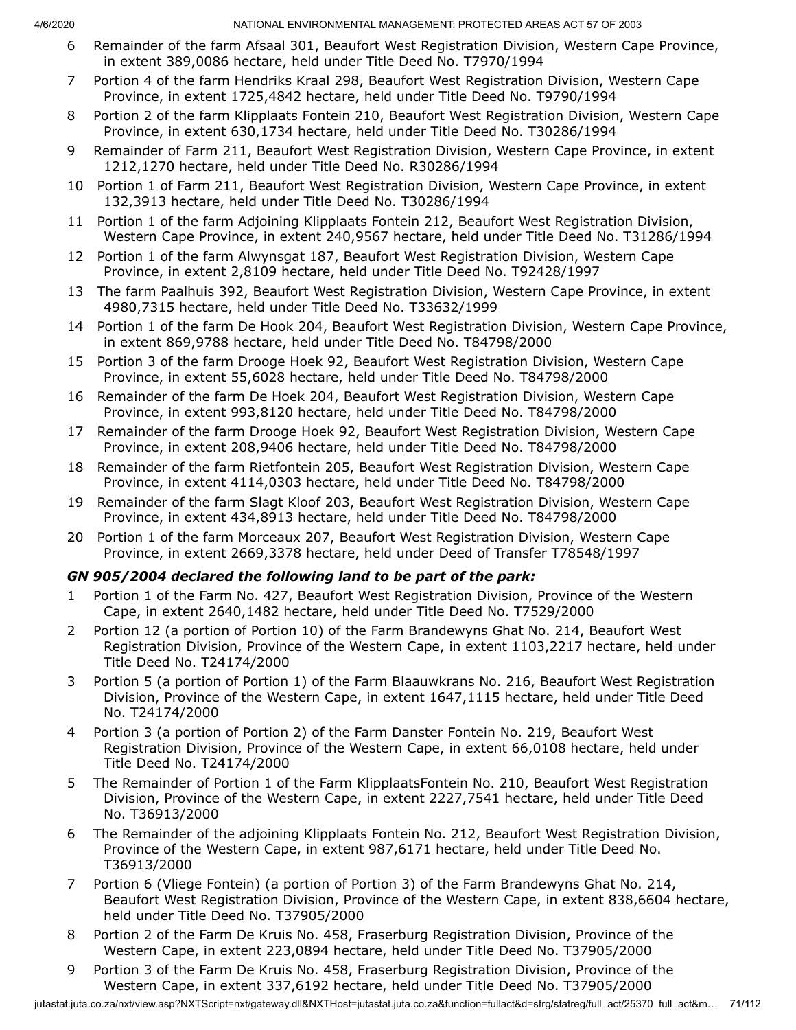6 Remainder of the farm Afsaal 301, Beaufort West Registration Division, Western Cape Province, in extent 389,0086 hectare, held under Title Deed No. T7970/1994

7 Portion 4 of the farm Hendriks Kraal 298, Beaufort West Registration Division, Western Cape Province, in extent 1725,4842 hectare, held under Title Deed No. T9790/1994

8 Portion 2 of the farm Klipplaats Fontein 210, Beaufort West Registration Division, Western Cape Province, in extent 630,1734 hectare, held under Title Deed No. T30286/1994

9 Remainder of Farm 211, Beaufort West Registration Division, Western Cape Province, in extent 1212,1270 hectare, held under Title Deed No. R30286/1994

10 Portion 1 of Farm 211, Beaufort West Registration Division, Western Cape Province, in extent 132,3913 hectare, held under Title Deed No. T30286/1994

11 Portion 1 of the farm Adjoining Klipplaats Fontein 212, Beaufort West Registration Division, Western Cape Province, in extent 240,9567 hectare, held under Title Deed No. T31286/1994

12 Portion 1 of the farm Alwynsgat 187, Beaufort West Registration Division, Western Cape Province, in extent 2,8109 hectare, held under Title Deed No. T92428/1997

13 The farm Paalhuis 392, Beaufort West Registration Division, Western Cape Province, in extent 4980,7315 hectare, held under Title Deed No. T33632/1999

14 Portion 1 of the farm De Hook 204, Beaufort West Registration Division, Western Cape Province, in extent 869,9788 hectare, held under Title Deed No. T84798/2000

15 Portion 3 of the farm Drooge Hoek 92, Beaufort West Registration Division, Western Cape Province, in extent 55,6028 hectare, held under Title Deed No. T84798/2000

16 Remainder of the farm De Hoek 204, Beaufort West Registration Division, Western Cape Province, in extent 993,8120 hectare, held under Title Deed No. T84798/2000

17 Remainder of the farm Drooge Hoek 92, Beaufort West Registration Division, Western Cape Province, in extent 208,9406 hectare, held under Title Deed No. T84798/2000

18 Remainder of the farm Rietfontein 205, Beaufort West Registration Division, Western Cape Province, in extent 4114,0303 hectare, held under Title Deed No. T84798/2000

19 Remainder of the farm Slagt Kloof 203, Beaufort West Registration Division, Western Cape Province, in extent 434,8913 hectare, held under Title Deed No. T84798/2000

20 Portion 1 of the farm Morceaux 207, Beaufort West Registration Division, Western Cape Province, in extent 2669,3378 hectare, held under Deed of Transfer T78548/1997

***GN 905/2004 declared the following land to be part of the park:***

1 Portion 1 of the Farm No. 427, Beaufort West Registration Division, Province of the Western Cape, in extent 2640,1482 hectare, held under Title Deed No. T7529/2000

2 Portion 12 (a portion of Portion 10) of the Farm Brandewyns Ghat No. 214, Beaufort West Registration Division, Province of the Western Cape, in extent 1103,2217 hectare, held under Title Deed No. T24174/2000

3 Portion 5 (a portion of Portion 1) of the Farm Blaauwkrans No. 216, Beaufort West Registration Division, Province of the Western Cape, in extent 1647,1115 hectare, held under Title Deed No. T24174/2000

4 Portion 3 (a portion of Portion 2) of the Farm Danster Fontein No. 219, Beaufort West Registration Division, Province of the Western Cape, in extent 66,0108 hectare, held under Title Deed No. T24174/2000

5 The Remainder of Portion 1 of the Farm KlipplaatsFontein No. 210, Beaufort West Registration Division, Province of the Western Cape, in extent 2227,7541 hectare, held under Title Deed No. T36913/2000

6 The Remainder of the adjoining Klipplaats Fontein No. 212, Beaufort West Registration Division, Province of the Western Cape, in extent 987,6171 hectare, held under Title Deed No. T36913/2000

7 Portion 6 (Vliege Fontein) (a portion of Portion 3) of the Farm Brandewyns Ghat No. 214, Beaufort West Registration Division, Province of the Western Cape, in extent 838,6604 hectare, held under Title Deed No. T37905/2000

8 Portion 2 of the Farm De Kruis No. 458, Fraserburg Registration Division, Province of the Western Cape, in extent 223,0894 hectare, held under Title Deed No. T37905/2000

9 Portion 3 of the Farm De Kruis No. 458, Fraserburg Registration Division, Province of the Western Cape, in extent 337,6192 hectare, held under Title Deed No. T37905/2000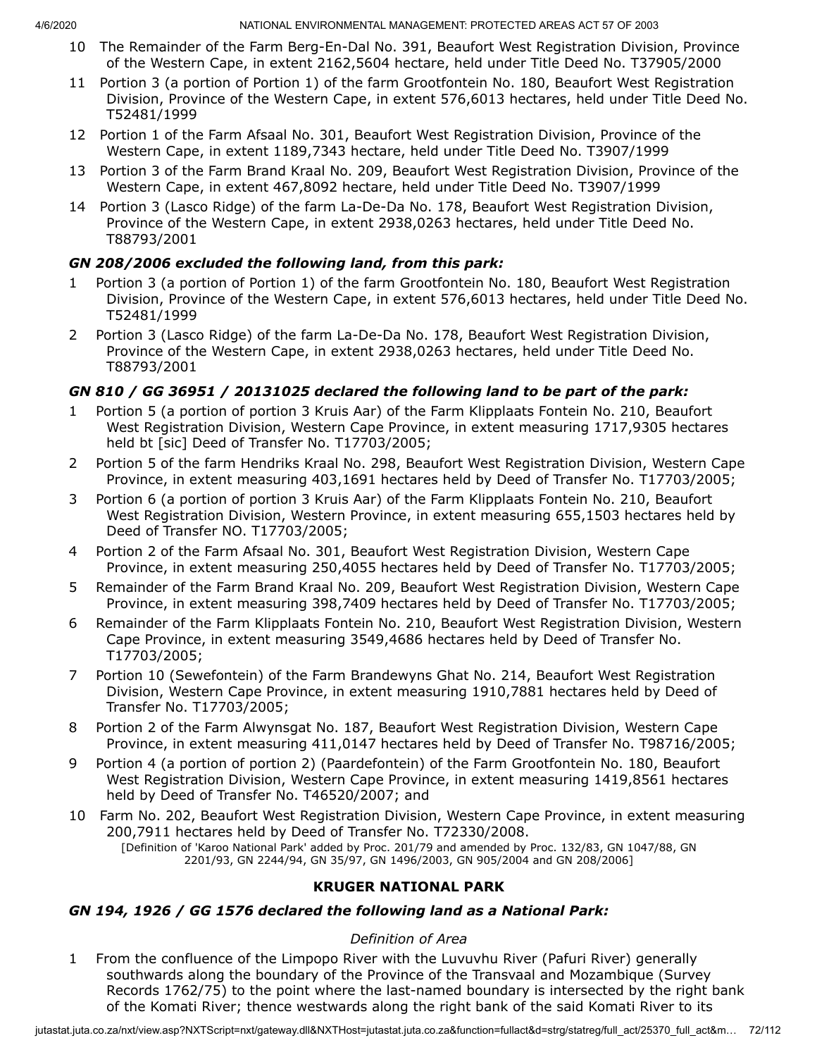10 The Remainder of the Farm Berg-En-Dal No. 391, Beaufort West Registration Division, Province of the Western Cape, in extent 2162,5604 hectare, held under Title Deed No. T37905/2000

11 Portion 3 (a portion of Portion 1) of the farm Grootfontein No. 180, Beaufort West Registration Division, Province of the Western Cape, in extent 576,6013 hectares, held under Title Deed No. T52481/1999

12 Portion 1 of the Farm Afsaal No. 301, Beaufort West Registration Division, Province of the Western Cape, in extent 1189,7343 hectare, held under Title Deed No. T3907/1999

13 Portion 3 of the Farm Brand Kraal No. 209, Beaufort West Registration Division, Province of the Western Cape, in extent 467,8092 hectare, held under Title Deed No. T3907/1999

14 Portion 3 (Lasco Ridge) of the farm La-De-Da No. 178, Beaufort West Registration Division, Province of the Western Cape, in extent 2938,0263 hectares, held under Title Deed No. T88793/2001

***GN 208/2006 excluded the following land, from this park:***

1 Portion 3 (a portion of Portion 1) of the farm Grootfontein No. 180, Beaufort West Registration Division, Province of the Western Cape, in extent 576,6013 hectares, held under Title Deed No. T52481/1999

2 Portion 3 (Lasco Ridge) of the farm La-De-Da No. 178, Beaufort West Registration Division, Province of the Western Cape, in extent 2938,0263 hectares, held under Title Deed No. T88793/2001

***GN 810 / GG 36951 / 20131025 declared the following land to be part of the park:***

1 Portion 5 (a portion of portion 3 Kruis Aar) of the Farm Klipplaats Fontein No. 210, Beaufort West Registration Division, Western Cape Province, in extent measuring 1717,9305 hectares held bt [sic] Deed of Transfer No. T17703/2005;

2 Portion 5 of the farm Hendriks Kraal No. 298, Beaufort West Registration Division, Western Cape Province, in extent measuring 403,1691 hectares held by Deed of Transfer No. T17703/2005;

3 Portion 6 (a portion of portion 3 Kruis Aar) of the Farm Klipplaats Fontein No. 210, Beaufort West Registration Division, Western Province, in extent measuring 655,1503 hectares held by Deed of Transfer NO. T17703/2005;

4 Portion 2 of the Farm Afsaal No. 301, Beaufort West Registration Division, Western Cape Province, in extent measuring 250,4055 hectares held by Deed of Transfer No. T17703/2005;

5 Remainder of the Farm Brand Kraal No. 209, Beaufort West Registration Division, Western Cape Province, in extent measuring 398,7409 hectares held by Deed of Transfer No. T17703/2005;

6 Remainder of the Farm Klipplaats Fontein No. 210, Beaufort West Registration Division, Western Cape Province, in extent measuring 3549,4686 hectares held by Deed of Transfer No. T17703/2005;

7 Portion 10 (Sewefontein) of the Farm Brandewyns Ghat No. 214, Beaufort West Registration Division, Western Cape Province, in extent measuring 1910,7881 hectares held by Deed of Transfer No. T17703/2005;

8 Portion 2 of the Farm Alwynsgat No. 187, Beaufort West Registration Division, Western Cape Province, in extent measuring 411,0147 hectares held by Deed of Transfer No. T98716/2005;

9 Portion 4 (a portion of portion 2) (Paardefontein) of the Farm Grootfontein No. 180, Beaufort West Registration Division, Western Cape Province, in extent measuring 1419,8561 hectares held by Deed of Transfer No. T46520/2007; and

10 Farm No. 202, Beaufort West Registration Division, Western Cape Province, in extent measuring 200,7911 hectares held by Deed of Transfer No. T72330/2008.

[Definition of 'Karoo National Park' added by Proc. 201/79 and amended by Proc. 132/83, GN 1047/88, GN 2201/93, GN 2244/94, GN 35/97, GN 1496/2003, GN 905/2004 and GN 208/2006]

**KRUGER NATIONAL PARK**

***GN 194, 1926 / GG 1576 declared the following land as a National Park:***

*Definition of Area*

1 From the confluence of the Limpopo River with the Luvuvhu River (Pafuri River) generally southwards along the boundary of the Province of the Transvaal and Mozambique (Survey Records 1762/75) to the point where the last-named boundary is intersected by the right bank of the Komati River; thence westwards along the right bank of the said Komati River to its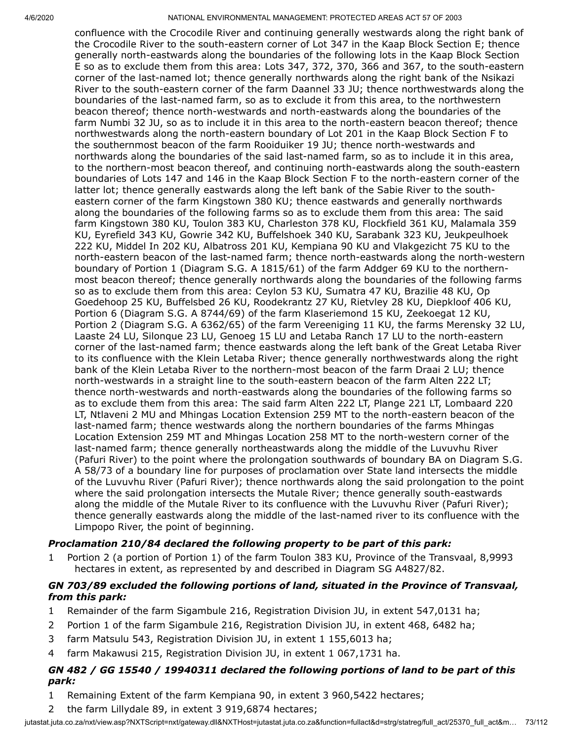confluence with the Crocodile River and continuing generally westwards along the right bank of the Crocodile River to the south-eastern corner of Lot 347 in the Kaap Block Section E; thence generally north-eastwards along the boundaries of the following lots in the Kaap Block Section E so as to exclude them from this area: Lots 347, 372, 370, 366 and 367, to the south-eastern corner of the last-named lot; thence generally northwards along the right bank of the Nsikazi River to the south-eastern corner of the farm Daannel 33 JU; thence northwestwards along the boundaries of the last-named farm, so as to exclude it from this area, to the northwestern beacon thereof; thence north-westwards and north-eastwards along the boundaries of the farm Numbi 32 JU, so as to include it in this area to the north-eastern beacon thereof; thence northwestwards along the north-eastern boundary of Lot 201 in the Kaap Block Section F to the southernmost beacon of the farm Rooiduiker 19 JU; thence north-westwards and northwards along the boundaries of the said last-named farm, so as to include it in this area, to the northern-most beacon thereof, and continuing north-eastwards along the south-eastern boundaries of Lots 147 and 146 in the Kaap Block Section F to the north-eastern corner of the latter lot; thence generally eastwards along the left bank of the Sabie River to the south-eastern corner of the farm Kingstown 380 KU; thence eastwards and generally northwards along the boundaries of the following farms so as to exclude them from this area: The said farm Kingstown 380 KU, Toulon 383 KU, Charleston 378 KU, Flockfield 361 KU, Malamala 359 KU, Eyrefield 343 KU, Gowrie 342 KU, Buffelshoek 340 KU, Sarabank 323 KU, Jeukpeulhoek 222 KU, Middel In 202 KU, Albatross 201 KU, Kempiana 90 KU and Vlakgezicht 75 KU to the north-eastern beacon of the last-named farm; thence north-eastwards along the north-western boundary of Portion 1 (Diagram S.G. A 1815/61) of the farm Addger 69 KU to the northern-most beacon thereof; thence generally northwards along the boundaries of the following farms so as to exclude them from this area: Ceylon 53 KU, Sumatra 47 KU, Brazilie 48 KU, Op Goedehoop 25 KU, Buffelsbed 26 KU, Roodekrantz 27 KU, Rietvley 28 KU, Diepkloof 406 KU, Portion 6 (Diagram S.G. A 8744/69) of the farm Klaseriemond 15 KU, Zeekoegat 12 KU, Portion 2 (Diagram S.G. A 6362/65) of the farm Vereeniging 11 KU, the farms Merensky 32 LU, Laaste 24 LU, Silonque 23 LU, Genoeg 15 LU and Letaba Ranch 17 LU to the north-eastern corner of the last-named farm; thence eastwards along the left bank of the Great Letaba River to its confluence with the Klein Letaba River; thence generally northwestwards along the right bank of the Klein Letaba River to the northern-most beacon of the farm Draai 2 LU; thence north-westwards in a straight line to the south-eastern beacon of the farm Alten 222 LT; thence north-westwards and north-eastwards along the boundaries of the following farms so as to exclude them from this area: The said farm Alten 222 LT, Plange 221 LT, Lombaard 220 LT, Ntlaveni 2 MU and Mhingas Location Extension 259 MT to the north-eastern beacon of the last-named farm; thence westwards along the northern boundaries of the farms Mhingas Location Extension 259 MT and Mhingas Location 258 MT to the north-western corner of the last-named farm; thence generally northeastwards along the middle of the Luvuvhu River (Pafuri River) to the point where the prolongation southwards of boundary BA on Diagram S.G. A 58/73 of a boundary line for purposes of proclamation over State land intersects the middle of the Luvuvhu River (Pafuri River); thence northwards along the said prolongation to the point where the said prolongation intersects the Mutale River; thence generally south-eastwards along the middle of the Mutale River to its confluence with the Luvuvhu River (Pafuri River); thence generally eastwards along the middle of the last-named river to its confluence with the Limpopo River, the point of beginning.

***Proclamation 210/84 declared the following property to be part of this park:***

1 Portion 2 (a portion of Portion 1) of the farm Toulon 383 KU, Province of the Transvaal, 8,9993 hectares in extent, as represented by and described in Diagram SG A4827/82.

***GN 703/89 excluded the following portions of land, situated in the Province of Transvaal, from this park:***

1 Remainder of the farm Sigambule 216, Registration Division JU, in extent 547,0131 ha;
2 Portion 1 of the farm Sigambule 216, Registration Division JU, in extent 468, 6482 ha;
3 farm Matsulu 543, Registration Division JU, in extent 1 155,6013 ha;
4 farm Makawusi 215, Registration Division JU, in extent 1 067,1731 ha.

***GN 482 / GG 15540 / 19940311 declared the following portions of land to be part of this park:***

1 Remaining Extent of the farm Kempiana 90, in extent 3 960,5422 hectares;
2 the farm Lillydale 89, in extent 3 919,6874 hectares;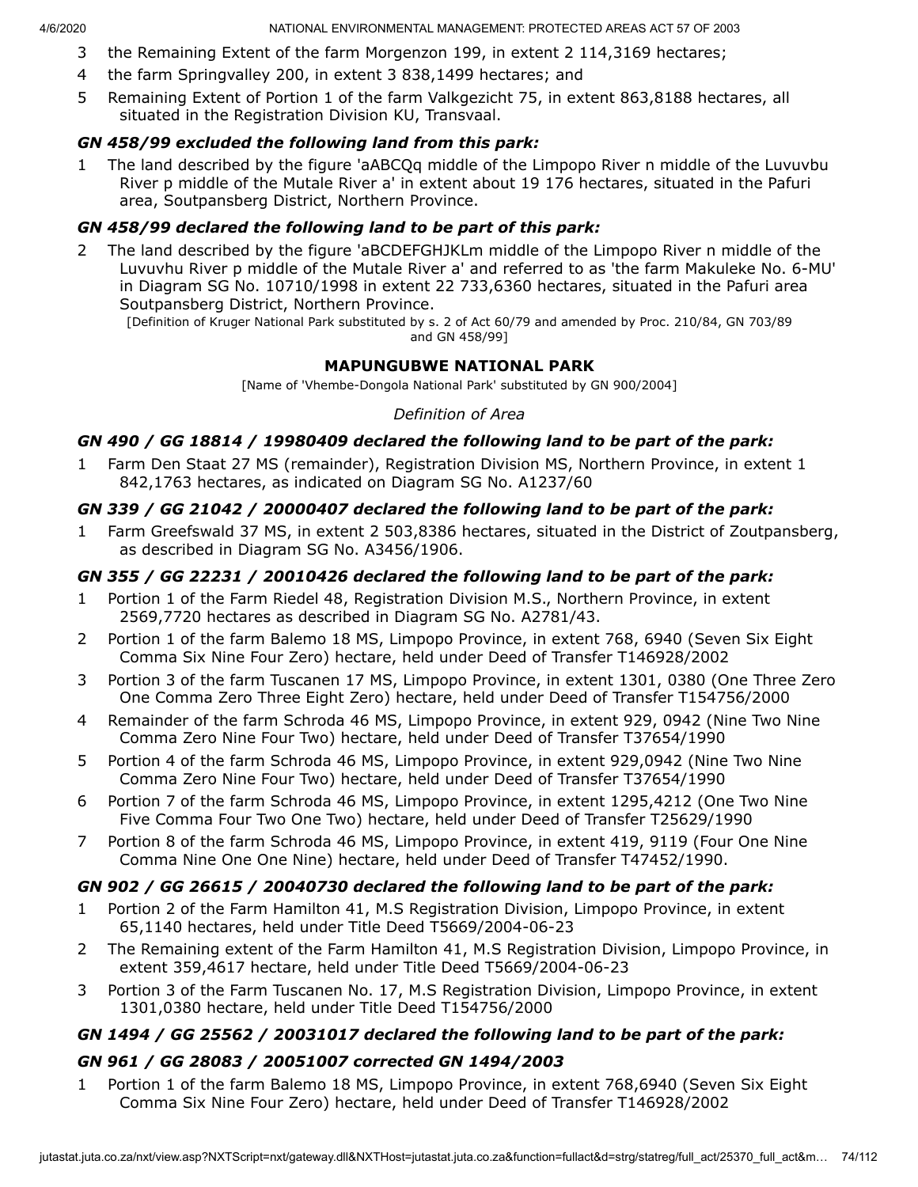3 the Remaining Extent of the farm Morgenzon 199, in extent 2 114,3169 hectares;

4 the farm Springvalley 200, in extent 3 838,1499 hectares; and

5 Remaining Extent of Portion 1 of the farm Valkgezicht 75, in extent 863,8188 hectares, all situated in the Registration Division KU, Transvaal.

***GN 458/99 excluded the following land from this park:***

1 The land described by the figure 'aABCQq middle of the Limpopo River n middle of the Luvuvbu River p middle of the Mutale River a' in extent about 19 176 hectares, situated in the Pafuri area, Soutpansberg District, Northern Province.

***GN 458/99 declared the following land to be part of this park:***

2 The land described by the figure 'aBCDEFGHJKLm middle of the Limpopo River n middle of the Luvuvhu River p middle of the Mutale River a' and referred to as 'the farm Makuleke No. 6-MU' in Diagram SG No. 10710/1998 in extent 22 733,6360 hectares, situated in the Pafuri area Soutpansberg District, Northern Province.

[Definition of Kruger National Park substituted by s. 2 of Act 60/79 and amended by Proc. 210/84, GN 703/89 and GN 458/99]

**MAPUNGUBWE NATIONAL PARK**

[Name of 'Vhembe-Dongola National Park' substituted by GN 900/2004]

*Definition of Area*

***GN 490 / GG 18814 / 19980409 declared the following land to be part of the park:***

1 Farm Den Staat 27 MS (remainder), Registration Division MS, Northern Province, in extent 1 842,1763 hectares, as indicated on Diagram SG No. A1237/60

***GN 339 / GG 21042 / 20000407 declared the following land to be part of the park:***

1 Farm Greefswald 37 MS, in extent 2 503,8386 hectares, situated in the District of Zoutpansberg, as described in Diagram SG No. A3456/1906.

***GN 355 / GG 22231 / 20010426 declared the following land to be part of the park:***

1 Portion 1 of the Farm Riedel 48, Registration Division M.S., Northern Province, in extent 2569,7720 hectares as described in Diagram SG No. A2781/43.

2 Portion 1 of the farm Balemo 18 MS, Limpopo Province, in extent 768, 6940 (Seven Six Eight Comma Six Nine Four Zero) hectare, held under Deed of Transfer T146928/2002

3 Portion 3 of the farm Tuscanen 17 MS, Limpopo Province, in extent 1301, 0380 (One Three Zero One Comma Zero Three Eight Zero) hectare, held under Deed of Transfer T154756/2000

4 Remainder of the farm Schroda 46 MS, Limpopo Province, in extent 929, 0942 (Nine Two Nine Comma Zero Nine Four Two) hectare, held under Deed of Transfer T37654/1990

5 Portion 4 of the farm Schroda 46 MS, Limpopo Province, in extent 929,0942 (Nine Two Nine Comma Zero Nine Four Two) hectare, held under Deed of Transfer T37654/1990

6 Portion 7 of the farm Schroda 46 MS, Limpopo Province, in extent 1295,4212 (One Two Nine Five Comma Four Two One Two) hectare, held under Deed of Transfer T25629/1990

7 Portion 8 of the farm Schroda 46 MS, Limpopo Province, in extent 419, 9119 (Four One Nine Comma Nine One One Nine) hectare, held under Deed of Transfer T47452/1990.

***GN 902 / GG 26615 / 20040730 declared the following land to be part of the park:***

1 Portion 2 of the Farm Hamilton 41, M.S Registration Division, Limpopo Province, in extent 65,1140 hectares, held under Title Deed T5669/2004-06-23

2 The Remaining extent of the Farm Hamilton 41, M.S Registration Division, Limpopo Province, in extent 359,4617 hectare, held under Title Deed T5669/2004-06-23

3 Portion 3 of the Farm Tuscanen No. 17, M.S Registration Division, Limpopo Province, in extent 1301,0380 hectare, held under Title Deed T154756/2000

***GN 1494 / GG 25562 / 20031017 declared the following land to be part of the park:***

***GN 961 / GG 28083 / 20051007 corrected GN 1494/2003***

1 Portion 1 of the farm Balemo 18 MS, Limpopo Province, in extent 768,6940 (Seven Six Eight Comma Six Nine Four Zero) hectare, held under Deed of Transfer T146928/2002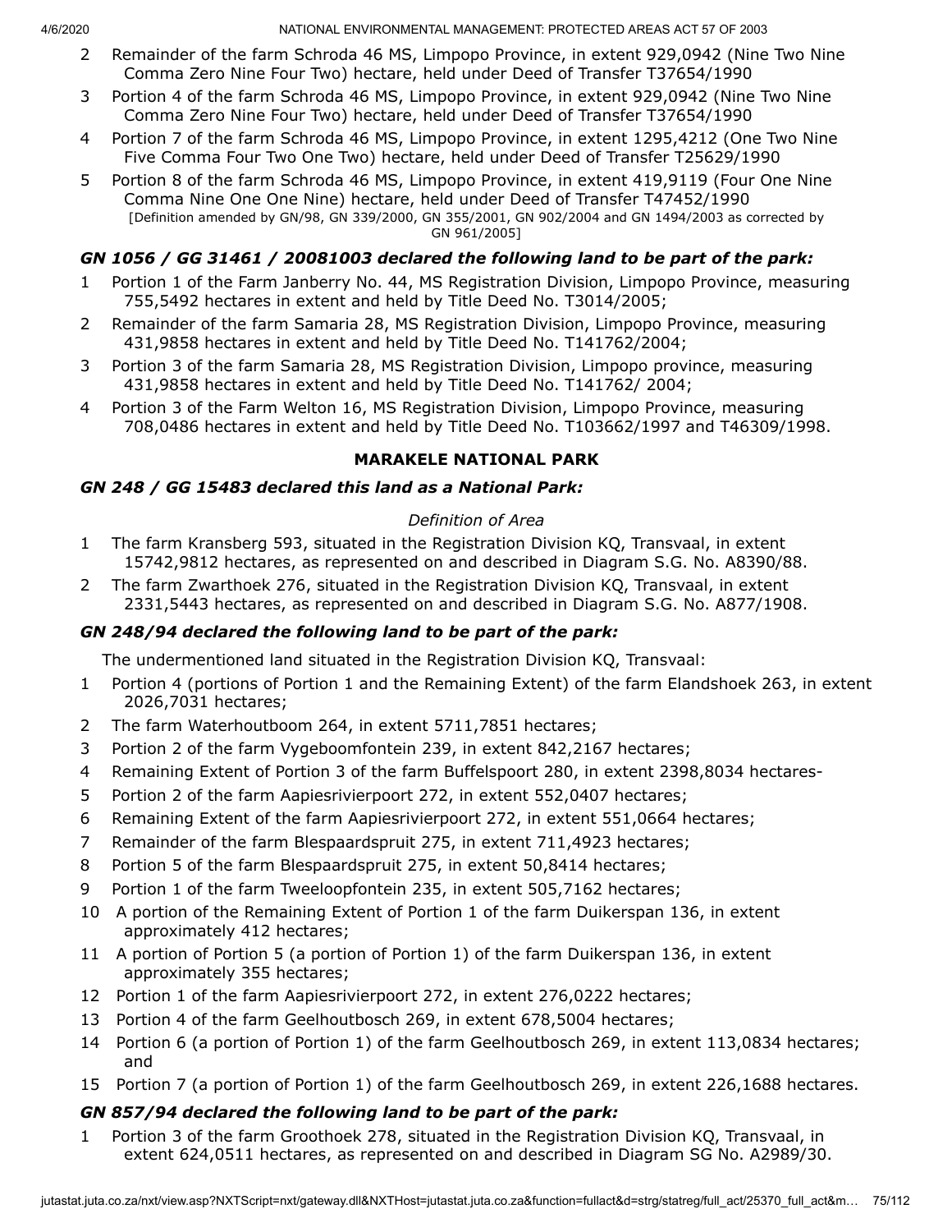2 Remainder of the farm Schroda 46 MS, Limpopo Province, in extent 929,0942 (Nine Two Nine Comma Zero Nine Four Two) hectare, held under Deed of Transfer T37654/1990

3 Portion 4 of the farm Schroda 46 MS, Limpopo Province, in extent 929,0942 (Nine Two Nine Comma Zero Nine Four Two) hectare, held under Deed of Transfer T37654/1990

4 Portion 7 of the farm Schroda 46 MS, Limpopo Province, in extent 1295,4212 (One Two Nine Five Comma Four Two One Two) hectare, held under Deed of Transfer T25629/1990

5 Portion 8 of the farm Schroda 46 MS, Limpopo Province, in extent 419,9119 (Four One Nine Comma Nine One One Nine) hectare, held under Deed of Transfer T47452/1990

[Definition amended by GN/98, GN 339/2000, GN 355/2001, GN 902/2004 and GN 1494/2003 as corrected by GN 961/2005]

***GN 1056 / GG 31461 / 20081003 declared the following land to be part of the park:***

1 Portion 1 of the Farm Janberry No. 44, MS Registration Division, Limpopo Province, measuring 755,5492 hectares in extent and held by Title Deed No. T3014/2005;

2 Remainder of the farm Samaria 28, MS Registration Division, Limpopo Province, measuring 431,9858 hectares in extent and held by Title Deed No. T141762/2004;

3 Portion 3 of the farm Samaria 28, MS Registration Division, Limpopo province, measuring 431,9858 hectares in extent and held by Title Deed No. T141762/ 2004;

4 Portion 3 of the Farm Welton 16, MS Registration Division, Limpopo Province, measuring 708,0486 hectares in extent and held by Title Deed No. T103662/1997 and T46309/1998.

**MARAKELE NATIONAL PARK**

***GN 248 / GG 15483 declared this land as a National Park:***

*Definition of Area*

1 The farm Kransberg 593, situated in the Registration Division KQ, Transvaal, in extent 15742,9812 hectares, as represented on and described in Diagram S.G. No. A8390/88.

2 The farm Zwarthoek 276, situated in the Registration Division KQ, Transvaal, in extent 2331,5443 hectares, as represented on and described in Diagram S.G. No. A877/1908.

***GN 248/94 declared the following land to be part of the park:***

The undermentioned land situated in the Registration Division KQ, Transvaal:

1 Portion 4 (portions of Portion 1 and the Remaining Extent) of the farm Elandshoek 263, in extent 2026,7031 hectares;

2 The farm Waterhoutboom 264, in extent 5711,7851 hectares;

3 Portion 2 of the farm Vygeboomfontein 239, in extent 842,2167 hectares;

4 Remaining Extent of Portion 3 of the farm Buffelspoort 280, in extent 2398,8034 hectares-

5 Portion 2 of the farm Aapiesrivierpoort 272, in extent 552,0407 hectares;

6 Remaining Extent of the farm Aapiesrivierpoort 272, in extent 551,0664 hectares;

7 Remainder of the farm Blespaardspruit 275, in extent 711,4923 hectares;

8 Portion 5 of the farm Blespaardspruit 275, in extent 50,8414 hectares;

9 Portion 1 of the farm Tweeloopfontein 235, in extent 505,7162 hectares;

10 A portion of the Remaining Extent of Portion 1 of the farm Duikerspan 136, in extent approximately 412 hectares;

11 A portion of Portion 5 (a portion of Portion 1) of the farm Duikerspan 136, in extent approximately 355 hectares;

12 Portion 1 of the farm Aapiesrivierpoort 272, in extent 276,0222 hectares;

13 Portion 4 of the farm Geelhoutbosch 269, in extent 678,5004 hectares;

14 Portion 6 (a portion of Portion 1) of the farm Geelhoutbosch 269, in extent 113,0834 hectares; and

15 Portion 7 (a portion of Portion 1) of the farm Geelhoutbosch 269, in extent 226,1688 hectares.

***GN 857/94 declared the following land to be part of the park:***

1 Portion 3 of the farm Groothoek 278, situated in the Registration Division KQ, Transvaal, in extent 624,0511 hectares, as represented on and described in Diagram SG No. A2989/30.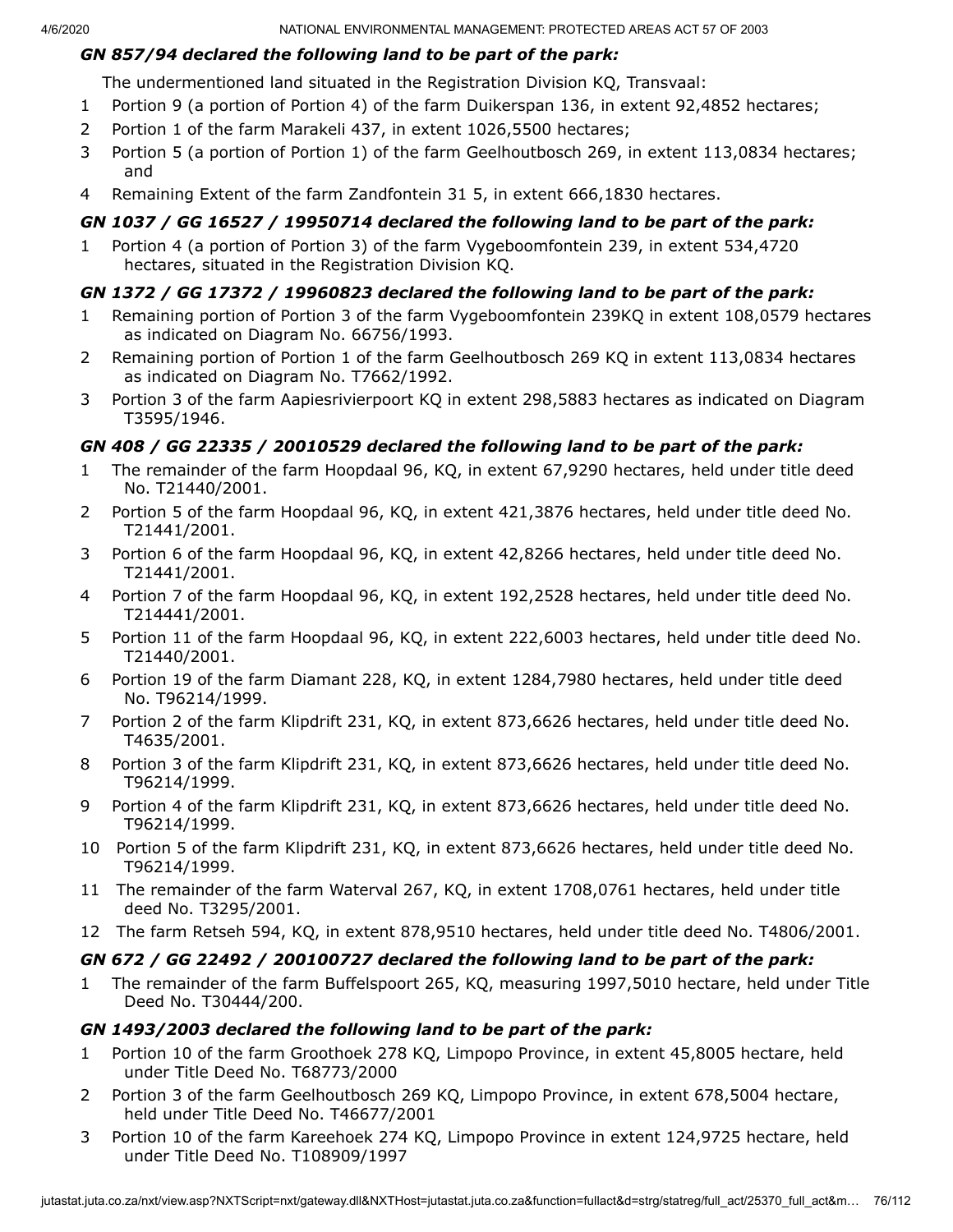***GN 857/94 declared the following land to be part of the park:***

The undermentioned land situated in the Registration Division KQ, Transvaal:

1 Portion 9 (a portion of Portion 4) of the farm Duikerspan 136, in extent 92,4852 hectares;

2 Portion 1 of the farm Marakeli 437, in extent 1026,5500 hectares;

3 Portion 5 (a portion of Portion 1) of the farm Geelhoutbosch 269, in extent 113,0834 hectares; and

4 Remaining Extent of the farm Zandfontein 31 5, in extent 666,1830 hectares.

***GN 1037 / GG 16527 / 19950714 declared the following land to be part of the park:***

1 Portion 4 (a portion of Portion 3) of the farm Vygeboomfontein 239, in extent 534,4720 hectares, situated in the Registration Division KQ.

***GN 1372 / GG 17372 / 19960823 declared the following land to be part of the park:***

1 Remaining portion of Portion 3 of the farm Vygeboomfontein 239KQ in extent 108,0579 hectares as indicated on Diagram No. 66756/1993.

2 Remaining portion of Portion 1 of the farm Geelhoutbosch 269 KQ in extent 113,0834 hectares as indicated on Diagram No. T7662/1992.

3 Portion 3 of the farm Aapiesrivierpoort KQ in extent 298,5883 hectares as indicated on Diagram T3595/1946.

***GN 408 / GG 22335 / 20010529 declared the following land to be part of the park:***

1 The remainder of the farm Hoopdaal 96, KQ, in extent 67,9290 hectares, held under title deed No. T21440/2001.

2 Portion 5 of the farm Hoopdaal 96, KQ, in extent 421,3876 hectares, held under title deed No. T21441/2001.

3 Portion 6 of the farm Hoopdaal 96, KQ, in extent 42,8266 hectares, held under title deed No. T21441/2001.

4 Portion 7 of the farm Hoopdaal 96, KQ, in extent 192,2528 hectares, held under title deed No. T214441/2001.

5 Portion 11 of the farm Hoopdaal 96, KQ, in extent 222,6003 hectares, held under title deed No. T21440/2001.

6 Portion 19 of the farm Diamant 228, KQ, in extent 1284,7980 hectares, held under title deed No. T96214/1999.

7 Portion 2 of the farm Klipdrift 231, KQ, in extent 873,6626 hectares, held under title deed No. T4635/2001.

8 Portion 3 of the farm Klipdrift 231, KQ, in extent 873,6626 hectares, held under title deed No. T96214/1999.

9 Portion 4 of the farm Klipdrift 231, KQ, in extent 873,6626 hectares, held under title deed No. T96214/1999.

10 Portion 5 of the farm Klipdrift 231, KQ, in extent 873,6626 hectares, held under title deed No. T96214/1999.

11 The remainder of the farm Waterval 267, KQ, in extent 1708,0761 hectares, held under title deed No. T3295/2001.

12 The farm Retseh 594, KQ, in extent 878,9510 hectares, held under title deed No. T4806/2001.

***GN 672 / GG 22492 / 200100727 declared the following land to be part of the park:***

1 The remainder of the farm Buffelspoort 265, KQ, measuring 1997,5010 hectare, held under Title Deed No. T30444/200.

***GN 1493/2003 declared the following land to be part of the park:***

1 Portion 10 of the farm Groothoek 278 KQ, Limpopo Province, in extent 45,8005 hectare, held under Title Deed No. T68773/2000

2 Portion 3 of the farm Geelhoutbosch 269 KQ, Limpopo Province, in extent 678,5004 hectare, held under Title Deed No. T46677/2001

3 Portion 10 of the farm Kareehoek 274 KQ, Limpopo Province in extent 124,9725 hectare, held under Title Deed No. T108909/1997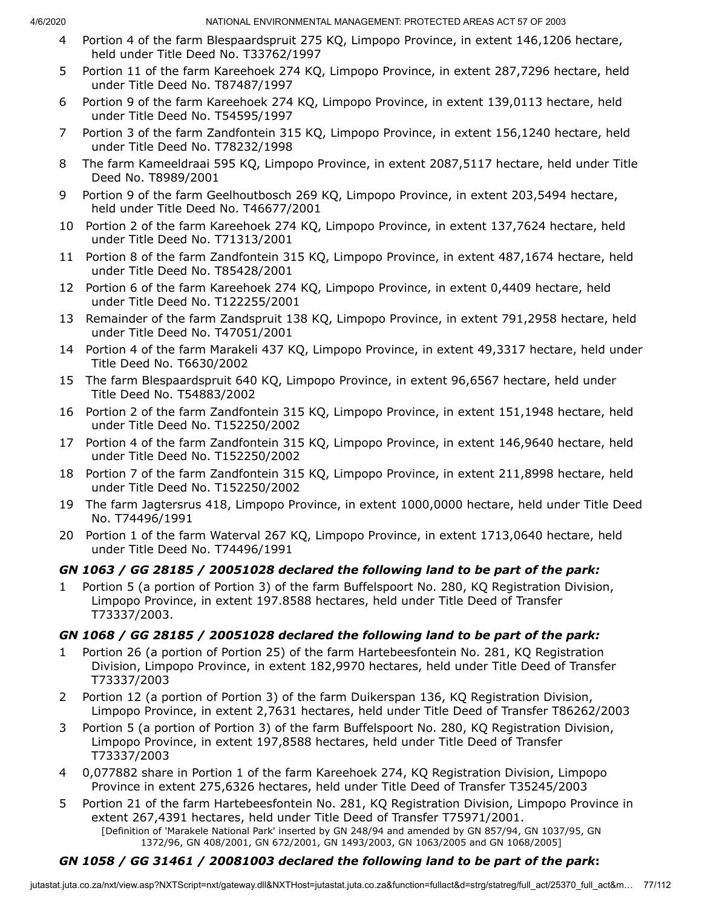4 Portion 4 of the farm Blespaardspruit 275 KQ, Limpopo Province, in extent 146,1206 hectare, held under Title Deed No. T33762/1997

5 Portion 11 of the farm Kareehoek 274 KQ, Limpopo Province, in extent 287,7296 hectare, held under Title Deed No. T87487/1997

6 Portion 9 of the farm Kareehoek 274 KQ, Limpopo Province, in extent 139,0113 hectare, held under Title Deed No. T54595/1997

7 Portion 3 of the farm Zandfontein 315 KQ, Limpopo Province, in extent 156,1240 hectare, held under Title Deed No. T78232/1998

8 The farm Kameeldraai 595 KQ, Limpopo Province, in extent 2087,5117 hectare, held under Title Deed No. T8989/2001

9 Portion 9 of the farm Geelhoutbosch 269 KQ, Limpopo Province, in extent 203,5494 hectare, held under Title Deed No. T46677/2001

10 Portion 2 of the farm Kareehoek 274 KQ, Limpopo Province, in extent 137,7624 hectare, held under Title Deed No. T71313/2001

11 Portion 8 of the farm Zandfontein 315 KQ, Limpopo Province, in extent 487,1674 hectare, held under Title Deed No. T85428/2001

12 Portion 6 of the farm Kareehoek 274 KQ, Limpopo Province, in extent 0,4409 hectare, held under Title Deed No. T122255/2001

13 Remainder of the farm Zandspruit 138 KQ, Limpopo Province, in extent 791,2958 hectare, held under Title Deed No. T47051/2001

14 Portion 4 of the farm Marakeli 437 KQ, Limpopo Province, in extent 49,3317 hectare, held under Title Deed No. T6630/2002

15 The farm Blespaardspruit 640 KQ, Limpopo Province, in extent 96,6567 hectare, held under Title Deed No. T54883/2002

16 Portion 2 of the farm Zandfontein 315 KQ, Limpopo Province, in extent 151,1948 hectare, held under Title Deed No. T152250/2002

17 Portion 4 of the farm Zandfontein 315 KQ, Limpopo Province, in extent 146,9640 hectare, held under Title Deed No. T152250/2002

18 Portion 7 of the farm Zandfontein 315 KQ, Limpopo Province, in extent 211,8998 hectare, held under Title Deed No. T152250/2002

19 The farm Jagtersrus 418, Limpopo Province, in extent 1000,0000 hectare, held under Title Deed No. T74496/1991

20 Portion 1 of the farm Waterval 267 KQ, Limpopo Province, in extent 1713,0640 hectare, held under Title Deed No. T74496/1991

### *GN 1063 / GG 28185 / 20051028 declared the following land to be part of the park:*

1 Portion 5 (a portion of Portion 3) of the farm Buffelspoort No. 280, KQ Registration Division, Limpopo Province, in extent 197.8588 hectares, held under Title Deed of Transfer T73337/2003.

### *GN 1068 / GG 28185 / 20051028 declared the following land to be part of the park:*

1 Portion 26 (a portion of Portion 25) of the farm Hartebeesfontein No. 281, KQ Registration Division, Limpopo Province, in extent 182,9970 hectares, held under Title Deed of Transfer T73337/2003

2 Portion 12 (a portion of Portion 3) of the farm Duikerspan 136, KQ Registration Division, Limpopo Province, in extent 2,7631 hectares, held under Title Deed of Transfer T86262/2003

3 Portion 5 (a portion of Portion 3) of the farm Buffelspoort No. 280, KQ Registration Division, Limpopo Province, in extent 197,8588 hectares, held under Title Deed of Transfer T73337/2003

4 0,077882 share in Portion 1 of the farm Kareehoek 274, KQ Registration Division, Limpopo Province in extent 275,6326 hectares, held under Title Deed of Transfer T35245/2003

5 Portion 21 of the farm Hartebeesfontein No. 281, KQ Registration Division, Limpopo Province in extent 267,4391 hectares, held under Title Deed of Transfer T75971/2001.

[Definition of 'Marakele National Park' inserted by GN 248/94 and amended by GN 857/94, GN 1037/95, GN 1372/96, GN 408/2001, GN 672/2001, GN 1493/2003, GN 1063/2005 and GN 1068/2005]

### *GN 1058 / GG 31461 / 20081003 declared the following land to be part of the park:*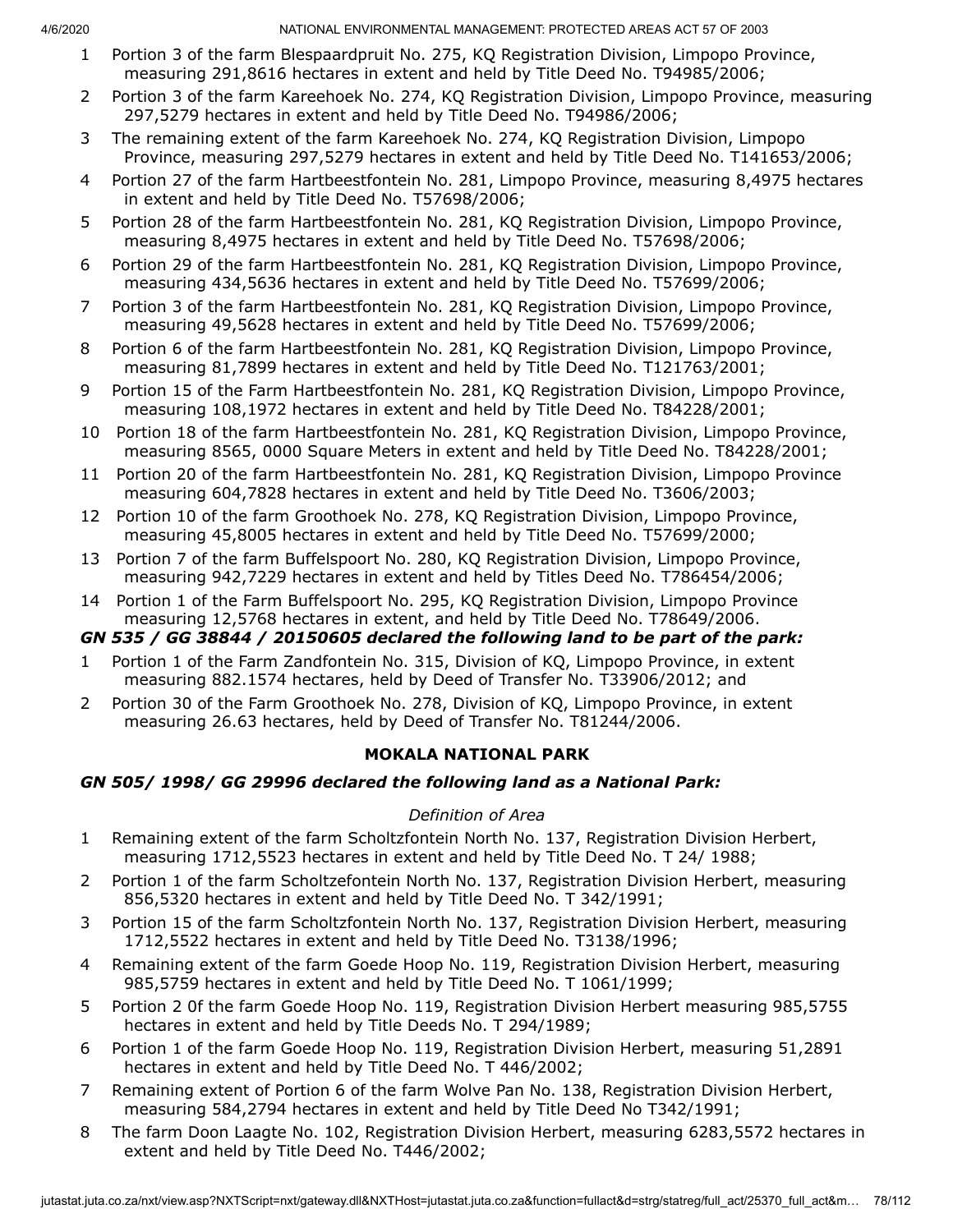1 Portion 3 of the farm Blespaardpruit No. 275, KQ Registration Division, Limpopo Province, measuring 291,8616 hectares in extent and held by Title Deed No. T94985/2006;

2 Portion 3 of the farm Kareehoek No. 274, KQ Registration Division, Limpopo Province, measuring 297,5279 hectares in extent and held by Title Deed No. T94986/2006;

3 The remaining extent of the farm Kareehoek No. 274, KQ Registration Division, Limpopo Province, measuring 297,5279 hectares in extent and held by Title Deed No. T141653/2006;

4 Portion 27 of the farm Hartbeestfontein No. 281, Limpopo Province, measuring 8,4975 hectares in extent and held by Title Deed No. T57698/2006;

5 Portion 28 of the farm Hartbeestfontein No. 281, KQ Registration Division, Limpopo Province, measuring 8,4975 hectares in extent and held by Title Deed No. T57698/2006;

6 Portion 29 of the farm Hartbeestfontein No. 281, KQ Registration Division, Limpopo Province, measuring 434,5636 hectares in extent and held by Title Deed No. T57699/2006;

7 Portion 3 of the farm Hartbeestfontein No. 281, KQ Registration Division, Limpopo Province, measuring 49,5628 hectares in extent and held by Title Deed No. T57699/2006;

8 Portion 6 of the farm Hartbeestfontein No. 281, KQ Registration Division, Limpopo Province, measuring 81,7899 hectares in extent and held by Title Deed No. T121763/2001;

9 Portion 15 of the Farm Hartbeestfontein No. 281, KQ Registration Division, Limpopo Province, measuring 108,1972 hectares in extent and held by Title Deed No. T84228/2001;

10 Portion 18 of the farm Hartbeestfontein No. 281, KQ Registration Division, Limpopo Province, measuring 8565, 0000 Square Meters in extent and held by Title Deed No. T84228/2001;

11 Portion 20 of the farm Hartbeestfontein No. 281, KQ Registration Division, Limpopo Province measuring 604,7828 hectares in extent and held by Title Deed No. T3606/2003;

12 Portion 10 of the farm Groothoek No. 278, KQ Registration Division, Limpopo Province, measuring 45,8005 hectares in extent and held by Title Deed No. T57699/2000;

13 Portion 7 of the farm Buffelspoort No. 280, KQ Registration Division, Limpopo Province, measuring 942,7229 hectares in extent and held by Titles Deed No. T786454/2006;

14 Portion 1 of the Farm Buffelspoort No. 295, KQ Registration Division, Limpopo Province measuring 12,5768 hectares in extent, and held by Title Deed No. T78649/2006.

***GN 535 / GG 38844 / 20150605 declared the following land to be part of the park:***

1 Portion 1 of the Farm Zandfontein No. 315, Division of KQ, Limpopo Province, in extent measuring 882.1574 hectares, held by Deed of Transfer No. T33906/2012; and

2 Portion 30 of the Farm Groothoek No. 278, Division of KQ, Limpopo Province, in extent measuring 26.63 hectares, held by Deed of Transfer No. T81244/2006.

**MOKALA NATIONAL PARK**

***GN 505/ 1998/ GG 29996 declared the following land as a National Park:***

*Definition of Area*

1 Remaining extent of the farm Scholtzfontein North No. 137, Registration Division Herbert, measuring 1712,5523 hectares in extent and held by Title Deed No. T 24/ 1988;

2 Portion 1 of the farm Scholtzefontein North No. 137, Registration Division Herbert, measuring 856,5320 hectares in extent and held by Title Deed No. T 342/1991;

3 Portion 15 of the farm Scholtzfontein North No. 137, Registration Division Herbert, measuring 1712,5522 hectares in extent and held by Title Deed No. T3138/1996;

4 Remaining extent of the farm Goede Hoop No. 119, Registration Division Herbert, measuring 985,5759 hectares in extent and held by Title Deed No. T 1061/1999;

5 Portion 2 0f the farm Goede Hoop No. 119, Registration Division Herbert measuring 985,5755 hectares in extent and held by Title Deeds No. T 294/1989;

6 Portion 1 of the farm Goede Hoop No. 119, Registration Division Herbert, measuring 51,2891 hectares in extent and held by Title Deed No. T 446/2002;

7 Remaining extent of Portion 6 of the farm Wolve Pan No. 138, Registration Division Herbert, measuring 584,2794 hectares in extent and held by Title Deed No T342/1991;

8 The farm Doon Laagte No. 102, Registration Division Herbert, measuring 6283,5572 hectares in extent and held by Title Deed No. T446/2002;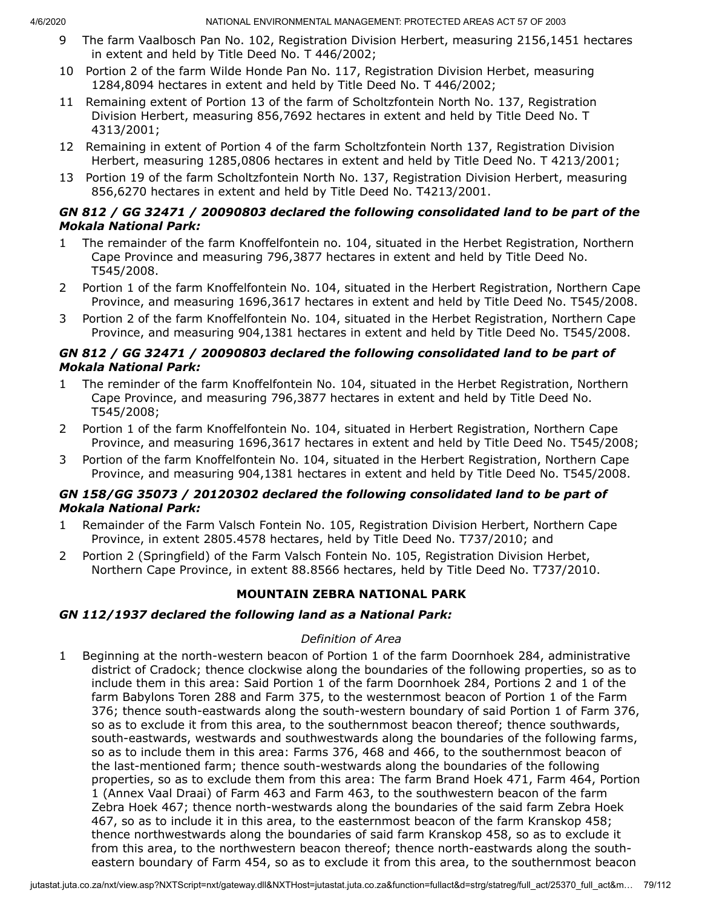9 The farm Vaalbosch Pan No. 102, Registration Division Herbert, measuring 2156,1451 hectares in extent and held by Title Deed No. T 446/2002;

10 Portion 2 of the farm Wilde Honde Pan No. 117, Registration Division Herbet, measuring 1284,8094 hectares in extent and held by Title Deed No. T 446/2002;

11 Remaining extent of Portion 13 of the farm of Scholtzfontein North No. 137, Registration Division Herbert, measuring 856,7692 hectares in extent and held by Title Deed No. T 4313/2001;

12 Remaining in extent of Portion 4 of the farm Scholtzfontein North 137, Registration Division Herbert, measuring 1285,0806 hectares in extent and held by Title Deed No. T 4213/2001;

13 Portion 19 of the farm Scholtzfontein North No. 137, Registration Division Herbert, measuring 856,6270 hectares in extent and held by Title Deed No. T4213/2001.

***GN 812 / GG 32471 / 20090803 declared the following consolidated land to be part of the Mokala National Park:***

1 The remainder of the farm Knoffelfontein no. 104, situated in the Herbet Registration, Northern Cape Province and measuring 796,3877 hectares in extent and held by Title Deed No. T545/2008.

2 Portion 1 of the farm Knoffelfontein No. 104, situated in the Herbert Registration, Northern Cape Province, and measuring 1696,3617 hectares in extent and held by Title Deed No. T545/2008.

3 Portion 2 of the farm Knoffelfontein No. 104, situated in the Herbet Registration, Northern Cape Province, and measuring 904,1381 hectares in extent and held by Title Deed No. T545/2008.

***GN 812 / GG 32471 / 20090803 declared the following consolidated land to be part of Mokala National Park:***

1 The reminder of the farm Knoffelfontein No. 104, situated in the Herbet Registration, Northern Cape Province, and measuring 796,3877 hectares in extent and held by Title Deed No. T545/2008;

2 Portion 1 of the farm Knoffelfontein No. 104, situated in Herbert Registration, Northern Cape Province, and measuring 1696,3617 hectares in extent and held by Title Deed No. T545/2008;

3 Portion of the farm Knoffelfontein No. 104, situated in the Herbert Registration, Northern Cape Province, and measuring 904,1381 hectares in extent and held by Title Deed No. T545/2008.

***GN 158/GG 35073 / 20120302 declared the following consolidated land to be part of Mokala National Park:***

1 Remainder of the Farm Valsch Fontein No. 105, Registration Division Herbert, Northern Cape Province, in extent 2805.4578 hectares, held by Title Deed No. T737/2010; and

2 Portion 2 (Springfield) of the Farm Valsch Fontein No. 105, Registration Division Herbet, Northern Cape Province, in extent 88.8566 hectares, held by Title Deed No. T737/2010.

**MOUNTAIN ZEBRA NATIONAL PARK**

***GN 112/1937 declared the following land as a National Park:***

*Definition of Area*

1 Beginning at the north-western beacon of Portion 1 of the farm Doornhoek 284, administrative district of Cradock; thence clockwise along the boundaries of the following properties, so as to include them in this area: Said Portion 1 of the farm Doornhoek 284, Portions 2 and 1 of the farm Babylons Toren 288 and Farm 375, to the westernmost beacon of Portion 1 of the Farm 376; thence south-eastwards along the south-western boundary of said Portion 1 of Farm 376, so as to exclude it from this area, to the southernmost beacon thereof; thence southwards, south-eastwards, westwards and southwestwards along the boundaries of the following farms, so as to include them in this area: Farms 376, 468 and 466, to the southernmost beacon of the last-mentioned farm; thence south-westwards along the boundaries of the following properties, so as to exclude them from this area: The farm Brand Hoek 471, Farm 464, Portion 1 (Annex Vaal Draai) of Farm 463 and Farm 463, to the southwestern beacon of the farm Zebra Hoek 467; thence north-westwards along the boundaries of the said farm Zebra Hoek 467, so as to include it in this area, to the easternmost beacon of the farm Kranskop 458; thence northwestwards along the boundaries of said farm Kranskop 458, so as to exclude it from this area, to the northwestern beacon thereof; thence north-eastwards along the south-eastern boundary of Farm 454, so as to exclude it from this area, to the southernmost beacon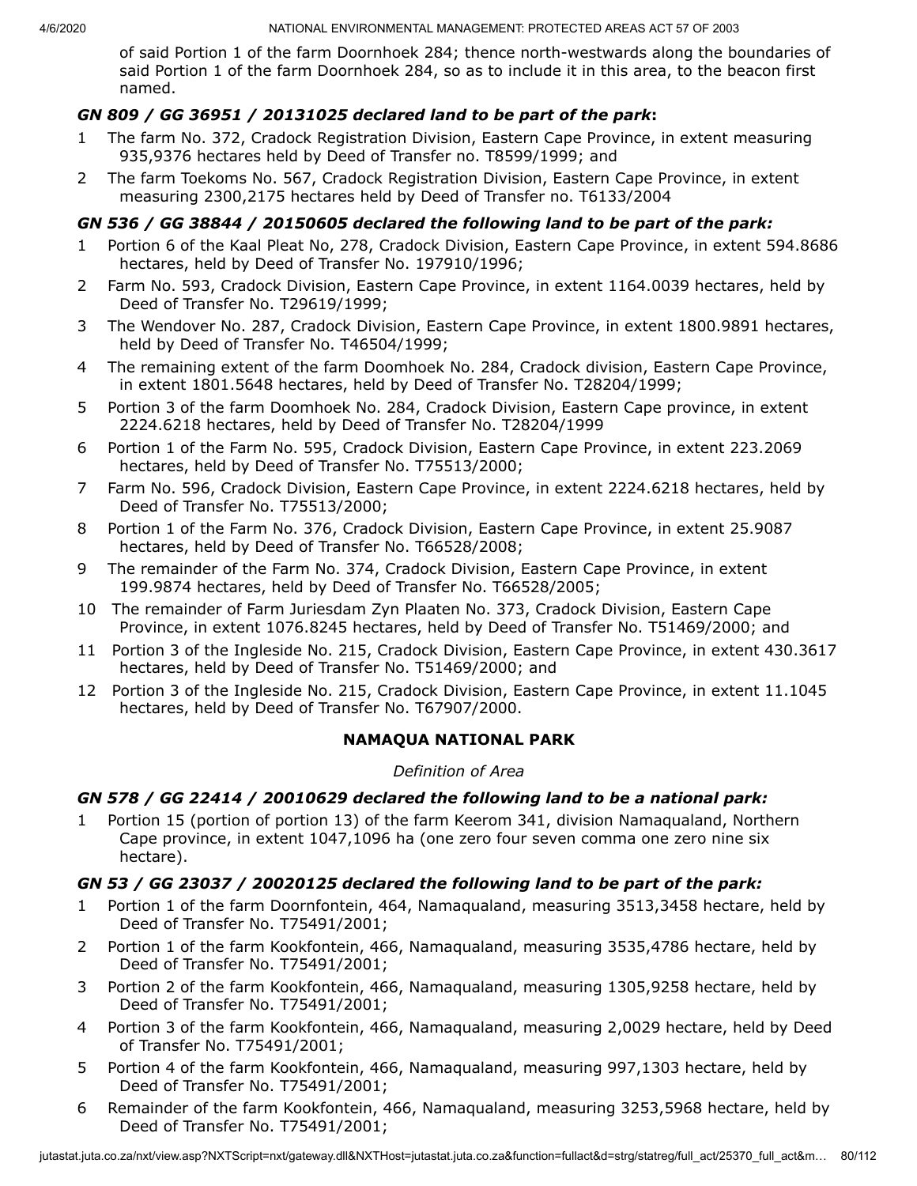of said Portion 1 of the farm Doornhoek 284; thence north-westwards along the boundaries of said Portion 1 of the farm Doornhoek 284, so as to include it in this area, to the beacon first named.

***GN 809 / GG 36951 / 20131025 declared land to be part of the park*:**

1 The farm No. 372, Cradock Registration Division, Eastern Cape Province, in extent measuring 935,9376 hectares held by Deed of Transfer no. T8599/1999; and

2 The farm Toekoms No. 567, Cradock Registration Division, Eastern Cape Province, in extent measuring 2300,2175 hectares held by Deed of Transfer no. T6133/2004

***GN 536 / GG 38844 / 20150605 declared the following land to be part of the park:***

1 Portion 6 of the Kaal Pleat No, 278, Cradock Division, Eastern Cape Province, in extent 594.8686 hectares, held by Deed of Transfer No. 197910/1996;

2 Farm No. 593, Cradock Division, Eastern Cape Province, in extent 1164.0039 hectares, held by Deed of Transfer No. T29619/1999;

3 The Wendover No. 287, Cradock Division, Eastern Cape Province, in extent 1800.9891 hectares, held by Deed of Transfer No. T46504/1999;

4 The remaining extent of the farm Doomhoek No. 284, Cradock division, Eastern Cape Province, in extent 1801.5648 hectares, held by Deed of Transfer No. T28204/1999;

5 Portion 3 of the farm Doomhoek No. 284, Cradock Division, Eastern Cape province, in extent 2224.6218 hectares, held by Deed of Transfer No. T28204/1999

6 Portion 1 of the Farm No. 595, Cradock Division, Eastern Cape Province, in extent 223.2069 hectares, held by Deed of Transfer No. T75513/2000;

7 Farm No. 596, Cradock Division, Eastern Cape Province, in extent 2224.6218 hectares, held by Deed of Transfer No. T75513/2000;

8 Portion 1 of the Farm No. 376, Cradock Division, Eastern Cape Province, in extent 25.9087 hectares, held by Deed of Transfer No. T66528/2008;

9 The remainder of the Farm No. 374, Cradock Division, Eastern Cape Province, in extent 199.9874 hectares, held by Deed of Transfer No. T66528/2005;

10 The remainder of Farm Juriesdam Zyn Plaaten No. 373, Cradock Division, Eastern Cape Province, in extent 1076.8245 hectares, held by Deed of Transfer No. T51469/2000; and

11 Portion 3 of the Ingleside No. 215, Cradock Division, Eastern Cape Province, in extent 430.3617 hectares, held by Deed of Transfer No. T51469/2000; and

12 Portion 3 of the Ingleside No. 215, Cradock Division, Eastern Cape Province, in extent 11.1045 hectares, held by Deed of Transfer No. T67907/2000.

**NAMAQUA NATIONAL PARK**

*Definition of Area*

***GN 578 / GG 22414 / 20010629 declared the following land to be a national park:***

1 Portion 15 (portion of portion 13) of the farm Keerom 341, division Namaqualand, Northern Cape province, in extent 1047,1096 ha (one zero four seven comma one zero nine six hectare).

***GN 53 / GG 23037 / 20020125 declared the following land to be part of the park:***

1 Portion 1 of the farm Doornfontein, 464, Namaqualand, measuring 3513,3458 hectare, held by Deed of Transfer No. T75491/2001;

2 Portion 1 of the farm Kookfontein, 466, Namaqualand, measuring 3535,4786 hectare, held by Deed of Transfer No. T75491/2001;

3 Portion 2 of the farm Kookfontein, 466, Namaqualand, measuring 1305,9258 hectare, held by Deed of Transfer No. T75491/2001;

4 Portion 3 of the farm Kookfontein, 466, Namaqualand, measuring 2,0029 hectare, held by Deed of Transfer No. T75491/2001;

5 Portion 4 of the farm Kookfontein, 466, Namaqualand, measuring 997,1303 hectare, held by Deed of Transfer No. T75491/2001;

6 Remainder of the farm Kookfontein, 466, Namaqualand, measuring 3253,5968 hectare, held by Deed of Transfer No. T75491/2001;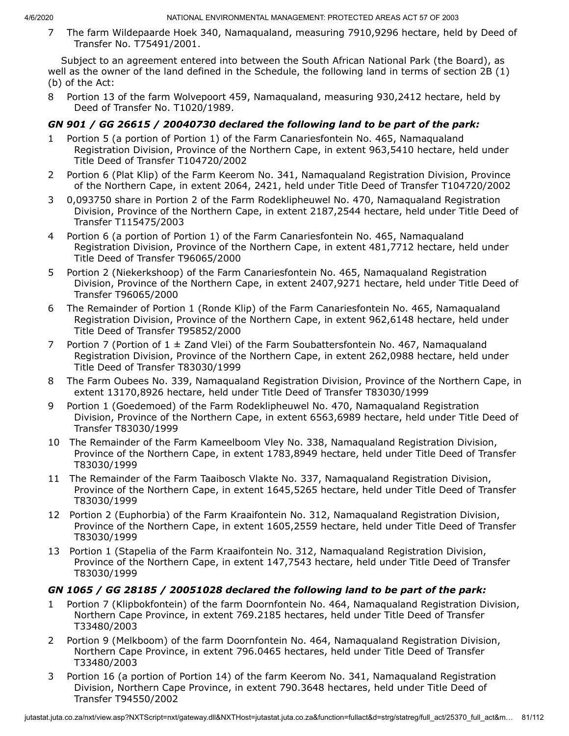7 The farm Wildepaarde Hoek 340, Namaqualand, measuring 7910,9296 hectare, held by Deed of Transfer No. T75491/2001.

Subject to an agreement entered into between the South African National Park (the Board), as well as the owner of the land defined in the Schedule, the following land in terms of section 2B (1) (b) of the Act:

8 Portion 13 of the farm Wolvepoort 459, Namaqualand, measuring 930,2412 hectare, held by Deed of Transfer No. T1020/1989.

***GN 901 / GG 26615 / 20040730 declared the following land to be part of the park:***

1 Portion 5 (a portion of Portion 1) of the Farm Canariesfontein No. 465, Namaqualand Registration Division, Province of the Northern Cape, in extent 963,5410 hectare, held under Title Deed of Transfer T104720/2002

2 Portion 6 (Plat Klip) of the Farm Keerom No. 341, Namaqualand Registration Division, Province of the Northern Cape, in extent 2064, 2421, held under Title Deed of Transfer T104720/2002

3 0,093750 share in Portion 2 of the Farm Rodeklipheuwel No. 470, Namaqualand Registration Division, Province of the Northern Cape, in extent 2187,2544 hectare, held under Title Deed of Transfer T115475/2003

4 Portion 6 (a portion of Portion 1) of the Farm Canariesfontein No. 465, Namaqualand Registration Division, Province of the Northern Cape, in extent 481,7712 hectare, held under Title Deed of Transfer T96065/2000

5 Portion 2 (Niekerkshoop) of the Farm Canariesfontein No. 465, Namaqualand Registration Division, Province of the Northern Cape, in extent 2407,9271 hectare, held under Title Deed of Transfer T96065/2000

6 The Remainder of Portion 1 (Ronde Klip) of the Farm Canariesfontein No. 465, Namaqualand Registration Division, Province of the Northern Cape, in extent 962,6148 hectare, held under Title Deed of Transfer T95852/2000

7 Portion 7 (Portion of 1 ± Zand Vlei) of the Farm Soubattersfontein No. 467, Namaqualand Registration Division, Province of the Northern Cape, in extent 262,0988 hectare, held under Title Deed of Transfer T83030/1999

8 The Farm Oubees No. 339, Namaqualand Registration Division, Province of the Northern Cape, in extent 13170,8926 hectare, held under Title Deed of Transfer T83030/1999

9 Portion 1 (Goedemoed) of the Farm Rodeklipheuwel No. 470, Namaqualand Registration Division, Province of the Northern Cape, in extent 6563,6989 hectare, held under Title Deed of Transfer T83030/1999

10 The Remainder of the Farm Kameelboom Vley No. 338, Namaqualand Registration Division, Province of the Northern Cape, in extent 1783,8949 hectare, held under Title Deed of Transfer T83030/1999

11 The Remainder of the Farm Taaibosch Vlakte No. 337, Namaqualand Registration Division, Province of the Northern Cape, in extent 1645,5265 hectare, held under Title Deed of Transfer T83030/1999

12 Portion 2 (Euphorbia) of the Farm Kraaifontein No. 312, Namaqualand Registration Division, Province of the Northern Cape, in extent 1605,2559 hectare, held under Title Deed of Transfer T83030/1999

13 Portion 1 (Stapelia of the Farm Kraaifontein No. 312, Namaqualand Registration Division, Province of the Northern Cape, in extent 147,7543 hectare, held under Title Deed of Transfer T83030/1999

***GN 1065 / GG 28185 / 20051028 declared the following land to be part of the park:***

1 Portion 7 (Klipbokfontein) of the farm Doornfontein No. 464, Namaqualand Registration Division, Northern Cape Province, in extent 769.2185 hectares, held under Title Deed of Transfer T33480/2003

2 Portion 9 (Melkboom) of the farm Doornfontein No. 464, Namaqualand Registration Division, Northern Cape Province, in extent 796.0465 hectares, held under Title Deed of Transfer T33480/2003

3 Portion 16 (a portion of Portion 14) of the farm Keerom No. 341, Namaqualand Registration Division, Northern Cape Province, in extent 790.3648 hectares, held under Title Deed of Transfer T94550/2002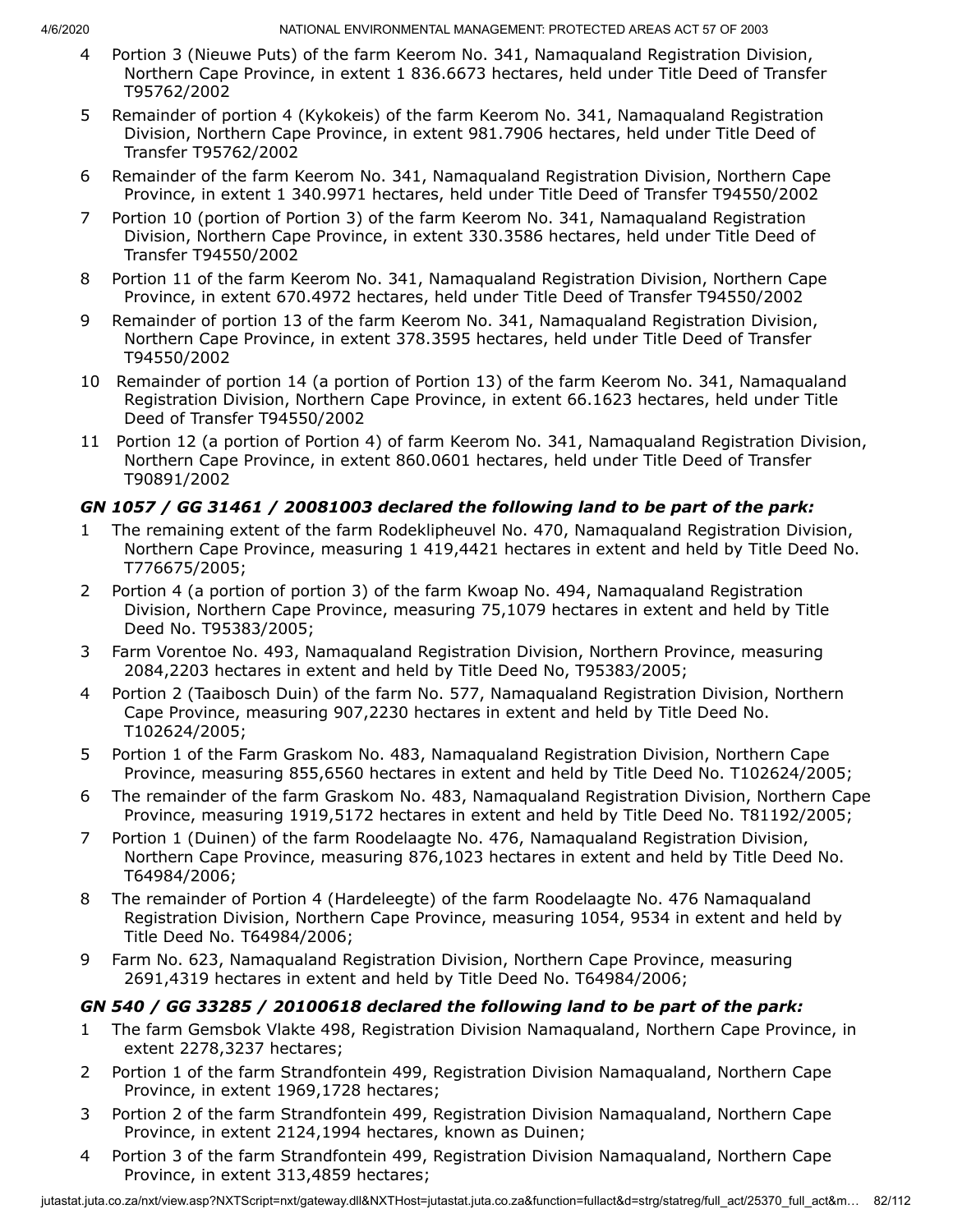4 Portion 3 (Nieuwe Puts) of the farm Keerom No. 341, Namaqualand Registration Division, Northern Cape Province, in extent 1 836.6673 hectares, held under Title Deed of Transfer T95762/2002

5 Remainder of portion 4 (Kykokeis) of the farm Keerom No. 341, Namaqualand Registration Division, Northern Cape Province, in extent 981.7906 hectares, held under Title Deed of Transfer T95762/2002

6 Remainder of the farm Keerom No. 341, Namaqualand Registration Division, Northern Cape Province, in extent 1 340.9971 hectares, held under Title Deed of Transfer T94550/2002

7 Portion 10 (portion of Portion 3) of the farm Keerom No. 341, Namaqualand Registration Division, Northern Cape Province, in extent 330.3586 hectares, held under Title Deed of Transfer T94550/2002

8 Portion 11 of the farm Keerom No. 341, Namaqualand Registration Division, Northern Cape Province, in extent 670.4972 hectares, held under Title Deed of Transfer T94550/2002

9 Remainder of portion 13 of the farm Keerom No. 341, Namaqualand Registration Division, Northern Cape Province, in extent 378.3595 hectares, held under Title Deed of Transfer T94550/2002

10 Remainder of portion 14 (a portion of Portion 13) of the farm Keerom No. 341, Namaqualand Registration Division, Northern Cape Province, in extent 66.1623 hectares, held under Title Deed of Transfer T94550/2002

11 Portion 12 (a portion of Portion 4) of farm Keerom No. 341, Namaqualand Registration Division, Northern Cape Province, in extent 860.0601 hectares, held under Title Deed of Transfer T90891/2002

***GN 1057 / GG 31461 / 20081003 declared the following land to be part of the park:***

1 The remaining extent of the farm Rodeklipheuvel No. 470, Namaqualand Registration Division, Northern Cape Province, measuring 1 419,4421 hectares in extent and held by Title Deed No. T776675/2005;

2 Portion 4 (a portion of portion 3) of the farm Kwoap No. 494, Namaqualand Registration Division, Northern Cape Province, measuring 75,1079 hectares in extent and held by Title Deed No. T95383/2005;

3 Farm Vorentoe No. 493, Namaqualand Registration Division, Northern Province, measuring 2084,2203 hectares in extent and held by Title Deed No, T95383/2005;

4 Portion 2 (Taaibosch Duin) of the farm No. 577, Namaqualand Registration Division, Northern Cape Province, measuring 907,2230 hectares in extent and held by Title Deed No. T102624/2005;

5 Portion 1 of the Farm Graskom No. 483, Namaqualand Registration Division, Northern Cape Province, measuring 855,6560 hectares in extent and held by Title Deed No. T102624/2005;

6 The remainder of the farm Graskom No. 483, Namaqualand Registration Division, Northern Cape Province, measuring 1919,5172 hectares in extent and held by Title Deed No. T81192/2005;

7 Portion 1 (Duinen) of the farm Roodelaagte No. 476, Namaqualand Registration Division, Northern Cape Province, measuring 876,1023 hectares in extent and held by Title Deed No. T64984/2006;

8 The remainder of Portion 4 (Hardeleegte) of the farm Roodelaagte No. 476 Namaqualand Registration Division, Northern Cape Province, measuring 1054, 9534 in extent and held by Title Deed No. T64984/2006;

9 Farm No. 623, Namaqualand Registration Division, Northern Cape Province, measuring 2691,4319 hectares in extent and held by Title Deed No. T64984/2006;

***GN 540 / GG 33285 / 20100618 declared the following land to be part of the park:***

1 The farm Gemsbok Vlakte 498, Registration Division Namaqualand, Northern Cape Province, in extent 2278,3237 hectares;

2 Portion 1 of the farm Strandfontein 499, Registration Division Namaqualand, Northern Cape Province, in extent 1969,1728 hectares;

3 Portion 2 of the farm Strandfontein 499, Registration Division Namaqualand, Northern Cape Province, in extent 2124,1994 hectares, known as Duinen;

4 Portion 3 of the farm Strandfontein 499, Registration Division Namaqualand, Northern Cape Province, in extent 313,4859 hectares;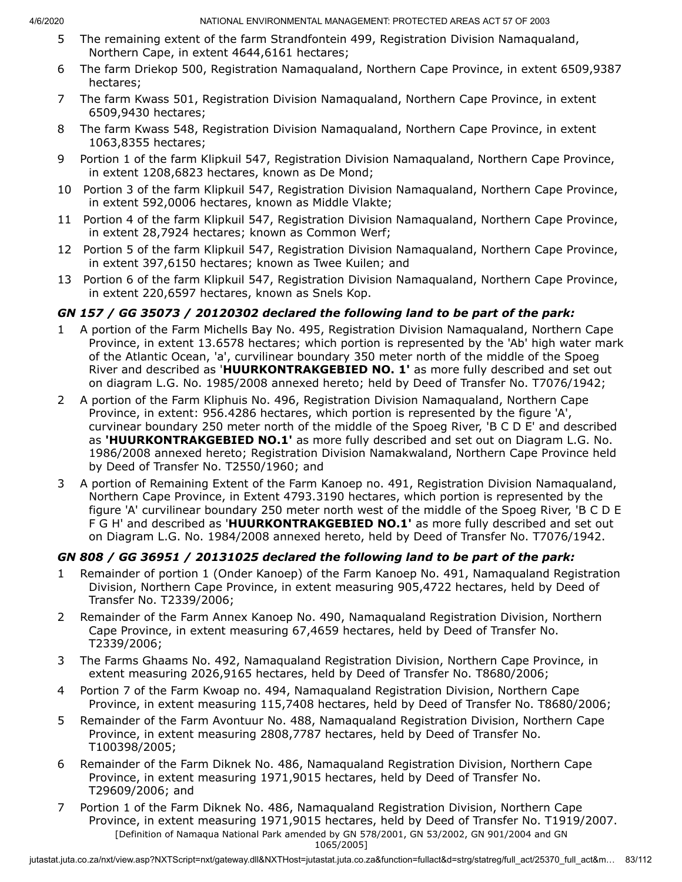5 The remaining extent of the farm Strandfontein 499, Registration Division Namaqualand, Northern Cape, in extent 4644,6161 hectares;

6 The farm Driekop 500, Registration Namaqualand, Northern Cape Province, in extent 6509,9387 hectares;

7 The farm Kwass 501, Registration Division Namaqualand, Northern Cape Province, in extent 6509,9430 hectares;

8 The farm Kwass 548, Registration Division Namaqualand, Northern Cape Province, in extent 1063,8355 hectares;

9 Portion 1 of the farm Klipkuil 547, Registration Division Namaqualand, Northern Cape Province, in extent 1208,6823 hectares, known as De Mond;

10 Portion 3 of the farm Klipkuil 547, Registration Division Namaqualand, Northern Cape Province, in extent 592,0006 hectares, known as Middle Vlakte;

11 Portion 4 of the farm Klipkuil 547, Registration Division Namaqualand, Northern Cape Province, in extent 28,7924 hectares; known as Common Werf;

12 Portion 5 of the farm Klipkuil 547, Registration Division Namaqualand, Northern Cape Province, in extent 397,6150 hectares; known as Twee Kuilen; and

13 Portion 6 of the farm Klipkuil 547, Registration Division Namaqualand, Northern Cape Province, in extent 220,6597 hectares, known as Snels Kop.

***GN 157 / GG 35073 / 20120302 declared the following land to be part of the park:***

1 A portion of the Farm Michells Bay No. 495, Registration Division Namaqualand, Northern Cape Province, in extent 13.6578 hectares; which portion is represented by the 'Ab' high water mark of the Atlantic Ocean, 'a', curvilinear boundary 350 meter north of the middle of the Spoeg River and described as '**HUURKONTRAKGEBIED NO. 1'** as more fully described and set out on diagram L.G. No. 1985/2008 annexed hereto; held by Deed of Transfer No. T7076/1942;

2 A portion of the Farm Kliphuis No. 496, Registration Division Namaqualand, Northern Cape Province, in extent: 956.4286 hectares, which portion is represented by the figure 'A', curvinear boundary 250 meter north of the middle of the Spoeg River, 'B C D E' and described as **'HUURKONTRAKGEBIED NO.1'** as more fully described and set out on Diagram L.G. No. 1986/2008 annexed hereto; Registration Division Namakwaland, Northern Cape Province held by Deed of Transfer No. T2550/1960; and

3 A portion of Remaining Extent of the Farm Kanoep no. 491, Registration Division Namaqualand, Northern Cape Province, in Extent 4793.3190 hectares, which portion is represented by the figure 'A' curvilinear boundary 250 meter north west of the middle of the Spoeg River, 'B C D E F G H' and described as '**HUURKONTRAKGEBIED NO.1'** as more fully described and set out on Diagram L.G. No. 1984/2008 annexed hereto, held by Deed of Transfer No. T7076/1942.

***GN 808 / GG 36951 / 20131025 declared the following land to be part of the park:***

1 Remainder of portion 1 (Onder Kanoep) of the Farm Kanoep No. 491, Namaqualand Registration Division, Northern Cape Province, in extent measuring 905,4722 hectares, held by Deed of Transfer No. T2339/2006;

2 Remainder of the Farm Annex Kanoep No. 490, Namaqualand Registration Division, Northern Cape Province, in extent measuring 67,4659 hectares, held by Deed of Transfer No. T2339/2006;

3 The Farms Ghaams No. 492, Namaqualand Registration Division, Northern Cape Province, in extent measuring 2026,9165 hectares, held by Deed of Transfer No. T8680/2006;

4 Portion 7 of the Farm Kwoap no. 494, Namaqualand Registration Division, Northern Cape Province, in extent measuring 115,7408 hectares, held by Deed of Transfer No. T8680/2006;

5 Remainder of the Farm Avontuur No. 488, Namaqualand Registration Division, Northern Cape Province, in extent measuring 2808,7787 hectares, held by Deed of Transfer No. T100398/2005;

6 Remainder of the Farm Diknek No. 486, Namaqualand Registration Division, Northern Cape Province, in extent measuring 1971,9015 hectares, held by Deed of Transfer No. T29609/2006; and

7 Portion 1 of the Farm Diknek No. 486, Namaqualand Registration Division, Northern Cape Province, in extent measuring 1971,9015 hectares, held by Deed of Transfer No. T1919/2007.

[Definition of Namaqua National Park amended by GN 578/2001, GN 53/2002, GN 901/2004 and GN 1065/2005]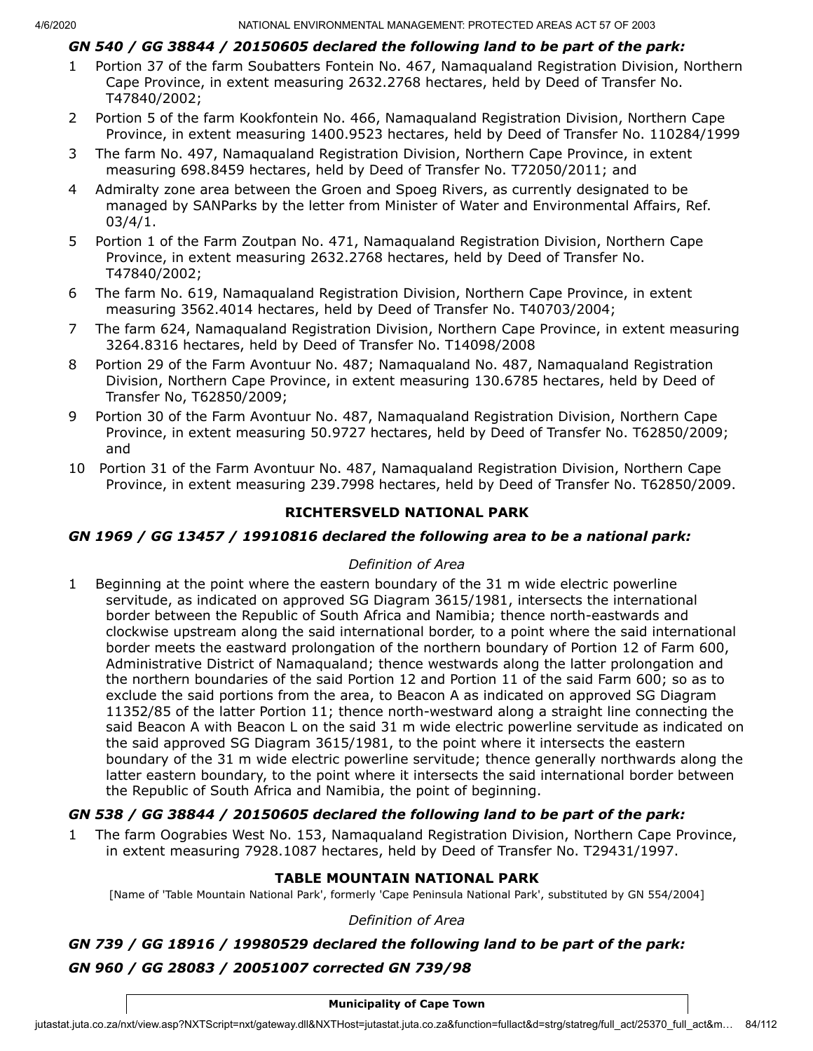***GN 540 / GG 38844 / 20150605 declared the following land to be part of the park:***

1 Portion 37 of the farm Soubatters Fontein No. 467, Namaqualand Registration Division, Northern Cape Province, in extent measuring 2632.2768 hectares, held by Deed of Transfer No. T47840/2002;

2 Portion 5 of the farm Kookfontein No. 466, Namaqualand Registration Division, Northern Cape Province, in extent measuring 1400.9523 hectares, held by Deed of Transfer No. 110284/1999

3 The farm No. 497, Namaqualand Registration Division, Northern Cape Province, in extent measuring 698.8459 hectares, held by Deed of Transfer No. T72050/2011; and

4 Admiralty zone area between the Groen and Spoeg Rivers, as currently designated to be managed by SANParks by the letter from Minister of Water and Environmental Affairs, Ref. 03/4/1.

5 Portion 1 of the Farm Zoutpan No. 471, Namaqualand Registration Division, Northern Cape Province, in extent measuring 2632.2768 hectares, held by Deed of Transfer No. T47840/2002;

6 The farm No. 619, Namaqualand Registration Division, Northern Cape Province, in extent measuring 3562.4014 hectares, held by Deed of Transfer No. T40703/2004;

7 The farm 624, Namaqualand Registration Division, Northern Cape Province, in extent measuring 3264.8316 hectares, held by Deed of Transfer No. T14098/2008

8 Portion 29 of the Farm Avontuur No. 487; Namaqualand No. 487, Namaqualand Registration Division, Northern Cape Province, in extent measuring 130.6785 hectares, held by Deed of Transfer No, T62850/2009;

9 Portion 30 of the Farm Avontuur No. 487, Namaqualand Registration Division, Northern Cape Province, in extent measuring 50.9727 hectares, held by Deed of Transfer No. T62850/2009; and

10 Portion 31 of the Farm Avontuur No. 487, Namaqualand Registration Division, Northern Cape Province, in extent measuring 239.7998 hectares, held by Deed of Transfer No. T62850/2009.

## RICHTERSVELD NATIONAL PARK

***GN 1969 / GG 13457 / 19910816 declared the following area to be a national park:***

*Definition of Area*

1 Beginning at the point where the eastern boundary of the 31 m wide electric powerline servitude, as indicated on approved SG Diagram 3615/1981, intersects the international border between the Republic of South Africa and Namibia; thence north-eastwards and clockwise upstream along the said international border, to a point where the said international border meets the eastward prolongation of the northern boundary of Portion 12 of Farm 600, Administrative District of Namaqualand; thence westwards along the latter prolongation and the northern boundaries of the said Portion 12 and Portion 11 of the said Farm 600; so as to exclude the said portions from the area, to Beacon A as indicated on approved SG Diagram 11352/85 of the latter Portion 11; thence north-westward along a straight line connecting the said Beacon A with Beacon L on the said 31 m wide electric powerline servitude as indicated on the said approved SG Diagram 3615/1981, to the point where it intersects the eastern boundary of the 31 m wide electric powerline servitude; thence generally northwards along the latter eastern boundary, to the point where it intersects the said international border between the Republic of South Africa and Namibia, the point of beginning.

***GN 538 / GG 38844 / 20150605 declared the following land to be part of the park:***

1 The farm Oograbies West No. 153, Namaqualand Registration Division, Northern Cape Province, in extent measuring 7928.1087 hectares, held by Deed of Transfer No. T29431/1997.

## TABLE MOUNTAIN NATIONAL PARK

[Name of 'Table Mountain National Park', formerly 'Cape Peninsula National Park', substituted by GN 554/2004]

*Definition of Area*

***GN 739 / GG 18916 / 19980529 declared the following land to be part of the park:***

***GN 960 / GG 28083 / 20051007 corrected GN 739/98***

**Municipality of Cape Town**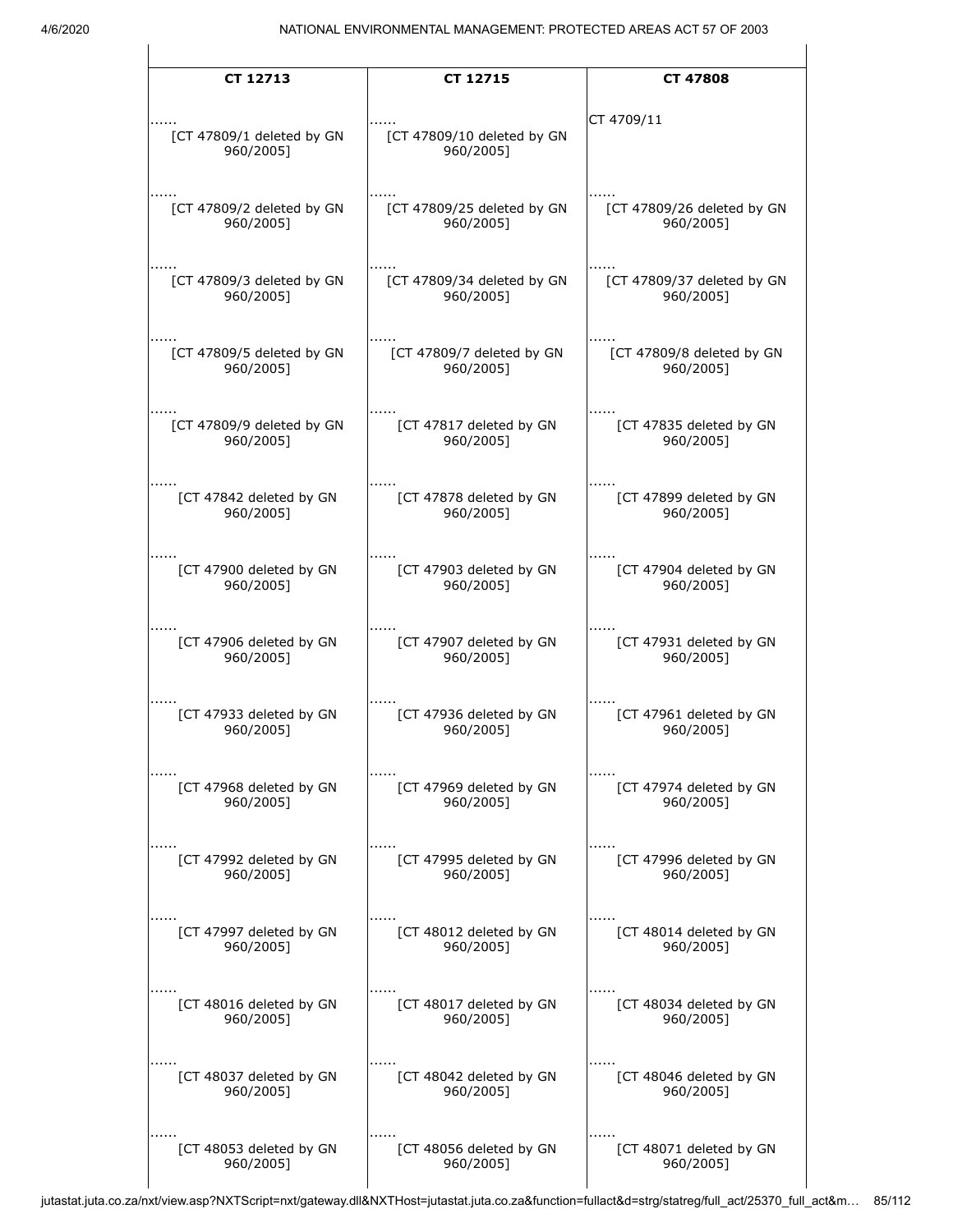| CT 12713 | CT 12715 | CT 47808 |
|---|---|---|
| ...... [CT 47809/1 deleted by GN 960/2005] | ...... [CT 47809/10 deleted by GN 960/2005] | CT 4709/11 |
| ...... [CT 47809/2 deleted by GN 960/2005] | ...... [CT 47809/25 deleted by GN 960/2005] | ...... [CT 47809/26 deleted by GN 960/2005] |
| ...... [CT 47809/3 deleted by GN 960/2005] | ...... [CT 47809/34 deleted by GN 960/2005] | ...... [CT 47809/37 deleted by GN 960/2005] |
| ...... [CT 47809/5 deleted by GN 960/2005] | ...... [CT 47809/7 deleted by GN 960/2005] | ...... [CT 47809/8 deleted by GN 960/2005] |
| ...... [CT 47809/9 deleted by GN 960/2005] | ...... [CT 47817 deleted by GN 960/2005] | ...... [CT 47835 deleted by GN 960/2005] |
| ...... [CT 47842 deleted by GN 960/2005] | ...... [CT 47878 deleted by GN 960/2005] | ...... [CT 47899 deleted by GN 960/2005] |
| ...... [CT 47900 deleted by GN 960/2005] | ...... [CT 47903 deleted by GN 960/2005] | ...... [CT 47904 deleted by GN 960/2005] |
| ...... [CT 47906 deleted by GN 960/2005] | ...... [CT 47907 deleted by GN 960/2005] | ...... [CT 47931 deleted by GN 960/2005] |
| ...... [CT 47933 deleted by GN 960/2005] | ...... [CT 47936 deleted by GN 960/2005] | ...... [CT 47961 deleted by GN 960/2005] |
| ...... [CT 47968 deleted by GN 960/2005] | ...... [CT 47969 deleted by GN 960/2005] | ...... [CT 47974 deleted by GN 960/2005] |
| ...... [CT 47992 deleted by GN 960/2005] | ...... [CT 47995 deleted by GN 960/2005] | ...... [CT 47996 deleted by GN 960/2005] |
| ...... [CT 47997 deleted by GN 960/2005] | ...... [CT 48012 deleted by GN 960/2005] | ...... [CT 48014 deleted by GN 960/2005] |
| ...... [CT 48016 deleted by GN 960/2005] | ...... [CT 48017 deleted by GN 960/2005] | ...... [CT 48034 deleted by GN 960/2005] |
| ...... [CT 48037 deleted by GN 960/2005] | ...... [CT 48042 deleted by GN 960/2005] | ...... [CT 48046 deleted by GN 960/2005] |
| ...... [CT 48053 deleted by GN 960/2005] | ...... [CT 48056 deleted by GN 960/2005] | ...... [CT 48071 deleted by GN 960/2005] |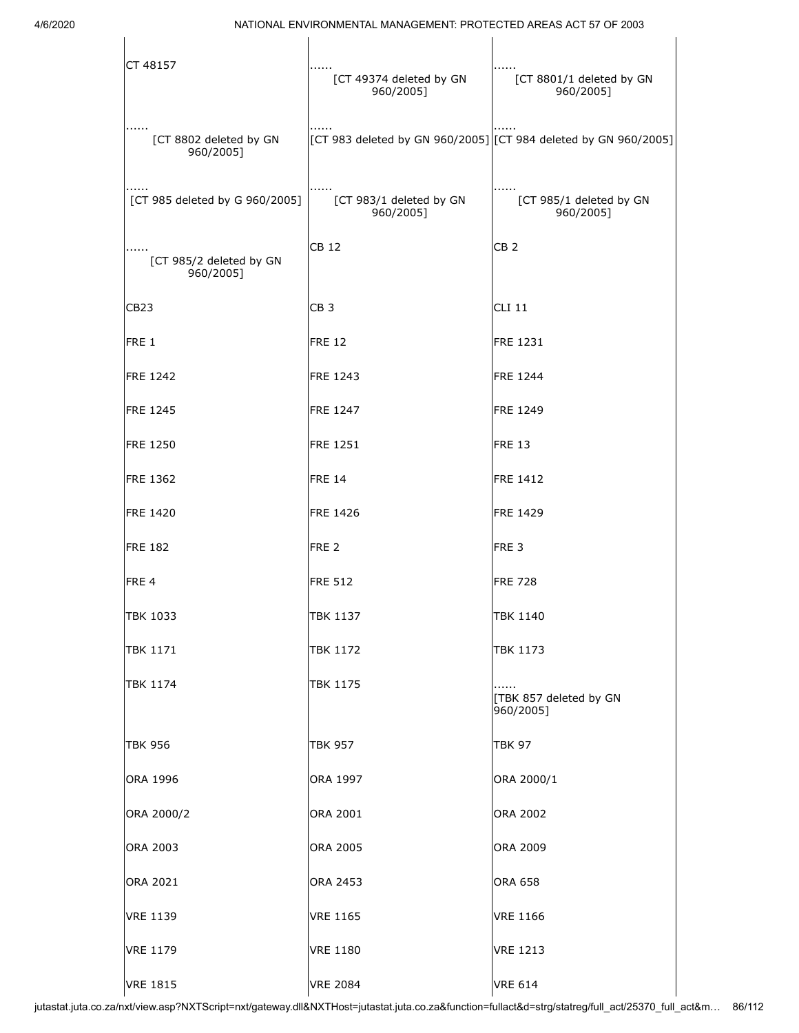| | | |
|---|---|---|
| CT 48157 | ...... [CT 49374 deleted by GN 960/2005] | ...... [CT 8801/1 deleted by GN 960/2005] |
| ...... [CT 8802 deleted by GN 960/2005] | ...... [CT 983 deleted by GN 960/2005] | ...... [CT 984 deleted by GN 960/2005] |
| ...... [CT 985 deleted by G 960/2005] | ...... [CT 983/1 deleted by GN 960/2005] | ...... [CT 985/1 deleted by GN 960/2005] |
| ...... [CT 985/2 deleted by GN 960/2005] | CB 12 | CB 2 |
| CB23 | CB 3 | CLI 11 |
| FRE 1 | FRE 12 | FRE 1231 |
| FRE 1242 | FRE 1243 | FRE 1244 |
| FRE 1245 | FRE 1247 | FRE 1249 |
| FRE 1250 | FRE 1251 | FRE 13 |
| FRE 1362 | FRE 14 | FRE 1412 |
| FRE 1420 | FRE 1426 | FRE 1429 |
| FRE 182 | FRE 2 | FRE 3 |
| FRE 4 | FRE 512 | FRE 728 |
| TBK 1033 | TBK 1137 | TBK 1140 |
| TBK 1171 | TBK 1172 | TBK 1173 |
| TBK 1174 | TBK 1175 | ...... [TBK 857 deleted by GN 960/2005] |
| TBK 956 | TBK 957 | TBK 97 |
| ORA 1996 | ORA 1997 | ORA 2000/1 |
| ORA 2000/2 | ORA 2001 | ORA 2002 |
| ORA 2003 | ORA 2005 | ORA 2009 |
| ORA 2021 | ORA 2453 | ORA 658 |
| VRE 1139 | VRE 1165 | VRE 1166 |
| VRE 1179 | VRE 1180 | VRE 1213 |
| VRE 1815 | VRE 2084 | VRE 614 |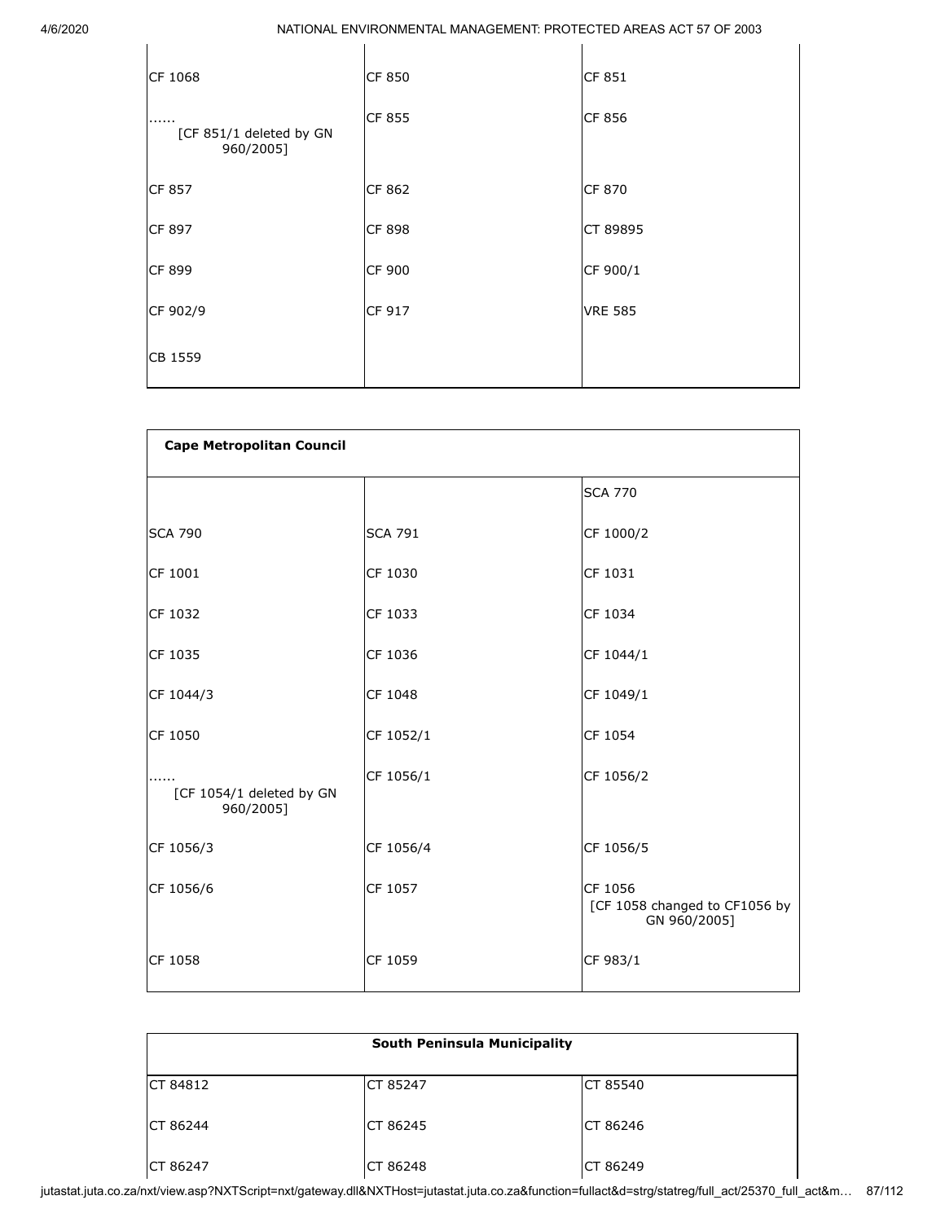| | | |
|---|---|---|
| CF 1068 | CF 850 | CF 851 |
| ...... [CF 851/1 deleted by GN 960/2005] | CF 855 | CF 856 |
| CF 857 | CF 862 | CF 870 |
| CF 897 | CF 898 | CT 89895 |
| CF 899 | CF 900 | CF 900/1 |
| CF 902/9 | CF 917 | VRE 585 |
| CB 1559 | | |

| **Cape Metropolitan Council** | | |
|---|---|---|
| | | SCA 770 |
| SCA 790 | SCA 791 | CF 1000/2 |
| CF 1001 | CF 1030 | CF 1031 |
| CF 1032 | CF 1033 | CF 1034 |
| CF 1035 | CF 1036 | CF 1044/1 |
| CF 1044/3 | CF 1048 | CF 1049/1 |
| CF 1050 | CF 1052/1 | CF 1054 |
| ...... [CF 1054/1 deleted by GN 960/2005] | CF 1056/1 | CF 1056/2 |
| CF 1056/3 | CF 1056/4 | CF 1056/5 |
| CF 1056/6 | CF 1057 | CF 1056 [CF 1058 changed to CF1056 by GN 960/2005] |
| CF 1058 | CF 1059 | CF 983/1 |

| **South Peninsula Municipality** | | |
|---|---|---|
| CT 84812 | CT 85247 | CT 85540 |
| CT 86244 | CT 86245 | CT 86246 |
| CT 86247 | CT 86248 | CT 86249 |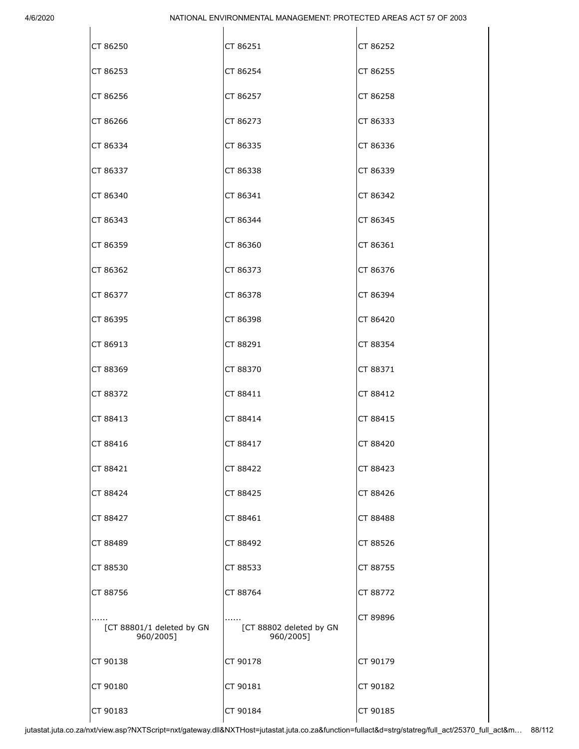| | | |
|---|---|---|
| CT 86250 | CT 86251 | CT 86252 |
| CT 86253 | CT 86254 | CT 86255 |
| CT 86256 | CT 86257 | CT 86258 |
| CT 86266 | CT 86273 | CT 86333 |
| CT 86334 | CT 86335 | CT 86336 |
| CT 86337 | CT 86338 | CT 86339 |
| CT 86340 | CT 86341 | CT 86342 |
| CT 86343 | CT 86344 | CT 86345 |
| CT 86359 | CT 86360 | CT 86361 |
| CT 86362 | CT 86373 | CT 86376 |
| CT 86377 | CT 86378 | CT 86394 |
| CT 86395 | CT 86398 | CT 86420 |
| CT 86913 | CT 88291 | CT 88354 |
| CT 88369 | CT 88370 | CT 88371 |
| CT 88372 | CT 88411 | CT 88412 |
| CT 88413 | CT 88414 | CT 88415 |
| CT 88416 | CT 88417 | CT 88420 |
| CT 88421 | CT 88422 | CT 88423 |
| CT 88424 | CT 88425 | CT 88426 |
| CT 88427 | CT 88461 | CT 88488 |
| CT 88489 | CT 88492 | CT 88526 |
| CT 88530 | CT 88533 | CT 88755 |
| CT 88756 | CT 88764 | CT 88772 |
| ...... [CT 88801/1 deleted by GN 960/2005] | ...... [CT 88802 deleted by GN 960/2005] | CT 89896 |
| CT 90138 | CT 90178 | CT 90179 |
| CT 90180 | CT 90181 | CT 90182 |
| CT 90183 | CT 90184 | CT 90185 |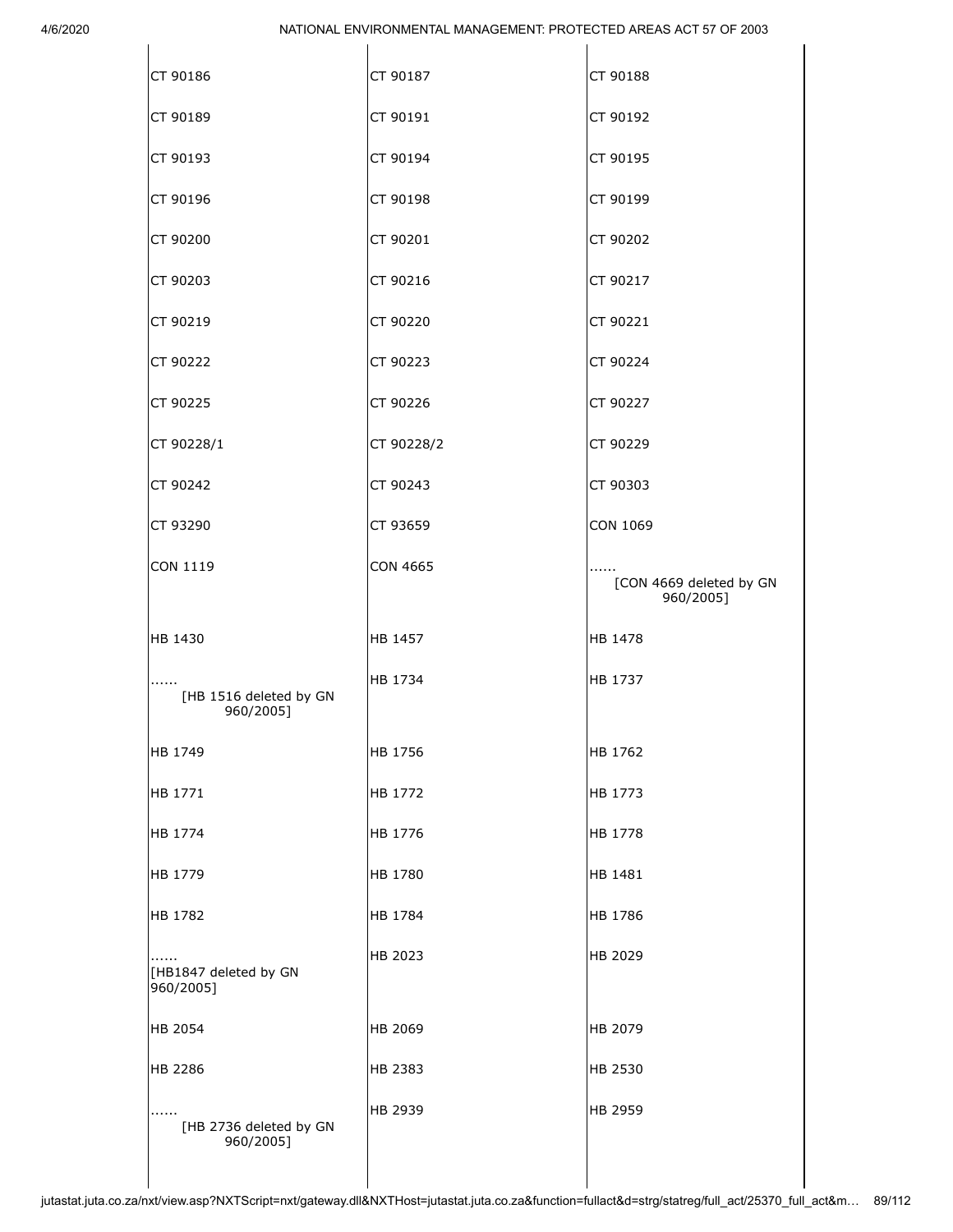| | | |
|---|---|---|
| CT 90186 | CT 90187 | CT 90188 |
| CT 90189 | CT 90191 | CT 90192 |
| CT 90193 | CT 90194 | CT 90195 |
| CT 90196 | CT 90198 | CT 90199 |
| CT 90200 | CT 90201 | CT 90202 |
| CT 90203 | CT 90216 | CT 90217 |
| CT 90219 | CT 90220 | CT 90221 |
| CT 90222 | CT 90223 | CT 90224 |
| CT 90225 | CT 90226 | CT 90227 |
| CT 90228/1 | CT 90228/2 | CT 90229 |
| CT 90242 | CT 90243 | CT 90303 |
| CT 93290 | CT 93659 | CON 1069 |
| CON 1119 | CON 4665 | ...... [CON 4669 deleted by GN 960/2005] |
| HB 1430 | HB 1457 | HB 1478 |
| ...... [HB 1516 deleted by GN 960/2005] | HB 1734 | HB 1737 |
| HB 1749 | HB 1756 | HB 1762 |
| HB 1771 | HB 1772 | HB 1773 |
| HB 1774 | HB 1776 | HB 1778 |
| HB 1779 | HB 1780 | HB 1481 |
| HB 1782 | HB 1784 | HB 1786 |
| ...... [HB1847 deleted by GN 960/2005] | HB 2023 | HB 2029 |
| HB 2054 | HB 2069 | HB 2079 |
| HB 2286 | HB 2383 | HB 2530 |
| ...... [HB 2736 deleted by GN 960/2005] | HB 2939 | HB 2959 |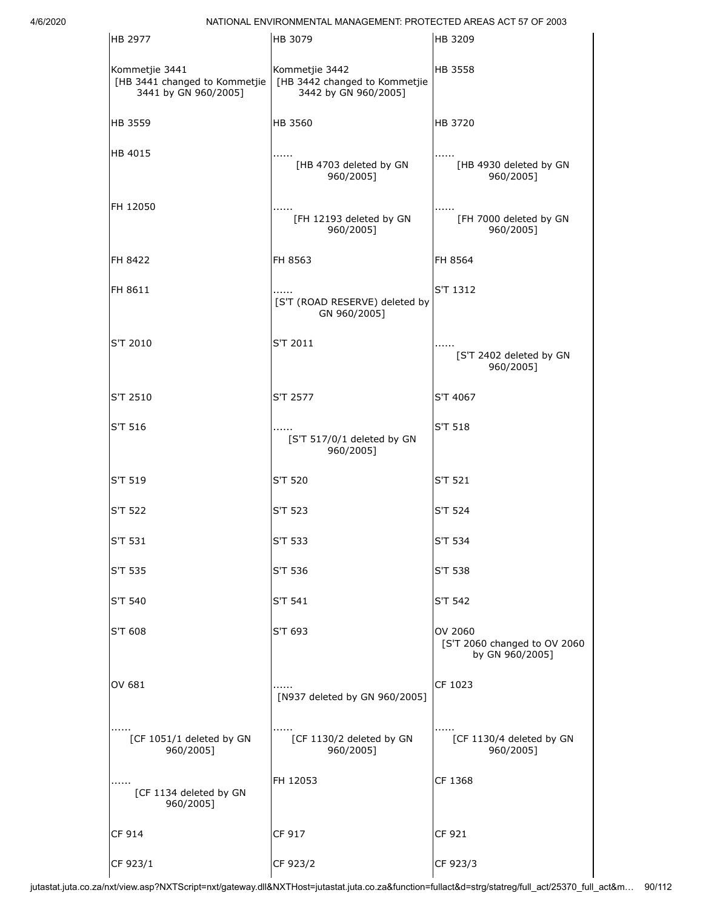| | | |
|---|---|---|
| HB 2977 | HB 3079 | HB 3209 |
| Kommetjie 3441 [HB 3441 changed to Kommetjie 3441 by GN 960/2005] | Kommetjie 3442 [HB 3442 changed to Kommetjie 3442 by GN 960/2005] | HB 3558 |
| HB 3559 | HB 3560 | HB 3720 |
| HB 4015 | ...... [HB 4703 deleted by GN 960/2005] | ...... [HB 4930 deleted by GN 960/2005] |
| FH 12050 | ...... [FH 12193 deleted by GN 960/2005] | ...... [FH 7000 deleted by GN 960/2005] |
| FH 8422 | FH 8563 | FH 8564 |
| FH 8611 | ...... [S'T (ROAD RESERVE) deleted by GN 960/2005] | S'T 1312 |
| S'T 2010 | S'T 2011 | ...... [S'T 2402 deleted by GN 960/2005] |
| S'T 2510 | S'T 2577 | S'T 4067 |
| S'T 516 | ...... [S'T 517/0/1 deleted by GN 960/2005] | S'T 518 |
| S'T 519 | S'T 520 | S'T 521 |
| S'T 522 | S'T 523 | S'T 524 |
| S'T 531 | S'T 533 | S'T 534 |
| S'T 535 | S'T 536 | S'T 538 |
| S'T 540 | S'T 541 | S'T 542 |
| S'T 608 | S'T 693 | OV 2060 [S'T 2060 changed to OV 2060 by GN 960/2005] |
| OV 681 | ...... [N937 deleted by GN 960/2005] | CF 1023 |
| ...... [CF 1051/1 deleted by GN 960/2005] | ...... [CF 1130/2 deleted by GN 960/2005] | ...... [CF 1130/4 deleted by GN 960/2005] |
| ...... [CF 1134 deleted by GN 960/2005] | FH 12053 | CF 1368 |
| CF 914 | CF 917 | CF 921 |
| CF 923/1 | CF 923/2 | CF 923/3 |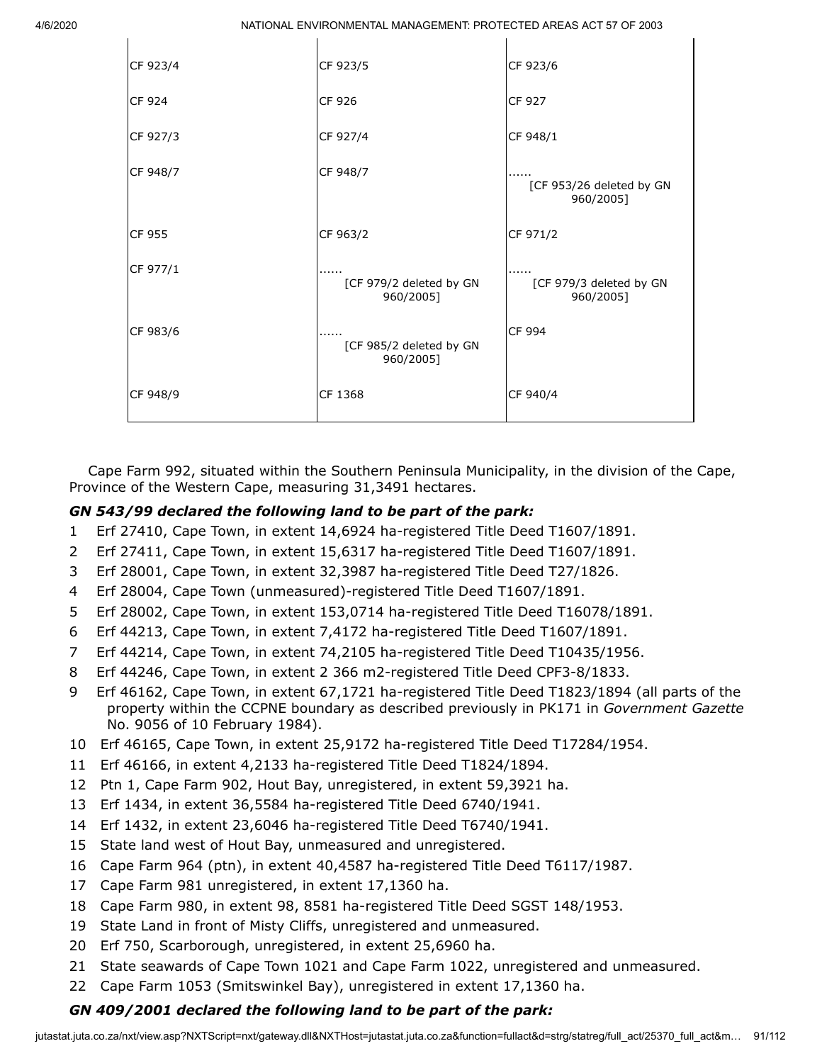| | | |
|---|---|---|
| CF 923/4 | CF 923/5 | CF 923/6 |
| CF 924 | CF 926 | CF 927 |
| CF 927/3 | CF 927/4 | CF 948/1 |
| CF 948/7 | CF 948/7 | ...... [CF 953/26 deleted by GN 960/2005] |
| CF 955 | CF 963/2 | CF 971/2 |
| CF 977/1 | ...... [CF 979/2 deleted by GN 960/2005] | ...... [CF 979/3 deleted by GN 960/2005] |
| CF 983/6 | ...... [CF 985/2 deleted by GN 960/2005] | CF 994 |
| CF 948/9 | CF 1368 | CF 940/4 |

Cape Farm 992, situated within the Southern Peninsula Municipality, in the division of the Cape, Province of the Western Cape, measuring 31,3491 hectares.

***GN 543/99 declared the following land to be part of the park:***

1 Erf 27410, Cape Town, in extent 14,6924 ha-registered Title Deed T1607/1891.
2 Erf 27411, Cape Town, in extent 15,6317 ha-registered Title Deed T1607/1891.
3 Erf 28001, Cape Town, in extent 32,3987 ha-registered Title Deed T27/1826.
4 Erf 28004, Cape Town (unmeasured)-registered Title Deed T1607/1891.
5 Erf 28002, Cape Town, in extent 153,0714 ha-registered Title Deed T16078/1891.
6 Erf 44213, Cape Town, in extent 7,4172 ha-registered Title Deed T1607/1891.
7 Erf 44214, Cape Town, in extent 74,2105 ha-registered Title Deed T10435/1956.
8 Erf 44246, Cape Town, in extent 2 366 m2-registered Title Deed CPF3-8/1833.
9 Erf 46162, Cape Town, in extent 67,1721 ha-registered Title Deed T1823/1894 (all parts of the property within the CCPNE boundary as described previously in PK171 in *Government Gazette* No. 9056 of 10 February 1984).
10 Erf 46165, Cape Town, in extent 25,9172 ha-registered Title Deed T17284/1954.
11 Erf 46166, in extent 4,2133 ha-registered Title Deed T1824/1894.
12 Ptn 1, Cape Farm 902, Hout Bay, unregistered, in extent 59,3921 ha.
13 Erf 1434, in extent 36,5584 ha-registered Title Deed 6740/1941.
14 Erf 1432, in extent 23,6046 ha-registered Title Deed T6740/1941.
15 State land west of Hout Bay, unmeasured and unregistered.
16 Cape Farm 964 (ptn), in extent 40,4587 ha-registered Title Deed T6117/1987.
17 Cape Farm 981 unregistered, in extent 17,1360 ha.
18 Cape Farm 980, in extent 98, 8581 ha-registered Title Deed SGST 148/1953.
19 State Land in front of Misty Cliffs, unregistered and unmeasured.
20 Erf 750, Scarborough, unregistered, in extent 25,6960 ha.
21 State seawards of Cape Town 1021 and Cape Farm 1022, unregistered and unmeasured.
22 Cape Farm 1053 (Smitswinkel Bay), unregistered in extent 17,1360 ha.

***GN 409/2001 declared the following land to be part of the park:***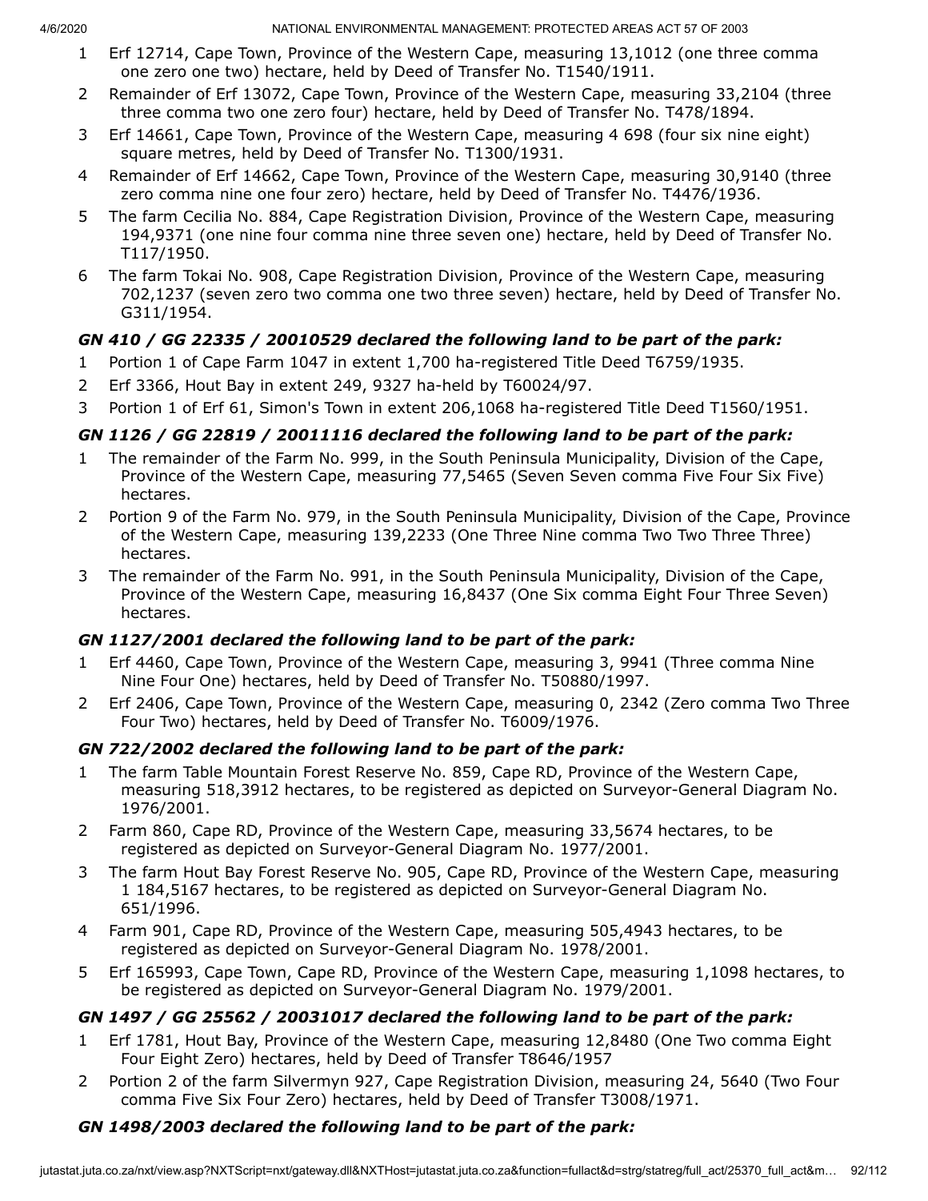1 Erf 12714, Cape Town, Province of the Western Cape, measuring 13,1012 (one three comma one zero one two) hectare, held by Deed of Transfer No. T1540/1911.

2 Remainder of Erf 13072, Cape Town, Province of the Western Cape, measuring 33,2104 (three three comma two one zero four) hectare, held by Deed of Transfer No. T478/1894.

3 Erf 14661, Cape Town, Province of the Western Cape, measuring 4 698 (four six nine eight) square metres, held by Deed of Transfer No. T1300/1931.

4 Remainder of Erf 14662, Cape Town, Province of the Western Cape, measuring 30,9140 (three zero comma nine one four zero) hectare, held by Deed of Transfer No. T4476/1936.

5 The farm Cecilia No. 884, Cape Registration Division, Province of the Western Cape, measuring 194,9371 (one nine four comma nine three seven one) hectare, held by Deed of Transfer No. T117/1950.

6 The farm Tokai No. 908, Cape Registration Division, Province of the Western Cape, measuring 702,1237 (seven zero two comma one two three seven) hectare, held by Deed of Transfer No. G311/1954.

### *GN 410 / GG 22335 / 20010529 declared the following land to be part of the park:*

1 Portion 1 of Cape Farm 1047 in extent 1,700 ha-registered Title Deed T6759/1935.

2 Erf 3366, Hout Bay in extent 249, 9327 ha-held by T60024/97.

3 Portion 1 of Erf 61, Simon's Town in extent 206,1068 ha-registered Title Deed T1560/1951.

### *GN 1126 / GG 22819 / 20011116 declared the following land to be part of the park:*

1 The remainder of the Farm No. 999, in the South Peninsula Municipality, Division of the Cape, Province of the Western Cape, measuring 77,5465 (Seven Seven comma Five Four Six Five) hectares.

2 Portion 9 of the Farm No. 979, in the South Peninsula Municipality, Division of the Cape, Province of the Western Cape, measuring 139,2233 (One Three Nine comma Two Two Three Three) hectares.

3 The remainder of the Farm No. 991, in the South Peninsula Municipality, Division of the Cape, Province of the Western Cape, measuring 16,8437 (One Six comma Eight Four Three Seven) hectares.

### *GN 1127/2001 declared the following land to be part of the park:*

1 Erf 4460, Cape Town, Province of the Western Cape, measuring 3, 9941 (Three comma Nine Nine Four One) hectares, held by Deed of Transfer No. T50880/1997.

2 Erf 2406, Cape Town, Province of the Western Cape, measuring 0, 2342 (Zero comma Two Three Four Two) hectares, held by Deed of Transfer No. T6009/1976.

### *GN 722/2002 declared the following land to be part of the park:*

1 The farm Table Mountain Forest Reserve No. 859, Cape RD, Province of the Western Cape, measuring 518,3912 hectares, to be registered as depicted on Surveyor-General Diagram No. 1976/2001.

2 Farm 860, Cape RD, Province of the Western Cape, measuring 33,5674 hectares, to be registered as depicted on Surveyor-General Diagram No. 1977/2001.

3 The farm Hout Bay Forest Reserve No. 905, Cape RD, Province of the Western Cape, measuring 1 184,5167 hectares, to be registered as depicted on Surveyor-General Diagram No. 651/1996.

4 Farm 901, Cape RD, Province of the Western Cape, measuring 505,4943 hectares, to be registered as depicted on Surveyor-General Diagram No. 1978/2001.

5 Erf 165993, Cape Town, Cape RD, Province of the Western Cape, measuring 1,1098 hectares, to be registered as depicted on Surveyor-General Diagram No. 1979/2001.

### *GN 1497 / GG 25562 / 20031017 declared the following land to be part of the park:*

1 Erf 1781, Hout Bay, Province of the Western Cape, measuring 12,8480 (One Two comma Eight Four Eight Zero) hectares, held by Deed of Transfer T8646/1957

2 Portion 2 of the farm Silvermyn 927, Cape Registration Division, measuring 24, 5640 (Two Four comma Five Six Four Zero) hectares, held by Deed of Transfer T3008/1971.

### *GN 1498/2003 declared the following land to be part of the park:*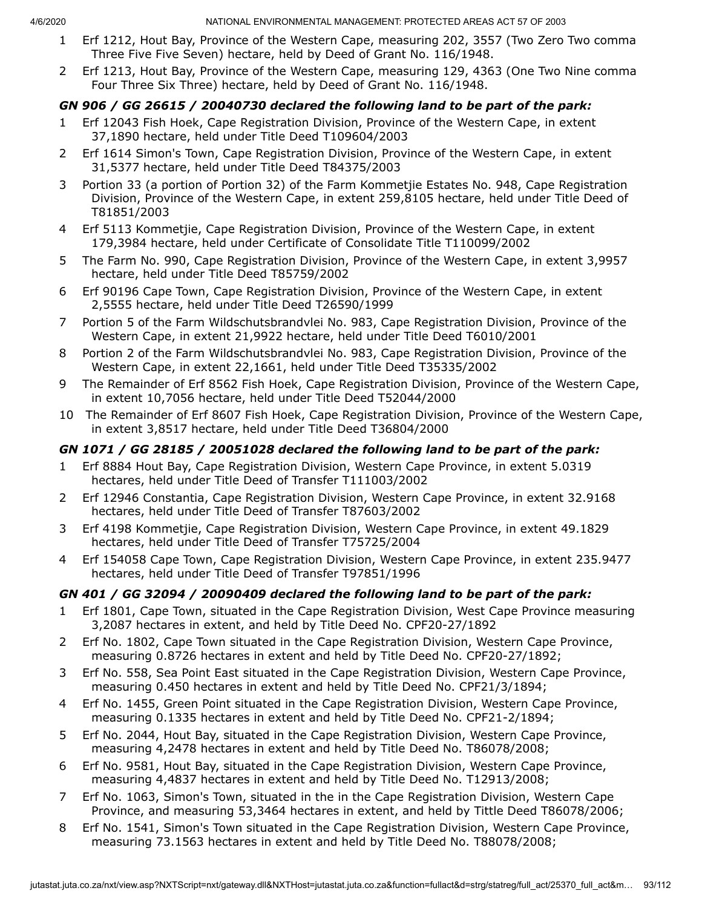1. Erf 1212, Hout Bay, Province of the Western Cape, measuring 202, 3557 (Two Zero Two comma Three Five Five Seven) hectare, held by Deed of Grant No. 116/1948.
2. Erf 1213, Hout Bay, Province of the Western Cape, measuring 129, 4363 (One Two Nine comma Four Three Six Three) hectare, held by Deed of Grant No. 116/1948.

***GN 906 / GG 26615 / 20040730 declared the following land to be part of the park:***

1. Erf 12043 Fish Hoek, Cape Registration Division, Province of the Western Cape, in extent 37,1890 hectare, held under Title Deed T109604/2003
2. Erf 1614 Simon's Town, Cape Registration Division, Province of the Western Cape, in extent 31,5377 hectare, held under Title Deed T84375/2003
3. Portion 33 (a portion of Portion 32) of the Farm Kommetjie Estates No. 948, Cape Registration Division, Province of the Western Cape, in extent 259,8105 hectare, held under Title Deed of T81851/2003
4. Erf 5113 Kommetjie, Cape Registration Division, Province of the Western Cape, in extent 179,3984 hectare, held under Certificate of Consolidate Title T110099/2002
5. The Farm No. 990, Cape Registration Division, Province of the Western Cape, in extent 3,9957 hectare, held under Title Deed T85759/2002
6. Erf 90196 Cape Town, Cape Registration Division, Province of the Western Cape, in extent 2,5555 hectare, held under Title Deed T26590/1999
7. Portion 5 of the Farm Wildschutsbrandvlei No. 983, Cape Registration Division, Province of the Western Cape, in extent 21,9922 hectare, held under Title Deed T6010/2001
8. Portion 2 of the Farm Wildschutsbrandvlei No. 983, Cape Registration Division, Province of the Western Cape, in extent 22,1661, held under Title Deed T35335/2002
9. The Remainder of Erf 8562 Fish Hoek, Cape Registration Division, Province of the Western Cape, in extent 10,7056 hectare, held under Title Deed T52044/2000
10. The Remainder of Erf 8607 Fish Hoek, Cape Registration Division, Province of the Western Cape, in extent 3,8517 hectare, held under Title Deed T36804/2000

***GN 1071 / GG 28185 / 20051028 declared the following land to be part of the park:***

1. Erf 8884 Hout Bay, Cape Registration Division, Western Cape Province, in extent 5.0319 hectares, held under Title Deed of Transfer T111003/2002
2. Erf 12946 Constantia, Cape Registration Division, Western Cape Province, in extent 32.9168 hectares, held under Title Deed of Transfer T87603/2002
3. Erf 4198 Kommetjie, Cape Registration Division, Western Cape Province, in extent 49.1829 hectares, held under Title Deed of Transfer T75725/2004
4. Erf 154058 Cape Town, Cape Registration Division, Western Cape Province, in extent 235.9477 hectares, held under Title Deed of Transfer T97851/1996

***GN 401 / GG 32094 / 20090409 declared the following land to be part of the park:***

1. Erf 1801, Cape Town, situated in the Cape Registration Division, West Cape Province measuring 3,2087 hectares in extent, and held by Title Deed No. CPF20-27/1892
2. Erf No. 1802, Cape Town situated in the Cape Registration Division, Western Cape Province, measuring 0.8726 hectares in extent and held by Title Deed No. CPF20-27/1892;
3. Erf No. 558, Sea Point East situated in the Cape Registration Division, Western Cape Province, measuring 0.450 hectares in extent and held by Title Deed No. CPF21/3/1894;
4. Erf No. 1455, Green Point situated in the Cape Registration Division, Western Cape Province, measuring 0.1335 hectares in extent and held by Title Deed No. CPF21-2/1894;
5. Erf No. 2044, Hout Bay, situated in the Cape Registration Division, Western Cape Province, measuring 4,2478 hectares in extent and held by Title Deed No. T86078/2008;
6. Erf No. 9581, Hout Bay, situated in the Cape Registration Division, Western Cape Province, measuring 4,4837 hectares in extent and held by Title Deed No. T12913/2008;
7. Erf No. 1063, Simon's Town, situated in the in the Cape Registration Division, Western Cape Province, and measuring 53,3464 hectares in extent, and held by Tittle Deed T86078/2006;
8. Erf No. 1541, Simon's Town situated in the Cape Registration Division, Western Cape Province, measuring 73.1563 hectares in extent and held by Title Deed No. T88078/2008;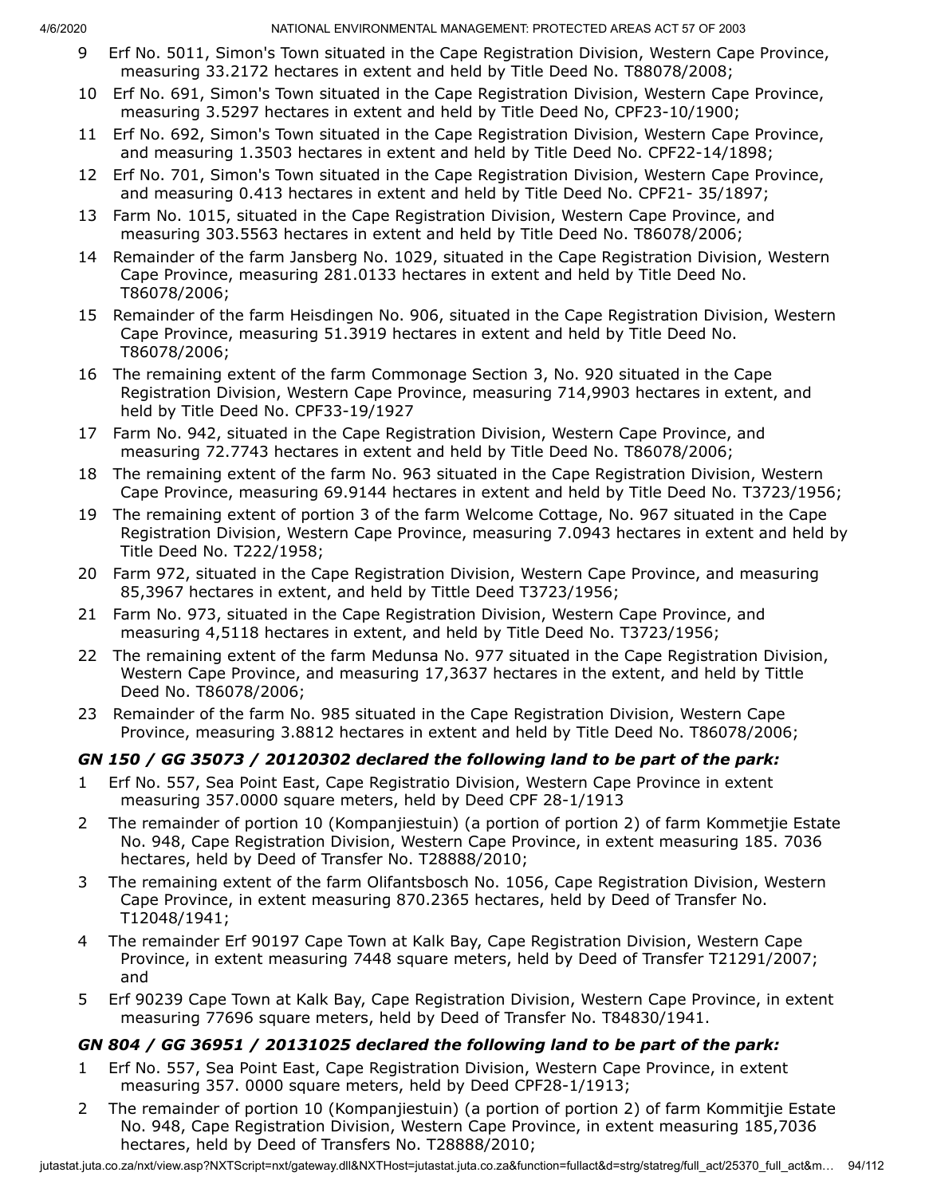9 Erf No. 5011, Simon's Town situated in the Cape Registration Division, Western Cape Province, measuring 33.2172 hectares in extent and held by Title Deed No. T88078/2008;

10 Erf No. 691, Simon's Town situated in the Cape Registration Division, Western Cape Province, measuring 3.5297 hectares in extent and held by Title Deed No, CPF23-10/1900;

11 Erf No. 692, Simon's Town situated in the Cape Registration Division, Western Cape Province, and measuring 1.3503 hectares in extent and held by Title Deed No. CPF22-14/1898;

12 Erf No. 701, Simon's Town situated in the Cape Registration Division, Western Cape Province, and measuring 0.413 hectares in extent and held by Title Deed No. CPF21- 35/1897;

13 Farm No. 1015, situated in the Cape Registration Division, Western Cape Province, and measuring 303.5563 hectares in extent and held by Title Deed No. T86078/2006;

14 Remainder of the farm Jansberg No. 1029, situated in the Cape Registration Division, Western Cape Province, measuring 281.0133 hectares in extent and held by Title Deed No. T86078/2006;

15 Remainder of the farm Heisdingen No. 906, situated in the Cape Registration Division, Western Cape Province, measuring 51.3919 hectares in extent and held by Title Deed No. T86078/2006;

16 The remaining extent of the farm Commonage Section 3, No. 920 situated in the Cape Registration Division, Western Cape Province, measuring 714,9903 hectares in extent, and held by Title Deed No. CPF33-19/1927

17 Farm No. 942, situated in the Cape Registration Division, Western Cape Province, and measuring 72.7743 hectares in extent and held by Title Deed No. T86078/2006;

18 The remaining extent of the farm No. 963 situated in the Cape Registration Division, Western Cape Province, measuring 69.9144 hectares in extent and held by Title Deed No. T3723/1956;

19 The remaining extent of portion 3 of the farm Welcome Cottage, No. 967 situated in the Cape Registration Division, Western Cape Province, measuring 7.0943 hectares in extent and held by Title Deed No. T222/1958;

20 Farm 972, situated in the Cape Registration Division, Western Cape Province, and measuring 85,3967 hectares in extent, and held by Tittle Deed T3723/1956;

21 Farm No. 973, situated in the Cape Registration Division, Western Cape Province, and measuring 4,5118 hectares in extent, and held by Title Deed No. T3723/1956;

22 The remaining extent of the farm Medunsa No. 977 situated in the Cape Registration Division, Western Cape Province, and measuring 17,3637 hectares in the extent, and held by Tittle Deed No. T86078/2006;

23 Remainder of the farm No. 985 situated in the Cape Registration Division, Western Cape Province, measuring 3.8812 hectares in extent and held by Title Deed No. T86078/2006;

### *GN 150 / GG 35073 / 20120302 declared the following land to be part of the park:*

1 Erf No. 557, Sea Point East, Cape Registratio Division, Western Cape Province in extent measuring 357.0000 square meters, held by Deed CPF 28-1/1913

2 The remainder of portion 10 (Kompanjiestuin) (a portion of portion 2) of farm Kommetjie Estate No. 948, Cape Registration Division, Western Cape Province, in extent measuring 185. 7036 hectares, held by Deed of Transfer No. T28888/2010;

3 The remaining extent of the farm Olifantsbosch No. 1056, Cape Registration Division, Western Cape Province, in extent measuring 870.2365 hectares, held by Deed of Transfer No. T12048/1941;

4 The remainder Erf 90197 Cape Town at Kalk Bay, Cape Registration Division, Western Cape Province, in extent measuring 7448 square meters, held by Deed of Transfer T21291/2007; and

5 Erf 90239 Cape Town at Kalk Bay, Cape Registration Division, Western Cape Province, in extent measuring 77696 square meters, held by Deed of Transfer No. T84830/1941.

### *GN 804 / GG 36951 / 20131025 declared the following land to be part of the park:*

1 Erf No. 557, Sea Point East, Cape Registration Division, Western Cape Province, in extent measuring 357. 0000 square meters, held by Deed CPF28-1/1913;

2 The remainder of portion 10 (Kompanjiestuin) (a portion of portion 2) of farm Kommitjie Estate No. 948, Cape Registration Division, Western Cape Province, in extent measuring 185,7036 hectares, held by Deed of Transfers No. T28888/2010;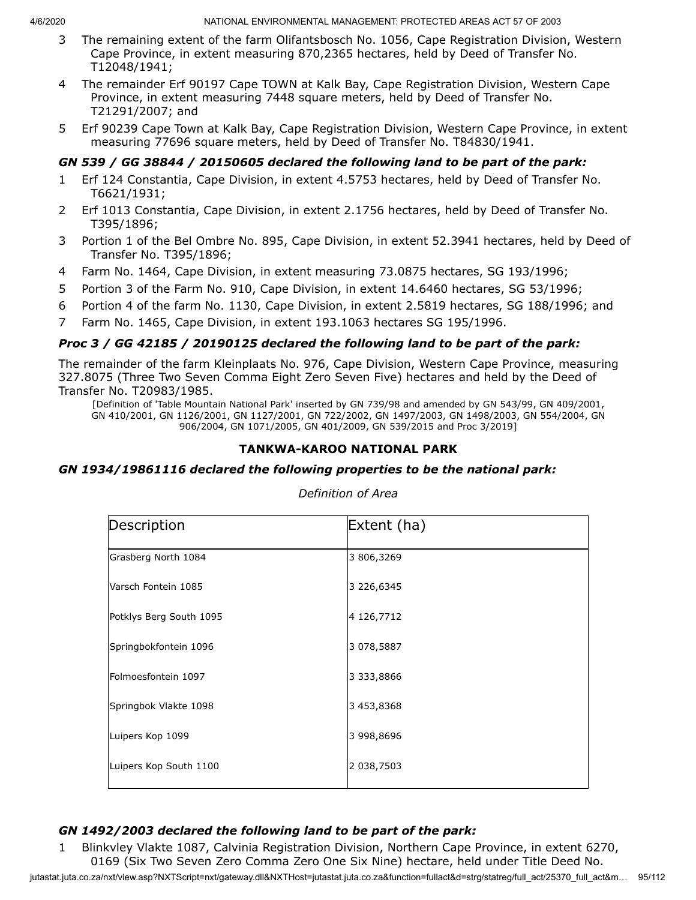3 The remaining extent of the farm Olifantsbosch No. 1056, Cape Registration Division, Western Cape Province, in extent measuring 870,2365 hectares, held by Deed of Transfer No. T12048/1941;

4 The remainder Erf 90197 Cape TOWN at Kalk Bay, Cape Registration Division, Western Cape Province, in extent measuring 7448 square meters, held by Deed of Transfer No. T21291/2007; and

5 Erf 90239 Cape Town at Kalk Bay, Cape Registration Division, Western Cape Province, in extent measuring 77696 square meters, held by Deed of Transfer No. T84830/1941.

***GN 539 / GG 38844 / 20150605 declared the following land to be part of the park:***

1 Erf 124 Constantia, Cape Division, in extent 4.5753 hectares, held by Deed of Transfer No. T6621/1931;

2 Erf 1013 Constantia, Cape Division, in extent 2.1756 hectares, held by Deed of Transfer No. T395/1896;

3 Portion 1 of the Bel Ombre No. 895, Cape Division, in extent 52.3941 hectares, held by Deed of Transfer No. T395/1896;

4 Farm No. 1464, Cape Division, in extent measuring 73.0875 hectares, SG 193/1996;

5 Portion 3 of the Farm No. 910, Cape Division, in extent 14.6460 hectares, SG 53/1996;

6 Portion 4 of the farm No. 1130, Cape Division, in extent 2.5819 hectares, SG 188/1996; and

7 Farm No. 1465, Cape Division, in extent 193.1063 hectares SG 195/1996.

***Proc 3 / GG 42185 / 20190125 declared the following land to be part of the park:***

The remainder of the farm Kleinplaats No. 976, Cape Division, Western Cape Province, measuring 327.8075 (Three Two Seven Comma Eight Zero Seven Five) hectares and held by the Deed of Transfer No. T20983/1985.

[Definition of 'Table Mountain National Park' inserted by GN 739/98 and amended by GN 543/99, GN 409/2001, GN 410/2001, GN 1126/2001, GN 1127/2001, GN 722/2002, GN 1497/2003, GN 1498/2003, GN 554/2004, GN 906/2004, GN 1071/2005, GN 401/2009, GN 539/2015 and Proc 3/2019]

**TANKWA-KAROO NATIONAL PARK**

***GN 1934/19861116 declared the following properties to be the national park:***

*Definition of Area*

| Description | Extent (ha) |
|---|---|
| Grasberg North 1084 | 3 806,3269 |
| Varsch Fontein 1085 | 3 226,6345 |
| Potklys Berg South 1095 | 4 126,7712 |
| Springbokfontein 1096 | 3 078,5887 |
| Folmoesfontein 1097 | 3 333,8866 |
| Springbok Vlakte 1098 | 3 453,8368 |
| Luipers Kop 1099 | 3 998,8696 |
| Luipers Kop South 1100 | 2 038,7503 |

***GN 1492/2003 declared the following land to be part of the park:***

1 Blinkvley Vlakte 1087, Calvinia Registration Division, Northern Cape Province, in extent 6270, 0169 (Six Two Seven Zero Comma Zero One Six Nine) hectare, held under Title Deed No.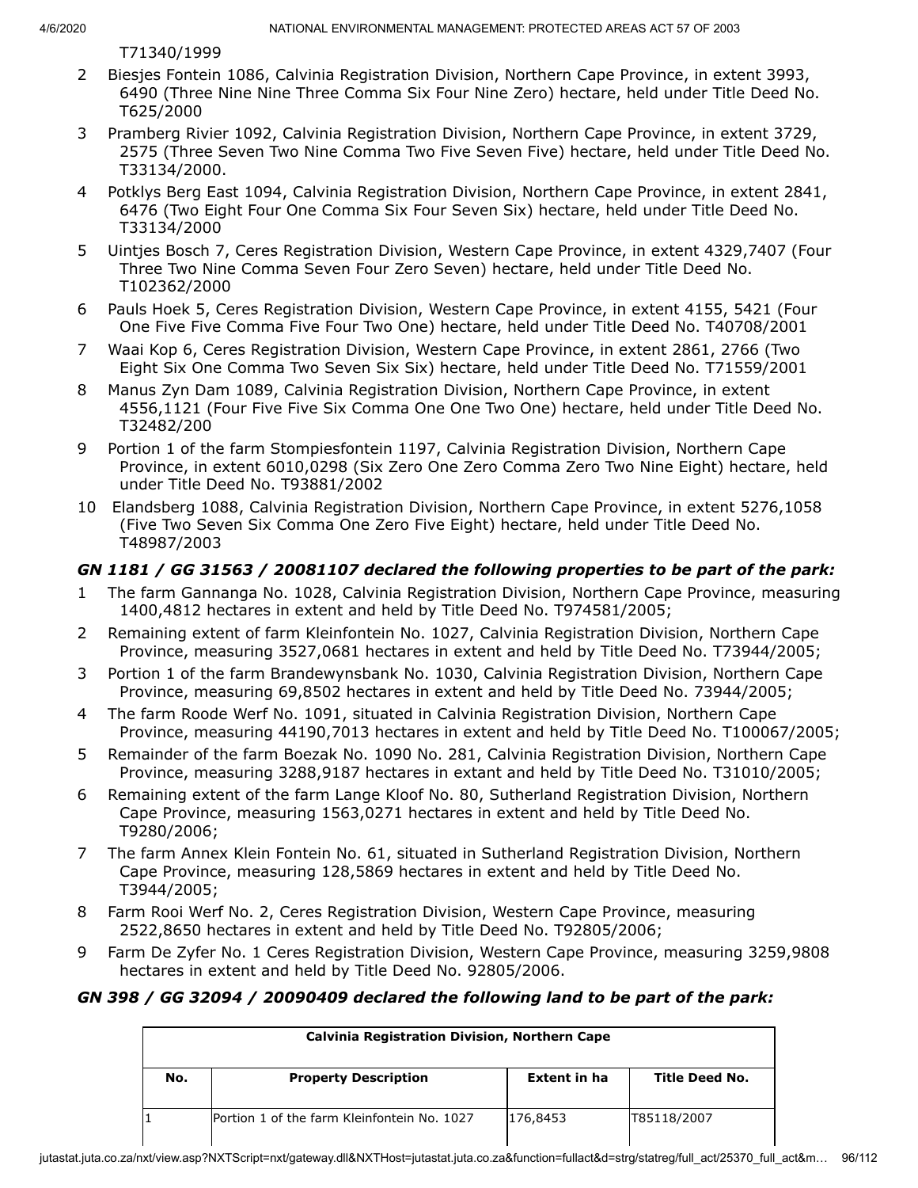T71340/1999

2 Biesjes Fontein 1086, Calvinia Registration Division, Northern Cape Province, in extent 3993, 6490 (Three Nine Nine Three Comma Six Four Nine Zero) hectare, held under Title Deed No. T625/2000

3 Pramberg Rivier 1092, Calvinia Registration Division, Northern Cape Province, in extent 3729, 2575 (Three Seven Two Nine Comma Two Five Seven Five) hectare, held under Title Deed No. T33134/2000.

4 Potklys Berg East 1094, Calvinia Registration Division, Northern Cape Province, in extent 2841, 6476 (Two Eight Four One Comma Six Four Seven Six) hectare, held under Title Deed No. T33134/2000

5 Uintjes Bosch 7, Ceres Registration Division, Western Cape Province, in extent 4329,7407 (Four Three Two Nine Comma Seven Four Zero Seven) hectare, held under Title Deed No. T102362/2000

6 Pauls Hoek 5, Ceres Registration Division, Western Cape Province, in extent 4155, 5421 (Four One Five Five Comma Five Four Two One) hectare, held under Title Deed No. T40708/2001

7 Waai Kop 6, Ceres Registration Division, Western Cape Province, in extent 2861, 2766 (Two Eight Six One Comma Two Seven Six Six) hectare, held under Title Deed No. T71559/2001

8 Manus Zyn Dam 1089, Calvinia Registration Division, Northern Cape Province, in extent 4556,1121 (Four Five Five Six Comma One One Two One) hectare, held under Title Deed No. T32482/200

9 Portion 1 of the farm Stompiesfontein 1197, Calvinia Registration Division, Northern Cape Province, in extent 6010,0298 (Six Zero One Zero Comma Zero Two Nine Eight) hectare, held under Title Deed No. T93881/2002

10 Elandsberg 1088, Calvinia Registration Division, Northern Cape Province, in extent 5276,1058 (Five Two Seven Six Comma One Zero Five Eight) hectare, held under Title Deed No. T48987/2003

***GN 1181 / GG 31563 / 20081107 declared the following properties to be part of the park:***

1 The farm Gannanga No. 1028, Calvinia Registration Division, Northern Cape Province, measuring 1400,4812 hectares in extent and held by Title Deed No. T974581/2005;

2 Remaining extent of farm Kleinfontein No. 1027, Calvinia Registration Division, Northern Cape Province, measuring 3527,0681 hectares in extent and held by Title Deed No. T73944/2005;

3 Portion 1 of the farm Brandewynsbank No. 1030, Calvinia Registration Division, Northern Cape Province, measuring 69,8502 hectares in extent and held by Title Deed No. 73944/2005;

4 The farm Roode Werf No. 1091, situated in Calvinia Registration Division, Northern Cape Province, measuring 44190,7013 hectares in extent and held by Title Deed No. T100067/2005;

5 Remainder of the farm Boezak No. 1090 No. 281, Calvinia Registration Division, Northern Cape Province, measuring 3288,9187 hectares in extant and held by Title Deed No. T31010/2005;

6 Remaining extent of the farm Lange Kloof No. 80, Sutherland Registration Division, Northern Cape Province, measuring 1563,0271 hectares in extent and held by Title Deed No. T9280/2006;

7 The farm Annex Klein Fontein No. 61, situated in Sutherland Registration Division, Northern Cape Province, measuring 128,5869 hectares in extent and held by Title Deed No. T3944/2005;

8 Farm Rooi Werf No. 2, Ceres Registration Division, Western Cape Province, measuring 2522,8650 hectares in extent and held by Title Deed No. T92805/2006;

9 Farm De Zyfer No. 1 Ceres Registration Division, Western Cape Province, measuring 3259,9808 hectares in extent and held by Title Deed No. 92805/2006.

***GN 398 / GG 32094 / 20090409 declared the following land to be part of the park:***

| **Calvinia Registration Division, Northern Cape** | | | |
|---|---|---|---|
| **No.** | **Property Description** | **Extent in ha** | **Title Deed No.** |
| 1 | Portion 1 of the farm Kleinfontein No. 1027 | 176,8453 | T85118/2007 |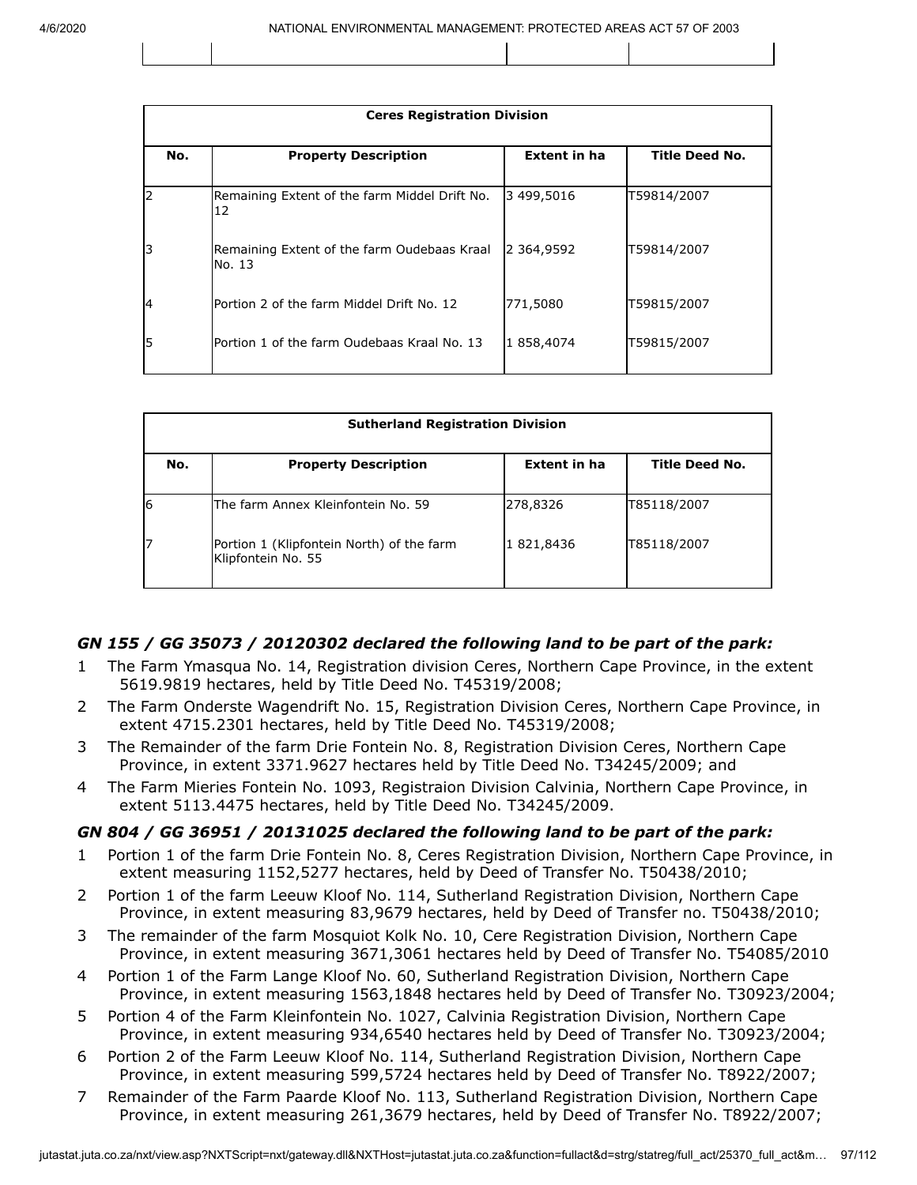| Ceres Registration Division | | | |
|---|---|---|---|
| **No.** | **Property Description** | **Extent in ha** | **Title Deed No.** |
| 2 | Remaining Extent of the farm Middel Drift No. 12 | 3 499,5016 | T59814/2007 |
| 3 | Remaining Extent of the farm Oudebaas Kraal No. 13 | 2 364,9592 | T59814/2007 |
| 4 | Portion 2 of the farm Middel Drift No. 12 | 771,5080 | T59815/2007 |
| 5 | Portion 1 of the farm Oudebaas Kraal No. 13 | 1 858,4074 | T59815/2007 |

| Sutherland Registration Division | | | |
|---|---|---|---|
| **No.** | **Property Description** | **Extent in ha** | **Title Deed No.** |
| 6 | The farm Annex Kleinfontein No. 59 | 278,8326 | T85118/2007 |
| 7 | Portion 1 (Klipfontein North) of the farm Klipfontein No. 55 | 1 821,8436 | T85118/2007 |

***GN 155 / GG 35073 / 20120302 declared the following land to be part of the park:***

1 The Farm Ymasqua No. 14, Registration division Ceres, Northern Cape Province, in the extent 5619.9819 hectares, held by Title Deed No. T45319/2008;

2 The Farm Onderste Wagendrift No. 15, Registration Division Ceres, Northern Cape Province, in extent 4715.2301 hectares, held by Title Deed No. T45319/2008;

3 The Remainder of the farm Drie Fontein No. 8, Registration Division Ceres, Northern Cape Province, in extent 3371.9627 hectares held by Title Deed No. T34245/2009; and

4 The Farm Mieries Fontein No. 1093, Registraion Division Calvinia, Northern Cape Province, in extent 5113.4475 hectares, held by Title Deed No. T34245/2009.

***GN 804 / GG 36951 / 20131025 declared the following land to be part of the park:***

1 Portion 1 of the farm Drie Fontein No. 8, Ceres Registration Division, Northern Cape Province, in extent measuring 1152,5277 hectares, held by Deed of Transfer No. T50438/2010;

2 Portion 1 of the farm Leeuw Kloof No. 114, Sutherland Registration Division, Northern Cape Province, in extent measuring 83,9679 hectares, held by Deed of Transfer no. T50438/2010;

3 The remainder of the farm Mosquiot Kolk No. 10, Cere Registration Division, Northern Cape Province, in extent measuring 3671,3061 hectares held by Deed of Transfer No. T54085/2010

4 Portion 1 of the Farm Lange Kloof No. 60, Sutherland Registration Division, Northern Cape Province, in extent measuring 1563,1848 hectares held by Deed of Transfer No. T30923/2004;

5 Portion 4 of the Farm Kleinfontein No. 1027, Calvinia Registration Division, Northern Cape Province, in extent measuring 934,6540 hectares held by Deed of Transfer No. T30923/2004;

6 Portion 2 of the Farm Leeuw Kloof No. 114, Sutherland Registration Division, Northern Cape Province, in extent measuring 599,5724 hectares held by Deed of Transfer No. T8922/2007;

7 Remainder of the Farm Paarde Kloof No. 113, Sutherland Registration Division, Northern Cape Province, in extent measuring 261,3679 hectares, held by Deed of Transfer No. T8922/2007;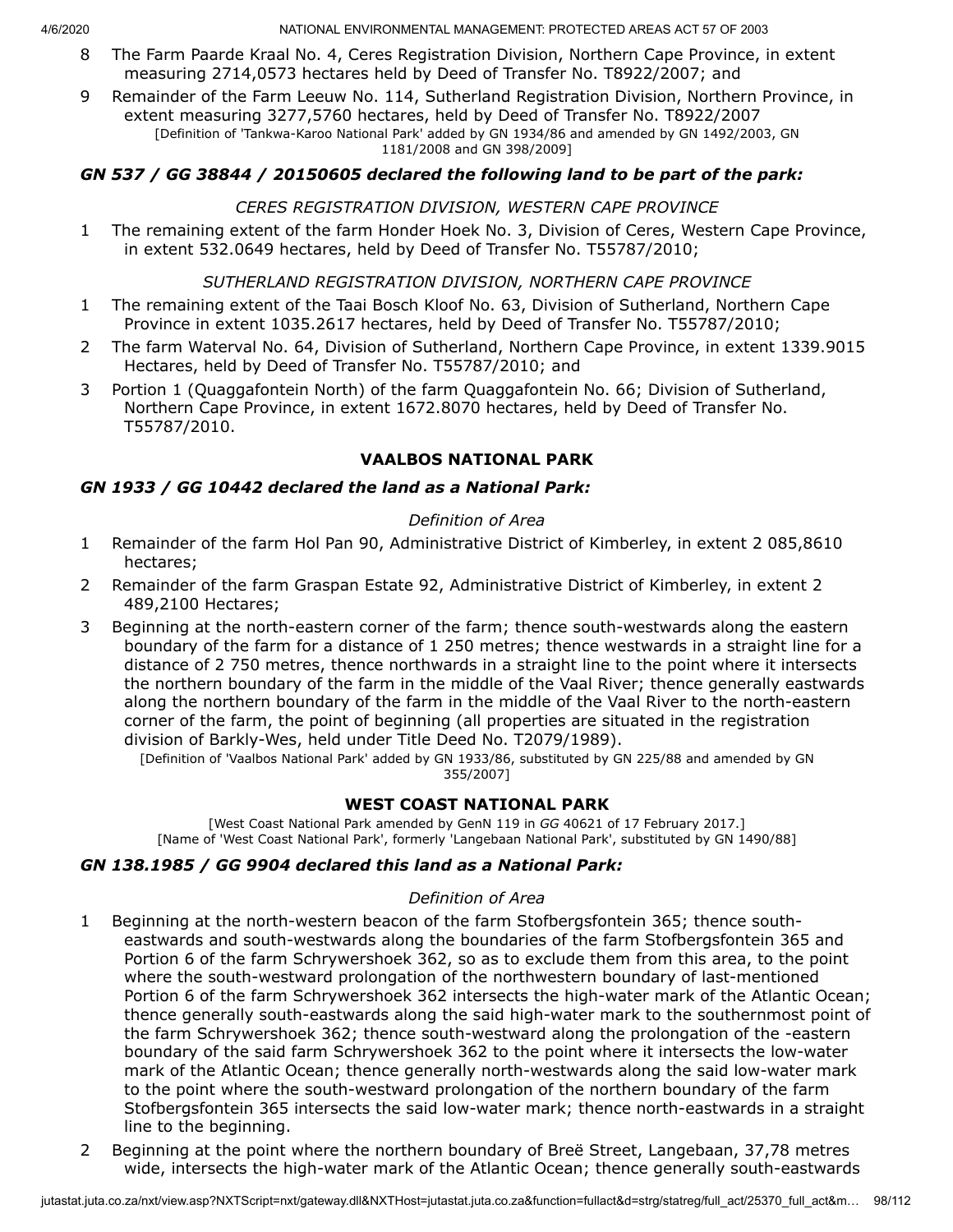8 The Farm Paarde Kraal No. 4, Ceres Registration Division, Northern Cape Province, in extent measuring 2714,0573 hectares held by Deed of Transfer No. T8922/2007; and

9 Remainder of the Farm Leeuw No. 114, Sutherland Registration Division, Northern Province, in extent measuring 3277,5760 hectares, held by Deed of Transfer No. T8922/2007

[Definition of 'Tankwa-Karoo National Park' added by GN 1934/86 and amended by GN 1492/2003, GN 1181/2008 and GN 398/2009]

***GN 537 / GG 38844 / 20150605 declared the following land to be part of the park:***

*CERES REGISTRATION DIVISION, WESTERN CAPE PROVINCE*

1 The remaining extent of the farm Honder Hoek No. 3, Division of Ceres, Western Cape Province, in extent 532.0649 hectares, held by Deed of Transfer No. T55787/2010;

*SUTHERLAND REGISTRATION DIVISION, NORTHERN CAPE PROVINCE*

1 The remaining extent of the Taai Bosch Kloof No. 63, Division of Sutherland, Northern Cape Province in extent 1035.2617 hectares, held by Deed of Transfer No. T55787/2010;

2 The farm Waterval No. 64, Division of Sutherland, Northern Cape Province, in extent 1339.9015 Hectares, held by Deed of Transfer No. T55787/2010; and

3 Portion 1 (Quaggafontein North) of the farm Quaggafontein No. 66; Division of Sutherland, Northern Cape Province, in extent 1672.8070 hectares, held by Deed of Transfer No. T55787/2010.

**VAALBOS NATIONAL PARK**

***GN 1933 / GG 10442 declared the land as a National Park:***

*Definition of Area*

1 Remainder of the farm Hol Pan 90, Administrative District of Kimberley, in extent 2 085,8610 hectares;

2 Remainder of the farm Graspan Estate 92, Administrative District of Kimberley, in extent 2 489,2100 Hectares;

3 Beginning at the north-eastern corner of the farm; thence south-westwards along the eastern boundary of the farm for a distance of 1 250 metres; thence westwards in a straight line for a distance of 2 750 metres, thence northwards in a straight line to the point where it intersects the northern boundary of the farm in the middle of the Vaal River; thence generally eastwards along the northern boundary of the farm in the middle of the Vaal River to the north-eastern corner of the farm, the point of beginning (all properties are situated in the registration division of Barkly-Wes, held under Title Deed No. T2079/1989).

[Definition of 'Vaalbos National Park' added by GN 1933/86, substituted by GN 225/88 and amended by GN 355/2007]

**WEST COAST NATIONAL PARK**

[West Coast National Park amended by GenN 119 in *GG* 40621 of 17 February 2017.]
[Name of 'West Coast National Park', formerly 'Langebaan National Park', substituted by GN 1490/88]

***GN 138.1985 / GG 9904 declared this land as a National Park:***

*Definition of Area*

1 Beginning at the north-western beacon of the farm Stofbergsfontein 365; thence south-eastwards and south-westwards along the boundaries of the farm Stofbergsfontein 365 and Portion 6 of the farm Schrywershoek 362, so as to exclude them from this area, to the point where the south-westward prolongation of the northwestern boundary of last-mentioned Portion 6 of the farm Schrywershoek 362 intersects the high-water mark of the Atlantic Ocean; thence generally south-eastwards along the said high-water mark to the southernmost point of the farm Schrywershoek 362; thence south-westward along the prolongation of the -eastern boundary of the said farm Schrywershoek 362 to the point where it intersects the low-water mark of the Atlantic Ocean; thence generally north-westwards along the said low-water mark to the point where the south-westward prolongation of the northern boundary of the farm Stofbergsfontein 365 intersects the said low-water mark; thence north-eastwards in a straight line to the beginning.

2 Beginning at the point where the northern boundary of Breë Street, Langebaan, 37,78 metres wide, intersects the high-water mark of the Atlantic Ocean; thence generally south-eastwards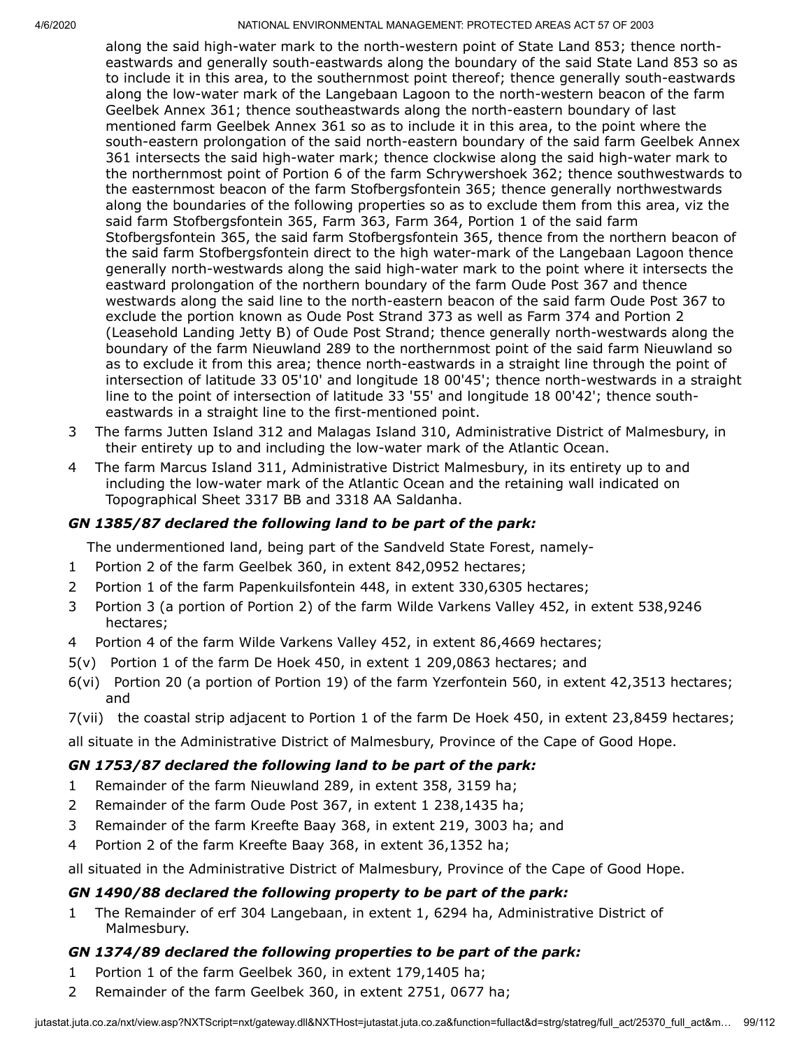along the said high-water mark to the north-western point of State Land 853; thence north-eastwards and generally south-eastwards along the boundary of the said State Land 853 so as to include it in this area, to the southernmost point thereof; thence generally south-eastwards along the low-water mark of the Langebaan Lagoon to the north-western beacon of the farm Geelbek Annex 361; thence southeastwards along the north-eastern boundary of last mentioned farm Geelbek Annex 361 so as to include it in this area, to the point where the south-eastern prolongation of the said north-eastern boundary of the said farm Geelbek Annex 361 intersects the said high-water mark; thence clockwise along the said high-water mark to the northernmost point of Portion 6 of the farm Schrywershoek 362; thence southwestwards to the easternmost beacon of the farm Stofbergsfontein 365; thence generally northwestwards along the boundaries of the following properties so as to exclude them from this area, viz the said farm Stofbergsfontein 365, Farm 363, Farm 364, Portion 1 of the said farm Stofbergsfontein 365, the said farm Stofbergsfontein 365, thence from the northern beacon of the said farm Stofbergsfontein direct to the high water-mark of the Langebaan Lagoon thence generally north-westwards along the said high-water mark to the point where it intersects the eastward prolongation of the northern boundary of the farm Oude Post 367 and thence westwards along the said line to the north-eastern beacon of the said farm Oude Post 367 to exclude the portion known as Oude Post Strand 373 as well as Farm 374 and Portion 2 (Leasehold Landing Jetty B) of Oude Post Strand; thence generally north-westwards along the boundary of the farm Nieuwland 289 to the northernmost point of the said farm Nieuwland so as to exclude it from this area; thence north-eastwards in a straight line through the point of intersection of latitude 33 05'10' and longitude 18 00'45'; thence north-westwards in a straight line to the point of intersection of latitude 33 '55' and longitude 18 00'42'; thence south-eastwards in a straight line to the first-mentioned point.

3 The farms Jutten Island 312 and Malagas Island 310, Administrative District of Malmesbury, in their entirety up to and including the low-water mark of the Atlantic Ocean.

4 The farm Marcus Island 311, Administrative District Malmesbury, in its entirety up to and including the low-water mark of the Atlantic Ocean and the retaining wall indicated on Topographical Sheet 3317 BB and 3318 AA Saldanha.

### *GN 1385/87 declared the following land to be part of the park:*

The undermentioned land, being part of the Sandveld State Forest, namely-

1 Portion 2 of the farm Geelbek 360, in extent 842,0952 hectares;

2 Portion 1 of the farm Papenkuilsfontein 448, in extent 330,6305 hectares;

3 Portion 3 (a portion of Portion 2) of the farm Wilde Varkens Valley 452, in extent 538,9246 hectares;

4 Portion 4 of the farm Wilde Varkens Valley 452, in extent 86,4669 hectares;

5(v) Portion 1 of the farm De Hoek 450, in extent 1 209,0863 hectares; and

6(vi) Portion 20 (a portion of Portion 19) of the farm Yzerfontein 560, in extent 42,3513 hectares; and

7(vii) the coastal strip adjacent to Portion 1 of the farm De Hoek 450, in extent 23,8459 hectares;

all situate in the Administrative District of Malmesbury, Province of the Cape of Good Hope.

### *GN 1753/87 declared the following land to be part of the park:*

1 Remainder of the farm Nieuwland 289, in extent 358, 3159 ha;

2 Remainder of the farm Oude Post 367, in extent 1 238,1435 ha;

3 Remainder of the farm Kreefte Baay 368, in extent 219, 3003 ha; and

4 Portion 2 of the farm Kreefte Baay 368, in extent 36,1352 ha;

all situated in the Administrative District of Malmesbury, Province of the Cape of Good Hope.

### *GN 1490/88 declared the following property to be part of the park:*

1 The Remainder of erf 304 Langebaan, in extent 1, 6294 ha, Administrative District of Malmesbury.

### *GN 1374/89 declared the following properties to be part of the park:*

1 Portion 1 of the farm Geelbek 360, in extent 179,1405 ha;

2 Remainder of the farm Geelbek 360, in extent 2751, 0677 ha;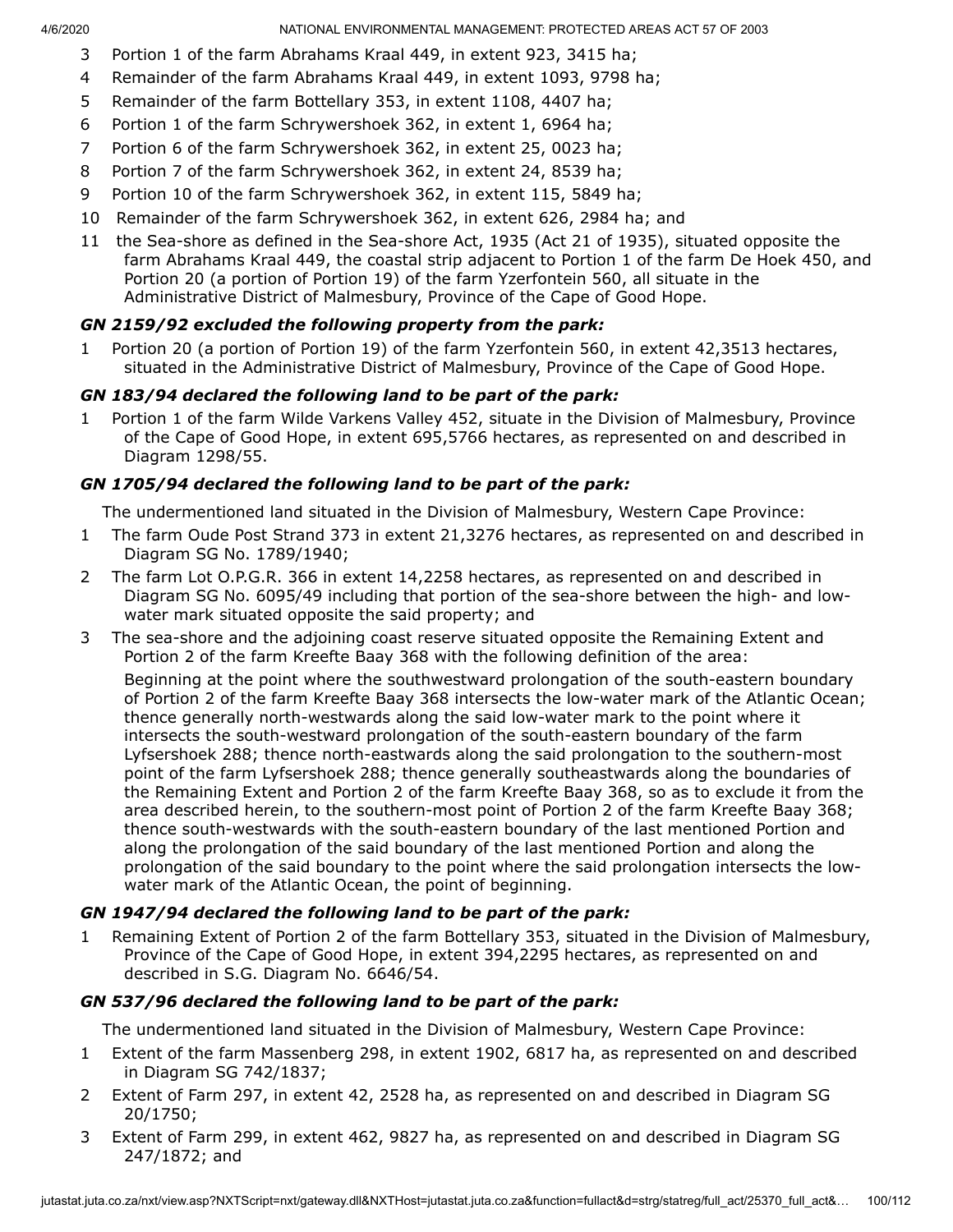3 Portion 1 of the farm Abrahams Kraal 449, in extent 923, 3415 ha;

4 Remainder of the farm Abrahams Kraal 449, in extent 1093, 9798 ha;

5 Remainder of the farm Bottellary 353, in extent 1108, 4407 ha;

6 Portion 1 of the farm Schrywershoek 362, in extent 1, 6964 ha;

7 Portion 6 of the farm Schrywershoek 362, in extent 25, 0023 ha;

8 Portion 7 of the farm Schrywershoek 362, in extent 24, 8539 ha;

9 Portion 10 of the farm Schrywershoek 362, in extent 115, 5849 ha;

10 Remainder of the farm Schrywershoek 362, in extent 626, 2984 ha; and

11 the Sea-shore as defined in the Sea-shore Act, 1935 (Act 21 of 1935), situated opposite the farm Abrahams Kraal 449, the coastal strip adjacent to Portion 1 of the farm De Hoek 450, and Portion 20 (a portion of Portion 19) of the farm Yzerfontein 560, all situate in the Administrative District of Malmesbury, Province of the Cape of Good Hope.

***GN 2159/92 excluded the following property from the park:***

1 Portion 20 (a portion of Portion 19) of the farm Yzerfontein 560, in extent 42,3513 hectares, situated in the Administrative District of Malmesbury, Province of the Cape of Good Hope.

***GN 183/94 declared the following land to be part of the park:***

1 Portion 1 of the farm Wilde Varkens Valley 452, situate in the Division of Malmesbury, Province of the Cape of Good Hope, in extent 695,5766 hectares, as represented on and described in Diagram 1298/55.

***GN 1705/94 declared the following land to be part of the park:***

The undermentioned land situated in the Division of Malmesbury, Western Cape Province:

1 The farm Oude Post Strand 373 in extent 21,3276 hectares, as represented on and described in Diagram SG No. 1789/1940;

2 The farm Lot O.P.G.R. 366 in extent 14,2258 hectares, as represented on and described in Diagram SG No. 6095/49 including that portion of the sea-shore between the high- and low-water mark situated opposite the said property; and

3 The sea-shore and the adjoining coast reserve situated opposite the Remaining Extent and Portion 2 of the farm Kreefte Baay 368 with the following definition of the area:

Beginning at the point where the southwestward prolongation of the south-eastern boundary of Portion 2 of the farm Kreefte Baay 368 intersects the low-water mark of the Atlantic Ocean; thence generally north-westwards along the said low-water mark to the point where it intersects the south-westward prolongation of the south-eastern boundary of the farm Lyfsershoek 288; thence north-eastwards along the said prolongation to the southern-most point of the farm Lyfsershoek 288; thence generally southeastwards along the boundaries of the Remaining Extent and Portion 2 of the farm Kreefte Baay 368, so as to exclude it from the area described herein, to the southern-most point of Portion 2 of the farm Kreefte Baay 368; thence south-westwards with the south-eastern boundary of the last mentioned Portion and along the prolongation of the said boundary of the last mentioned Portion and along the prolongation of the said boundary to the point where the said prolongation intersects the low-water mark of the Atlantic Ocean, the point of beginning.

***GN 1947/94 declared the following land to be part of the park:***

1 Remaining Extent of Portion 2 of the farm Bottellary 353, situated in the Division of Malmesbury, Province of the Cape of Good Hope, in extent 394,2295 hectares, as represented on and described in S.G. Diagram No. 6646/54.

***GN 537/96 declared the following land to be part of the park:***

The undermentioned land situated in the Division of Malmesbury, Western Cape Province:

1 Extent of the farm Massenberg 298, in extent 1902, 6817 ha, as represented on and described in Diagram SG 742/1837;

2 Extent of Farm 297, in extent 42, 2528 ha, as represented on and described in Diagram SG 20/1750;

3 Extent of Farm 299, in extent 462, 9827 ha, as represented on and described in Diagram SG 247/1872; and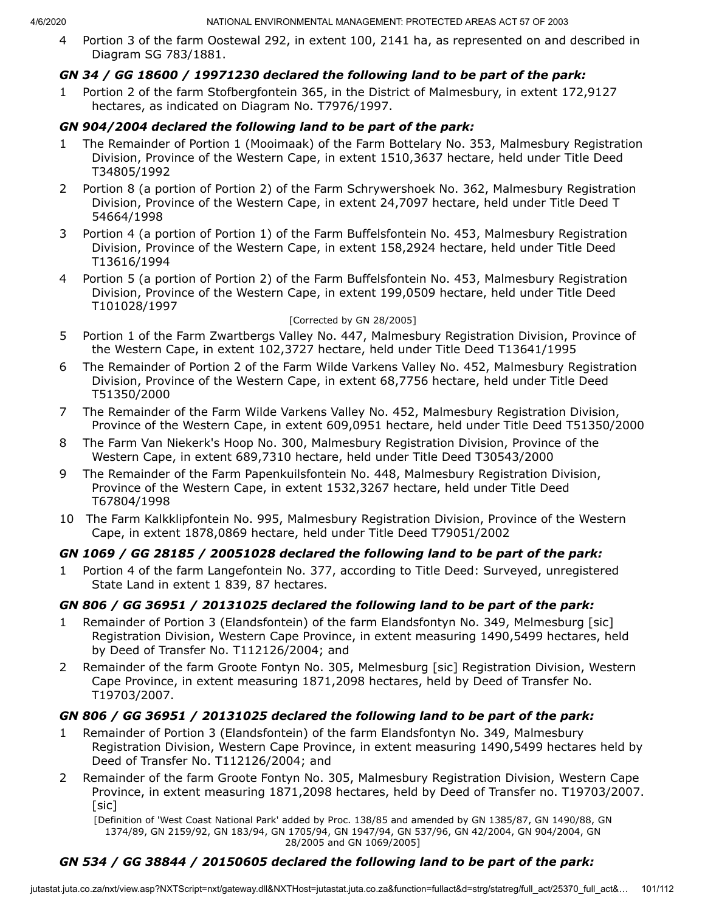4 Portion 3 of the farm Oostewal 292, in extent 100, 2141 ha, as represented on and described in Diagram SG 783/1881.

***GN 34 / GG 18600 / 19971230 declared the following land to be part of the park:***

1 Portion 2 of the farm Stofbergfontein 365, in the District of Malmesbury, in extent 172,9127 hectares, as indicated on Diagram No. T7976/1997.

***GN 904/2004 declared the following land to be part of the park:***

1 The Remainder of Portion 1 (Mooimaak) of the Farm Bottelary No. 353, Malmesbury Registration Division, Province of the Western Cape, in extent 1510,3637 hectare, held under Title Deed T34805/1992

2 Portion 8 (a portion of Portion 2) of the Farm Schrywershoek No. 362, Malmesbury Registration Division, Province of the Western Cape, in extent 24,7097 hectare, held under Title Deed T 54664/1998

3 Portion 4 (a portion of Portion 1) of the Farm Buffelsfontein No. 453, Malmesbury Registration Division, Province of the Western Cape, in extent 158,2924 hectare, held under Title Deed T13616/1994

4 Portion 5 (a portion of Portion 2) of the Farm Buffelsfontein No. 453, Malmesbury Registration Division, Province of the Western Cape, in extent 199,0509 hectare, held under Title Deed T101028/1997

[Corrected by GN 28/2005]

5 Portion 1 of the Farm Zwartbergs Valley No. 447, Malmesbury Registration Division, Province of the Western Cape, in extent 102,3727 hectare, held under Title Deed T13641/1995

6 The Remainder of Portion 2 of the Farm Wilde Varkens Valley No. 452, Malmesbury Registration Division, Province of the Western Cape, in extent 68,7756 hectare, held under Title Deed T51350/2000

7 The Remainder of the Farm Wilde Varkens Valley No. 452, Malmesbury Registration Division, Province of the Western Cape, in extent 609,0951 hectare, held under Title Deed T51350/2000

8 The Farm Van Niekerk's Hoop No. 300, Malmesbury Registration Division, Province of the Western Cape, in extent 689,7310 hectare, held under Title Deed T30543/2000

9 The Remainder of the Farm Papenkuilsfontein No. 448, Malmesbury Registration Division, Province of the Western Cape, in extent 1532,3267 hectare, held under Title Deed T67804/1998

10 The Farm Kalkklipfontein No. 995, Malmesbury Registration Division, Province of the Western Cape, in extent 1878,0869 hectare, held under Title Deed T79051/2002

***GN 1069 / GG 28185 / 20051028 declared the following land to be part of the park:***

1 Portion 4 of the farm Langefontein No. 377, according to Title Deed: Surveyed, unregistered State Land in extent 1 839, 87 hectares.

***GN 806 / GG 36951 / 20131025 declared the following land to be part of the park:***

1 Remainder of Portion 3 (Elandsfontein) of the farm Elandsfontyn No. 349, Melmesburg [sic] Registration Division, Western Cape Province, in extent measuring 1490,5499 hectares, held by Deed of Transfer No. T112126/2004; and

2 Remainder of the farm Groote Fontyn No. 305, Melmesburg [sic] Registration Division, Western Cape Province, in extent measuring 1871,2098 hectares, held by Deed of Transfer No. T19703/2007.

***GN 806 / GG 36951 / 20131025 declared the following land to be part of the park:***

1 Remainder of Portion 3 (Elandsfontein) of the farm Elandsfontyn No. 349, Malmesbury Registration Division, Western Cape Province, in extent measuring 1490,5499 hectares held by Deed of Transfer No. T112126/2004; and

2 Remainder of the farm Groote Fontyn No. 305, Malmesbury Registration Division, Western Cape Province, in extent measuring 1871,2098 hectares, held by Deed of Transfer no. T19703/2007. [sic]

[Definition of 'West Coast National Park' added by Proc. 138/85 and amended by GN 1385/87, GN 1490/88, GN 1374/89, GN 2159/92, GN 183/94, GN 1705/94, GN 1947/94, GN 537/96, GN 42/2004, GN 904/2004, GN 28/2005 and GN 1069/2005]

***GN 534 / GG 38844 / 20150605 declared the following land to be part of the park:***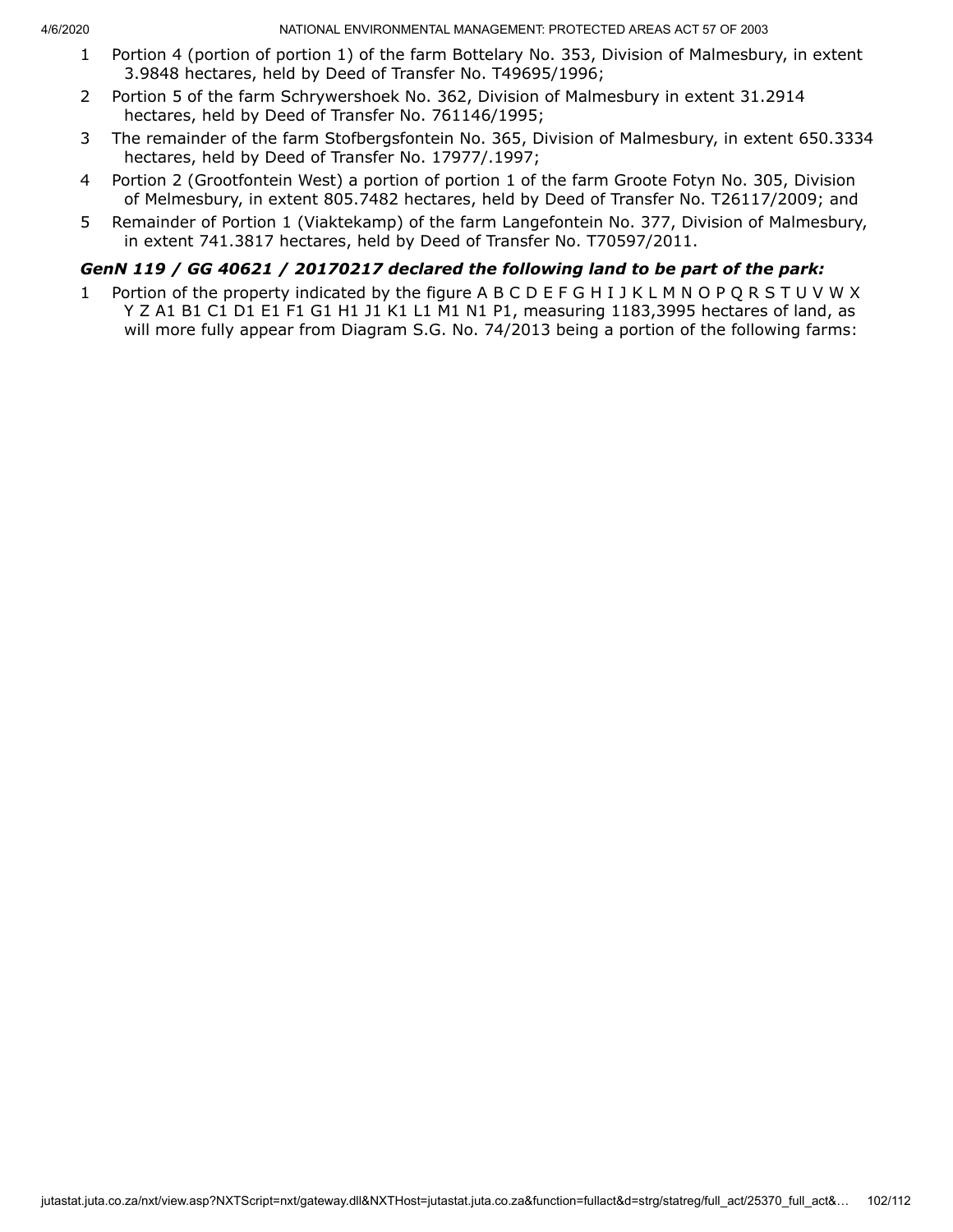1 Portion 4 (portion of portion 1) of the farm Bottelary No. 353, Division of Malmesbury, in extent 3.9848 hectares, held by Deed of Transfer No. T49695/1996;

2 Portion 5 of the farm Schrywershoek No. 362, Division of Malmesbury in extent 31.2914 hectares, held by Deed of Transfer No. 761146/1995;

3 The remainder of the farm Stofbergsfontein No. 365, Division of Malmesbury, in extent 650.3334 hectares, held by Deed of Transfer No. 17977/.1997;

4 Portion 2 (Grootfontein West) a portion of portion 1 of the farm Groote Fotyn No. 305, Division of Melmesbury, in extent 805.7482 hectares, held by Deed of Transfer No. T26117/2009; and

5 Remainder of Portion 1 (Viaktekamp) of the farm Langefontein No. 377, Division of Malmesbury, in extent 741.3817 hectares, held by Deed of Transfer No. T70597/2011.

***GenN 119 / GG 40621 / 20170217 declared the following land to be part of the park:***

1 Portion of the property indicated by the figure A B C D E F G H I J K L M N O P Q R S T U V W X Y Z A1 B1 C1 D1 E1 F1 G1 H1 J1 K1 L1 M1 N1 P1, measuring 1183,3995 hectares of land, as will more fully appear from Diagram S.G. No. 74/2013 being a portion of the following farms: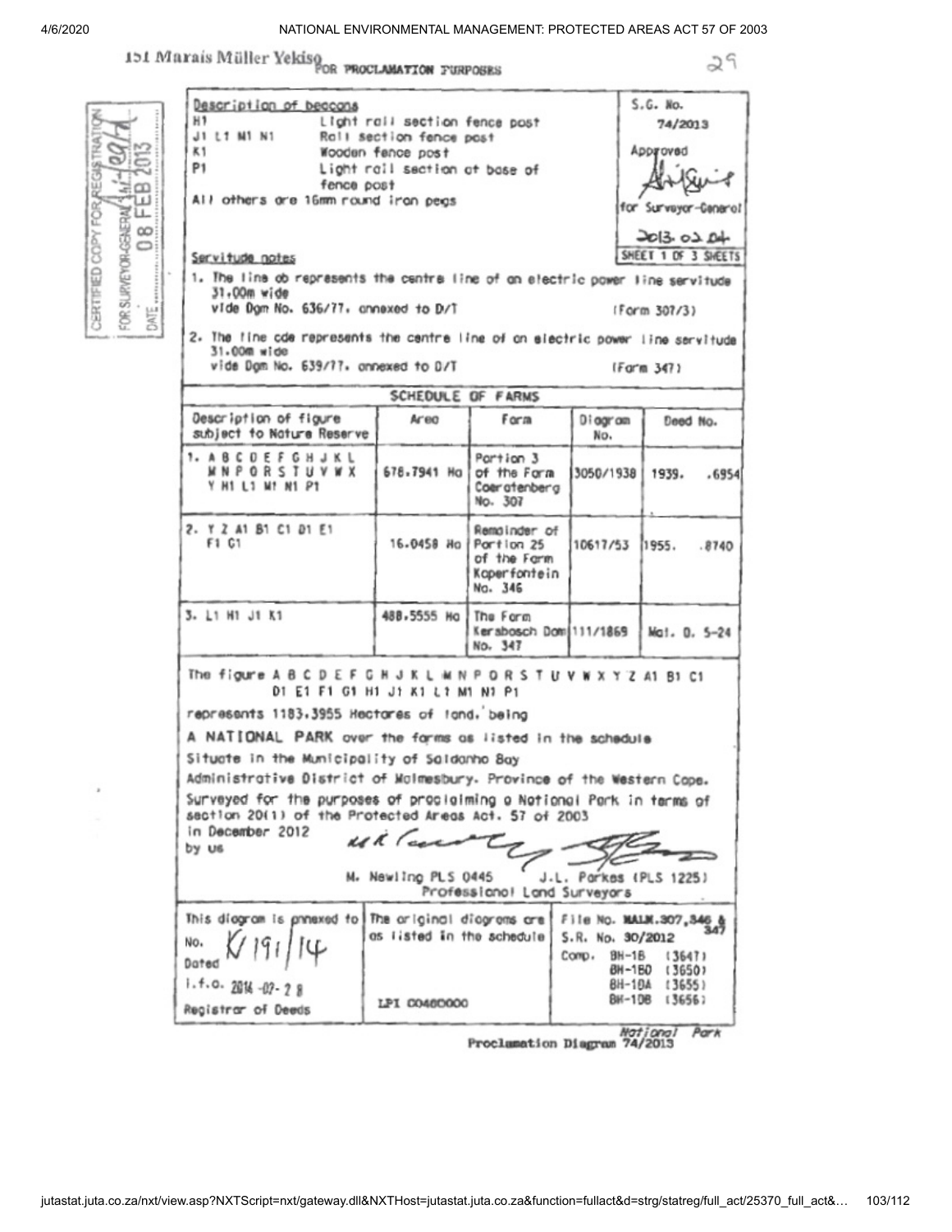151 Marais Müller Yekiso

FOR PROCLAMATION PURPOSES

29

CERTIFIED COPY FOR REGISTRATION
FOR SURVEYOR-GENERAL
DATE 08 FEB 2013

**Description of beacons**

H1 Light rail section fence post
J1 L1 M1 N1 Rail section fence post
K1 Wooden fence post
P1 Light rail section at base of fence post
All others are 16mm round iron pegs

S.G. No. 74/2013
Approved
for Surveyor-General
2013.02.04
SHEET 1 OF 3 SHEETS

**Servitude notes**

1. The line ab represents the centre line of an electric power line servitude 31,00m wide vide Dgm No. 636/77, annexed to D/T (Form 307/3)
2. The line cde represents the centre line of an electric power line servitude 31,00m wide vide Dgm No. 639/77, annexed to D/T (Form 347)

**SCHEDULE OF FARMS**

| Description of figure subject to Nature Reserve | Area | Farm | Diagram No. | Deed No. |
|---|---|---|---|---|
| 1. A B C D E F G H J K L M N P Q R S T U V W X Y H1 L1 M1 N1 P1 | 678.7941 Ha | Portion 3 of the Farm Coeratenberg No. 307 | 3050/1938 | 1939. .6954 |
| 2. Y Z A1 B1 C1 D1 E1 F1 G1 | 16.0458 Ha | Remainder of Portion 25 of the Farm Koperfontein No. 346 | 10617/53 | 1955. .8740 |
| 3. L1 H1 J1 K1 | 488.5555 Ha | The Farm Kersbosch Dom No. 347 | 111/1869 | Mal. O. 5-24 |

The figure A B C D E F G H J K L M N P Q R S T U V W X Y Z A1 B1 C1 D1 E1 F1 G1 H1 J1 K1 L1 M1 N1 P1

represents 1183.3955 Hectares of land, being

A NATIONAL PARK over the farms as listed in the schedule

Situate in the Municipality of Saldanha Bay

Administrative District of Malmesbury. Province of the Western Cape.

Surveyed for the purposes of proclaiming a National Park in terms of section 20(1) of the Protected Areas Act, 57 of 2003

in December 2012

by us

M. Newling PLS 0445 J.L. Parkes (PLS 1225)
Professional Land Surveyors

| | | |
|---|---|---|
| This diagram is annexed to No. K191/14 Dated i.f.o. 2014-07-28 Registrar of Deeds | The original diagrams are as listed in the schedule<br><br>LPI C0460000 | File No. MALM.307,346 & 347<br>S.R. No. 30/2012<br>Comp. BH-1B (3647) BH-1BD (3650) BH-1DA (3655) BH-1DB (3656) |

National Park Proclamation Diagram 74/2013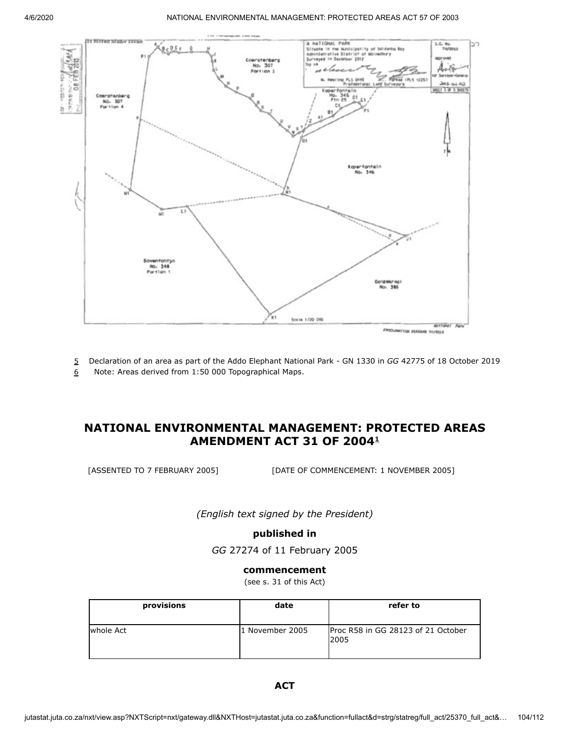5 Declaration of an area as part of the Addo Elephant National Park - GN 1330 in *GG* 42775 of 18 October 2019

6 Note: Areas derived from 1:50 000 Topographical Maps.

## NATIONAL ENVIRONMENTAL MANAGEMENT: PROTECTED AREAS AMENDMENT ACT 31 OF 2004[1]

[ASSENTED TO 7 FEBRUARY 2005] [DATE OF COMMENCEMENT: 1 NOVEMBER 2005]

*(English text signed by the President)*

**published in**

*GG* 27274 of 11 February 2005

**commencement**

(see s. 31 of this Act)

| provisions | date | refer to |
|---|---|---|
| whole Act | 1 November 2005 | Proc R58 in GG 28123 of 21 October 2005 |

**ACT**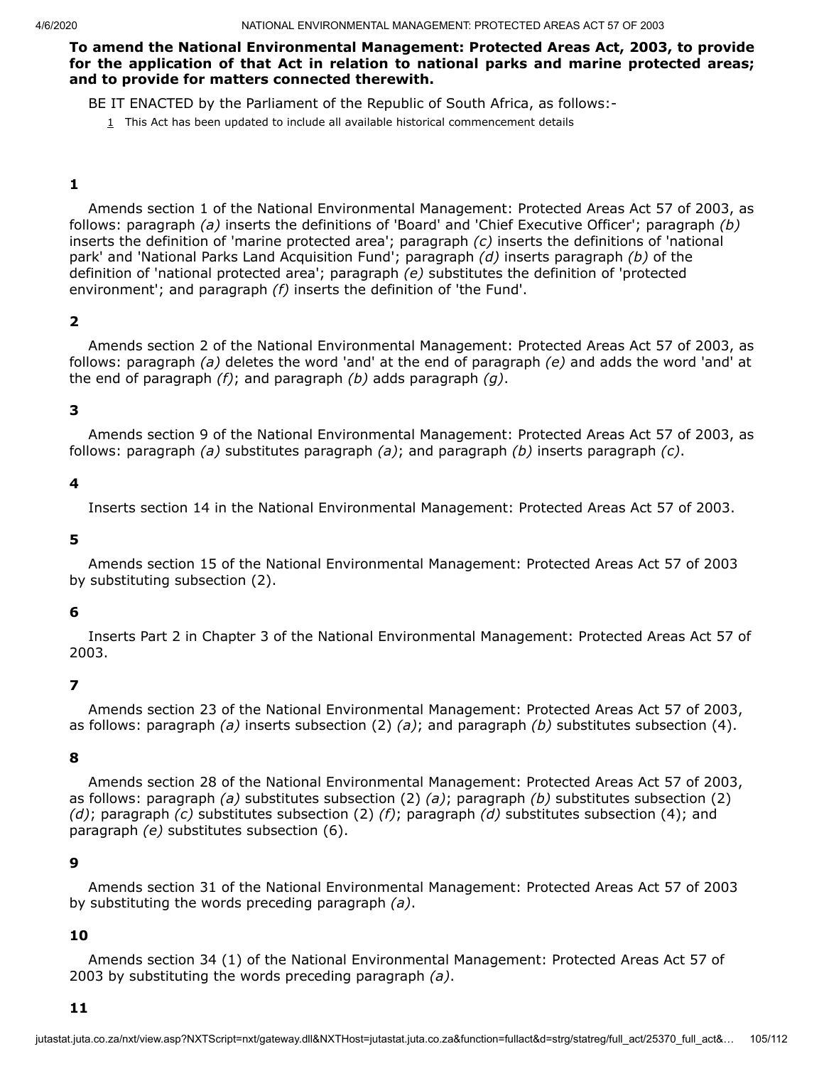**To amend the National Environmental Management: Protected Areas Act, 2003, to provide for the application of that Act in relation to national parks and marine protected areas; and to provide for matters connected therewith.**

BE IT ENACTED by the Parliament of the Republic of South Africa, as follows:-

1 This Act has been updated to include all available historical commencement details

**1**

Amends section 1 of the National Environmental Management: Protected Areas Act 57 of 2003, as follows: paragraph *(a)* inserts the definitions of 'Board' and 'Chief Executive Officer'; paragraph *(b)* inserts the definition of 'marine protected area'; paragraph *(c)* inserts the definitions of 'national park' and 'National Parks Land Acquisition Fund'; paragraph *(d)* inserts paragraph *(b)* of the definition of 'national protected area'; paragraph *(e)* substitutes the definition of 'protected environment'; and paragraph *(f)* inserts the definition of 'the Fund'.

**2**

Amends section 2 of the National Environmental Management: Protected Areas Act 57 of 2003, as follows: paragraph *(a)* deletes the word 'and' at the end of paragraph *(e)* and adds the word 'and' at the end of paragraph *(f)*; and paragraph *(b)* adds paragraph *(g)*.

**3**

Amends section 9 of the National Environmental Management: Protected Areas Act 57 of 2003, as follows: paragraph *(a)* substitutes paragraph *(a)*; and paragraph *(b)* inserts paragraph *(c)*.

**4**

Inserts section 14 in the National Environmental Management: Protected Areas Act 57 of 2003.

**5**

Amends section 15 of the National Environmental Management: Protected Areas Act 57 of 2003 by substituting subsection (2).

**6**

Inserts Part 2 in Chapter 3 of the National Environmental Management: Protected Areas Act 57 of 2003.

**7**

Amends section 23 of the National Environmental Management: Protected Areas Act 57 of 2003, as follows: paragraph *(a)* inserts subsection (2) *(a)*; and paragraph *(b)* substitutes subsection (4).

**8**

Amends section 28 of the National Environmental Management: Protected Areas Act 57 of 2003, as follows: paragraph *(a)* substitutes subsection (2) *(a)*; paragraph *(b)* substitutes subsection (2) *(d)*; paragraph *(c)* substitutes subsection (2) *(f)*; paragraph *(d)* substitutes subsection (4); and paragraph *(e)* substitutes subsection (6).

**9**

Amends section 31 of the National Environmental Management: Protected Areas Act 57 of 2003 by substituting the words preceding paragraph *(a)*.

**10**

Amends section 34 (1) of the National Environmental Management: Protected Areas Act 57 of 2003 by substituting the words preceding paragraph *(a)*.

**11**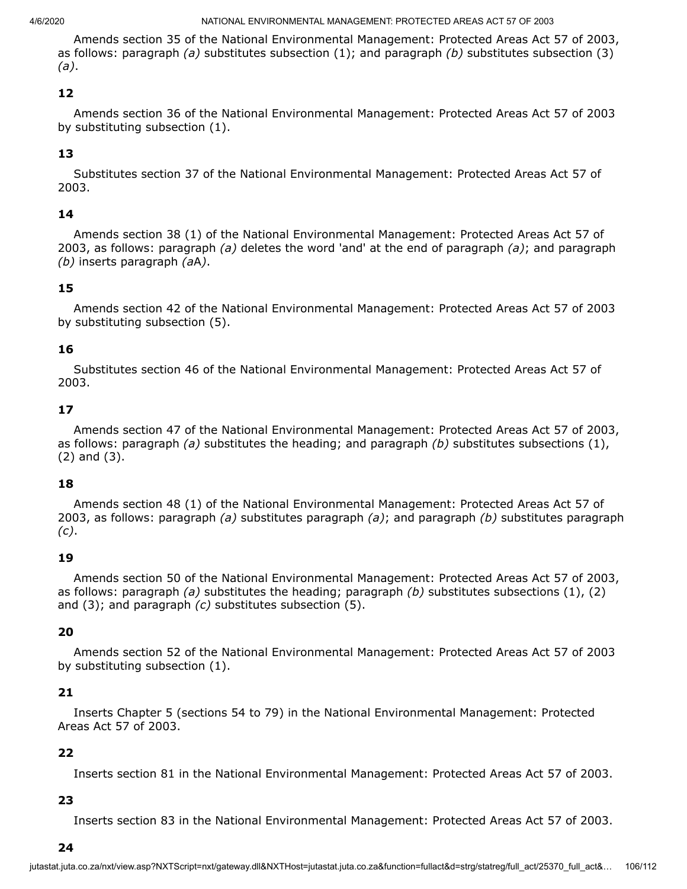Amends section 35 of the National Environmental Management: Protected Areas Act 57 of 2003, as follows: paragraph *(a)* substitutes subsection (1); and paragraph *(b)* substitutes subsection (3) *(a)*.

**12**

Amends section 36 of the National Environmental Management: Protected Areas Act 57 of 2003 by substituting subsection (1).

**13**

Substitutes section 37 of the National Environmental Management: Protected Areas Act 57 of 2003.

**14**

Amends section 38 (1) of the National Environmental Management: Protected Areas Act 57 of 2003, as follows: paragraph *(a)* deletes the word 'and' at the end of paragraph *(a)*; and paragraph *(b)* inserts paragraph *(a*A*)*.

**15**

Amends section 42 of the National Environmental Management: Protected Areas Act 57 of 2003 by substituting subsection (5).

**16**

Substitutes section 46 of the National Environmental Management: Protected Areas Act 57 of 2003.

**17**

Amends section 47 of the National Environmental Management: Protected Areas Act 57 of 2003, as follows: paragraph *(a)* substitutes the heading; and paragraph *(b)* substitutes subsections (1), (2) and (3).

**18**

Amends section 48 (1) of the National Environmental Management: Protected Areas Act 57 of 2003, as follows: paragraph *(a)* substitutes paragraph *(a)*; and paragraph *(b)* substitutes paragraph *(c)*.

**19**

Amends section 50 of the National Environmental Management: Protected Areas Act 57 of 2003, as follows: paragraph *(a)* substitutes the heading; paragraph *(b)* substitutes subsections (1), (2) and (3); and paragraph *(c)* substitutes subsection (5).

**20**

Amends section 52 of the National Environmental Management: Protected Areas Act 57 of 2003 by substituting subsection (1).

**21**

Inserts Chapter 5 (sections 54 to 79) in the National Environmental Management: Protected Areas Act 57 of 2003.

**22**

Inserts section 81 in the National Environmental Management: Protected Areas Act 57 of 2003.

**23**

Inserts section 83 in the National Environmental Management: Protected Areas Act 57 of 2003.

**24**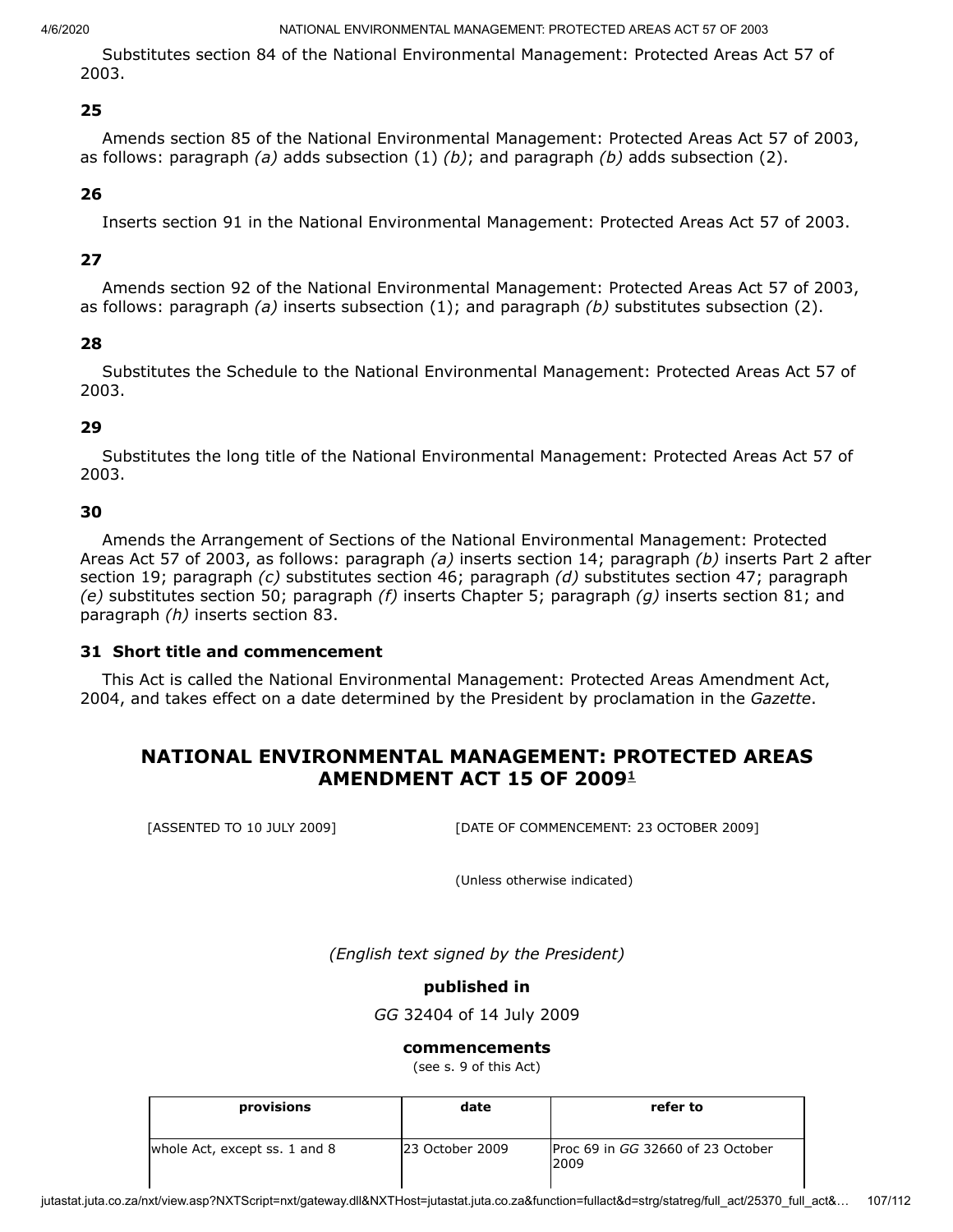Substitutes section 84 of the National Environmental Management: Protected Areas Act 57 of 2003.

**25**

Amends section 85 of the National Environmental Management: Protected Areas Act 57 of 2003, as follows: paragraph *(a)* adds subsection (1) *(b)*; and paragraph *(b)* adds subsection (2).

**26**

Inserts section 91 in the National Environmental Management: Protected Areas Act 57 of 2003.

**27**

Amends section 92 of the National Environmental Management: Protected Areas Act 57 of 2003, as follows: paragraph *(a)* inserts subsection (1); and paragraph *(b)* substitutes subsection (2).

**28**

Substitutes the Schedule to the National Environmental Management: Protected Areas Act 57 of 2003.

**29**

Substitutes the long title of the National Environmental Management: Protected Areas Act 57 of 2003.

**30**

Amends the Arrangement of Sections of the National Environmental Management: Protected Areas Act 57 of 2003, as follows: paragraph *(a)* inserts section 14; paragraph *(b)* inserts Part 2 after section 19; paragraph *(c)* substitutes section 46; paragraph *(d)* substitutes section 47; paragraph *(e)* substitutes section 50; paragraph *(f)* inserts Chapter 5; paragraph *(g)* inserts section 81; and paragraph *(h)* inserts section 83.

**31 Short title and commencement**

This Act is called the National Environmental Management: Protected Areas Amendment Act, 2004, and takes effect on a date determined by the President by proclamation in the *Gazette*.

## NATIONAL ENVIRONMENTAL MANAGEMENT: PROTECTED AREAS AMENDMENT ACT 15 OF 2009[1]

[ASSENTED TO 10 JULY 2009] [DATE OF COMMENCEMENT: 23 OCTOBER 2009]

(Unless otherwise indicated)

*(English text signed by the President)*

**published in**

*GG* 32404 of 14 July 2009

**commencements**

(see s. 9 of this Act)

| provisions | date | refer to |
|---|---|---|
| whole Act, except ss. 1 and 8 | 23 October 2009 | Proc 69 in *GG* 32660 of 23 October 2009 |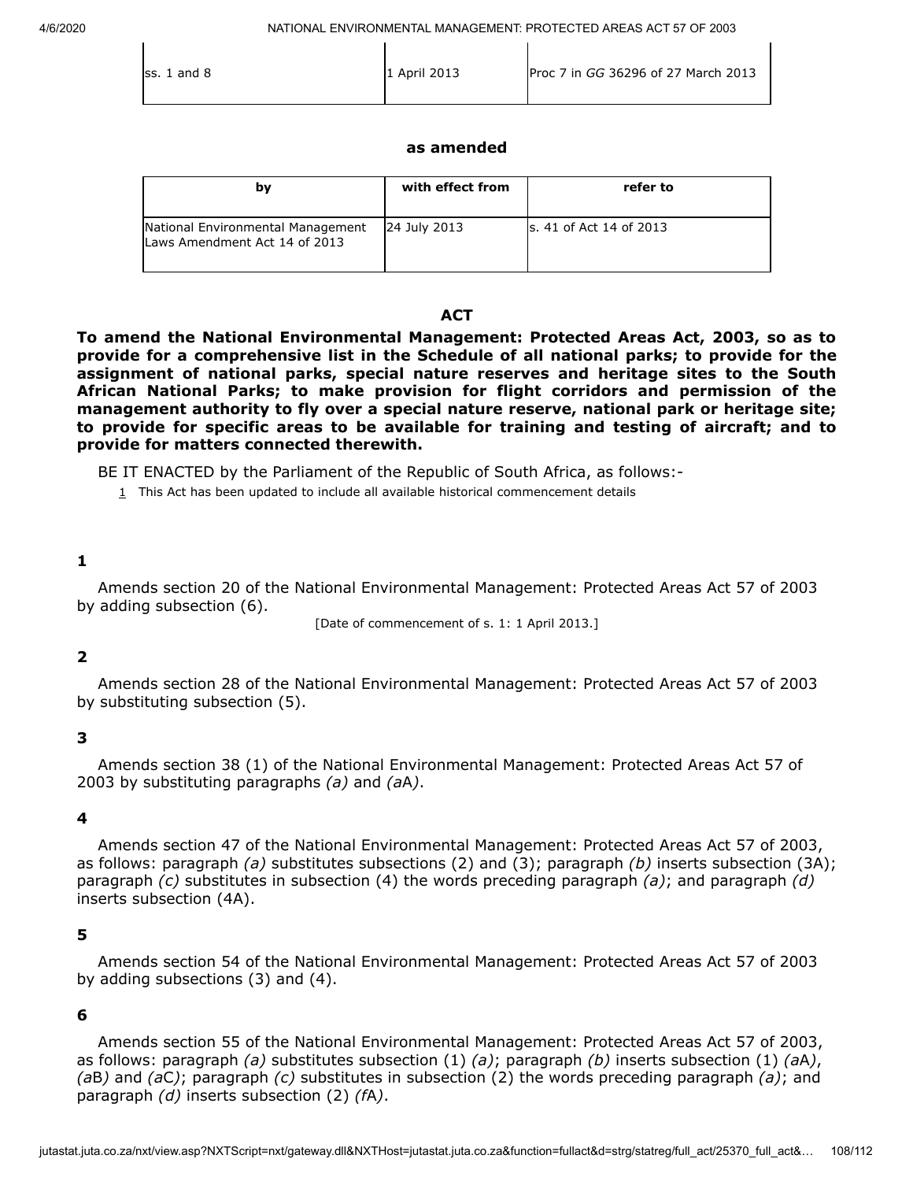| | | |
|---|---|---|
| ss. 1 and 8 | 1 April 2013 | Proc 7 in *GG* 36296 of 27 March 2013 |

**as amended**

| by | with effect from | refer to |
|---|---|---|
| National Environmental Management Laws Amendment Act 14 of 2013 | 24 July 2013 | s. 41 of Act 14 of 2013 |

**ACT**

**To amend the National Environmental Management: Protected Areas Act, 2003, so as to provide for a comprehensive list in the Schedule of all national parks; to provide for the assignment of national parks, special nature reserves and heritage sites to the South African National Parks; to make provision for flight corridors and permission of the management authority to fly over a special nature reserve, national park or heritage site; to provide for specific areas to be available for training and testing of aircraft; and to provide for matters connected therewith.**

BE IT ENACTED by the Parliament of the Republic of South Africa, as follows:-

1 This Act has been updated to include all available historical commencement details

**1**

Amends section 20 of the National Environmental Management: Protected Areas Act 57 of 2003 by adding subsection (6).

[Date of commencement of s. 1: 1 April 2013.]

**2**

Amends section 28 of the National Environmental Management: Protected Areas Act 57 of 2003 by substituting subsection (5).

**3**

Amends section 38 (1) of the National Environmental Management: Protected Areas Act 57 of 2003 by substituting paragraphs *(a)* and *(a*A*)*.

**4**

Amends section 47 of the National Environmental Management: Protected Areas Act 57 of 2003, as follows: paragraph *(a)* substitutes subsections (2) and (3); paragraph *(b)* inserts subsection (3A); paragraph *(c)* substitutes in subsection (4) the words preceding paragraph *(a)*; and paragraph *(d)* inserts subsection (4A).

**5**

Amends section 54 of the National Environmental Management: Protected Areas Act 57 of 2003 by adding subsections (3) and (4).

**6**

Amends section 55 of the National Environmental Management: Protected Areas Act 57 of 2003, as follows: paragraph *(a)* substitutes subsection (1) *(a)*; paragraph *(b)* inserts subsection (1) *(a*A*)*, *(a*B*)* and *(a*C*)*; paragraph *(c)* substitutes in subsection (2) the words preceding paragraph *(a)*; and paragraph *(d)* inserts subsection (2) *(f*A*)*.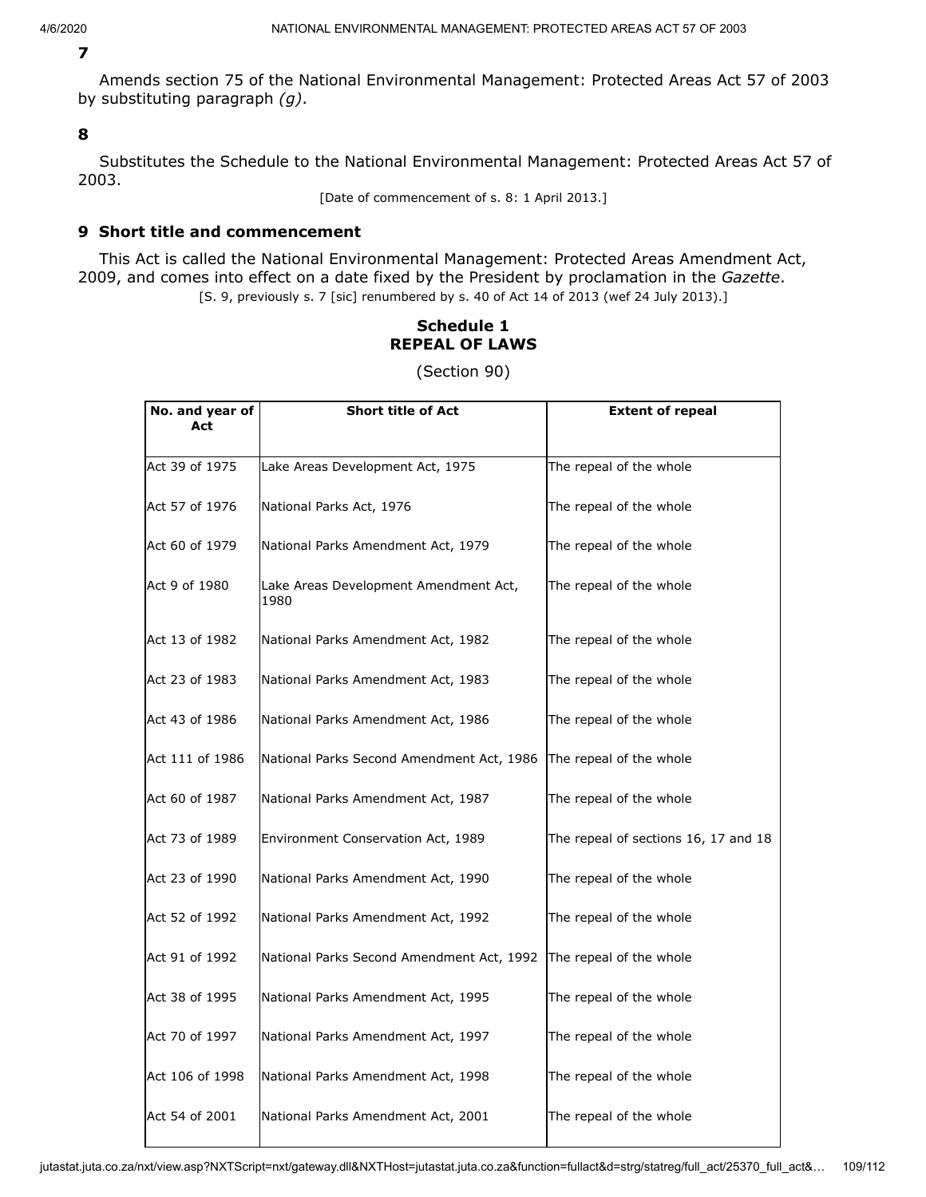**7**

Amends section 75 of the National Environmental Management: Protected Areas Act 57 of 2003 by substituting paragraph *(g)*.

**8**

Substitutes the Schedule to the National Environmental Management: Protected Areas Act 57 of 2003.

[Date of commencement of s. 8: 1 April 2013.]

### 9 Short title and commencement

This Act is called the National Environmental Management: Protected Areas Amendment Act, 2009, and comes into effect on a date fixed by the President by proclamation in the *Gazette*.

[S. 9, previously s. 7 [sic] renumbered by s. 40 of Act 14 of 2013 (wef 24 July 2013).]

## Schedule 1
## REPEAL OF LAWS

(Section 90)

| No. and year of Act | Short title of Act | Extent of repeal |
|---|---|---|
| Act 39 of 1975 | Lake Areas Development Act, 1975 | The repeal of the whole |
| Act 57 of 1976 | National Parks Act, 1976 | The repeal of the whole |
| Act 60 of 1979 | National Parks Amendment Act, 1979 | The repeal of the whole |
| Act 9 of 1980 | Lake Areas Development Amendment Act, 1980 | The repeal of the whole |
| Act 13 of 1982 | National Parks Amendment Act, 1982 | The repeal of the whole |
| Act 23 of 1983 | National Parks Amendment Act, 1983 | The repeal of the whole |
| Act 43 of 1986 | National Parks Amendment Act, 1986 | The repeal of the whole |
| Act 111 of 1986 | National Parks Second Amendment Act, 1986 | The repeal of the whole |
| Act 60 of 1987 | National Parks Amendment Act, 1987 | The repeal of the whole |
| Act 73 of 1989 | Environment Conservation Act, 1989 | The repeal of sections 16, 17 and 18 |
| Act 23 of 1990 | National Parks Amendment Act, 1990 | The repeal of the whole |
| Act 52 of 1992 | National Parks Amendment Act, 1992 | The repeal of the whole |
| Act 91 of 1992 | National Parks Second Amendment Act, 1992 | The repeal of the whole |
| Act 38 of 1995 | National Parks Amendment Act, 1995 | The repeal of the whole |
| Act 70 of 1997 | National Parks Amendment Act, 1997 | The repeal of the whole |
| Act 106 of 1998 | National Parks Amendment Act, 1998 | The repeal of the whole |
| Act 54 of 2001 | National Parks Amendment Act, 2001 | The repeal of the whole |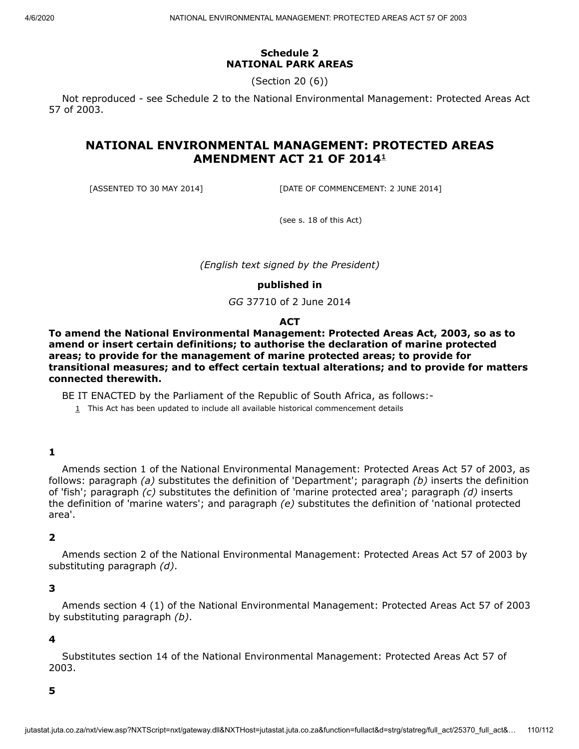**Schedule 2**
**NATIONAL PARK AREAS**

(Section 20 (6))

Not reproduced - see Schedule 2 to the National Environmental Management: Protected Areas Act 57 of 2003.

## NATIONAL ENVIRONMENTAL MANAGEMENT: PROTECTED AREAS AMENDMENT ACT 21 OF 2014[1]

[ASSENTED TO 30 MAY 2014] [DATE OF COMMENCEMENT: 2 JUNE 2014]

(see s. 18 of this Act)

*(English text signed by the President)*

**published in**

*GG* 37710 of 2 June 2014

**ACT**

**To amend the National Environmental Management: Protected Areas Act, 2003, so as to amend or insert certain definitions; to authorise the declaration of marine protected areas; to provide for the management of marine protected areas; to provide for transitional measures; and to effect certain textual alterations; and to provide for matters connected therewith.**

BE IT ENACTED by the Parliament of the Republic of South Africa, as follows:-

1 This Act has been updated to include all available historical commencement details

**1**

Amends section 1 of the National Environmental Management: Protected Areas Act 57 of 2003, as follows: paragraph *(a)* substitutes the definition of 'Department'; paragraph *(b)* inserts the definition of 'fish'; paragraph *(c)* substitutes the definition of 'marine protected area'; paragraph *(d)* inserts the definition of 'marine waters'; and paragraph *(e)* substitutes the definition of 'national protected area'.

**2**

Amends section 2 of the National Environmental Management: Protected Areas Act 57 of 2003 by substituting paragraph *(d)*.

**3**

Amends section 4 (1) of the National Environmental Management: Protected Areas Act 57 of 2003 by substituting paragraph *(b)*.

**4**

Substitutes section 14 of the National Environmental Management: Protected Areas Act 57 of 2003.

**5**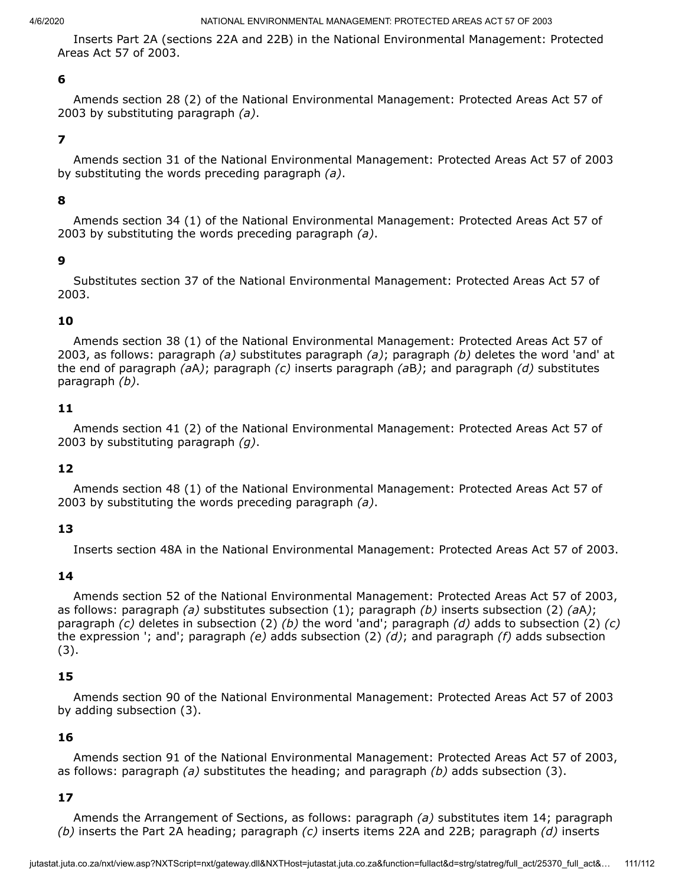Inserts Part 2A (sections 22A and 22B) in the National Environmental Management: Protected Areas Act 57 of 2003.

**6**

Amends section 28 (2) of the National Environmental Management: Protected Areas Act 57 of 2003 by substituting paragraph *(a)*.

**7**

Amends section 31 of the National Environmental Management: Protected Areas Act 57 of 2003 by substituting the words preceding paragraph *(a)*.

**8**

Amends section 34 (1) of the National Environmental Management: Protected Areas Act 57 of 2003 by substituting the words preceding paragraph *(a)*.

**9**

Substitutes section 37 of the National Environmental Management: Protected Areas Act 57 of 2003.

**10**

Amends section 38 (1) of the National Environmental Management: Protected Areas Act 57 of 2003, as follows: paragraph *(a)* substitutes paragraph *(a)*; paragraph *(b)* deletes the word 'and' at the end of paragraph *(a*A*)*; paragraph *(c)* inserts paragraph *(a*B*)*; and paragraph *(d)* substitutes paragraph *(b)*.

**11**

Amends section 41 (2) of the National Environmental Management: Protected Areas Act 57 of 2003 by substituting paragraph *(g)*.

**12**

Amends section 48 (1) of the National Environmental Management: Protected Areas Act 57 of 2003 by substituting the words preceding paragraph *(a)*.

**13**

Inserts section 48A in the National Environmental Management: Protected Areas Act 57 of 2003.

**14**

Amends section 52 of the National Environmental Management: Protected Areas Act 57 of 2003, as follows: paragraph *(a)* substitutes subsection (1); paragraph *(b)* inserts subsection (2) *(a*A*)*; paragraph *(c)* deletes in subsection (2) *(b)* the word 'and'; paragraph *(d)* adds to subsection (2) *(c)* the expression '; and'; paragraph *(e)* adds subsection (2) *(d)*; and paragraph *(f)* adds subsection (3).

**15**

Amends section 90 of the National Environmental Management: Protected Areas Act 57 of 2003 by adding subsection (3).

**16**

Amends section 91 of the National Environmental Management: Protected Areas Act 57 of 2003, as follows: paragraph *(a)* substitutes the heading; and paragraph *(b)* adds subsection (3).

**17**

Amends the Arrangement of Sections, as follows: paragraph *(a)* substitutes item 14; paragraph *(b)* inserts the Part 2A heading; paragraph *(c)* inserts items 22A and 22B; paragraph *(d)* inserts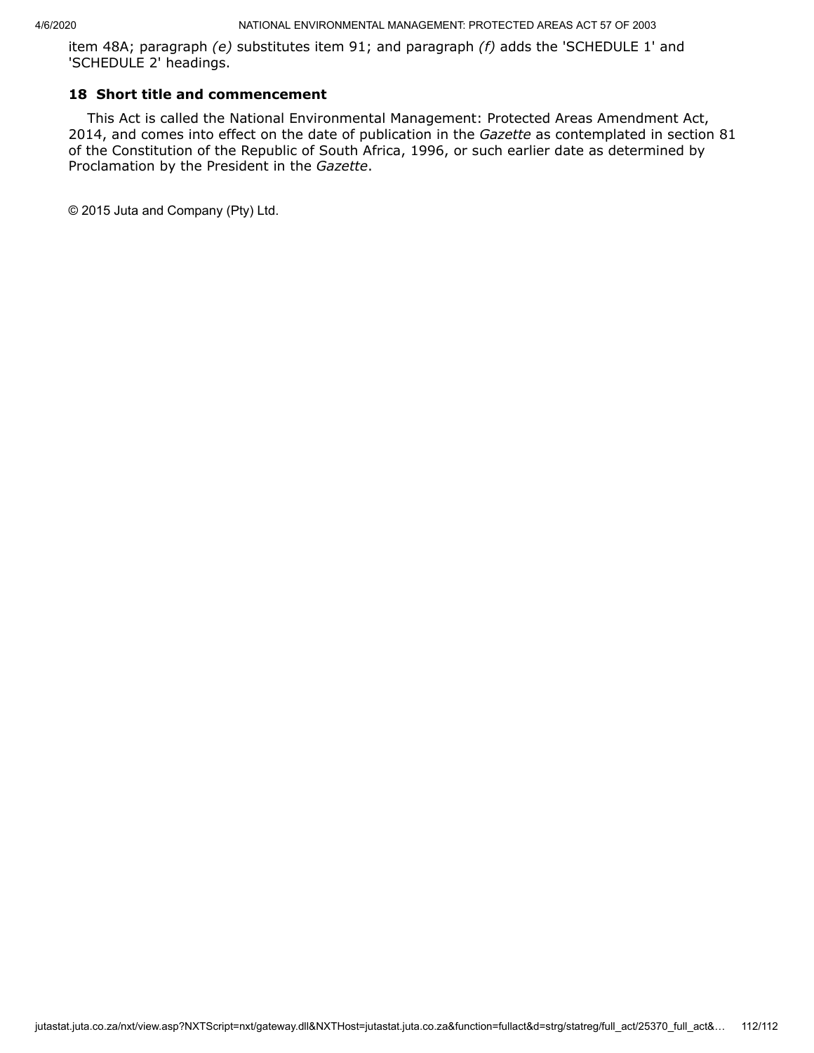item 48A; paragraph *(e)* substitutes item 91; and paragraph *(f)* adds the 'SCHEDULE 1' and 'SCHEDULE 2' headings.

**18 Short title and commencement**

This Act is called the National Environmental Management: Protected Areas Amendment Act, 2014, and comes into effect on the date of publication in the *Gazette* as contemplated in section 81 of the Constitution of the Republic of South Africa, 1996, or such earlier date as determined by Proclamation by the President in the *Gazette*.

© 2015 Juta and Company (Pty) Ltd.